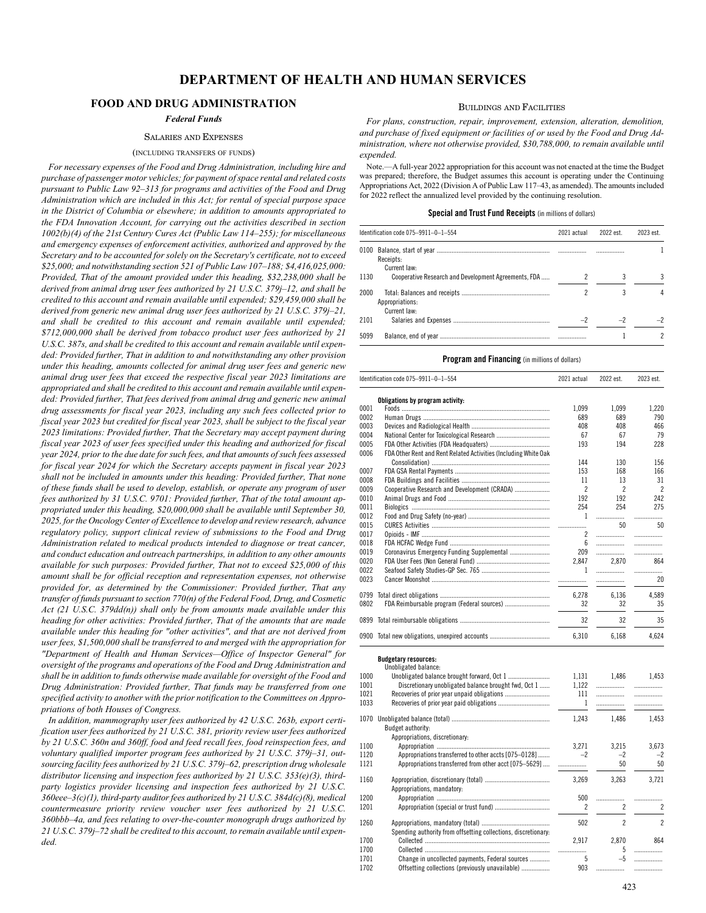# DEPARTMENT OF HEALTH AND HUMAN SERVICES

## FOOD AND DRUG ADMINISTRATION

### *Federal Funds*

#### Salaries and Expenses

(including transfers of funds)

*For necessary expenses of the Food and Drug Administration, including hire and purchase of passenger motor vehicles; for payment of space rental and related costs pursuant to Public Law 92–313 for programs and activities of the Food and Drug Administration which are included in this Act; for rental of special purpose space in the District of Columbia or elsewhere; in addition to amounts appropriated to the FDA Innovation Account, for carrying out the activities described in section 1002(b)(4) of the 21st Century Cures Act (Public Law 114–255); for miscellaneous and emergency expenses of enforcement activities, authorized and approved by the Secretary and to be accounted for solely on the Secretary's certificate, not to exceed $25,000; and notwithstanding section 521 of Public Law 107–188; $4,416,025,000: Provided, That of the amount provided under this heading, $32,238,000 shall be derived from animal drug user fees authorized by 21 U.S.C. 379j–12, and shall be credited to this account and remain available until expended; $29,459,000 shall be derived from generic new animal drug user fees authorized by 21 U.S.C. 379j–21, and shall be credited to this account and remain available until expended; $712,000,000 shall be derived from tobacco product user fees authorized by 21 U.S.C. 387s, and shall be credited to this account and remain available until expended: Provided further, That in addition to and notwithstanding any other provision under this heading, amounts collected for animal drug user fees and generic new animal drug user fees that exceed the respective fiscal year 2023 limitations are appropriated and shall be credited to this account and remain available until expended: Provided further, That fees derived from animal drug and generic new animal drug assessments for fiscal year 2023, including any such fees collected prior to fiscal year 2023 but credited for fiscal year 2023, shall be subject to the fiscal year 2023 limitations: Provided further, That the Secretary may accept payment during fiscal year 2023 of user fees specified under this heading and authorized for fiscal year 2024, prior to the due date for such fees, and that amounts of such fees assessed for fiscal year 2024 for which the Secretary accepts payment in fiscal year 2023 shall not be included in amounts under this heading: Provided further, That none of these funds shall be used to develop, establish, or operate any program of user fees authorized by 31 U.S.C. 9701: Provided further, That of the total amount appropriated under this heading, $20,000,000 shall be available until September 30, 2025, for the Oncology Center of Excellence to develop and review research, advance regulatory policy, support clinical review of submissions to the Food and Drug Administration related to medical products intended to diagnose or treat cancer, and conduct education and outreach partnerships, in addition to any other amounts available for such purposes: Provided further, That not to exceed $25,000 of this amount shall be for official reception and representation expenses, not otherwise provided for, as determined by the Commissioner: Provided further, That any transfer of funds pursuant to section 770(n) of the Federal Food, Drug, and Cosmetic Act (21 U.S.C. 379dd(n)) shall only be from amounts made available under this heading for other activities: Provided further, That of the amounts that are made available under this heading for "other activities", and that are not derived from user fees, $1,500,000 shall be transferred to and merged with the appropriation for "Department of Health and Human Services—Office of Inspector General" for oversight of the programs and operations of the Food and Drug Administration and shall be in addition to funds otherwise made available for oversight of the Food and Drug Administration: Provided further, That funds may be transferred from one specified activity to another with the prior notification to the Committees on Appropriations of both Houses of Congress.*

*In addition, mammography user fees authorized by 42 U.S.C. 263b, export certification user fees authorized by 21 U.S.C. 381, priority review user fees authorized by 21 U.S.C. 360n and 360ff, food and feed recall fees, food reinspection fees, and voluntary qualified importer program fees authorized by 21 U.S.C. 379j–31, outsourcing facility fees authorized by 21 U.S.C. 379j–62, prescription drug wholesale distributor licensing and inspection fees authorized by 21 U.S.C. 353(e)(3), third-party logistics provider licensing and inspection fees authorized by 21 U.S.C. 360eee–3(c)(1), third-party auditor fees authorized by 21 U.S.C. 384d(c)(8), medical countermeasure priority review voucher user fees authorized by 21 U.S.C. 360bbb–4a, and fees relating to over-the-counter monograph drugs authorized by 21 U.S.C. 379j–72 shall be credited to this account, to remain available until expended.*

#### Buildings and Facilities

*For plans, construction, repair, improvement, extension, alteration, demolition, and purchase of fixed equipment or facilities of or used by the Food and Drug Administration, where not otherwise provided, $30,788,000, to remain available until expended.*

Note.—A full-year 2022 appropriation for this account was not enacted at the time the Budget was prepared; therefore, the Budget assumes this account is operating under the Continuing Appropriations Act, 2022 (Division A of Public Law 117–43, as amended). The amounts included for 2022 reflect the annualized level provided by the continuing resolution.

**Special and Trust Fund Receipts** (in millions of dollars)

| Identification code 075–9911–0–1–554 | | 2021 actual | 2022 est. | 2023 est. |
|---|---|---|---|---|
| 0100 | Balance, start of year | | | 1 |
| | Receipts: | | | |
| | Current law: | | | |
| 1130 | Cooperative Research and Development Agreements, FDA | 2 | 3 | 3 |
| 2000 | Total: Balances and receipts | 2 | 3 | 4 |
| | Appropriations: | | | |
| | Current law: | | | |
| 2101 | Salaries and Expenses | –2 | –2 | –2 |
| 5099 | Balance, end of year | | 1 | 2 |

**Program and Financing** (in millions of dollars)

| Identification code 075–9911–0–1–554 | | 2021 actual | 2022 est. | 2023 est. |
|---|---|---|---|---|
| | **Obligations by program activity:** | | | |
| 0001 | Foods | 1,099 | 1,099 | 1,220 |
| 0002 | Human Drugs | 689 | 689 | 790 |
| 0003 | Devices and Radiological Health | 408 | 408 | 466 |
| 0004 | National Center for Toxicological Research | 67 | 67 | 79 |
| 0005 | FDA Other Activities (FDA Headquaters) | 193 | 194 | 228 |
| 0006 | FDA Other Rent and Rent Related Activities (Including White Oak Consolidation) | 144 | 130 | 156 |
| 0007 | FDA GSA Rental Payments | 153 | 168 | 166 |
| 0008 | FDA Buildings and Facilities | 11 | 13 | 31 |
| 0009 | Cooperative Research and Development (CRADA) | 2 | 2 | 2 |
| 0010 | Animal Drugs and Food | 192 | 192 | 242 |
| 0011 | Biologics | 254 | 254 | 275 |
| 0012 | Food and Drug Safety (no-year) | 1 | | |
| 0015 | CURES Activities | | 50 | 50 |
| 0017 | Opioids - IMF | 2 | | |
| 0018 | FDA HCFAC Wedge Fund | 6 | | |
| 0019 | Coronavirus Emergency Funding Supplemental | 209 | | |
| 0020 | FDA User Fees (Non General Fund) | 2,847 | 2,870 | 864 |
| 0022 | Seafood Safety Studies-GP Sec. 765 | 1 | | |
| 0023 | Cancer Moonshot | | | 20 |
| 0799 | Total direct obligations | 6,278 | 6,136 | 4,589 |
| 0802 | FDA Reimbursable program (Federal sources) | 32 | 32 | 35 |
| 0899 | Total reimbursable obligations | 32 | 32 | 35 |
| 0900 | Total new obligations, unexpired accounts | 6,310 | 6,168 | 4,624 |
| | **Budgetary resources:** | | | |
| | Unobligated balance: | | | |
| 1000 | Unobligated balance brought forward, Oct 1 | 1,131 | 1,486 | 1,453 |
| 1001 | Discretionary unobligated balance brought fwd, Oct 1 | 1,122 | | |
| 1021 | Recoveries of prior year unpaid obligations | 111 | | |
| 1033 | Recoveries of prior year paid obligations | 1 | | |
| 1070 | Unobligated balance (total) | 1,243 | 1,486 | 1,453 |
| | Budget authority: | | | |
| | Appropriations, discretionary: | | | |
| 1100 | Appropriation | 3,271 | 3,215 | 3,673 |
| 1120 | Appropriations transferred to other accts [075–0128] | –2 | –2 | –2 |
| 1121 | Appropriations transferred from other acct [075–5629] | | 50 | 50 |
| 1160 | Appropriation, discretionary (total) | 3,269 | 3,263 | 3,721 |
| | Appropriations, mandatory: | | | |
| 1200 | Appropriation | 500 | | |
| 1201 | Appropriation (special or trust fund) | 2 | 2 | 2 |
| 1260 | Appropriations, mandatory (total) | 502 | 2 | 2 |
| | Spending authority from offsetting collections, discretionary: | | | |
| 1700 | Collected | 2,917 | 2,870 | 864 |
| 1700 | Collected | | 5 | |
| 1701 | Change in uncollected payments, Federal sources | 5 | –5 | |
| 1702 | Offsetting collections (previously unavailable) | 903 | | |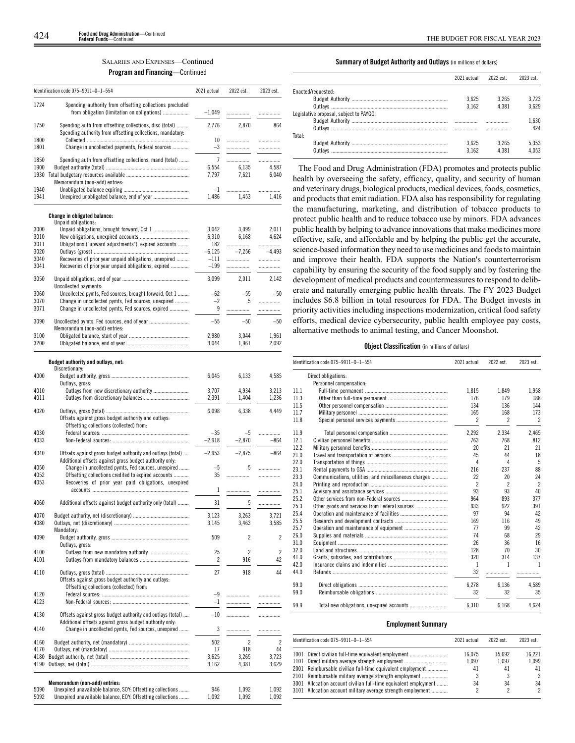SALARIES AND EXPENSES—Continued

**Program and Financing**—Continued

| Identification code 075–9911–0–1–554 | | 2021 actual | 2022 est. | 2023 est. |
|---|---|---|---|---|
| 1724 | Spending authority from offsetting collections precluded from obligation (limitation on obligations) | –1,049 | | |
| 1750 | Spending auth from offsetting collections, disc (total) | 2,776 | 2,870 | 864 |
| | Spending authority from offsetting collections, mandatory: | | | |
| 1800 | Collected | 10 | | |
| 1801 | Change in uncollected payments, Federal sources | –3 | | |
| 1850 | Spending auth from offsetting collections, mand (total) | 7 | | |
| 1900 | Budget authority (total) | 6,554 | 6,135 | 4,587 |
| 1930 | Total budgetary resources available | 7,797 | 7,621 | 6,040 |
| | Memorandum (non-add) entries: | | | |
| 1940 | Unobligated balance expiring | –1 | | |
| 1941 | Unexpired unobligated balance, end of year | 1,486 | 1,453 | 1,416 |
| | **Change in obligated balance:** | | | |
| | Unpaid obligations: | | | |
| 3000 | Unpaid obligations, brought forward, Oct 1 | 3,042 | 3,099 | 2,011 |
| 3010 | New obligations, unexpired accounts | 6,310 | 6,168 | 4,624 |
| 3011 | Obligations ("upward adjustments"), expired accounts | 182 | | |
| 3020 | Outlays (gross) | –6,125 | –7,256 | –4,493 |
| 3040 | Recoveries of prior year unpaid obligations, unexpired | –111 | | |
| 3041 | Recoveries of prior year unpaid obligations, expired | –199 | | |
| 3050 | Unpaid obligations, end of year | 3,099 | 2,011 | 2,142 |
| | Uncollected payments: | | | |
| 3060 | Uncollected pymts, Fed sources, brought forward, Oct 1 | –62 | –55 | –50 |
| 3070 | Change in uncollected pymts, Fed sources, unexpired | –2 | 5 | |
| 3071 | Change in uncollected pymts, Fed sources, expired | 9 | | |
| 3090 | Uncollected pymts, Fed sources, end of year | –55 | –50 | –50 |
| | Memorandum (non-add) entries: | | | |
| 3100 | Obligated balance, start of year | 2,980 | 3,044 | 1,961 |
| 3200 | Obligated balance, end of year | 3,044 | 1,961 | 2,092 |
| | **Budget authority and outlays, net:** | | | |
| | Discretionary: | | | |
| 4000 | Budget authority, gross | 6,045 | 6,133 | 4,585 |
| | Outlays, gross: | | | |
| 4010 | Outlays from new discretionary authority | 3,707 | 4,934 | 3,213 |
| 4011 | Outlays from discretionary balances | 2,391 | 1,404 | 1,236 |
| 4020 | Outlays, gross (total) | 6,098 | 6,338 | 4,449 |
| | Offsets against gross budget authority and outlays: | | | |
| | Offsetting collections (collected) from: | | | |
| 4030 | Federal sources: | –35 | –5 | |
| 4033 | Non-Federal sources: | –2,918 | –2,870 | –864 |
| 4040 | Offsets against gross budget authority and outlays (total) | –2,953 | –2,875 | –864 |
| | Additional offsets against gross budget authority only: | | | |
| 4050 | Change in uncollected pymts, Fed sources, unexpired | –5 | 5 | |
| 4052 | Offsetting collections credited to expired accounts | 35 | | |
| 4053 | Recoveries of prior year paid obligations, unexpired accounts | 1 | | |
| 4060 | Additional offsets against budget authority only (total) | 31 | 5 | |
| 4070 | Budget authority, net (discretionary) | 3,123 | 3,263 | 3,721 |
| 4080 | Outlays, net (discretionary) | 3,145 | 3,463 | 3,585 |
| | Mandatory: | | | |
| 4090 | Budget authority, gross | 509 | 2 | 2 |
| | Outlays, gross: | | | |
| 4100 | Outlays from new mandatory authority | 25 | 2 | 2 |
| 4101 | Outlays from mandatory balances | 2 | 916 | 42 |
| 4110 | Outlays, gross (total) | 27 | 918 | 44 |
| | Offsets against gross budget authority and outlays: | | | |
| | Offsetting collections (collected) from: | | | |
| 4120 | Federal sources: | –9 | | |
| 4123 | Non-Federal sources: | –1 | | |
| 4130 | Offsets against gross budget authority and outlays (total) | –10 | | |
| | Additional offsets against gross budget authority only: | | | |
| 4140 | Change in uncollected pymts, Fed sources, unexpired | 3 | | |
| 4160 | Budget authority, net (mandatory) | 502 | 2 | 2 |
| 4170 | Outlays, net (mandatory) | 17 | 918 | 44 |
| 4180 | Budget authority, net (total) | 3,625 | 3,265 | 3,723 |
| 4190 | Outlays, net (total) | 3,162 | 4,381 | 3,629 |
| | **Memorandum (non-add) entries:** | | | |
| 5090 | Unexpired unavailable balance, SOY: Offsetting collections | 946 | 1,092 | 1,092 |
| 5092 | Unexpired unavailable balance, EOY: Offsetting collections | 1,092 | 1,092 | 1,092 |

**Summary of Budget Authority and Outlays** (in millions of dollars)

| | 2021 actual | 2022 est. | 2023 est. |
|---|---|---|---|
| Enacted/requested: | | | |
| Budget Authority | 3,625 | 3,265 | 3,723 |
| Outlays | 3,162 | 4,381 | 3,629 |
| Legislative proposal, subject to PAYGO: | | | |
| Budget Authority | | | 1,630 |
| Outlays | | | 424 |
| Total: | | | |
| Budget Authority | 3,625 | 3,265 | 5,353 |
| Outlays | 3,162 | 4,381 | 4,053 |

The Food and Drug Administration (FDA) promotes and protects public health by overseeing the safety, efficacy, quality, and security of human and veterinary drugs, biological products, medical devices, foods, cosmetics, and products that emit radiation. FDA also has responsibility for regulating the manufacturing, marketing, and distribution of tobacco products to protect public health and to reduce tobacco use by minors. FDA advances public health by helping to advance innovations that make medicines more effective, safe, and affordable and by helping the public get the accurate, science-based information they need to use medicines and foods to maintain and improve their health. FDA supports the Nation's counterterrorism capability by ensuring the security of the food supply and by fostering the development of medical products and countermeasures to respond to deliberate and naturally emerging public health threats. The FY 2023 Budget includes $6.8 billion in total resources for FDA. The Budget invests in priority activities including inspections modernization, critical food safety efforts, medical device cybersecurity, public health employee pay costs, alternative methods to animal testing, and Cancer Moonshot.

**Object Classification** (in millions of dollars)

| Identification code 075–9911–0–1–554 | | 2021 actual | 2022 est. | 2023 est. |
|---|---|---|---|---|
| | Direct obligations: | | | |
| | Personnel compensation: | | | |
| 11.1 | Full-time permanent | 1,815 | 1,849 | 1,958 |
| 11.3 | Other than full-time permanent | 176 | 179 | 188 |
| 11.5 | Other personnel compensation | 134 | 136 | 144 |
| 11.7 | Military personnel | 165 | 168 | 173 |
| 11.8 | Special personal services payments | 2 | 2 | 2 |
| 11.9 | Total personnel compensation | 2,292 | 2,334 | 2,465 |
| 12.1 | Civilian personnel benefits | 763 | 768 | 812 |
| 12.2 | Military personnel benefits | 20 | 21 | 21 |
| 21.0 | Travel and transportation of persons | 45 | 44 | 18 |
| 22.0 | Transportation of things | 4 | 4 | 5 |
| 23.1 | Rental payments to GSA | 216 | 237 | 88 |
| 23.3 | Communications, utilities, and miscellaneous charges | 22 | 20 | 24 |
| 24.0 | Printing and reproduction | 2 | 2 | 2 |
| 25.1 | Advisory and assistance services | 93 | 93 | 40 |
| 25.2 | Other services from non-Federal sources | 964 | 893 | 377 |
| 25.3 | Other goods and services from Federal sources | 933 | 922 | 391 |
| 25.4 | Operation and maintenance of facilities | 97 | 94 | 42 |
| 25.5 | Research and development contracts | 169 | 116 | 49 |
| 25.7 | Operation and maintenance of equipment | 77 | 99 | 42 |
| 26.0 | Supplies and materials | 74 | 68 | 29 |
| 31.0 | Equipment | 26 | 36 | 16 |
| 32.0 | Land and structures | 128 | 70 | 30 |
| 41.0 | Grants, subsidies, and contributions | 320 | 314 | 137 |
| 42.0 | Insurance claims and indemnities | 1 | 1 | 1 |
| 44.0 | Refunds | 32 | | |
| 99.0 | Direct obligations | 6,278 | 6,136 | 4,589 |
| 99.0 | Reimbursable obligations | 32 | 32 | 35 |
| 99.9 | Total new obligations, unexpired accounts | 6,310 | 6,168 | 4,624 |

**Employment Summary**

| Identification code 075–9911–0–1–554 | | 2021 actual | 2022 est. | 2023 est. |
|---|---|---|---|---|
| 1001 | Direct civilian full-time equivalent employment | 16,075 | 15,692 | 16,221 |
| 1101 | Direct military average strength employment | 1,097 | 1,097 | 1,099 |
| 2001 | Reimbursable civilian full-time equivalent employment | 41 | 41 | 41 |
| 2101 | Reimbursable military average strength employment | 3 | 3 | 3 |
| 3001 | Allocation account civilian full-time equivalent employment | 34 | 34 | 34 |
| 3101 | Allocation account military average strength employment | 2 | 2 | 2 |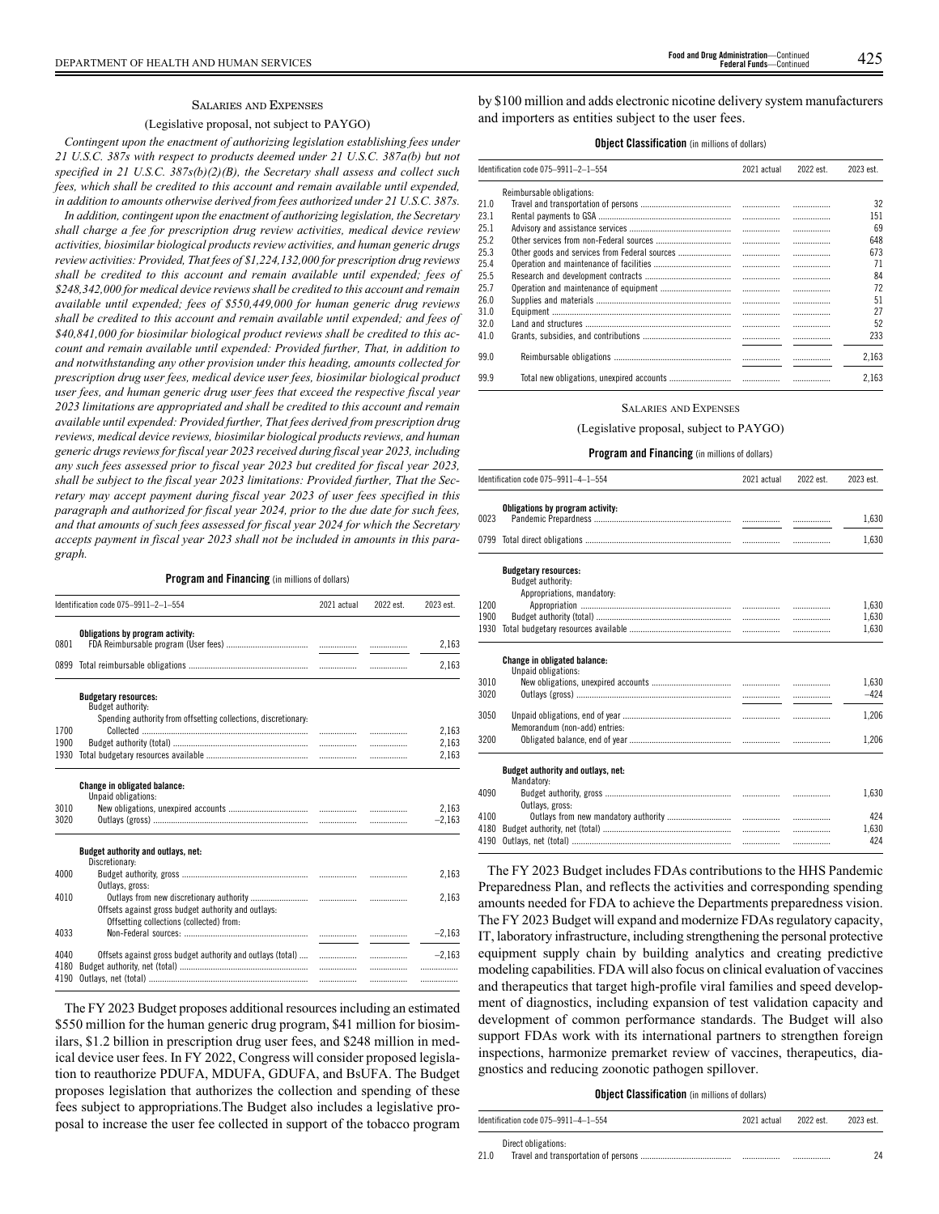## SALARIES AND EXPENSES

(Legislative proposal, not subject to PAYGO)

*Contingent upon the enactment of authorizing legislation establishing fees under 21 U.S.C. 387s with respect to products deemed under 21 U.S.C. 387a(b) but not specified in 21 U.S.C. 387s(b)(2)(B), the Secretary shall assess and collect such fees, which shall be credited to this account and remain available until expended, in addition to amounts otherwise derived from fees authorized under 21 U.S.C. 387s.*

*In addition, contingent upon the enactment of authorizing legislation, the Secretary shall charge a fee for prescription drug review activities, medical device review activities, biosimilar biological products review activities, and human generic drugs review activities: Provided, That fees of $1,224,132,000 for prescription drug reviews shall be credited to this account and remain available until expended; fees of $248,342,000 for medical device reviews shall be credited to this account and remain available until expended; fees of $550,449,000 for human generic drug reviews shall be credited to this account and remain available until expended; and fees of $40,841,000 for biosimilar biological product reviews shall be credited to this account and remain available until expended: Provided further, That, in addition to and notwithstanding any other provision under this heading, amounts collected for prescription drug user fees, medical device user fees, biosimilar biological product user fees, and human generic drug user fees that exceed the respective fiscal year 2023 limitations are appropriated and shall be credited to this account and remain available until expended: Provided further, That fees derived from prescription drug reviews, medical device reviews, biosimilar biological products reviews, and human generic drugs reviews for fiscal year 2023 received during fiscal year 2023, including any such fees assessed prior to fiscal year 2023 but credited for fiscal year 2023, shall be subject to the fiscal year 2023 limitations: Provided further, That the Secretary may accept payment during fiscal year 2023 of user fees specified in this paragraph and authorized for fiscal year 2024, prior to the due date for such fees, and that amounts of such fees assessed for fiscal year 2024 for which the Secretary accepts payment in fiscal year 2023 shall not be included in amounts in this paragraph.*

**Program and Financing** (in millions of dollars)

| Identification code 075–9911–2–1–554 | | 2021 actual | 2022 est. | 2023 est. |
|---|---|---|---|---|
| | **Obligations by program activity:** | | | |
| 0801 | FDA Reimbursable program (User fees) | | | 2,163 |
| 0899 | Total reimbursable obligations | | | 2,163 |
| | **Budgetary resources:** | | | |
| | Budget authority: | | | |
| | Spending authority from offsetting collections, discretionary: | | | |
| 1700 | Collected | | | 2,163 |
| 1900 | Budget authority (total) | | | 2,163 |
| 1930 | Total budgetary resources available | | | 2,163 |
| | **Change in obligated balance:** | | | |
| | Unpaid obligations: | | | |
| 3010 | New obligations, unexpired accounts | | | 2,163 |
| 3020 | Outlays (gross) | | | –2,163 |
| | **Budget authority and outlays, net:** | | | |
| | Discretionary: | | | |
| 4000 | Budget authority, gross | | | 2,163 |
| | Outlays, gross: | | | |
| 4010 | Outlays from new discretionary authority | | | 2,163 |
| | Offsets against gross budget authority and outlays: | | | |
| | Offsetting collections (collected) from: | | | |
| 4033 | Non-Federal sources: | | | –2,163 |
| 4040 | Offsets against gross budget authority and outlays (total) | | | –2,163 |
| 4180 | Budget authority, net (total) | | | |
| 4190 | Outlays, net (total) | | | |

The FY 2023 Budget proposes additional resources including an estimated $550 million for the human generic drug program, $41 million for biosimilars, $1.2 billion in prescription drug user fees, and $248 million in medical device user fees. In FY 2022, Congress will consider proposed legislation to reauthorize PDUFA, MDUFA, GDUFA, and BsUFA. The Budget proposes legislation that authorizes the collection and spending of these fees subject to appropriations.The Budget also includes a legislative proposal to increase the user fee collected in support of the tobacco program by $100 million and adds electronic nicotine delivery system manufacturers and importers as entities subject to the user fees.

**Object Classification** (in millions of dollars)

| Identification code 075–9911–2–1–554 | | 2021 actual | 2022 est. | 2023 est. |
|---|---|---|---|---|
| | Reimbursable obligations: | | | |
| 21.0 | Travel and transportation of persons | | | 32 |
| 23.1 | Rental payments to GSA | | | 151 |
| 25.1 | Advisory and assistance services | | | 69 |
| 25.2 | Other services from non-Federal sources | | | 648 |
| 25.3 | Other goods and services from Federal sources | | | 673 |
| 25.4 | Operation and maintenance of facilities | | | 71 |
| 25.5 | Research and development contracts | | | 84 |
| 25.7 | Operation and maintenance of equipment | | | 72 |
| 26.0 | Supplies and materials | | | 51 |
| 31.0 | Equipment | | | 27 |
| 32.0 | Land and structures | | | 52 |
| 41.0 | Grants, subsidies, and contributions | | | 233 |
| 99.0 | Reimbursable obligations | | | 2,163 |
| 99.9 | Total new obligations, unexpired accounts | | | 2,163 |

## SALARIES AND EXPENSES

(Legislative proposal, subject to PAYGO)

**Program and Financing** (in millions of dollars)

| Identification code 075–9911–4–1–554 | | 2021 actual | 2022 est. | 2023 est. |
|---|---|---|---|---|
| | **Obligations by program activity:** | | | |
| 0023 | Pandemic Preparedness | | | 1,630 |
| 0799 | Total direct obligations | | | 1,630 |
| | **Budgetary resources:** | | | |
| | Budget authority: | | | |
| | Appropriations, mandatory: | | | |
| 1200 | Appropriation | | | 1,630 |
| 1900 | Budget authority (total) | | | 1,630 |
| 1930 | Total budgetary resources available | | | 1,630 |
| | **Change in obligated balance:** | | | |
| | Unpaid obligations: | | | |
| 3010 | New obligations, unexpired accounts | | | 1,630 |
| 3020 | Outlays (gross) | | | –424 |
| 3050 | Unpaid obligations, end of year | | | 1,206 |
| | Memorandum (non-add) entries: | | | |
| 3200 | Obligated balance, end of year | | | 1,206 |
| | **Budget authority and outlays, net:** | | | |
| | Mandatory: | | | |
| 4090 | Budget authority, gross | | | 1,630 |
| | Outlays, gross: | | | |
| 4100 | Outlays from new mandatory authority | | | 424 |
| 4180 | Budget authority, net (total) | | | 1,630 |
| 4190 | Outlays, net (total) | | | 424 |

The FY 2023 Budget includes FDAs contributions to the HHS Pandemic Preparedness Plan, and reflects the activities and corresponding spending amounts needed for FDA to achieve the Departments preparedness vision. The FY 2023 Budget will expand and modernize FDAs regulatory capacity, IT, laboratory infrastructure, including strengthening the personal protective equipment supply chain by building analytics and creating predictive modeling capabilities. FDA will also focus on clinical evaluation of vaccines and therapeutics that target high-profile viral families and speed development of diagnostics, including expansion of test validation capacity and development of common performance standards. The Budget will also support FDAs work with its international partners to strengthen foreign inspections, harmonize premarket review of vaccines, therapeutics, diagnostics and reducing zoonotic pathogen spillover.

**Object Classification** (in millions of dollars)

| Identification code 075–9911–4–1–554 | | 2021 actual | 2022 est. | 2023 est. |
|---|---|---|---|---|
| | Direct obligations: | | | |
| 21.0 | Travel and transportation of persons | | | 24 |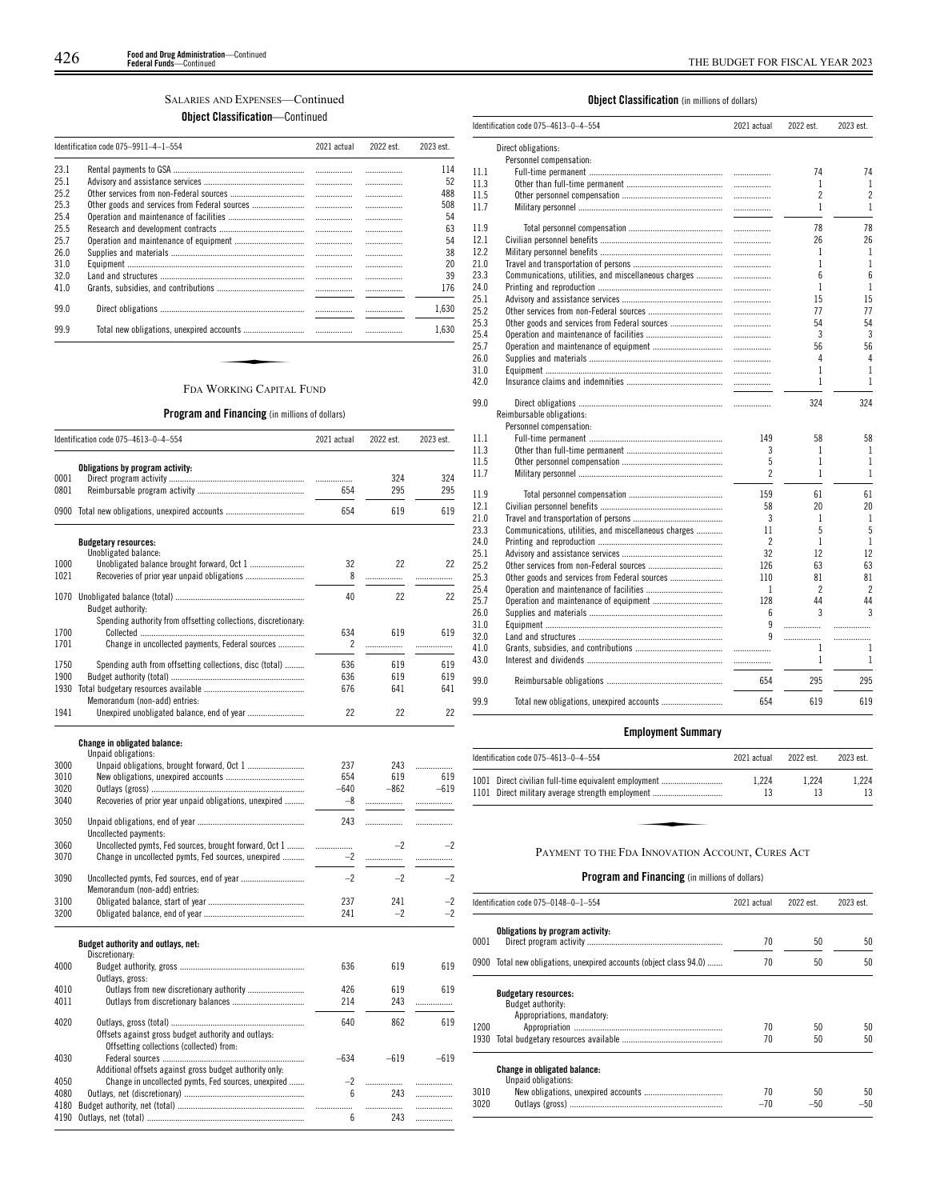## SALARIES AND EXPENSES—Continued

### Object Classification—Continued

| Identification code 075–9911–4–1–554 | | 2021 actual | 2022 est. | 2023 est. |
|---|---|---|---|---|
| 23.1 | Rental payments to GSA | | | 114 |
| 25.1 | Advisory and assistance services | | | 52 |
| 25.2 | Other services from non-Federal sources | | | 488 |
| 25.3 | Other goods and services from Federal sources | | | 508 |
| 25.4 | Operation and maintenance of facilities | | | 54 |
| 25.5 | Research and development contracts | | | 63 |
| 25.7 | Operation and maintenance of equipment | | | 54 |
| 26.0 | Supplies and materials | | | 38 |
| 31.0 | Equipment | | | 20 |
| 32.0 | Land and structures | | | 39 |
| 41.0 | Grants, subsidies, and contributions | | | 176 |
| 99.0 | Direct obligations | | | 1,630 |
| 99.9 | Total new obligations, unexpired accounts | | | 1,630 |

## FDA WORKING CAPITAL FUND

### Program and Financing (in millions of dollars)

| Identification code 075–4613–0–4–554 | | 2021 actual | 2022 est. | 2023 est. |
|---|---|---|---|---|
| | **Obligations by program activity:** | | | |
| 0001 | Direct program activity | | 324 | 324 |
| 0801 | Reimbursable program activity | 654 | 295 | 295 |
| 0900 | Total new obligations, unexpired accounts | 654 | 619 | 619 |
| | **Budgetary resources:** | | | |
| | Unobligated balance: | | | |
| 1000 | Unobligated balance brought forward, Oct 1 | 32 | 22 | 22 |
| 1021 | Recoveries of prior year unpaid obligations | 8 | | |
| 1070 | Unobligated balance (total) | 40 | 22 | 22 |
| | Budget authority: | | | |
| | Spending authority from offsetting collections, discretionary: | | | |
| 1700 | Collected | 634 | 619 | 619 |
| 1701 | Change in uncollected payments, Federal sources | 2 | | |
| 1750 | Spending auth from offsetting collections, disc (total) | 636 | 619 | 619 |
| 1900 | Budget authority (total) | 636 | 619 | 619 |
| 1930 | Total budgetary resources available | 676 | 641 | 641 |
| | Memorandum (non-add) entries: | | | |
| 1941 | Unexpired unobligated balance, end of year | 22 | 22 | 22 |
| | **Change in obligated balance:** | | | |
| | Unpaid obligations: | | | |
| 3000 | Unpaid obligations, brought forward, Oct 1 | 237 | 243 | |
| 3010 | New obligations, unexpired accounts | 654 | 619 | 619 |
| 3020 | Outlays (gross) | –640 | –862 | –619 |
| 3040 | Recoveries of prior year unpaid obligations, unexpired | –8 | | |
| 3050 | Unpaid obligations, end of year | 243 | | |
| | Uncollected payments: | | | |
| 3060 | Uncollected pymts, Fed sources, brought forward, Oct 1 | | –2 | –2 |
| 3070 | Change in uncollected pymts, Fed sources, unexpired | –2 | | |
| 3090 | Uncollected pymts, Fed sources, end of year | –2 | –2 | –2 |
| | Memorandum (non-add) entries: | | | |
| 3100 | Obligated balance, start of year | 237 | 241 | –2 |
| 3200 | Obligated balance, end of year | 241 | –2 | –2 |
| | **Budget authority and outlays, net:** | | | |
| | Discretionary: | | | |
| 4000 | Budget authority, gross | 636 | 619 | 619 |
| | Outlays, gross: | | | |
| 4010 | Outlays from new discretionary authority | 426 | 619 | 619 |
| 4011 | Outlays from discretionary balances | 214 | 243 | |
| 4020 | Outlays, gross (total) | 640 | 862 | 619 |
| | Offsets against gross budget authority and outlays: | | | |
| | Offsetting collections (collected) from: | | | |
| 4030 | Federal sources | –634 | –619 | –619 |
| | Additional offsets against gross budget authority only: | | | |
| 4050 | Change in uncollected pymts, Fed sources, unexpired | –2 | | |
| 4080 | Outlays, net (discretionary) | 6 | 243 | |
| 4180 | Budget authority, net (total) | | | |
| 4190 | Outlays, net (total) | 6 | 243 | |

### Object Classification (in millions of dollars)

| Identification code 075–4613–0–4–554 | | 2021 actual | 2022 est. | 2023 est. |
|---|---|---|---|---|
| | Direct obligations: | | | |
| | Personnel compensation: | | | |
| 11.1 | Full-time permanent | | 74 | 74 |
| 11.3 | Other than full-time permanent | | 1 | 1 |
| 11.5 | Other personnel compensation | | 2 | 2 |
| 11.7 | Military personnel | | 1 | 1 |
| 11.9 | Total personnel compensation | | 78 | 78 |
| 12.1 | Civilian personnel benefits | | 26 | 26 |
| 12.2 | Military personnel benefits | | 1 | 1 |
| 21.0 | Travel and transportation of persons | | 1 | 1 |
| 23.3 | Communications, utilities, and miscellaneous charges | | 6 | 6 |
| 24.0 | Printing and reproduction | | 1 | 1 |
| 25.1 | Advisory and assistance services | | 15 | 15 |
| 25.2 | Other services from non-Federal sources | | 77 | 77 |
| 25.3 | Other goods and services from Federal sources | | 54 | 54 |
| 25.4 | Operation and maintenance of facilities | | 3 | 3 |
| 25.7 | Operation and maintenance of equipment | | 56 | 56 |
| 26.0 | Supplies and materials | | 4 | 4 |
| 31.0 | Equipment | | 1 | 1 |
| 42.0 | Insurance claims and indemnities | | 1 | 1 |
| 99.0 | Direct obligations | | 324 | 324 |
| | Reimbursable obligations: | | | |
| | Personnel compensation: | | | |
| 11.1 | Full-time permanent | 149 | 58 | 58 |
| 11.3 | Other than full-time permanent | 3 | 1 | 1 |
| 11.5 | Other personnel compensation | 5 | 1 | 1 |
| 11.7 | Military personnel | 2 | 1 | 1 |
| 11.9 | Total personnel compensation | 159 | 61 | 61 |
| 12.1 | Civilian personnel benefits | 58 | 20 | 20 |
| 21.0 | Travel and transportation of persons | 3 | 1 | 1 |
| 23.3 | Communications, utilities, and miscellaneous charges | 11 | 5 | 5 |
| 24.0 | Printing and reproduction | 2 | 1 | 1 |
| 25.1 | Advisory and assistance services | 32 | 12 | 12 |
| 25.2 | Other services from non-Federal sources | 126 | 63 | 63 |
| 25.3 | Other goods and services from Federal sources | 110 | 81 | 81 |
| 25.4 | Operation and maintenance of facilities | 1 | 2 | 2 |
| 25.7 | Operation and maintenance of equipment | 128 | 44 | 44 |
| 26.0 | Supplies and materials | 6 | 3 | 3 |
| 31.0 | Equipment | 9 | | |
| 32.0 | Land and structures | 9 | | |
| 41.0 | Grants, subsidies, and contributions | | 1 | 1 |
| 43.0 | Interest and dividends | | 1 | 1 |
| 99.0 | Reimbursable obligations | 654 | 295 | 295 |
| 99.9 | Total new obligations, unexpired accounts | 654 | 619 | 619 |

### Employment Summary

| Identification code 075–4613–0–4–554 | | 2021 actual | 2022 est. | 2023 est. |
|---|---|---|---|---|
| 1001 | Direct civilian full-time equivalent employment | 1,224 | 1,224 | 1,224 |
| 1101 | Direct military average strength employment | 13 | 13 | 13 |

## PAYMENT TO THE FDA INNOVATION ACCOUNT, CURES ACT

### Program and Financing (in millions of dollars)

| Identification code 075–0148–0–1–554 | | 2021 actual | 2022 est. | 2023 est. |
|---|---|---|---|---|
| | **Obligations by program activity:** | | | |
| 0001 | Direct program activity | 70 | 50 | 50 |
| 0900 | Total new obligations, unexpired accounts (object class 94.0) | 70 | 50 | 50 |
| | **Budgetary resources:** | | | |
| | Budget authority: | | | |
| | Appropriations, mandatory: | | | |
| 1200 | Appropriation | 70 | 50 | 50 |
| 1930 | Total budgetary resources available | 70 | 50 | 50 |
| | **Change in obligated balance:** | | | |
| | Unpaid obligations: | | | |
| 3010 | New obligations, unexpired accounts | 70 | 50 | 50 |
| 3020 | Outlays (gross) | –70 | –50 | –50 |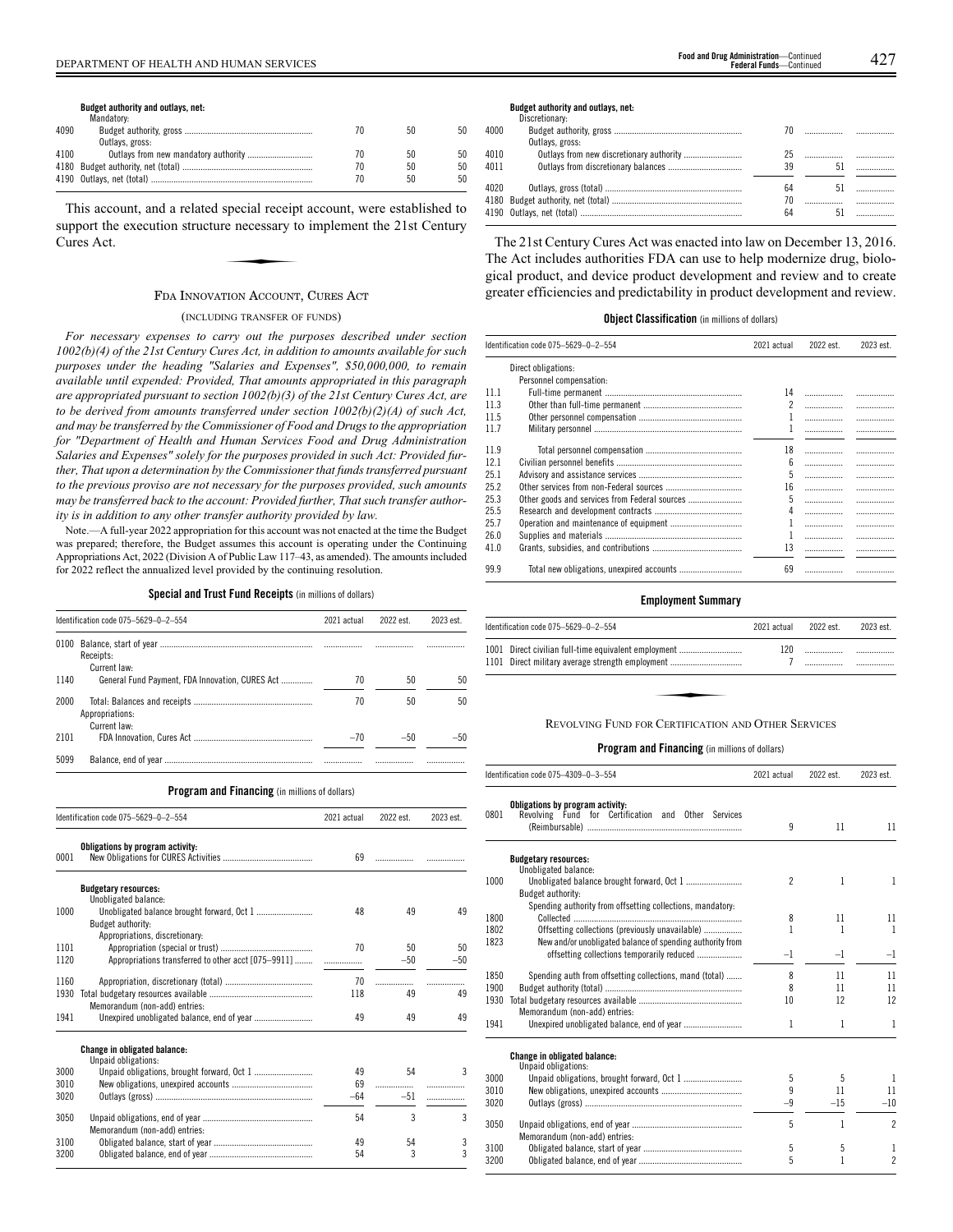**Budget authority and outlays, net:**

| | | | | |
|---|---|---|---|---|
| | Mandatory: | | | |
| 4090 | Budget authority, gross | 70 | 50 | 50 |
| | Outlays, gross: | | | |
| 4100 | Outlays from new mandatory authority | 70 | 50 | 50 |
| 4180 | Budget authority, net (total) | 70 | 50 | 50 |
| 4190 | Outlays, net (total) | 70 | 50 | 50 |

This account, and a related special receipt account, were established to support the execution structure necessary to implement the 21st Century Cures Act.

## FDA INNOVATION ACCOUNT, CURES ACT

(INCLUDING TRANSFER OF FUNDS)

*For necessary expenses to carry out the purposes described under section 1002(b)(4) of the 21st Century Cures Act, in addition to amounts available for such purposes under the heading "Salaries and Expenses", $50,000,000, to remain available until expended: Provided, That amounts appropriated in this paragraph are appropriated pursuant to section 1002(b)(3) of the 21st Century Cures Act, are to be derived from amounts transferred under section 1002(b)(2)(A) of such Act, and may be transferred by the Commissioner of Food and Drugs to the appropriation for "Department of Health and Human Services Food and Drug Administration Salaries and Expenses" solely for the purposes provided in such Act: Provided further, That upon a determination by the Commissioner that funds transferred pursuant to the previous proviso are not necessary for the purposes provided, such amounts may be transferred back to the account: Provided further, That such transfer authority is in addition to any other transfer authority provided by law.*

Note.—A full-year 2022 appropriation for this account was not enacted at the time the Budget was prepared; therefore, the Budget assumes this account is operating under the Continuing Appropriations Act, 2022 (Division A of Public Law 117–43, as amended). The amounts included for 2022 reflect the annualized level provided by the continuing resolution.

**Special and Trust Fund Receipts** (in millions of dollars)

| | Identification code 075–5629–0–2–554 | 2021 actual | 2022 est. | 2023 est. |
|---|---|---|---|---|
| 0100 | Balance, start of year | .......... | .......... | .......... |
| | Receipts: | | | |
| | Current law: | | | |
| 1140 | General Fund Payment, FDA Innovation, CURES Act | 70 | 50 | 50 |
| 2000 | Total: Balances and receipts | 70 | 50 | 50 |
| | Appropriations: | | | |
| | Current law: | | | |
| 2101 | FDA Innovation, Cures Act | –70 | –50 | –50 |
| 5099 | Balance, end of year | .......... | .......... | .......... |

**Program and Financing** (in millions of dollars)

| | Identification code 075–5629–0–2–554 | 2021 actual | 2022 est. | 2023 est. |
|---|---|---|---|---|
| | **Obligations by program activity:** | | | |
| 0001 | New Obligations for CURES Activities | 69 | .......... | .......... |
| | **Budgetary resources:** | | | |
| | Unobligated balance: | | | |
| 1000 | Unobligated balance brought forward, Oct 1 | 48 | 49 | 49 |
| | Budget authority: | | | |
| | Appropriations, discretionary: | | | |
| 1101 | Appropriation (special or trust) | 70 | 50 | 50 |
| 1120 | Appropriations transferred to other acct [075–9911] | .......... | –50 | –50 |
| 1160 | Appropriation, discretionary (total) | 70 | .......... | .......... |
| 1930 | Total budgetary resources available | 118 | 49 | 49 |
| | Memorandum (non-add) entries: | | | |
| 1941 | Unexpired unobligated balance, end of year | 49 | 49 | 49 |
| | **Change in obligated balance:** | | | |
| | Unpaid obligations: | | | |
| 3000 | Unpaid obligations, brought forward, Oct 1 | 49 | 54 | 3 |
| 3010 | New obligations, unexpired accounts | 69 | .......... | .......... |
| 3020 | Outlays (gross) | –64 | –51 | .......... |
| 3050 | Unpaid obligations, end of year | 54 | 3 | 3 |
| | Memorandum (non-add) entries: | | | |
| 3100 | Obligated balance, start of year | 49 | 54 | 3 |
| 3200 | Obligated balance, end of year | 54 | 3 | 3 |
| | **Budget authority and outlays, net:** | | | |
| | Discretionary: | | | |
| 4000 | Budget authority, gross | 70 | .......... | .......... |
| | Outlays, gross: | | | |
| 4010 | Outlays from new discretionary authority | 25 | .......... | .......... |
| 4011 | Outlays from discretionary balances | 39 | 51 | .......... |
| 4020 | Outlays, gross (total) | 64 | 51 | .......... |
| 4180 | Budget authority, net (total) | 70 | .......... | .......... |
| 4190 | Outlays, net (total) | 64 | 51 | .......... |

The 21st Century Cures Act was enacted into law on December 13, 2016. The Act includes authorities FDA can use to help modernize drug, biological product, and device product development and review and to create greater efficiencies and predictability in product development and review.

**Object Classification** (in millions of dollars)

| | Identification code 075–5629–0–2–554 | 2021 actual | 2022 est. | 2023 est. |
|---|---|---|---|---|
| | Direct obligations: | | | |
| | Personnel compensation: | | | |
| 11.1 | Full-time permanent | 14 | .......... | .......... |
| 11.3 | Other than full-time permanent | 2 | .......... | .......... |
| 11.5 | Other personnel compensation | 1 | .......... | .......... |
| 11.7 | Military personnel | 1 | .......... | .......... |
| 11.9 | Total personnel compensation | 18 | .......... | .......... |
| 12.1 | Civilian personnel benefits | 6 | .......... | .......... |
| 25.1 | Advisory and assistance services | 5 | .......... | .......... |
| 25.2 | Other services from non-Federal sources | 16 | .......... | .......... |
| 25.3 | Other goods and services from Federal sources | 5 | .......... | .......... |
| 25.5 | Research and development contracts | 4 | .......... | .......... |
| 25.7 | Operation and maintenance of equipment | 1 | .......... | .......... |
| 26.0 | Supplies and materials | 1 | .......... | .......... |
| 41.0 | Grants, subsidies, and contributions | 13 | .......... | .......... |
| 99.9 | Total new obligations, unexpired accounts | 69 | .......... | .......... |

**Employment Summary**

| | Identification code 075–5629–0–2–554 | 2021 actual | 2022 est. | 2023 est. |
|---|---|---|---|---|
| 1001 | Direct civilian full-time equivalent employment | 120 | .......... | .......... |
| 1101 | Direct military average strength employment | 7 | .......... | .......... |

## REVOLVING FUND FOR CERTIFICATION AND OTHER SERVICES

**Program and Financing** (in millions of dollars)

| | Identification code 075–4309–0–3–554 | 2021 actual | 2022 est. | 2023 est. |
|---|---|---|---|---|
| | **Obligations by program activity:** | | | |
| 0801 | Revolving Fund for Certification and Other Services (Reimbursable) | 9 | 11 | 11 |
| | **Budgetary resources:** | | | |
| | Unobligated balance: | | | |
| 1000 | Unobligated balance brought forward, Oct 1 | 2 | 1 | 1 |
| | Budget authority: | | | |
| | Spending authority from offsetting collections, mandatory: | | | |
| 1800 | Collected | 8 | 11 | 11 |
| 1802 | Offsetting collections (previously unavailable) | 1 | 1 | 1 |
| 1823 | New and/or unobligated balance of spending authority from offsetting collections temporarily reduced | –1 | –1 | –1 |
| 1850 | Spending auth from offsetting collections, mand (total) | 8 | 11 | 11 |
| 1900 | Budget authority (total) | 8 | 11 | 11 |
| 1930 | Total budgetary resources available | 10 | 12 | 12 |
| | Memorandum (non-add) entries: | | | |
| 1941 | Unexpired unobligated balance, end of year | 1 | 1 | 1 |
| | **Change in obligated balance:** | | | |
| | Unpaid obligations: | | | |
| 3000 | Unpaid obligations, brought forward, Oct 1 | 5 | 5 | 1 |
| 3010 | New obligations, unexpired accounts | 9 | 11 | 11 |
| 3020 | Outlays (gross) | –9 | –15 | –10 |
| 3050 | Unpaid obligations, end of year | 5 | 1 | 2 |
| | Memorandum (non-add) entries: | | | |
| 3100 | Obligated balance, start of year | 5 | 5 | 1 |
| 3200 | Obligated balance, end of year | 5 | 1 | 2 |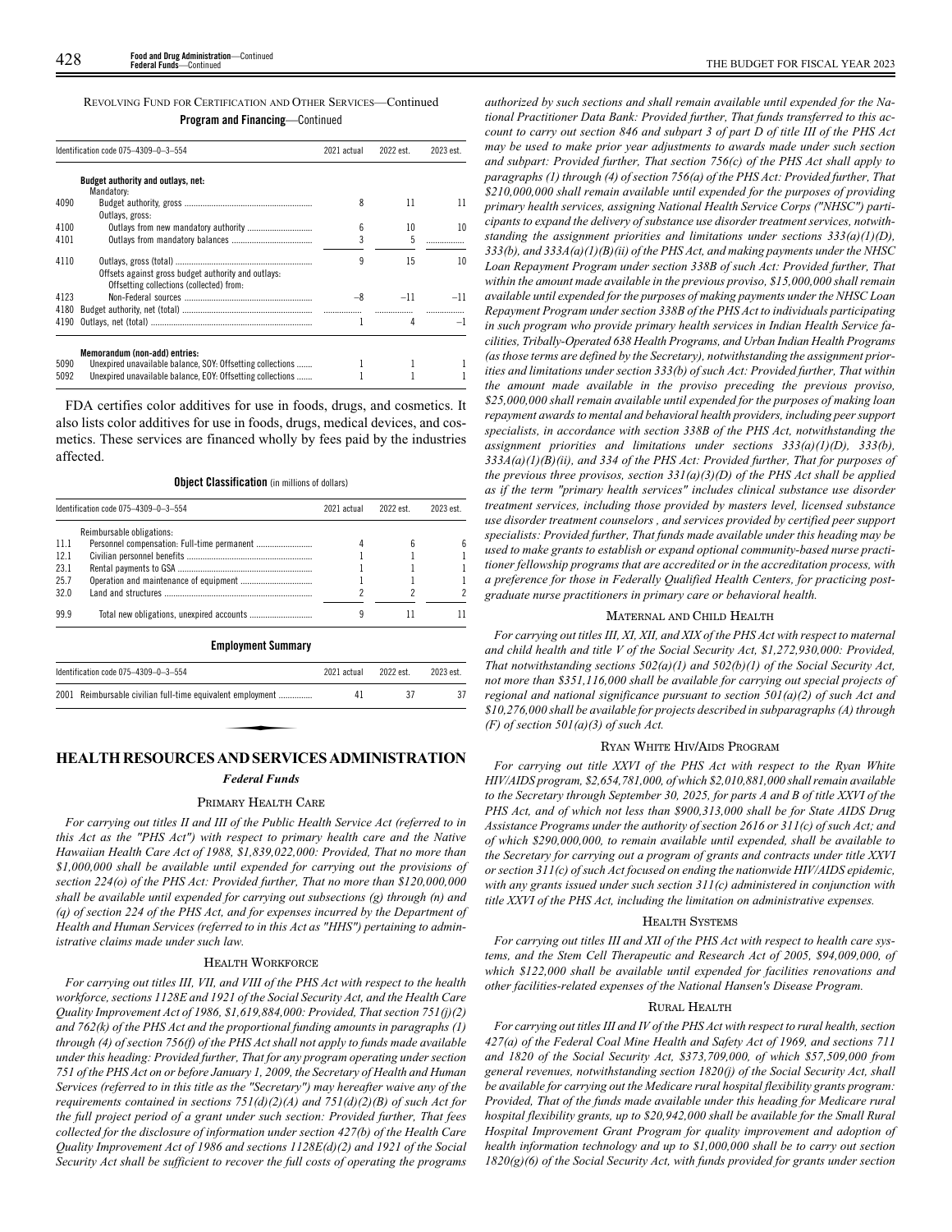REVOLVING FUND FOR CERTIFICATION AND OTHER SERVICES—Continued

**Program and Financing**—Continued

| Identification code 075–4309–0–3–554 | | 2021 actual | 2022 est. | 2023 est. |
|---|---|---|---|---|
| | **Budget authority and outlays, net:** | | | |
| | Mandatory: | | | |
| 4090 | Budget authority, gross | 8 | 11 | 11 |
| | Outlays, gross: | | | |
| 4100 | Outlays from new mandatory authority | 6 | 10 | 10 |
| 4101 | Outlays from mandatory balances | 3 | 5 | |
| 4110 | Outlays, gross (total) | 9 | 15 | 10 |
| | Offsets against gross budget authority and outlays: | | | |
| | Offsetting collections (collected) from: | | | |
| 4123 | Non-Federal sources | –8 | –11 | –11 |
| 4180 | Budget authority, net (total) | | | |
| 4190 | Outlays, net (total) | 1 | 4 | –1 |
| | **Memorandum (non-add) entries:** | | | |
| 5090 | Unexpired unavailable balance, SOY: Offsetting collections | 1 | 1 | 1 |
| 5092 | Unexpired unavailable balance, EOY: Offsetting collections | 1 | 1 | 1 |

FDA certifies color additives for use in foods, drugs, and cosmetics. It also lists color additives for use in foods, drugs, medical devices, and cosmetics. These services are financed wholly by fees paid by the industries affected.

**Object Classification** (in millions of dollars)

| Identification code 075–4309–0–3–554 | | 2021 actual | 2022 est. | 2023 est. |
|---|---|---|---|---|
| | Reimbursable obligations: | | | |
| 11.1 | Personnel compensation: Full-time permanent | 4 | 6 | 6 |
| 12.1 | Civilian personnel benefits | 1 | 1 | 1 |
| 23.1 | Rental payments to GSA | 1 | 1 | 1 |
| 25.7 | Operation and maintenance of equipment | 1 | 1 | 1 |
| 32.0 | Land and structures | 2 | 2 | 2 |
| 99.9 | Total new obligations, unexpired accounts | 9 | 11 | 11 |

**Employment Summary**

| Identification code 075–4309–0–3–554 | | 2021 actual | 2022 est. | 2023 est. |
|---|---|---|---|---|
| 2001 | Reimbursable civilian full-time equivalent employment | 41 | 37 | 37 |

# HEALTH RESOURCES AND SERVICES ADMINISTRATION

## *Federal Funds*

### PRIMARY HEALTH CARE

*For carrying out titles II and III of the Public Health Service Act (referred to in this Act as the "PHS Act") with respect to primary health care and the Native Hawaiian Health Care Act of 1988, $1,839,022,000: Provided, That no more than $1,000,000 shall be available until expended for carrying out the provisions of section 224(o) of the PHS Act: Provided further, That no more than $120,000,000 shall be available until expended for carrying out subsections (g) through (n) and (q) of section 224 of the PHS Act, and for expenses incurred by the Department of Health and Human Services (referred to in this Act as "HHS") pertaining to administrative claims made under such law.*

### HEALTH WORKFORCE

*For carrying out titles III, VII, and VIII of the PHS Act with respect to the health workforce, sections 1128E and 1921 of the Social Security Act, and the Health Care Quality Improvement Act of 1986, $1,619,884,000: Provided, That section 751(j)(2) and 762(k) of the PHS Act and the proportional funding amounts in paragraphs (1) through (4) of section 756(f) of the PHS Act shall not apply to funds made available under this heading: Provided further, That for any program operating under section 751 of the PHS Act on or before January 1, 2009, the Secretary of Health and Human Services (referred to in this title as the "Secretary") may hereafter waive any of the requirements contained in sections 751(d)(2)(A) and 751(d)(2)(B) of such Act for the full project period of a grant under such section: Provided further, That fees collected for the disclosure of information under section 427(b) of the Health Care Quality Improvement Act of 1986 and sections 1128E(d)(2) and 1921 of the Social Security Act shall be sufficient to recover the full costs of operating the programs authorized by such sections and shall remain available until expended for the National Practitioner Data Bank: Provided further, That funds transferred to this account to carry out section 846 and subpart 3 of part D of title III of the PHS Act may be used to make prior year adjustments to awards made under such section and subpart: Provided further, That section 756(c) of the PHS Act shall apply to paragraphs (1) through (4) of section 756(a) of the PHS Act: Provided further, That $210,000,000 shall remain available until expended for the purposes of providing primary health services, assigning National Health Service Corps ("NHSC") participants to expand the delivery of substance use disorder treatment services, notwithstanding the assignment priorities and limitations under sections 333(a)(1)(D), 333(b), and 333A(a)(1)(B)(ii) of the PHS Act, and making payments under the NHSC Loan Repayment Program under section 338B of such Act: Provided further, That within the amount made available in the previous proviso, $15,000,000 shall remain available until expended for the purposes of making payments under the NHSC Loan Repayment Program under section 338B of the PHS Act to individuals participating in such program who provide primary health services in Indian Health Service facilities, Tribally-Operated 638 Health Programs, and Urban Indian Health Programs (as those terms are defined by the Secretary), notwithstanding the assignment priorities and limitations under section 333(b) of such Act: Provided further, That within the amount made available in the proviso preceding the previous proviso, $25,000,000 shall remain available until expended for the purposes of making loan repayment awards to mental and behavioral health providers, including peer support specialists, in accordance with section 338B of the PHS Act, notwithstanding the assignment priorities and limitations under sections 333(a)(1)(D), 333(b), 333A(a)(1)(B)(ii), and 334 of the PHS Act: Provided further, That for purposes of the previous three provisos, section 331(a)(3)(D) of the PHS Act shall be applied as if the term "primary health services" includes clinical substance use disorder treatment services, including those provided by masters level, licensed substance use disorder treatment counselors , and services provided by certified peer support specialists: Provided further, That funds made available under this heading may be used to make grants to establish or expand optional community-based nurse practitioner fellowship programs that are accredited or in the accreditation process, with a preference for those in Federally Qualified Health Centers, for practicing postgraduate nurse practitioners in primary care or behavioral health.*

### MATERNAL AND CHILD HEALTH

*For carrying out titles III, XI, XII, and XIX of the PHS Act with respect to maternal and child health and title V of the Social Security Act, $1,272,930,000: Provided, That notwithstanding sections 502(a)(1) and 502(b)(1) of the Social Security Act, not more than $351,116,000 shall be available for carrying out special projects of regional and national significance pursuant to section 501(a)(2) of such Act and $10,276,000 shall be available for projects described in subparagraphs (A) through (F) of section 501(a)(3) of such Act.*

### RYAN WHITE HIV/AIDS PROGRAM

*For carrying out title XXVI of the PHS Act with respect to the Ryan White HIV/AIDS program, $2,654,781,000, of which $2,010,881,000 shall remain available to the Secretary through September 30, 2025, for parts A and B of title XXVI of the PHS Act, and of which not less than $900,313,000 shall be for State AIDS Drug Assistance Programs under the authority of section 2616 or 311(c) of such Act; and of which $290,000,000, to remain available until expended, shall be available to the Secretary for carrying out a program of grants and contracts under title XXVI or section 311(c) of such Act focused on ending the nationwide HIV/AIDS epidemic, with any grants issued under such section 311(c) administered in conjunction with title XXVI of the PHS Act, including the limitation on administrative expenses.*

### HEALTH SYSTEMS

*For carrying out titles III and XII of the PHS Act with respect to health care systems, and the Stem Cell Therapeutic and Research Act of 2005, $94,009,000, of which $122,000 shall be available until expended for facilities renovations and other facilities-related expenses of the National Hansen's Disease Program.*

### RURAL HEALTH

*For carrying out titles III and IV of the PHS Act with respect to rural health, section 427(a) of the Federal Coal Mine Health and Safety Act of 1969, and sections 711 and 1820 of the Social Security Act, $373,709,000, of which $57,509,000 from general revenues, notwithstanding section 1820(j) of the Social Security Act, shall be available for carrying out the Medicare rural hospital flexibility grants program: Provided, That of the funds made available under this heading for Medicare rural hospital flexibility grants, up to $20,942,000 shall be available for the Small Rural Hospital Improvement Grant Program for quality improvement and adoption of health information technology and up to $1,000,000 shall be to carry out section 1820(g)(6) of the Social Security Act, with funds provided for grants under section*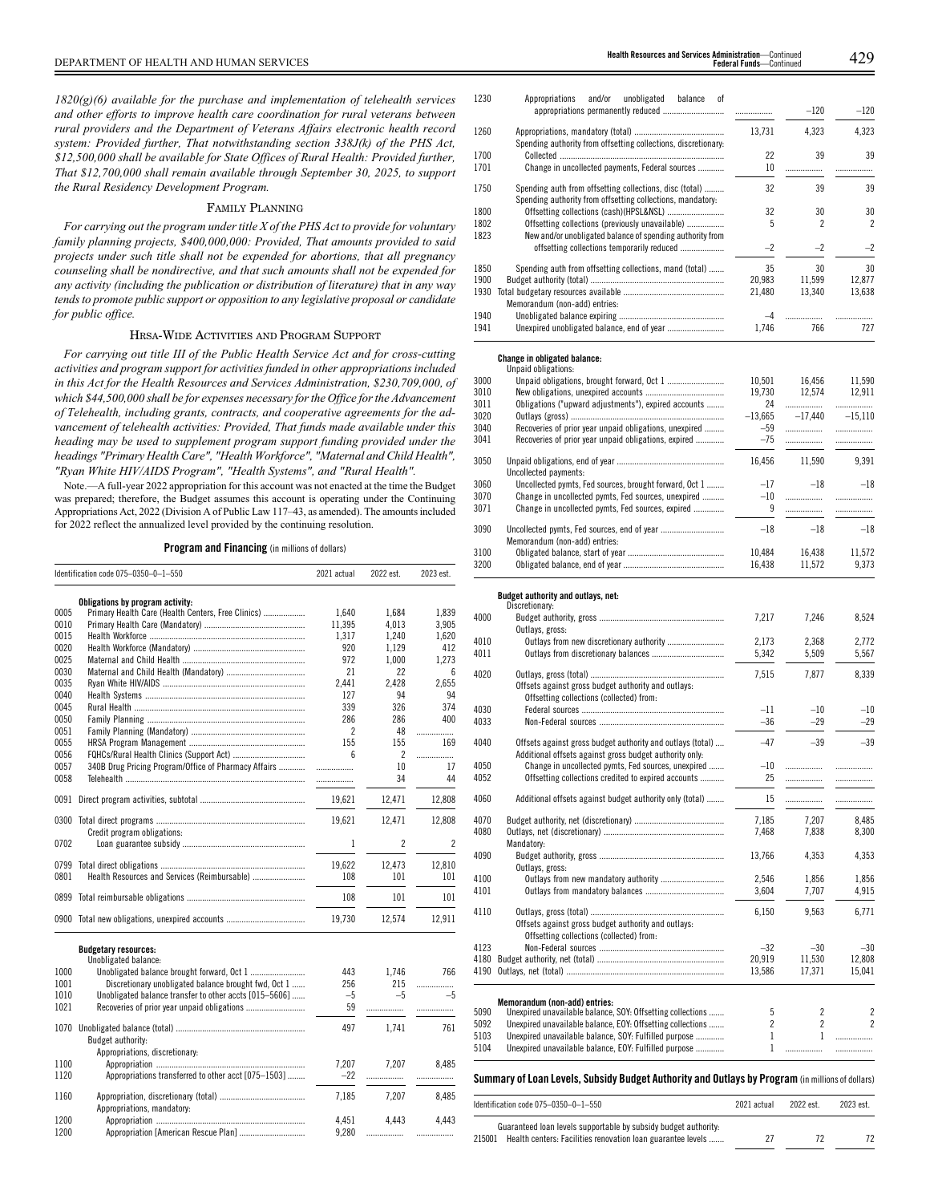*1820(g)(6) available for the purchase and implementation of telehealth services and other efforts to improve health care coordination for rural veterans between rural providers and the Department of Veterans Affairs electronic health record system: Provided further, That notwithstanding section 338J(k) of the PHS Act, $12,500,000 shall be available for State Offices of Rural Health: Provided further, That $12,700,000 shall remain available through September 30, 2025, to support the Rural Residency Development Program.*

### Family Planning

*For carrying out the program under title X of the PHS Act to provide for voluntary family planning projects, $400,000,000: Provided, That amounts provided to said projects under such title shall not be expended for abortions, that all pregnancy counseling shall be nondirective, and that such amounts shall not be expended for any activity (including the publication or distribution of literature) that in any way tends to promote public support or opposition to any legislative proposal or candidate for public office.*

### HRSA-Wide Activities and Program Support

*For carrying out title III of the Public Health Service Act and for cross-cutting activities and program support for activities funded in other appropriations included in this Act for the Health Resources and Services Administration, $230,709,000, of which $44,500,000 shall be for expenses necessary for the Office for the Advancement of Telehealth, including grants, contracts, and cooperative agreements for the advancement of telehealth activities: Provided, That funds made available under this heading may be used to supplement program support funding provided under the headings "Primary Health Care", "Health Workforce", "Maternal and Child Health", "Ryan White HIV/AIDS Program", "Health Systems", and "Rural Health".*

Note.—A full-year 2022 appropriation for this account was not enacted at the time the Budget was prepared; therefore, the Budget assumes this account is operating under the Continuing Appropriations Act, 2022 (Division A of Public Law 117–43, as amended). The amounts included for 2022 reflect the annualized level provided by the continuing resolution.

**Program and Financing** (in millions of dollars)

| Identification code 075–0350–0–1–550 | | 2021 actual | 2022 est. | 2023 est. |
|---|---|---|---|---|
| | **Obligations by program activity:** | | | |
| 0005 | Primary Health Care (Health Centers, Free Clinics) | 1,640 | 1,684 | 1,839 |
| 0010 | Primary Health Care (Mandatory) | 11,395 | 4,013 | 3,905 |
| 0015 | Health Workforce | 1,317 | 1,240 | 1,620 |
| 0020 | Health Workforce (Mandatory) | 920 | 1,129 | 412 |
| 0025 | Maternal and Child Health | 972 | 1,000 | 1,273 |
| 0030 | Maternal and Child Health (Mandatory) | 21 | 22 | 6 |
| 0035 | Ryan White HIV/AIDS | 2,441 | 2,428 | 2,655 |
| 0040 | Health Systems | 127 | 94 | 94 |
| 0045 | Rural Health | 339 | 326 | 374 |
| 0050 | Family Planning | 286 | 286 | 400 |
| 0051 | Family Planning (Mandatory) | 2 | 48 | ........... |
| 0055 | HRSA Program Management | 155 | 155 | 169 |
| 0056 | FQHCs/Rural Health Clinics (Support Act) | 6 | 2 | ........... |
| 0057 | 340B Drug Pricing Program/Office of Pharmacy Affairs | ........... | 10 | 17 |
| 0058 | Telehealth | ........... | 34 | 44 |
| 0091 | Direct program activities, subtotal | 19,621 | 12,471 | 12,808 |
| 0300 | Total direct programs | 19,621 | 12,471 | 12,808 |
| | Credit program obligations: | | | |
| 0702 | Loan guarantee subsidy | 1 | 2 | 2 |
| 0799 | Total direct obligations | 19,622 | 12,473 | 12,810 |
| 0801 | Health Resources and Services (Reimbursable) | 108 | 101 | 101 |
| 0899 | Total reimbursable obligations | 108 | 101 | 101 |
| 0900 | Total new obligations, unexpired accounts | 19,730 | 12,574 | 12,911 |
| | **Budgetary resources:** | | | |
| | Unobligated balance: | | | |
| 1000 | Unobligated balance brought forward, Oct 1 | 443 | 1,746 | 766 |
| 1001 | Discretionary unobligated balance brought fwd, Oct 1 | 256 | 215 | ........... |
| 1010 | Unobligated balance transfer to other accts [015–5606] | –5 | –5 | –5 |
| 1021 | Recoveries of prior year unpaid obligations | 59 | ........... | ........... |
| 1070 | Unobligated balance (total) | 497 | 1,741 | 761 |
| | Budget authority: | | | |
| | Appropriations, discretionary: | | | |
| 1100 | Appropriation | 7,207 | 7,207 | 8,485 |
| 1120 | Appropriations transferred to other acct [075–1503] | –22 | ........... | ........... |
| 1160 | Appropriation, discretionary (total) | 7,185 | 7,207 | 8,485 |
| | Appropriations, mandatory: | | | |
| 1200 | Appropriation | 4,451 | 4,443 | 4,443 |
| 1200 | Appropriation [American Rescue Plan] | 9,280 | ........... | ........... |
| 1230 | Appropriations and/or unobligated balance of appropriations permanently reduced | ........... | –120 | –120 |
| 1260 | Appropriations, mandatory (total) | 13,731 | 4,323 | 4,323 |
| | Spending authority from offsetting collections, discretionary: | | | |
| 1700 | Collected | 22 | 39 | 39 |
| 1701 | Change in uncollected payments, Federal sources | 10 | ........... | ........... |
| 1750 | Spending auth from offsetting collections, disc (total) | 32 | 39 | 39 |
| | Spending authority from offsetting collections, mandatory: | | | |
| 1800 | Offsetting collections (cash)(HPSL&NSL) | 32 | 30 | 30 |
| 1802 | Offsetting collections (previously unavailable) | 5 | 2 | 2 |
| 1823 | New and/or unobligated balance of spending authority from offsetting collections temporarily reduced | –2 | –2 | –2 |
| 1850 | Spending auth from offsetting collections, mand (total) | 35 | 30 | 30 |
| 1900 | Budget authority (total) | 20,983 | 11,599 | 12,877 |
| 1930 | Total budgetary resources available | 21,480 | 13,340 | 13,638 |
| | Memorandum (non-add) entries: | | | |
| 1940 | Unobligated balance expiring | –4 | ........... | ........... |
| 1941 | Unexpired unobligated balance, end of year | 1,746 | 766 | 727 |
| | **Change in obligated balance:** | | | |
| | Unpaid obligations: | | | |
| 3000 | Unpaid obligations, brought forward, Oct 1 | 10,501 | 16,456 | 11,590 |
| 3010 | New obligations, unexpired accounts | 19,730 | 12,574 | 12,911 |
| 3011 | Obligations ("upward adjustments"), expired accounts | 24 | ........... | ........... |
| 3020 | Outlays (gross) | –13,665 | –17,440 | –15,110 |
| 3040 | Recoveries of prior year unpaid obligations, unexpired | –59 | ........... | ........... |
| 3041 | Recoveries of prior year unpaid obligations, expired | –75 | ........... | ........... |
| 3050 | Unpaid obligations, end of year | 16,456 | 11,590 | 9,391 |
| | Uncollected payments: | | | |
| 3060 | Uncollected pymts, Fed sources, brought forward, Oct 1 | –17 | –18 | –18 |
| 3070 | Change in uncollected pymts, Fed sources, unexpired | –10 | ........... | ........... |
| 3071 | Change in uncollected pymts, Fed sources, expired | 9 | ........... | ........... |
| 3090 | Uncollected pymts, Fed sources, end of year | –18 | –18 | –18 |
| | Memorandum (non-add) entries: | | | |
| 3100 | Obligated balance, start of year | 10,484 | 16,438 | 11,572 |
| 3200 | Obligated balance, end of year | 16,438 | 11,572 | 9,373 |
| | **Budget authority and outlays, net:** | | | |
| | Discretionary: | | | |
| 4000 | Budget authority, gross | 7,217 | 7,246 | 8,524 |
| | Outlays, gross: | | | |
| 4010 | Outlays from new discretionary authority | 2,173 | 2,368 | 2,772 |
| 4011 | Outlays from discretionary balances | 5,342 | 5,509 | 5,567 |
| 4020 | Outlays, gross (total) | 7,515 | 7,877 | 8,339 |
| | Offsets against gross budget authority and outlays: | | | |
| | Offsetting collections (collected) from: | | | |
| 4030 | Federal sources | –11 | –10 | –10 |
| 4033 | Non-Federal sources | –36 | –29 | –29 |
| 4040 | Offsets against gross budget authority and outlays (total) | –47 | –39 | –39 |
| | Additional offsets against gross budget authority only: | | | |
| 4050 | Change in uncollected pymts, Fed sources, unexpired | –10 | ........... | ........... |
| 4052 | Offsetting collections credited to expired accounts | 25 | ........... | ........... |
| 4060 | Additional offsets against budget authority only (total) | 15 | ........... | ........... |
| 4070 | Budget authority, net (discretionary) | 7,185 | 7,207 | 8,485 |
| 4080 | Outlays, net (discretionary) | 7,468 | 7,838 | 8,300 |
| | Mandatory: | | | |
| 4090 | Budget authority, gross | 13,766 | 4,353 | 4,353 |
| | Outlays, gross: | | | |
| 4100 | Outlays from new mandatory authority | 2,546 | 1,856 | 1,856 |
| 4101 | Outlays from mandatory balances | 3,604 | 7,707 | 4,915 |
| 4110 | Outlays, gross (total) | 6,150 | 9,563 | 6,771 |
| | Offsets against gross budget authority and outlays: | | | |
| | Offsetting collections (collected) from: | | | |
| 4123 | Non-Federal sources | –32 | –30 | –30 |
| 4180 | Budget authority, net (total) | 20,919 | 11,530 | 12,808 |
| 4190 | Outlays, net (total) | 13,586 | 17,371 | 15,041 |
| | **Memorandum (non-add) entries:** | | | |
| 5090 | Unexpired unavailable balance, SOY: Offsetting collections | 5 | 2 | 2 |
| 5092 | Unexpired unavailable balance, EOY: Offsetting collections | 2 | 2 | 2 |
| 5103 | Unexpired unavailable balance, SOY: Fulfilled purpose | 1 | 1 | ........... |
| 5104 | Unexpired unavailable balance, EOY: Fulfilled purpose | 1 | ........... | ........... |

**Summary of Loan Levels, Subsidy Budget Authority and Outlays by Program** (in millions of dollars)

| Identification code 075–0350–0–1–550 | | 2021 actual | 2022 est. | 2023 est. |
|---|---|---|---|---|
| | Guaranteed loan levels supportable by subsidy budget authority: | | | |
| 215001 | Health centers: Facilities renovation loan guarantee levels | 27 | 72 | 72 |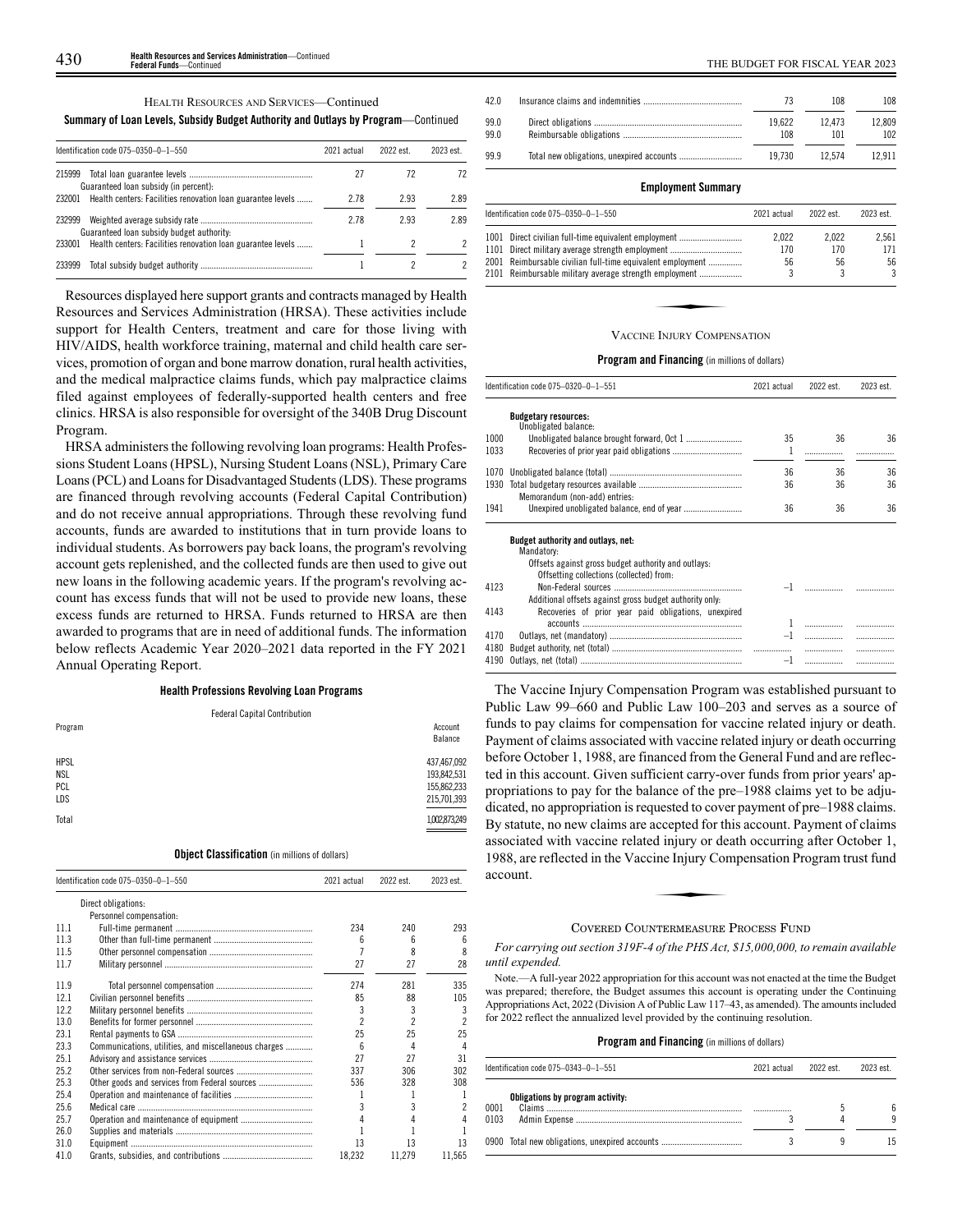HEALTH RESOURCES AND SERVICES—Continued

**Summary of Loan Levels, Subsidy Budget Authority and Outlays by Program**—Continued

| Identification code 075–0350–0–1–550 | | 2021 actual | 2022 est. | 2023 est. |
|---|---|---|---|---|
| 215999 | Total loan guarantee levels | 27 | 72 | 72 |
| | Guaranteed loan subsidy (in percent): | | | |
| 232001 | Health centers: Facilities renovation loan guarantee levels | 2.78 | 2.93 | 2.89 |
| 232999 | Weighted average subsidy rate | 2.78 | 2.93 | 2.89 |
| | Guaranteed loan subsidy budget authority: | | | |
| 233001 | Health centers: Facilities renovation loan guarantee levels | 1 | 2 | 2 |
| 233999 | Total subsidy budget authority | 1 | 2 | 2 |

Resources displayed here support grants and contracts managed by Health Resources and Services Administration (HRSA). These activities include support for Health Centers, treatment and care for those living with HIV/AIDS, health workforce training, maternal and child health care services, promotion of organ and bone marrow donation, rural health activities, and the medical malpractice claims funds, which pay malpractice claims filed against employees of federally-supported health centers and free clinics. HRSA is also responsible for oversight of the 340B Drug Discount Program.

HRSA administers the following revolving loan programs: Health Professions Student Loans (HPSL), Nursing Student Loans (NSL), Primary Care Loans (PCL) and Loans for Disadvantaged Students (LDS). These programs are financed through revolving accounts (Federal Capital Contribution) and do not receive annual appropriations. Through these revolving fund accounts, funds are awarded to institutions that in turn provide loans to individual students. As borrowers pay back loans, the program's revolving account gets replenished, and the collected funds are then used to give out new loans in the following academic years. If the program's revolving account has excess funds that will not be used to provide new loans, these excess funds are returned to HRSA. Funds returned to HRSA are then awarded to programs that are in need of additional funds. The information below reflects Academic Year 2020–2021 data reported in the FY 2021 Annual Operating Report.

**Health Professions Revolving Loan Programs**

Federal Capital Contribution

| Program | Account Balance |
|---|---|
| HPSL | 437,467,092 |
| NSL | 193,842,531 |
| PCL | 155,862,233 |
| LDS | 215,701,393 |
| Total | 1,002,873,249 |

**Object Classification** (in millions of dollars)

| Identification code 075–0350–0–1–550 | | 2021 actual | 2022 est. | 2023 est. |
|---|---|---|---|---|
| | Direct obligations: | | | |
| | Personnel compensation: | | | |
| 11.1 | Full-time permanent | 234 | 240 | 293 |
| 11.3 | Other than full-time permanent | 6 | 6 | 6 |
| 11.5 | Other personnel compensation | 7 | 8 | 8 |
| 11.7 | Military personnel | 27 | 27 | 28 |
| 11.9 | Total personnel compensation | 274 | 281 | 335 |
| 12.1 | Civilian personnel benefits | 85 | 88 | 105 |
| 12.2 | Military personnel benefits | 3 | 3 | 3 |
| 13.0 | Benefits for former personnel | 2 | 2 | 2 |
| 23.1 | Rental payments to GSA | 25 | 25 | 25 |
| 23.3 | Communications, utilities, and miscellaneous charges | 6 | 4 | 4 |
| 25.1 | Advisory and assistance services | 27 | 27 | 31 |
| 25.2 | Other services from non-Federal sources | 337 | 306 | 302 |
| 25.3 | Other goods and services from Federal sources | 536 | 328 | 308 |
| 25.4 | Operation and maintenance of facilities | 1 | 1 | 1 |
| 25.6 | Medical care | 3 | 3 | 2 |
| 25.7 | Operation and maintenance of equipment | 4 | 4 | 4 |
| 26.0 | Supplies and materials | 1 | 1 | 1 |
| 31.0 | Equipment | 13 | 13 | 13 |
| 41.0 | Grants, subsidies, and contributions | 18,232 | 11,279 | 11,565 |
| 42.0 | Insurance claims and indemnities | 73 | 108 | 108 |
| 99.0 | Direct obligations | 19,622 | 12,473 | 12,809 |
| 99.0 | Reimbursable obligations | 108 | 101 | 102 |
| 99.9 | Total new obligations, unexpired accounts | 19,730 | 12,574 | 12,911 |

**Employment Summary**

| Identification code 075–0350–0–1–550 | | 2021 actual | 2022 est. | 2023 est. |
|---|---|---|---|---|
| 1001 | Direct civilian full-time equivalent employment | 2,022 | 2,022 | 2,561 |
| 1101 | Direct military average strength employment | 170 | 170 | 171 |
| 2001 | Reimbursable civilian full-time equivalent employment | 56 | 56 | 56 |
| 2101 | Reimbursable military average strength employment | 3 | 3 | 3 |

VACCINE INJURY COMPENSATION

**Program and Financing** (in millions of dollars)

| Identification code 075–0320–0–1–551 | | 2021 actual | 2022 est. | 2023 est. |
|---|---|---|---|---|
| | **Budgetary resources:** | | | |
| | Unobligated balance: | | | |
| 1000 | Unobligated balance brought forward, Oct 1 | 35 | 36 | 36 |
| 1033 | Recoveries of prior year paid obligations | 1 | | |
| 1070 | Unobligated balance (total) | 36 | 36 | 36 |
| 1930 | Total budgetary resources available | 36 | 36 | 36 |
| | Memorandum (non-add) entries: | | | |
| 1941 | Unexpired unobligated balance, end of year | 36 | 36 | 36 |
| | **Budget authority and outlays, net:** | | | |
| | Mandatory: | | | |
| | Offsets against gross budget authority and outlays: | | | |
| | Offsetting collections (collected) from: | | | |
| 4123 | Non-Federal sources | –1 | | |
| | Additional offsets against gross budget authority only: | | | |
| 4143 | Recoveries of prior year paid obligations, unexpired accounts | 1 | | |
| 4170 | Outlays, net (mandatory) | –1 | | |
| 4180 | Budget authority, net (total) | | | |
| 4190 | Outlays, net (total) | –1 | | |

The Vaccine Injury Compensation Program was established pursuant to Public Law 99–660 and Public Law 100–203 and serves as a source of funds to pay claims for compensation for vaccine related injury or death. Payment of claims associated with vaccine related injury or death occurring before October 1, 1988, are financed from the General Fund and are reflected in this account. Given sufficient carry-over funds from prior years' appropriations to pay for the balance of the pre–1988 claims yet to be adjudicated, no appropriation is requested to cover payment of pre–1988 claims. By statute, no new claims are accepted for this account. Payment of claims associated with vaccine related injury or death occurring after October 1, 1988, are reflected in the Vaccine Injury Compensation Program trust fund account.

COVERED COUNTERMEASURE PROCESS FUND

*For carrying out section 319F-4 of the PHS Act, $15,000,000, to remain available until expended.*

Note.—A full-year 2022 appropriation for this account was not enacted at the time the Budget was prepared; therefore, the Budget assumes this account is operating under the Continuing Appropriations Act, 2022 (Division A of Public Law 117–43, as amended). The amounts included for 2022 reflect the annualized level provided by the continuing resolution.

**Program and Financing** (in millions of dollars)

| Identification code 075–0343–0–1–551 | | 2021 actual | 2022 est. | 2023 est. |
|---|---|---|---|---|
| | **Obligations by program activity:** | | | |
| 0001 | Claims | | 5 | 6 |
| 0103 | Admin Expense | 3 | 4 | 9 |
| 0900 | Total new obligations, unexpired accounts | 3 | 9 | 15 |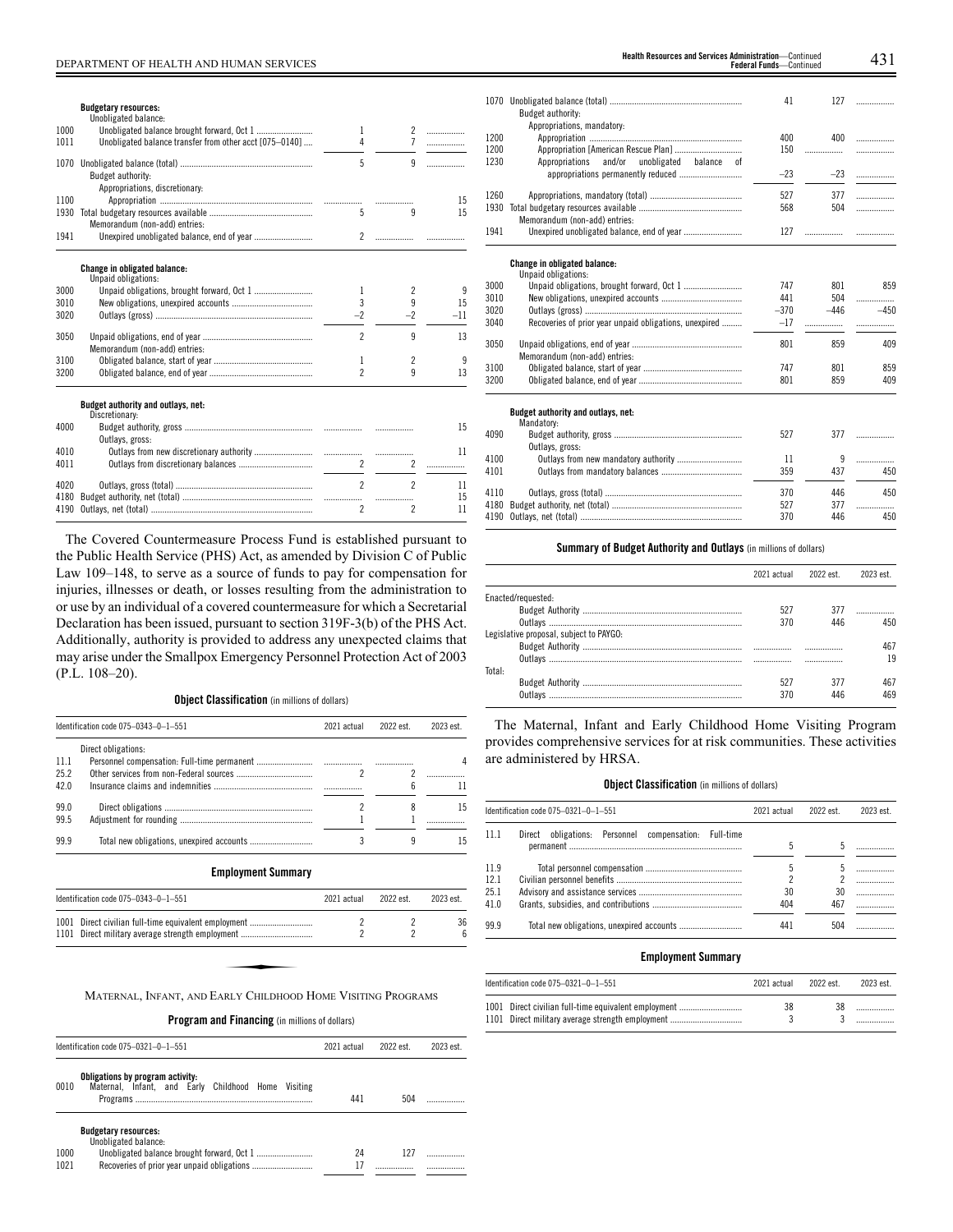| | | 2021 actual | 2022 est. | 2023 est. |
|---|---|---|---|---|
| | **Budgetary resources:** | | | |
| | Unobligated balance: | | | |
| 1000 | Unobligated balance brought forward, Oct 1 | 1 | 2 | |
| 1011 | Unobligated balance transfer from other acct [075–0140] | 4 | 7 | |
| 1070 | Unobligated balance (total) | 5 | 9 | |
| | Budget authority: | | | |
| | Appropriations, discretionary: | | | |
| 1100 | Appropriation | | | 15 |
| 1930 | Total budgetary resources available | 5 | 9 | 15 |
| | Memorandum (non-add) entries: | | | |
| 1941 | Unexpired unobligated balance, end of year | 2 | | |
| | **Change in obligated balance:** | | | |
| | Unpaid obligations: | | | |
| 3000 | Unpaid obligations, brought forward, Oct 1 | 1 | 2 | 9 |
| 3010 | New obligations, unexpired accounts | 3 | 9 | 15 |
| 3020 | Outlays (gross) | –2 | –2 | –11 |
| 3050 | Unpaid obligations, end of year | 2 | 9 | 13 |
| | Memorandum (non-add) entries: | | | |
| 3100 | Obligated balance, start of year | 1 | 2 | 9 |
| 3200 | Obligated balance, end of year | 2 | 9 | 13 |
| | **Budget authority and outlays, net:** | | | |
| | Discretionary: | | | |
| 4000 | Budget authority, gross | | | 15 |
| | Outlays, gross: | | | |
| 4010 | Outlays from new discretionary authority | | | 11 |
| 4011 | Outlays from discretionary balances | 2 | 2 | |
| 4020 | Outlays, gross (total) | 2 | 2 | 11 |
| 4180 | Budget authority, net (total) | | | 15 |
| 4190 | Outlays, net (total) | 2 | 2 | 11 |

The Covered Countermeasure Process Fund is established pursuant to the Public Health Service (PHS) Act, as amended by Division C of Public Law 109–148, to serve as a source of funds to pay for compensation for injuries, illnesses or death, or losses resulting from the administration to or use by an individual of a covered countermeasure for which a Secretarial Declaration has been issued, pursuant to section 319F-3(b) of the PHS Act. Additionally, authority is provided to address any unexpected claims that may arise under the Smallpox Emergency Personnel Protection Act of 2003 (P.L. 108–20).

**Object Classification** (in millions of dollars)

| Identification code 075–0343–0–1–551 | | 2021 actual | 2022 est. | 2023 est. |
|---|---|---|---|---|
| | Direct obligations: | | | |
| 11.1 | Personnel compensation: Full-time permanent | | | 4 |
| 25.2 | Other services from non-Federal sources | 2 | 2 | |
| 42.0 | Insurance claims and indemnities | | 6 | 11 |
| 99.0 | Direct obligations | 2 | 8 | 15 |
| 99.5 | Adjustment for rounding | 1 | 1 | |
| 99.9 | Total new obligations, unexpired accounts | 3 | 9 | 15 |

**Employment Summary**

| Identification code 075–0343–0–1–551 | | 2021 actual | 2022 est. | 2023 est. |
|---|---|---|---|---|
| 1001 | Direct civilian full-time equivalent employment | 2 | 2 | 36 |
| 1101 | Direct military average strength employment | 2 | 2 | 6 |

## MATERNAL, INFANT, AND EARLY CHILDHOOD HOME VISITING PROGRAMS

**Program and Financing** (in millions of dollars)

| Identification code 075–0321–0–1–551 | | 2021 actual | 2022 est. | 2023 est. |
|---|---|---|---|---|
| | **Obligations by program activity:** | | | |
| 0010 | Maternal, Infant, and Early Childhood Home Visiting Programs | 441 | 504 | |
| | **Budgetary resources:** | | | |
| | Unobligated balance: | | | |
| 1000 | Unobligated balance brought forward, Oct 1 | 24 | 127 | |
| 1021 | Recoveries of prior year unpaid obligations | 17 | | |
| 1070 | Unobligated balance (total) | 41 | 127 | |
| | Budget authority: | | | |
| | Appropriations, mandatory: | | | |
| 1200 | Appropriation | 400 | 400 | |
| 1200 | Appropriation [American Rescue Plan] | 150 | | |
| 1230 | Appropriations and/or unobligated balance of appropriations permanently reduced | –23 | –23 | |
| 1260 | Appropriations, mandatory (total) | 527 | 377 | |
| 1930 | Total budgetary resources available | 568 | 504 | |
| | Memorandum (non-add) entries: | | | |
| 1941 | Unexpired unobligated balance, end of year | 127 | | |
| | **Change in obligated balance:** | | | |
| | Unpaid obligations: | | | |
| 3000 | Unpaid obligations, brought forward, Oct 1 | 747 | 801 | 859 |
| 3010 | New obligations, unexpired accounts | 441 | 504 | |
| 3020 | Outlays (gross) | –370 | –446 | –450 |
| 3040 | Recoveries of prior year unpaid obligations, unexpired | –17 | | |
| 3050 | Unpaid obligations, end of year | 801 | 859 | 409 |
| | Memorandum (non-add) entries: | | | |
| 3100 | Obligated balance, start of year | 747 | 801 | 859 |
| 3200 | Obligated balance, end of year | 801 | 859 | 409 |
| | **Budget authority and outlays, net:** | | | |
| | Mandatory: | | | |
| 4090 | Budget authority, gross | 527 | 377 | |
| | Outlays, gross: | | | |
| 4100 | Outlays from new mandatory authority | 11 | 9 | |
| 4101 | Outlays from mandatory balances | 359 | 437 | 450 |
| 4110 | Outlays, gross (total) | 370 | 446 | 450 |
| 4180 | Budget authority, net (total) | 527 | 377 | |
| 4190 | Outlays, net (total) | 370 | 446 | 450 |

**Summary of Budget Authority and Outlays** (in millions of dollars)

| | 2021 actual | 2022 est. | 2023 est. |
|---|---|---|---|
| Enacted/requested: | | | |
| Budget Authority | 527 | 377 | |
| Outlays | 370 | 446 | 450 |
| Legislative proposal, subject to PAYGO: | | | |
| Budget Authority | | | 467 |
| Outlays | | | 19 |
| Total: | | | |
| Budget Authority | 527 | 377 | 467 |
| Outlays | 370 | 446 | 469 |

The Maternal, Infant and Early Childhood Home Visiting Program provides comprehensive services for at risk communities. These activities are administered by HRSA.

**Object Classification** (in millions of dollars)

| Identification code 075–0321–0–1–551 | | 2021 actual | 2022 est. | 2023 est. |
|---|---|---|---|---|
| 11.1 | Direct obligations: Personnel compensation: Full-time permanent | 5 | 5 | |
| 11.9 | Total personnel compensation | 5 | 5 | |
| 12.1 | Civilian personnel benefits | 2 | 2 | |
| 25.1 | Advisory and assistance services | 30 | 30 | |
| 41.0 | Grants, subsidies, and contributions | 404 | 467 | |
| 99.9 | Total new obligations, unexpired accounts | 441 | 504 | |

**Employment Summary**

| Identification code 075–0321–0–1–551 | | 2021 actual | 2022 est. | 2023 est. |
|---|---|---|---|---|
| 1001 | Direct civilian full-time equivalent employment | 38 | 38 | |
| 1101 | Direct military average strength employment | 3 | 3 | |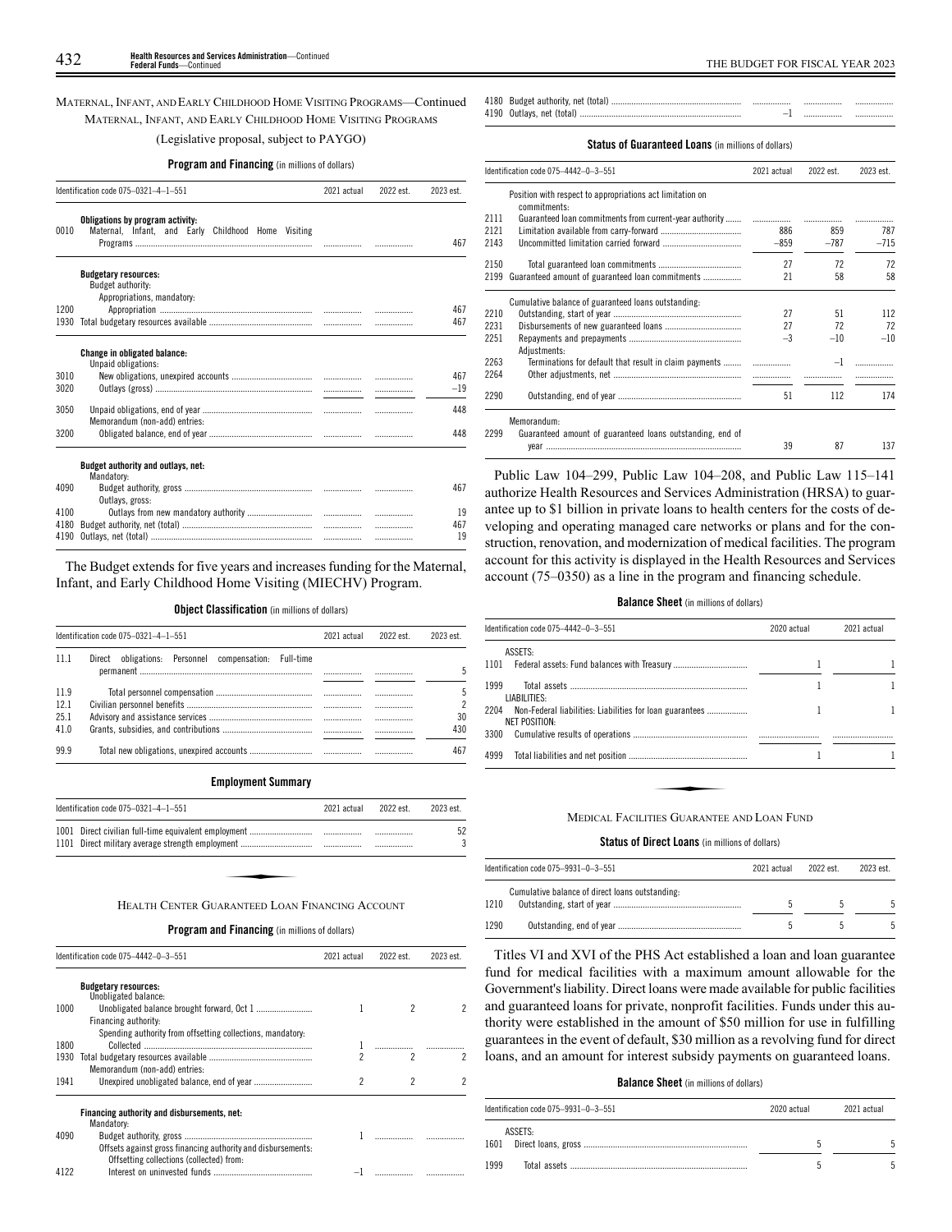MATERNAL, INFANT, AND EARLY CHILDHOOD HOME VISITING PROGRAMS—Continued

MATERNAL, INFANT, AND EARLY CHILDHOOD HOME VISITING PROGRAMS

(Legislative proposal, subject to PAYGO)

**Program and Financing** (in millions of dollars)

| Identification code 075–0321–4–1–551 | | 2021 actual | 2022 est. | 2023 est. |
|---|---|---|---|---|
| | **Obligations by program activity:** | | | |
| 0010 | Maternal, Infant, and Early Childhood Home Visiting Programs | | | 467 |
| | **Budgetary resources:** | | | |
| | Budget authority: | | | |
| | Appropriations, mandatory: | | | |
| 1200 | Appropriation | | | 467 |
| 1930 | Total budgetary resources available | | | 467 |
| | **Change in obligated balance:** | | | |
| | Unpaid obligations: | | | |
| 3010 | New obligations, unexpired accounts | | | 467 |
| 3020 | Outlays (gross) | | | –19 |
| 3050 | Unpaid obligations, end of year | | | 448 |
| | Memorandum (non-add) entries: | | | |
| 3200 | Obligated balance, end of year | | | 448 |
| | **Budget authority and outlays, net:** | | | |
| | Mandatory: | | | |
| 4090 | Budget authority, gross | | | 467 |
| | Outlays, gross: | | | |
| 4100 | Outlays from new mandatory authority | | | 19 |
| 4180 | Budget authority, net (total) | | | 467 |
| 4190 | Outlays, net (total) | | | 19 |

The Budget extends for five years and increases funding for the Maternal, Infant, and Early Childhood Home Visiting (MIECHV) Program.

**Object Classification** (in millions of dollars)

| Identification code 075–0321–4–1–551 | | 2021 actual | 2022 est. | 2023 est. |
|---|---|---|---|---|
| 11.1 | Direct obligations: Personnel compensation: Full-time permanent | | | 5 |
| 11.9 | Total personnel compensation | | | 5 |
| 12.1 | Civilian personnel benefits | | | 2 |
| 25.1 | Advisory and assistance services | | | 30 |
| 41.0 | Grants, subsidies, and contributions | | | 430 |
| 99.9 | Total new obligations, unexpired accounts | | | 467 |

**Employment Summary**

| Identification code 075–0321–4–1–551 | | 2021 actual | 2022 est. | 2023 est. |
|---|---|---|---|---|
| 1001 | Direct civilian full-time equivalent employment | | | 52 |
| 1101 | Direct military average strength employment | | | 3 |

HEALTH CENTER GUARANTEED LOAN FINANCING ACCOUNT

**Program and Financing** (in millions of dollars)

| Identification code 075–4442–0–3–551 | | 2021 actual | 2022 est. | 2023 est. |
|---|---|---|---|---|
| | **Budgetary resources:** | | | |
| | Unobligated balance: | | | |
| 1000 | Unobligated balance brought forward, Oct 1 | 1 | 2 | 2 |
| | Financing authority: | | | |
| | Spending authority from offsetting collections, mandatory: | | | |
| 1800 | Collected | 1 | | |
| 1930 | Total budgetary resources available | 2 | 2 | 2 |
| | Memorandum (non-add) entries: | | | |
| 1941 | Unexpired unobligated balance, end of year | 2 | 2 | 2 |
| | **Financing authority and disbursements, net:** | | | |
| | Mandatory: | | | |
| 4090 | Budget authority, gross | 1 | | |
| | Offsets against gross financing authority and disbursements: | | | |
| | Offsetting collections (collected) from: | | | |
| 4122 | Interest on uninvested funds | –1 | | |
| 4180 | Budget authority, net (total) | | | |
| 4190 | Outlays, net (total) | –1 | | |

**Status of Guaranteed Loans** (in millions of dollars)

| Identification code 075–4442–0–3–551 | | 2021 actual | 2022 est. | 2023 est. |
|---|---|---|---|---|
| | Position with respect to appropriations act limitation on commitments: | | | |
| 2111 | Guaranteed loan commitments from current-year authority | | | |
| 2121 | Limitation available from carry-forward | 886 | 859 | 787 |
| 2143 | Uncommitted limitation carried forward | –859 | –787 | –715 |
| 2150 | Total guaranteed loan commitments | 27 | 72 | 72 |
| 2199 | Guaranteed amount of guaranteed loan commitments | 21 | 58 | 58 |
| | Cumulative balance of guaranteed loans outstanding: | | | |
| 2210 | Outstanding, start of year | 27 | 51 | 112 |
| 2231 | Disbursements of new guaranteed loans | 27 | 72 | 72 |
| 2251 | Repayments and prepayments | –3 | –10 | –10 |
| | Adjustments: | | | |
| 2263 | Terminations for default that result in claim payments | | –1 | |
| 2264 | Other adjustments, net | | | |
| 2290 | Outstanding, end of year | 51 | 112 | 174 |
| | Memorandum: | | | |
| 2299 | Guaranteed amount of guaranteed loans outstanding, end of year | 39 | 87 | 137 |

Public Law 104–299, Public Law 104–208, and Public Law 115–141 authorize Health Resources and Services Administration (HRSA) to guarantee up to $1 billion in private loans to health centers for the costs of developing and operating managed care networks or plans and for the construction, renovation, and modernization of medical facilities. The program account for this activity is displayed in the Health Resources and Services account (75–0350) as a line in the program and financing schedule.

**Balance Sheet** (in millions of dollars)

| Identification code 075–4442–0–3–551 | | 2020 actual | 2021 actual |
|---|---|---|---|
| | ASSETS: | | |
| 1101 | Federal assets: Fund balances with Treasury | 1 | 1 |
| 1999 | Total assets | 1 | 1 |
| | LIABILITIES: | | |
| 2204 | Non-Federal liabilities: Liabilities for loan guarantees | 1 | 1 |
| | NET POSITION: | | |
| 3300 | Cumulative results of operations | | |
| 4999 | Total liabilities and net position | 1 | 1 |

MEDICAL FACILITIES GUARANTEE AND LOAN FUND

**Status of Direct Loans** (in millions of dollars)

| Identification code 075–9931–0–3–551 | | 2021 actual | 2022 est. | 2023 est. |
|---|---|---|---|---|
| | Cumulative balance of direct loans outstanding: | | | |
| 1210 | Outstanding, start of year | 5 | 5 | 5 |
| 1290 | Outstanding, end of year | 5 | 5 | 5 |

Titles VI and XVI of the PHS Act established a loan and loan guarantee fund for medical facilities with a maximum amount allowable for the Government's liability. Direct loans were made available for public facilities and guaranteed loans for private, nonprofit facilities. Funds under this authority were established in the amount of $50 million for use in fulfilling guarantees in the event of default, $30 million as a revolving fund for direct loans, and an amount for interest subsidy payments on guaranteed loans.

**Balance Sheet** (in millions of dollars)

| Identification code 075–9931–0–3–551 | | 2020 actual | 2021 actual |
|---|---|---|---|
| | ASSETS: | | |
| 1601 | Direct loans, gross | 5 | 5 |
| 1999 | Total assets | 5 | 5 |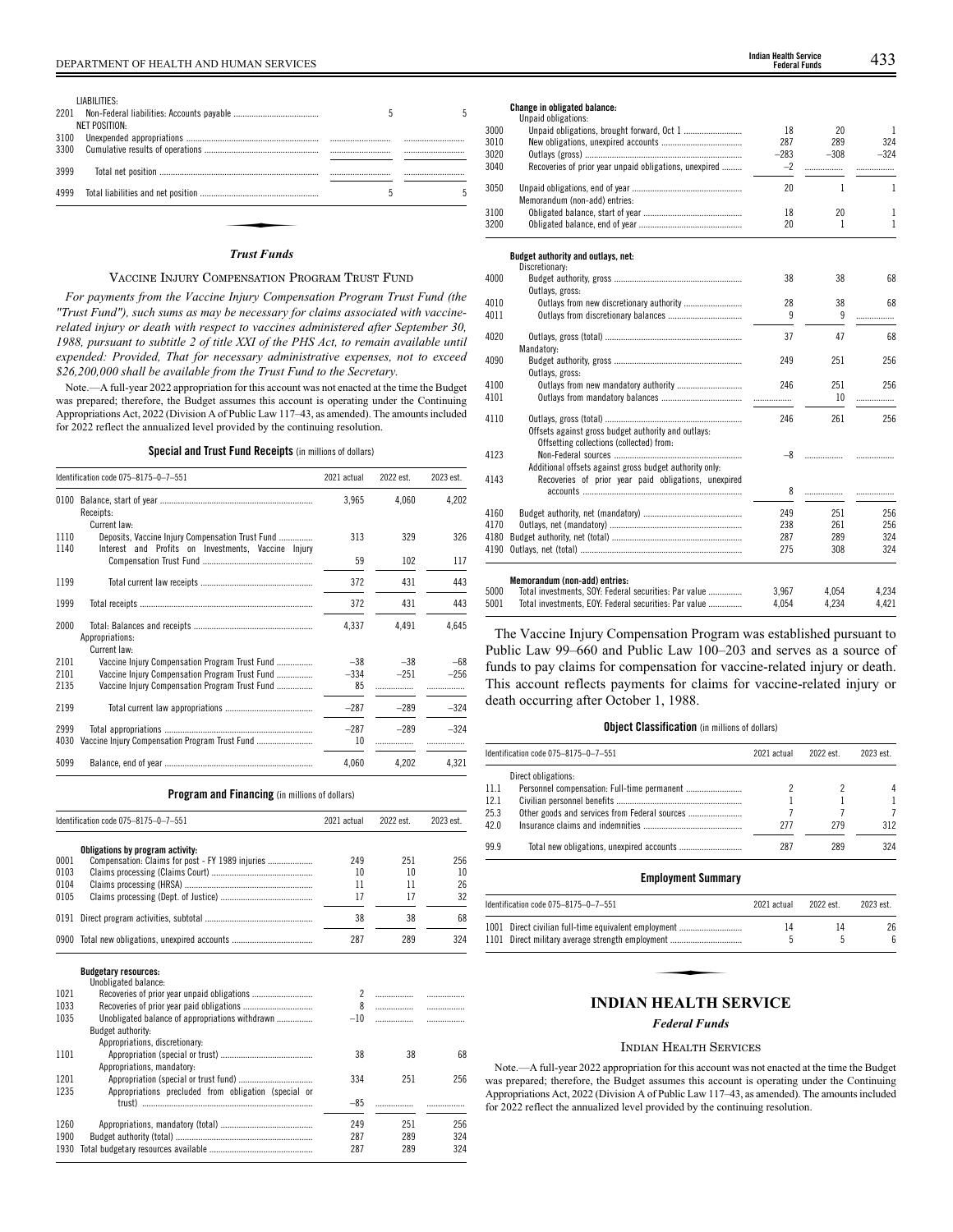| | | | |
|---|---|---|---|
| | LIABILITIES: | | |
| 2201 | Non-Federal liabilities: Accounts payable | 5 | 5 |
| | NET POSITION: | | |
| 3100 | Unexpended appropriations | | |
| 3300 | Cumulative results of operations | | |
| 3999 | Total net position | | |
| 4999 | Total liabilities and net position | 5 | 5 |

## *Trust Funds*

### Vaccine Injury Compensation Program Trust Fund

*For payments from the Vaccine Injury Compensation Program Trust Fund (the "Trust Fund"), such sums as may be necessary for claims associated with vaccine-related injury or death with respect to vaccines administered after September 30, 1988, pursuant to subtitle 2 of title XXI of the PHS Act, to remain available until expended: Provided, That for necessary administrative expenses, not to exceed $26,200,000 shall be available from the Trust Fund to the Secretary.*

Note.—A full-year 2022 appropriation for this account was not enacted at the time the Budget was prepared; therefore, the Budget assumes this account is operating under the Continuing Appropriations Act, 2022 (Division A of Public Law 117–43, as amended). The amounts included for 2022 reflect the annualized level provided by the continuing resolution.

**Special and Trust Fund Receipts** (in millions of dollars)

| | Identification code 075–8175–0–7–551 | 2021 actual | 2022 est. | 2023 est. |
|---|---|---|---|---|
| 0100 | Balance, start of year | 3,965 | 4,060 | 4,202 |
| | Receipts: | | | |
| | Current law: | | | |
| 1110 | Deposits, Vaccine Injury Compensation Program Trust Fund | 313 | 329 | 326 |
| 1140 | Interest and Profits on Investments, Vaccine Injury Compensation Trust Fund | 59 | 102 | 117 |
| 1199 | Total current law receipts | 372 | 431 | 443 |
| 1999 | Total receipts | 372 | 431 | 443 |
| 2000 | Total: Balances and receipts | 4,337 | 4,491 | 4,645 |
| | Appropriations: | | | |
| | Current law: | | | |
| 2101 | Vaccine Injury Compensation Program Trust Fund | –38 | –38 | –68 |
| 2101 | Vaccine Injury Compensation Program Trust Fund | –334 | –251 | –256 |
| 2135 | Vaccine Injury Compensation Program Trust Fund | 85 | | |
| 2199 | Total current law appropriations | –287 | –289 | –324 |
| 2999 | Total appropriations | –287 | –289 | –324 |
| 4030 | Vaccine Injury Compensation Program Trust Fund | 10 | | |
| 5099 | Balance, end of year | 4,060 | 4,202 | 4,321 |

**Program and Financing** (in millions of dollars)

| | Identification code 075–8175–0–7–551 | 2021 actual | 2022 est. | 2023 est. |
|---|---|---|---|---|
| | **Obligations by program activity:** | | | |
| 0001 | Compensation: Claims for post - FY 1989 injuries | 249 | 251 | 256 |
| 0103 | Claims processing (Claims Court) | 10 | 10 | 10 |
| 0104 | Claims processing (HRSA) | 11 | 11 | 26 |
| 0105 | Claims processing (Dept. of Justice) | 17 | 17 | 32 |
| 0191 | Direct program activities, subtotal | 38 | 38 | 68 |
| 0900 | Total new obligations, unexpired accounts | 287 | 289 | 324 |
| | **Budgetary resources:** | | | |
| | Unobligated balance: | | | |
| 1021 | Recoveries of prior year unpaid obligations | 2 | | |
| 1033 | Recoveries of prior year paid obligations | 8 | | |
| 1035 | Unobligated balance of appropriations withdrawn | –10 | | |
| | Budget authority: | | | |
| | Appropriations, discretionary: | | | |
| 1101 | Appropriation (special or trust) | 38 | 38 | 68 |
| | Appropriations, mandatory: | | | |
| 1201 | Appropriation (special or trust fund) | 334 | 251 | 256 |
| 1235 | Appropriations precluded from obligation (special or trust) | –85 | | |
| 1260 | Appropriations, mandatory (total) | 249 | 251 | 256 |
| 1900 | Budget authority (total) | 287 | 289 | 324 |
| 1930 | Total budgetary resources available | 287 | 289 | 324 |
| | **Change in obligated balance:** | | | |
| | Unpaid obligations: | | | |
| 3000 | Unpaid obligations, brought forward, Oct 1 | 18 | 20 | 1 |
| 3010 | New obligations, unexpired accounts | 287 | 289 | 324 |
| 3020 | Outlays (gross) | –283 | –308 | –324 |
| 3040 | Recoveries of prior year unpaid obligations, unexpired | –2 | | |
| 3050 | Unpaid obligations, end of year | 20 | 1 | 1 |
| | Memorandum (non-add) entries: | | | |
| 3100 | Obligated balance, start of year | 18 | 20 | 1 |
| 3200 | Obligated balance, end of year | 20 | 1 | 1 |
| | **Budget authority and outlays, net:** | | | |
| | Discretionary: | | | |
| 4000 | Budget authority, gross | 38 | 38 | 68 |
| | Outlays, gross: | | | |
| 4010 | Outlays from new discretionary authority | 28 | 38 | 68 |
| 4011 | Outlays from discretionary balances | 9 | 9 | |
| 4020 | Outlays, gross (total) | 37 | 47 | 68 |
| | Mandatory: | | | |
| 4090 | Budget authority, gross | 249 | 251 | 256 |
| | Outlays, gross: | | | |
| 4100 | Outlays from new mandatory authority | 246 | 251 | 256 |
| 4101 | Outlays from mandatory balances | | 10 | |
| 4110 | Outlays, gross (total) | 246 | 261 | 256 |
| | Offsets against gross budget authority and outlays: | | | |
| | Offsetting collections (collected) from: | | | |
| 4123 | Non-Federal sources | –8 | | |
| | Additional offsets against gross budget authority only: | | | |
| 4143 | Recoveries of prior year paid obligations, unexpired accounts | 8 | | |
| 4160 | Budget authority, net (mandatory) | 249 | 251 | 256 |
| 4170 | Outlays, net (mandatory) | 238 | 261 | 256 |
| 4180 | Budget authority, net (total) | 287 | 289 | 324 |
| 4190 | Outlays, net (total) | 275 | 308 | 324 |
| | **Memorandum (non-add) entries:** | | | |
| 5000 | Total investments, SOY: Federal securities: Par value | 3,967 | 4,054 | 4,234 |
| 5001 | Total investments, EOY: Federal securities: Par value | 4,054 | 4,234 | 4,421 |

The Vaccine Injury Compensation Program was established pursuant to Public Law 99–660 and Public Law 100–203 and serves as a source of funds to pay claims for compensation for vaccine-related injury or death. This account reflects payments for claims for vaccine-related injury or death occurring after October 1, 1988.

**Object Classification** (in millions of dollars)

| | Identification code 075–8175–0–7–551 | 2021 actual | 2022 est. | 2023 est. |
|---|---|---|---|---|
| | Direct obligations: | | | |
| 11.1 | Personnel compensation: Full-time permanent | 2 | 2 | 4 |
| 12.1 | Civilian personnel benefits | 1 | 1 | 1 |
| 25.3 | Other goods and services from Federal sources | 7 | 7 | 7 |
| 42.0 | Insurance claims and indemnities | 277 | 279 | 312 |
| 99.9 | Total new obligations, unexpired accounts | 287 | 289 | 324 |

**Employment Summary**

| | Identification code 075–8175–0–7–551 | 2021 actual | 2022 est. | 2023 est. |
|---|---|---|---|---|
| 1001 | Direct civilian full-time equivalent employment | 14 | 14 | 26 |
| 1101 | Direct military average strength employment | 5 | 5 | 6 |

# INDIAN HEALTH SERVICE

## *Federal Funds*

### Indian Health Services

Note.—A full-year 2022 appropriation for this account was not enacted at the time the Budget was prepared; therefore, the Budget assumes this account is operating under the Continuing Appropriations Act, 2022 (Division A of Public Law 117–43, as amended). The amounts included for 2022 reflect the annualized level provided by the continuing resolution.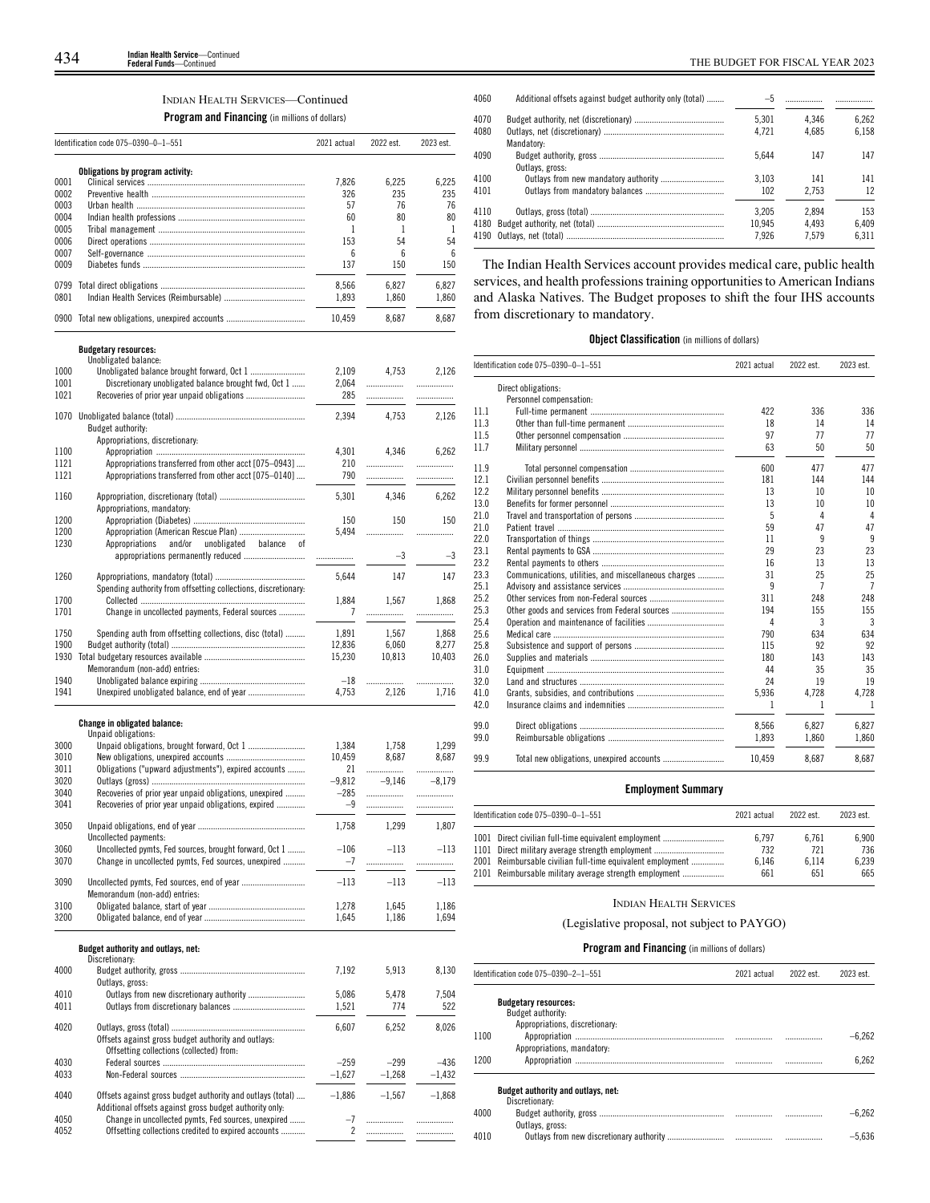## INDIAN HEALTH SERVICES—Continued

**Program and Financing** (in millions of dollars)

| Identification code 075–0390–0–1–551 | | 2021 actual | 2022 est. | 2023 est. |
|---|---|---|---|---|
| | **Obligations by program activity:** | | | |
| 0001 | Clinical services | 7,826 | 6,225 | 6,225 |
| 0002 | Preventive health | 326 | 235 | 235 |
| 0003 | Urban health | 57 | 76 | 76 |
| 0004 | Indian health professions | 60 | 80 | 80 |
| 0005 | Tribal management | 1 | 1 | 1 |
| 0006 | Direct operations | 153 | 54 | 54 |
| 0007 | Self-governance | 6 | 6 | 6 |
| 0009 | Diabetes funds | 137 | 150 | 150 |
| 0799 | Total direct obligations | 8,566 | 6,827 | 6,827 |
| 0801 | Indian Health Services (Reimbursable) | 1,893 | 1,860 | 1,860 |
| 0900 | Total new obligations, unexpired accounts | 10,459 | 8,687 | 8,687 |
| | **Budgetary resources:** | | | |
| | Unobligated balance: | | | |
| 1000 | Unobligated balance brought forward, Oct 1 | 2,109 | 4,753 | 2,126 |
| 1001 | Discretionary unobligated balance brought fwd, Oct 1 | 2,064 | | |
| 1021 | Recoveries of prior year unpaid obligations | 285 | | |
| 1070 | Unobligated balance (total) | 2,394 | 4,753 | 2,126 |
| | Budget authority: | | | |
| | Appropriations, discretionary: | | | |
| 1100 | Appropriation | 4,301 | 4,346 | 6,262 |
| 1121 | Appropriations transferred from other acct [075–0943] | 210 | | |
| 1121 | Appropriations transferred from other acct [075–0140] | 790 | | |
| 1160 | Appropriation, discretionary (total) | 5,301 | 4,346 | 6,262 |
| | Appropriations, mandatory: | | | |
| 1200 | Appropriation (Diabetes) | 150 | 150 | 150 |
| 1200 | Appropriation (American Rescue Plan) | 5,494 | | |
| 1230 | Appropriations and/or unobligated balance of appropriations permanently reduced | | –3 | –3 |
| 1260 | Appropriations, mandatory (total) | 5,644 | 147 | 147 |
| | Spending authority from offsetting collections, discretionary: | | | |
| 1700 | Collected | 1,884 | 1,567 | 1,868 |
| 1701 | Change in uncollected payments, Federal sources | 7 | | |
| 1750 | Spending auth from offsetting collections, disc (total) | 1,891 | 1,567 | 1,868 |
| 1900 | Budget authority (total) | 12,836 | 6,060 | 8,277 |
| 1930 | Total budgetary resources available | 15,230 | 10,813 | 10,403 |
| | Memorandum (non-add) entries: | | | |
| 1940 | Unobligated balance expiring | –18 | | |
| 1941 | Unexpired unobligated balance, end of year | 4,753 | 2,126 | 1,716 |
| | **Change in obligated balance:** | | | |
| | Unpaid obligations: | | | |
| 3000 | Unpaid obligations, brought forward, Oct 1 | 1,384 | 1,758 | 1,299 |
| 3010 | New obligations, unexpired accounts | 10,459 | 8,687 | 8,687 |
| 3011 | Obligations ("upward adjustments"), expired accounts | 21 | | |
| 3020 | Outlays (gross) | –9,812 | –9,146 | –8,179 |
| 3040 | Recoveries of prior year unpaid obligations, unexpired | –285 | | |
| 3041 | Recoveries of prior year unpaid obligations, expired | –9 | | |
| 3050 | Unpaid obligations, end of year | 1,758 | 1,299 | 1,807 |
| | Uncollected payments: | | | |
| 3060 | Uncollected pymts, Fed sources, brought forward, Oct 1 | –106 | –113 | –113 |
| 3070 | Change in uncollected pymts, Fed sources, unexpired | –7 | | |
| 3090 | Uncollected pymts, Fed sources, end of year | –113 | –113 | –113 |
| | Memorandum (non-add) entries: | | | |
| 3100 | Obligated balance, start of year | 1,278 | 1,645 | 1,186 |
| 3200 | Obligated balance, end of year | 1,645 | 1,186 | 1,694 |
| | **Budget authority and outlays, net:** | | | |
| | Discretionary: | | | |
| 4000 | Budget authority, gross | 7,192 | 5,913 | 8,130 |
| | Outlays, gross: | | | |
| 4010 | Outlays from new discretionary authority | 5,086 | 5,478 | 7,504 |
| 4011 | Outlays from discretionary balances | 1,521 | 774 | 522 |
| 4020 | Outlays, gross (total) | 6,607 | 6,252 | 8,026 |
| | Offsets against gross budget authority and outlays: | | | |
| | Offsetting collections (collected) from: | | | |
| 4030 | Federal sources | –259 | –299 | –436 |
| 4033 | Non-Federal sources | –1,627 | –1,268 | –1,432 |
| 4040 | Offsets against gross budget authority and outlays (total) | –1,886 | –1,567 | –1,868 |
| | Additional offsets against gross budget authority only: | | | |
| 4050 | Change in uncollected pymts, Fed sources, unexpired | –7 | | |
| 4052 | Offsetting collections credited to expired accounts | 2 | | |
| 4060 | Additional offsets against budget authority only (total) | –5 | | |
| 4070 | Budget authority, net (discretionary) | 5,301 | 4,346 | 6,262 |
| 4080 | Outlays, net (discretionary) | 4,721 | 4,685 | 6,158 |
| | Mandatory: | | | |
| 4090 | Budget authority, gross | 5,644 | 147 | 147 |
| | Outlays, gross: | | | |
| 4100 | Outlays from new mandatory authority | 3,103 | 141 | 141 |
| 4101 | Outlays from mandatory balances | 102 | 2,753 | 12 |
| 4110 | Outlays, gross (total) | 3,205 | 2,894 | 153 |
| 4180 | Budget authority, net (total) | 10,945 | 4,493 | 6,409 |
| 4190 | Outlays, net (total) | 7,926 | 7,579 | 6,311 |

The Indian Health Services account provides medical care, public health services, and health professions training opportunities to American Indians and Alaska Natives. The Budget proposes to shift the four IHS accounts from discretionary to mandatory.

**Object Classification** (in millions of dollars)

| Identification code 075–0390–0–1–551 | | 2021 actual | 2022 est. | 2023 est. |
|---|---|---|---|---|
| | Direct obligations: | | | |
| | Personnel compensation: | | | |
| 11.1 | Full-time permanent | 422 | 336 | 336 |
| 11.3 | Other than full-time permanent | 18 | 14 | 14 |
| 11.5 | Other personnel compensation | 97 | 77 | 77 |
| 11.7 | Military personnel | 63 | 50 | 50 |
| 11.9 | Total personnel compensation | 600 | 477 | 477 |
| 12.1 | Civilian personnel benefits | 181 | 144 | 144 |
| 12.2 | Military personnel benefits | 13 | 10 | 10 |
| 13.0 | Benefits for former personnel | 13 | 10 | 10 |
| 21.0 | Travel and transportation of persons | 5 | 4 | 4 |
| 21.0 | Patient travel | 59 | 47 | 47 |
| 22.0 | Transportation of things | 11 | 9 | 9 |
| 23.1 | Rental payments to GSA | 29 | 23 | 23 |
| 23.2 | Rental payments to others | 16 | 13 | 13 |
| 23.3 | Communications, utilities, and miscellaneous charges | 31 | 25 | 25 |
| 25.1 | Advisory and assistance services | 9 | 7 | 7 |
| 25.2 | Other services from non-Federal sources | 311 | 248 | 248 |
| 25.3 | Other goods and services from Federal sources | 194 | 155 | 155 |
| 25.4 | Operation and maintenance of facilities | 4 | 3 | 3 |
| 25.6 | Medical care | 790 | 634 | 634 |
| 25.8 | Subsistence and support of persons | 115 | 92 | 92 |
| 26.0 | Supplies and materials | 180 | 143 | 143 |
| 31.0 | Equipment | 44 | 35 | 35 |
| 32.0 | Land and structures | 24 | 19 | 19 |
| 41.0 | Grants, subsidies, and contributions | 5,936 | 4,728 | 4,728 |
| 42.0 | Insurance claims and indemnities | 1 | 1 | 1 |
| 99.0 | Direct obligations | 8,566 | 6,827 | 6,827 |
| 99.0 | Reimbursable obligations | 1,893 | 1,860 | 1,860 |
| 99.9 | Total new obligations, unexpired accounts | 10,459 | 8,687 | 8,687 |

**Employment Summary**

| Identification code 075–0390–0–1–551 | | 2021 actual | 2022 est. | 2023 est. |
|---|---|---|---|---|
| 1001 | Direct civilian full-time equivalent employment | 6,797 | 6,761 | 6,900 |
| 1101 | Direct military average strength employment | 732 | 721 | 736 |
| 2001 | Reimbursable civilian full-time equivalent employment | 6,146 | 6,114 | 6,239 |
| 2101 | Reimbursable military average strength employment | 661 | 651 | 665 |

## INDIAN HEALTH SERVICES

(Legislative proposal, not subject to PAYGO)

**Program and Financing** (in millions of dollars)

| Identification code 075–0390–2–1–551 | | 2021 actual | 2022 est. | 2023 est. |
|---|---|---|---|---|
| | **Budgetary resources:** | | | |
| | Budget authority: | | | |
| | Appropriations, discretionary: | | | |
| 1100 | Appropriation | | | –6,262 |
| | Appropriations, mandatory: | | | |
| 1200 | Appropriation | | | 6,262 |
| | **Budget authority and outlays, net:** | | | |
| | Discretionary: | | | |
| 4000 | Budget authority, gross | | | –6,262 |
| | Outlays, gross: | | | |
| 4010 | Outlays from new discretionary authority | | | –5,636 |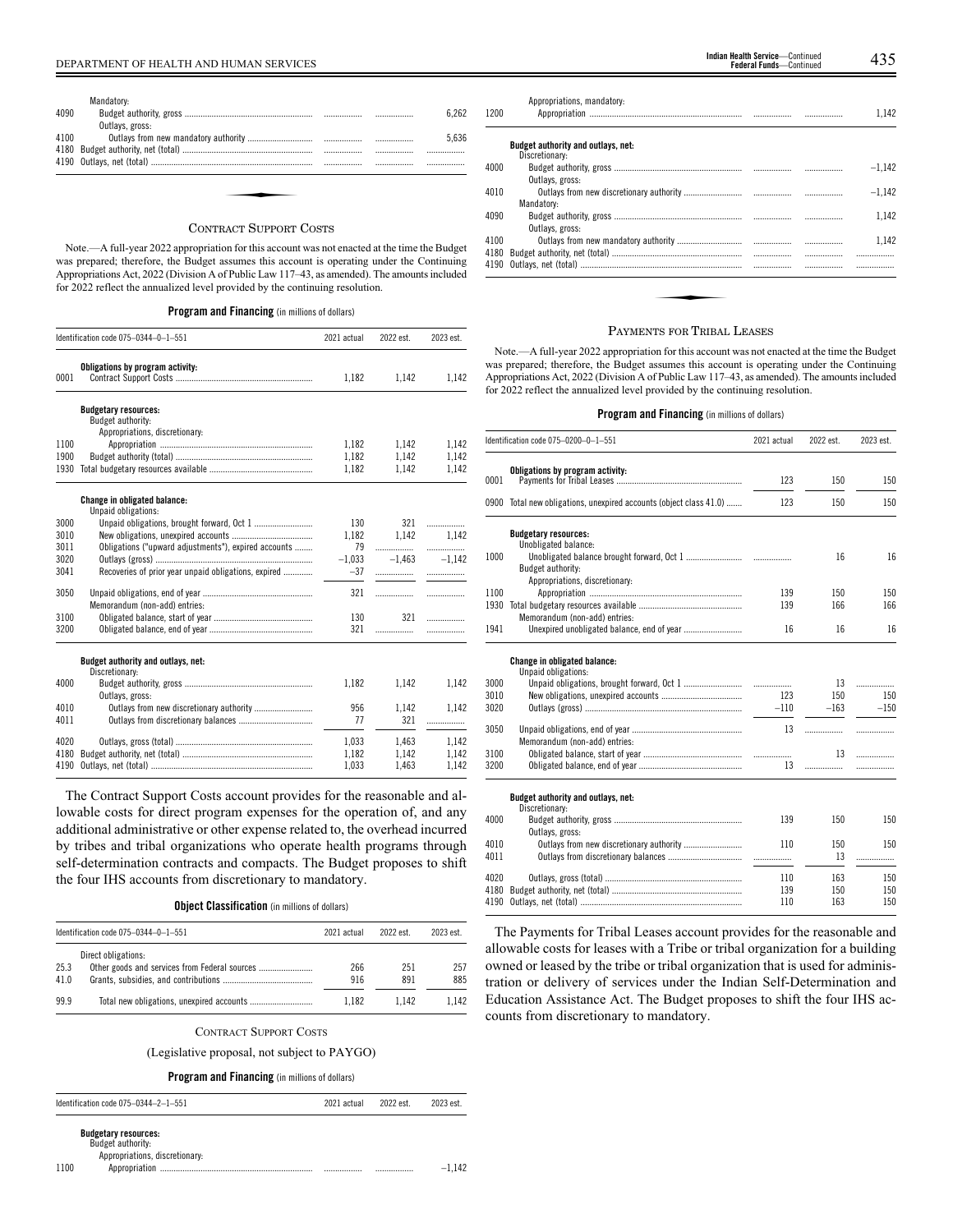| | | 2021 actual | 2022 est. | 2023 est. |
|---|---|---|---|---|
| | Mandatory: | | | |
| 4090 | Budget authority, gross | ................ | ................ | 6,262 |
| | Outlays, gross: | | | |
| 4100 | Outlays from new mandatory authority | ................ | ................ | 5,636 |
| 4180 | Budget authority, net (total) | ................ | ................ | ................ |
| 4190 | Outlays, net (total) | ................ | ................ | ................ |

## CONTRACT SUPPORT COSTS

Note.—A full-year 2022 appropriation for this account was not enacted at the time the Budget was prepared; therefore, the Budget assumes this account is operating under the Continuing Appropriations Act, 2022 (Division A of Public Law 117–43, as amended). The amounts included for 2022 reflect the annualized level provided by the continuing resolution.

**Program and Financing** (in millions of dollars)

| Identification code 075–0344–0–1–551 | | 2021 actual | 2022 est. | 2023 est. |
|---|---|---|---|---|
| | **Obligations by program activity:** | | | |
| 0001 | Contract Support Costs | 1,182 | 1,142 | 1,142 |
| | **Budgetary resources:** | | | |
| | Budget authority: | | | |
| | Appropriations, discretionary: | | | |
| 1100 | Appropriation | 1,182 | 1,142 | 1,142 |
| 1900 | Budget authority (total) | 1,182 | 1,142 | 1,142 |
| 1930 | Total budgetary resources available | 1,182 | 1,142 | 1,142 |
| | **Change in obligated balance:** | | | |
| | Unpaid obligations: | | | |
| 3000 | Unpaid obligations, brought forward, Oct 1 | 130 | 321 | ................ |
| 3010 | New obligations, unexpired accounts | 1,182 | 1,142 | 1,142 |
| 3011 | Obligations ("upward adjustments"), expired accounts | 79 | ................ | ................ |
| 3020 | Outlays (gross) | −1,033 | −1,463 | −1,142 |
| 3041 | Recoveries of prior year unpaid obligations, expired | −37 | ................ | ................ |
| 3050 | Unpaid obligations, end of year | 321 | ................ | ................ |
| | Memorandum (non-add) entries: | | | |
| 3100 | Obligated balance, start of year | 130 | 321 | ................ |
| 3200 | Obligated balance, end of year | 321 | ................ | ................ |
| | **Budget authority and outlays, net:** | | | |
| | Discretionary: | | | |
| 4000 | Budget authority, gross | 1,182 | 1,142 | 1,142 |
| | Outlays, gross: | | | |
| 4010 | Outlays from new discretionary authority | 956 | 1,142 | 1,142 |
| 4011 | Outlays from discretionary balances | 77 | 321 | ................ |
| 4020 | Outlays, gross (total) | 1,033 | 1,463 | 1,142 |
| 4180 | Budget authority, net (total) | 1,182 | 1,142 | 1,142 |
| 4190 | Outlays, net (total) | 1,033 | 1,463 | 1,142 |

The Contract Support Costs account provides for the reasonable and allowable costs for direct program expenses for the operation of, and any additional administrative or other expense related to, the overhead incurred by tribes and tribal organizations who operate health programs through self-determination contracts and compacts. The Budget proposes to shift the four IHS accounts from discretionary to mandatory.

**Object Classification** (in millions of dollars)

| Identification code 075–0344–0–1–551 | | 2021 actual | 2022 est. | 2023 est. |
|---|---|---|---|---|
| | Direct obligations: | | | |
| 25.3 | Other goods and services from Federal sources | 266 | 251 | 257 |
| 41.0 | Grants, subsidies, and contributions | 916 | 891 | 885 |
| 99.9 | Total new obligations, unexpired accounts | 1,182 | 1,142 | 1,142 |

## CONTRACT SUPPORT COSTS

(Legislative proposal, not subject to PAYGO)

**Program and Financing** (in millions of dollars)

| Identification code 075–0344–2–1–551 | | 2021 actual | 2022 est. | 2023 est. |
|---|---|---|---|---|
| | **Budgetary resources:** | | | |
| | Budget authority: | | | |
| | Appropriations, discretionary: | | | |
| 1100 | Appropriation | ................ | ................ | −1,142 |
| | Appropriations, mandatory: | | | |
| 1200 | Appropriation | ................ | ................ | 1,142 |
| | **Budget authority and outlays, net:** | | | |
| | Discretionary: | | | |
| 4000 | Budget authority, gross | ................ | ................ | −1,142 |
| | Outlays, gross: | | | |
| 4010 | Outlays from new discretionary authority | ................ | ................ | −1,142 |
| | Mandatory: | | | |
| 4090 | Budget authority, gross | ................ | ................ | 1,142 |
| | Outlays, gross: | | | |
| 4100 | Outlays from new mandatory authority | ................ | ................ | 1,142 |
| 4180 | Budget authority, net (total) | ................ | ................ | ................ |
| 4190 | Outlays, net (total) | ................ | ................ | ................ |

## PAYMENTS FOR TRIBAL LEASES

Note.—A full-year 2022 appropriation for this account was not enacted at the time the Budget was prepared; therefore, the Budget assumes this account is operating under the Continuing Appropriations Act, 2022 (Division A of Public Law 117–43, as amended). The amounts included for 2022 reflect the annualized level provided by the continuing resolution.

**Program and Financing** (in millions of dollars)

| Identification code 075–0200–0–1–551 | | 2021 actual | 2022 est. | 2023 est. |
|---|---|---|---|---|
| | **Obligations by program activity:** | | | |
| 0001 | Payments for Tribal Leases | 123 | 150 | 150 |
| 0900 | Total new obligations, unexpired accounts (object class 41.0) | 123 | 150 | 150 |
| | **Budgetary resources:** | | | |
| | Unobligated balance: | | | |
| 1000 | Unobligated balance brought forward, Oct 1 | ................ | 16 | 16 |
| | Budget authority: | | | |
| | Appropriations, discretionary: | | | |
| 1100 | Appropriation | 139 | 150 | 150 |
| 1930 | Total budgetary resources available | 139 | 166 | 166 |
| | Memorandum (non-add) entries: | | | |
| 1941 | Unexpired unobligated balance, end of year | 16 | 16 | 16 |
| | **Change in obligated balance:** | | | |
| | Unpaid obligations: | | | |
| 3000 | Unpaid obligations, brought forward, Oct 1 | ................ | 13 | ................ |
| 3010 | New obligations, unexpired accounts | 123 | 150 | 150 |
| 3020 | Outlays (gross) | −110 | −163 | −150 |
| 3050 | Unpaid obligations, end of year | 13 | ................ | ................ |
| | Memorandum (non-add) entries: | | | |
| 3100 | Obligated balance, start of year | ................ | 13 | ................ |
| 3200 | Obligated balance, end of year | 13 | ................ | ................ |
| | **Budget authority and outlays, net:** | | | |
| | Discretionary: | | | |
| 4000 | Budget authority, gross | 139 | 150 | 150 |
| | Outlays, gross: | | | |
| 4010 | Outlays from new discretionary authority | 110 | 150 | 150 |
| 4011 | Outlays from discretionary balances | ................ | 13 | ................ |
| 4020 | Outlays, gross (total) | 110 | 163 | 150 |
| 4180 | Budget authority, net (total) | 139 | 150 | 150 |
| 4190 | Outlays, net (total) | 110 | 163 | 150 |

The Payments for Tribal Leases account provides for the reasonable and allowable costs for leases with a Tribe or tribal organization for a building owned or leased by the tribe or tribal organization that is used for administration or delivery of services under the Indian Self-Determination and Education Assistance Act. The Budget proposes to shift the four IHS accounts from discretionary to mandatory.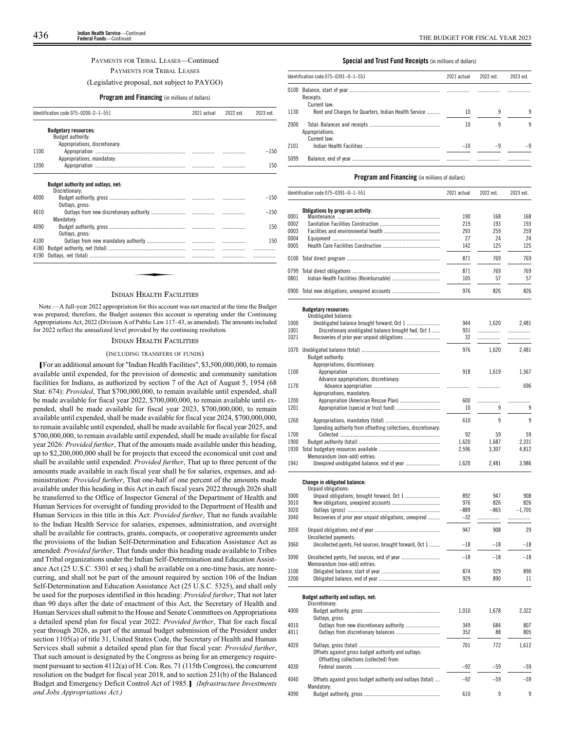PAYMENTS FOR TRIBAL LEASES—Continued

PAYMENTS FOR TRIBAL LEASES

(Legislative proposal, not subject to PAYGO)

**Program and Financing** (in millions of dollars)

| Identification code 075–0200–2–1–551 | | 2021 actual | 2022 est. | 2023 est. |
|---|---|---|---|---|
| | **Budgetary resources:** | | | |
| | Budget authority: | | | |
| | Appropriations, discretionary: | | | |
| 1100 | Appropriation | | | –150 |
| | Appropriations, mandatory: | | | |
| 1200 | Appropriation | | | 150 |
| | **Budget authority and outlays, net:** | | | |
| | Discretionary: | | | |
| 4000 | Budget authority, gross | | | –150 |
| | Outlays, gross: | | | |
| 4010 | Outlays from new discretionary authority | | | –150 |
| | Mandatory: | | | |
| 4090 | Budget authority, gross | | | 150 |
| | Outlays, gross: | | | |
| 4100 | Outlays from new mandatory authority | | | 150 |
| 4180 | Budget authority, net (total) | | | |
| 4190 | Outlays, net (total) | | | |

## INDIAN HEALTH FACILITIES

Note.—A full-year 2022 appropriation for this account was not enacted at the time the Budget was prepared; therefore, the Budget assumes this account is operating under the Continuing Appropriations Act, 2022 (Division A of Public Law 117–43, as amended). The amounts included for 2022 reflect the annualized level provided by the continuing resolution.

INDIAN HEALTH FACILITIES

(INCLUDING TRANSFERS OF FUNDS)

[For an additional amount for "Indian Health Facilities", $3,500,000,000, to remain available until expended, for the provision of domestic and community sanitation facilities for Indians, as authorized by section 7 of the Act of August 5, 1954 (68 Stat. 674): *Provided*, That $700,000,000, to remain available until expended, shall be made available for fiscal year 2022, $700,000,000, to remain available until expended, shall be made available for fiscal year 2023, $700,000,000, to remain available until expended, shall be made available for fiscal year 2024, $700,000,000, to remain available until expended, shall be made available for fiscal year 2025, and $700,000,000, to remain available until expended, shall be made available for fiscal year 2026: *Provided further*, That of the amounts made available under this heading, up to $2,200,000,000 shall be for projects that exceed the economical unit cost and shall be available until expended: *Provided further*, That up to three percent of the amounts made available in each fiscal year shall be for salaries, expenses, and administration: *Provided further*, That one-half of one percent of the amounts made available under this heading in this Act in each fiscal years 2022 through 2026 shall be transferred to the Office of Inspector General of the Department of Health and Human Services for oversight of funding provided to the Department of Health and Human Services in this title in this Act: *Provided further*, That no funds available to the Indian Health Service for salaries, expenses, administration, and oversight shall be available for contracts, grants, compacts, or cooperative agreements under the provisions of the Indian Self-Determination and Education Assistance Act as amended: *Provided further*, That funds under this heading made available to Tribes and Tribal organizations under the Indian Self-Determination and Education Assistance Act (25 U.S.C. 5301 et seq.) shall be available on a one-time basis, are nonrecurring, and shall not be part of the amount required by section 106 of the Indian Self-Determination and Education Assistance Act (25 U.S.C. 5325), and shall only be used for the purposes identified in this heading: *Provided further*, That not later than 90 days after the date of enactment of this Act, the Secretary of Health and Human Services shall submit to the House and Senate Committees on Appropriations a detailed spend plan for fiscal year 2022: *Provided further*, That for each fiscal year through 2026, as part of the annual budget submission of the President under section 1105(a) of title 31, United States Code, the Secretary of Health and Human Services shall submit a detailed spend plan for that fiscal year: *Provided further*, That such amount is designated by the Congress as being for an emergency requirement pursuant to section 4112(a) of H. Con. Res. 71 (115th Congress), the concurrent resolution on the budget for fiscal year 2018, and to section 251(b) of the Balanced Budget and Emergency Deficit Control Act of 1985.] *(Infrastructure Investments and Jobs Appropriations Act.)*

**Special and Trust Fund Receipts** (in millions of dollars)

| Identification code 075–0391–0–1–551 | | 2021 actual | 2022 est. | 2023 est. |
|---|---|---|---|---|
| 0100 | Balance, start of year | | | |
| | Receipts: | | | |
| | Current law: | | | |
| 1130 | Rent and Charges for Quarters, Indian Health Service | 10 | 9 | 9 |
| 2000 | Total: Balances and receipts | 10 | 9 | 9 |
| | Appropriations: | | | |
| | Current law: | | | |
| 2101 | Indian Health Facilities | –10 | –9 | –9 |
| 5099 | Balance, end of year | | | |

**Program and Financing** (in millions of dollars)

| Identification code 075–0391–0–1–551 | | 2021 actual | 2022 est. | 2023 est. |
|---|---|---|---|---|
| | **Obligations by program activity:** | | | |
| 0001 | Maintenance | 190 | 168 | 168 |
| 0002 | Sanitation Facilities Construction | 219 | 193 | 193 |
| 0003 | Facilities and environmental health | 293 | 259 | 259 |
| 0004 | Equipment | 27 | 24 | 24 |
| 0005 | Health Care Facilities Construction | 142 | 125 | 125 |
| 0100 | Total direct program | 871 | 769 | 769 |
| 0799 | Total direct obligations | 871 | 769 | 769 |
| 0801 | Indian Health Facilities (Reimbursable) | 105 | 57 | 57 |
| 0900 | Total new obligations, unexpired accounts | 976 | 826 | 826 |
| | **Budgetary resources:** | | | |
| | Unobligated balance: | | | |
| 1000 | Unobligated balance brought forward, Oct 1 | 944 | 1,620 | 2,481 |
| 1001 | Discretionary unobligated balance brought fwd, Oct 1 | 931 | | |
| 1021 | Recoveries of prior year unpaid obligations | 32 | | |
| 1070 | Unobligated balance (total) | 976 | 1,620 | 2,481 |
| | Budget authority: | | | |
| | Appropriations, discretionary: | | | |
| 1100 | Appropriation | 918 | 1,619 | 1,567 |
| | Advance appropriations, discretionary: | | | |
| 1170 | Advance appropriation | | | 696 |
| | Appropriations, mandatory: | | | |
| 1200 | Appropriation (American Rescue Plan) | 600 | | |
| 1201 | Appropriation (special or trust fund) | 10 | 9 | 9 |
| 1260 | Appropriations, mandatory (total) | 610 | 9 | 9 |
| | Spending authority from offsetting collections, discretionary: | | | |
| 1700 | Collected | 92 | 59 | 59 |
| 1900 | Budget authority (total) | 1,620 | 1,687 | 2,331 |
| 1930 | Total budgetary resources available | 2,596 | 3,307 | 4,812 |
| | Memorandum (non-add) entries: | | | |
| 1941 | Unexpired unobligated balance, end of year | 1,620 | 2,481 | 3,986 |
| | **Change in obligated balance:** | | | |
| | Unpaid obligations: | | | |
| 3000 | Unpaid obligations, brought forward, Oct 1 | 892 | 947 | 908 |
| 3010 | New obligations, unexpired accounts | 976 | 826 | 826 |
| 3020 | Outlays (gross) | –889 | –865 | –1,705 |
| 3040 | Recoveries of prior year unpaid obligations, unexpired | –32 | | |
| 3050 | Unpaid obligations, end of year | 947 | 908 | 29 |
| | Uncollected payments: | | | |
| 3060 | Uncollected pymts, Fed sources, brought forward, Oct 1 | –18 | –18 | –18 |
| 3090 | Uncollected pymts, Fed sources, end of year | –18 | –18 | –18 |
| | Memorandum (non-add) entries: | | | |
| 3100 | Obligated balance, start of year | 874 | 929 | 890 |
| 3200 | Obligated balance, end of year | 929 | 890 | 11 |
| | **Budget authority and outlays, net:** | | | |
| | Discretionary: | | | |
| 4000 | Budget authority, gross | 1,010 | 1,678 | 2,322 |
| | Outlays, gross: | | | |
| 4010 | Outlays from new discretionary authority | 349 | 684 | 807 |
| 4011 | Outlays from discretionary balances | 352 | 88 | 805 |
| 4020 | Outlays, gross (total) | 701 | 772 | 1,612 |
| | Offsets against gross budget authority and outlays: | | | |
| | Offsetting collections (collected) from: | | | |
| 4030 | Federal sources | –92 | –59 | –59 |
| 4040 | Offsets against gross budget authority and outlays (total) | –92 | –59 | –59 |
| | Mandatory: | | | |
| 4090 | Budget authority, gross | 610 | 9 | 9 |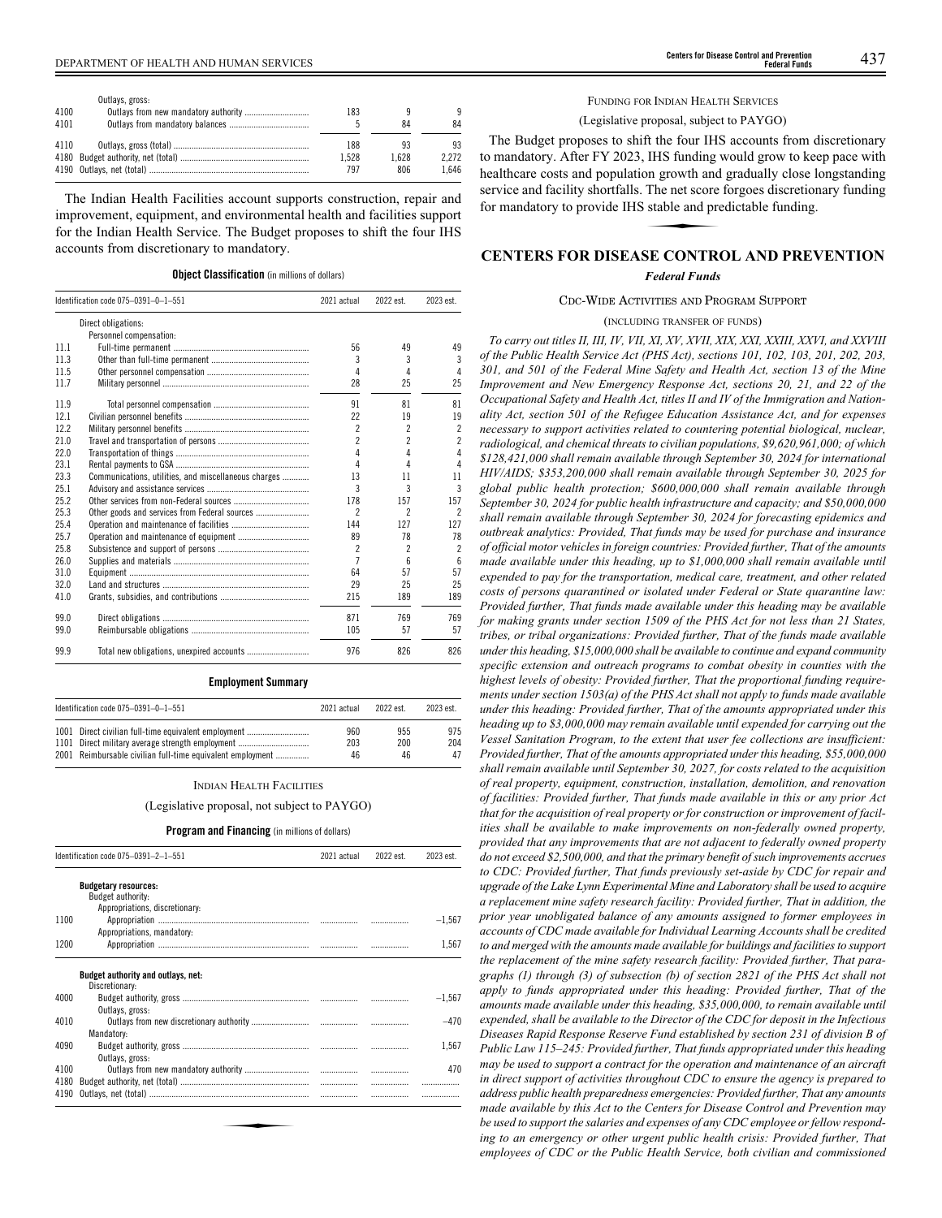| | | 2021 actual | 2022 est. | 2023 est. |
|---|---|---|---|---|
| | Outlays, gross: | | | |
| 4100 | Outlays from new mandatory authority | 183 | 9 | 9 |
| 4101 | Outlays from mandatory balances | 5 | 84 | 84 |
| 4110 | Outlays, gross (total) | 188 | 93 | 93 |
| 4180 | Budget authority, net (total) | 1,528 | 1,628 | 2,272 |
| 4190 | Outlays, net (total) | 797 | 806 | 1,646 |

The Indian Health Facilities account supports construction, repair and improvement, equipment, and environmental health and facilities support for the Indian Health Service. The Budget proposes to shift the four IHS accounts from discretionary to mandatory.

**Object Classification** (in millions of dollars)

| Identification code 075–0391–0–1–551 | | 2021 actual | 2022 est. | 2023 est. |
|---|---|---|---|---|
| | Direct obligations: | | | |
| | Personnel compensation: | | | |
| 11.1 | Full-time permanent | 56 | 49 | 49 |
| 11.3 | Other than full-time permanent | 3 | 3 | 3 |
| 11.5 | Other personnel compensation | 4 | 4 | 4 |
| 11.7 | Military personnel | 28 | 25 | 25 |
| 11.9 | Total personnel compensation | 91 | 81 | 81 |
| 12.1 | Civilian personnel benefits | 22 | 19 | 19 |
| 12.2 | Military personnel benefits | 2 | 2 | 2 |
| 21.0 | Travel and transportation of persons | 2 | 2 | 2 |
| 22.0 | Transportation of things | 4 | 4 | 4 |
| 23.1 | Rental payments to GSA | 4 | 4 | 4 |
| 23.3 | Communications, utilities, and miscellaneous charges | 13 | 11 | 11 |
| 25.1 | Advisory and assistance services | 3 | 3 | 3 |
| 25.2 | Other services from non-Federal sources | 178 | 157 | 157 |
| 25.3 | Other goods and services from Federal sources | 2 | 2 | 2 |
| 25.4 | Operation and maintenance of facilities | 144 | 127 | 127 |
| 25.7 | Operation and maintenance of equipment | 89 | 78 | 78 |
| 25.8 | Subsistence and support of persons | 2 | 2 | 2 |
| 26.0 | Supplies and materials | 7 | 6 | 6 |
| 31.0 | Equipment | 64 | 57 | 57 |
| 32.0 | Land and structures | 29 | 25 | 25 |
| 41.0 | Grants, subsidies, and contributions | 215 | 189 | 189 |
| 99.0 | Direct obligations | 871 | 769 | 769 |
| 99.0 | Reimbursable obligations | 105 | 57 | 57 |
| 99.9 | Total new obligations, unexpired accounts | 976 | 826 | 826 |

**Employment Summary**

| Identification code 075–0391–0–1–551 | | 2021 actual | 2022 est. | 2023 est. |
|---|---|---|---|---|
| 1001 | Direct civilian full-time equivalent employment | 960 | 955 | 975 |
| 1101 | Direct military average strength employment | 203 | 200 | 204 |
| 2001 | Reimbursable civilian full-time equivalent employment | 46 | 46 | 47 |

INDIAN HEALTH FACILITIES

(Legislative proposal, not subject to PAYGO)

**Program and Financing** (in millions of dollars)

| Identification code 075–0391–2–1–551 | | 2021 actual | 2022 est. | 2023 est. |
|---|---|---|---|---|
| | **Budgetary resources:** | | | |
| | Budget authority: | | | |
| | Appropriations, discretionary: | | | |
| 1100 | Appropriation | | | –1,567 |
| | Appropriations, mandatory: | | | |
| 1200 | Appropriation | | | 1,567 |
| | **Budget authority and outlays, net:** | | | |
| | Discretionary: | | | |
| 4000 | Budget authority, gross | | | –1,567 |
| | Outlays, gross: | | | |
| 4010 | Outlays from new discretionary authority | | | –470 |
| | Mandatory: | | | |
| 4090 | Budget authority, gross | | | 1,567 |
| | Outlays, gross: | | | |
| 4100 | Outlays from new mandatory authority | | | 470 |
| 4180 | Budget authority, net (total) | | | |
| 4190 | Outlays, net (total) | | | |

FUNDING FOR INDIAN HEALTH SERVICES

(Legislative proposal, subject to PAYGO)

The Budget proposes to shift the four IHS accounts from discretionary to mandatory. After FY 2023, IHS funding would grow to keep pace with healthcare costs and population growth and gradually close longstanding service and facility shortfalls. The net score forgoes discretionary funding for mandatory to provide IHS stable and predictable funding.

## CENTERS FOR DISEASE CONTROL AND PREVENTION

### *Federal Funds*

CDC-WIDE ACTIVITIES AND PROGRAM SUPPORT

(INCLUDING TRANSFER OF FUNDS)

*To carry out titles II, III, IV, VII, XI, XV, XVII, XIX, XXI, XXIII, XXVI, and XXVIII of the Public Health Service Act (PHS Act), sections 101, 102, 103, 201, 202, 203, 301, and 501 of the Federal Mine Safety and Health Act, section 13 of the Mine Improvement and New Emergency Response Act, sections 20, 21, and 22 of the Occupational Safety and Health Act, titles II and IV of the Immigration and Nationality Act, section 501 of the Refugee Education Assistance Act, and for expenses necessary to support activities related to countering potential biological, nuclear, radiological, and chemical threats to civilian populations, $9,620,961,000; of which $128,421,000 shall remain available through September 30, 2024 for international HIV/AIDS; $353,200,000 shall remain available through September 30, 2025 for global public health protection; $600,000,000 shall remain available through September 30, 2024 for public health infrastructure and capacity; and $50,000,000 shall remain available through September 30, 2024 for forecasting epidemics and outbreak analytics: Provided, That funds may be used for purchase and insurance of official motor vehicles in foreign countries: Provided further, That of the amounts made available under this heading, up to $1,000,000 shall remain available until expended to pay for the transportation, medical care, treatment, and other related costs of persons quarantined or isolated under Federal or State quarantine law: Provided further, That funds made available under this heading may be available for making grants under section 1509 of the PHS Act for not less than 21 States, tribes, or tribal organizations: Provided further, That of the funds made available under this heading, $15,000,000 shall be available to continue and expand community specific extension and outreach programs to combat obesity in counties with the highest levels of obesity: Provided further, That the proportional funding requirements under section 1503(a) of the PHS Act shall not apply to funds made available under this heading: Provided further, That of the amounts appropriated under this heading up to $3,000,000 may remain available until expended for carrying out the Vessel Sanitation Program, to the extent that user fee collections are insufficient: Provided further, That of the amounts appropriated under this heading, $55,000,000 shall remain available until September 30, 2027, for costs related to the acquisition of real property, equipment, construction, installation, demolition, and renovation of facilities: Provided further, That funds made available in this or any prior Act that for the acquisition of real property or for construction or improvement of facilities shall be available to make improvements on non-federally owned property, provided that any improvements that are not adjacent to federally owned property do not exceed $2,500,000, and that the primary benefit of such improvements accrues to CDC: Provided further, That funds previously set-aside by CDC for repair and upgrade of the Lake Lynn Experimental Mine and Laboratory shall be used to acquire a replacement mine safety research facility: Provided further, That in addition, the prior year unobligated balance of any amounts assigned to former employees in accounts of CDC made available for Individual Learning Accounts shall be credited to and merged with the amounts made available for buildings and facilities to support the replacement of the mine safety research facility: Provided further, That paragraphs (1) through (3) of subsection (b) of section 2821 of the PHS Act shall not apply to funds appropriated under this heading: Provided further, That of the amounts made available under this heading, $35,000,000, to remain available until expended, shall be available to the Director of the CDC for deposit in the Infectious Diseases Rapid Response Reserve Fund established by section 231 of division B of Public Law 115–245: Provided further, That funds appropriated under this heading may be used to support a contract for the operation and maintenance of an aircraft in direct support of activities throughout CDC to ensure the agency is prepared to address public health preparedness emergencies: Provided further, That any amounts made available by this Act to the Centers for Disease Control and Prevention may be used to support the salaries and expenses of any CDC employee or fellow responding to an emergency or other urgent public health crisis: Provided further, That employees of CDC or the Public Health Service, both civilian and commissioned*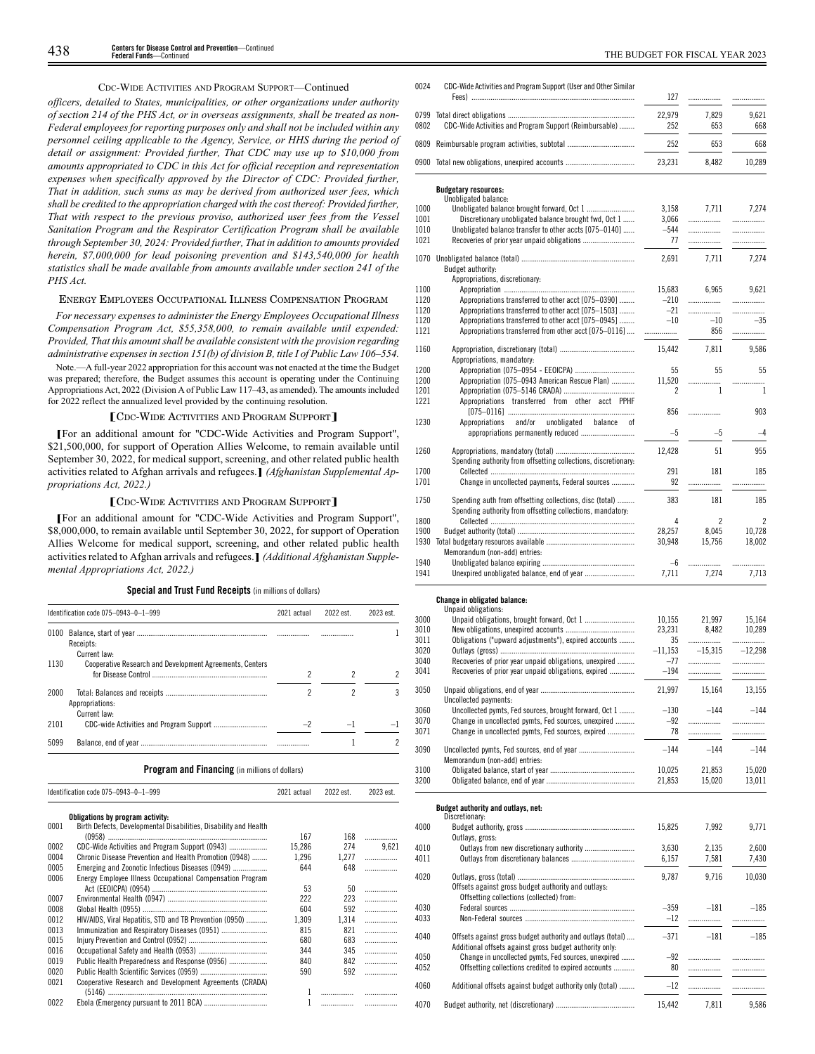### CDC-Wide Activities and Program Support—Continued

*officers, detailed to States, municipalities, or other organizations under authority of section 214 of the PHS Act, or in overseas assignments, shall be treated as non-Federal employees for reporting purposes only and shall not be included within any personnel ceiling applicable to the Agency, Service, or HHS during the period of detail or assignment: Provided further, That CDC may use up to $10,000 from amounts appropriated to CDC in this Act for official reception and representation expenses when specifically approved by the Director of CDC: Provided further, That in addition, such sums as may be derived from authorized user fees, which shall be credited to the appropriation charged with the cost thereof: Provided further, That with respect to the previous proviso, authorized user fees from the Vessel Sanitation Program and the Respirator Certification Program shall be available through September 30, 2024: Provided further, That in addition to amounts provided herein, $7,000,000 for lead poisoning prevention and $143,540,000 for health statistics shall be made available from amounts available under section 241 of the PHS Act.*

### Energy Employees Occupational Illness Compensation Program

*For necessary expenses to administer the Energy Employees Occupational Illness Compensation Program Act, $55,358,000, to remain available until expended: Provided, That this amount shall be available consistent with the provision regarding administrative expenses in section 151(b) of division B, title I of Public Law 106–554.*

Note.—A full-year 2022 appropriation for this account was not enacted at the time the Budget was prepared; therefore, the Budget assumes this account is operating under the Continuing Appropriations Act, 2022 (Division A of Public Law 117–43, as amended). The amounts included for 2022 reflect the annualized level provided by the continuing resolution.

### [CDC-Wide Activities and Program Support]

[For an additional amount for "CDC-Wide Activities and Program Support", $21,500,000, for support of Operation Allies Welcome, to remain available until September 30, 2022, for medical support, screening, and other related public health activities related to Afghan arrivals and refugees.] *(Afghanistan Supplemental Appropriations Act, 2022.)*

### [CDC-Wide Activities and Program Support]

[For an additional amount for "CDC-Wide Activities and Program Support", $8,000,000, to remain available until September 30, 2022, for support of Operation Allies Welcome for medical support, screening, and other related public health activities related to Afghan arrivals and refugees.] *(Additional Afghanistan Supplemental Appropriations Act, 2022.)*

**Special and Trust Fund Receipts** (in millions of dollars)

| Identification code 075–0943–0–1–999 | | 2021 actual | 2022 est. | 2023 est. |
|---|---|---|---|---|
| 0100 | Balance, start of year | | | 1 |
| | Receipts: | | | |
| | Current law: | | | |
| 1130 | Cooperative Research and Development Agreements, Centers for Disease Control | 2 | 2 | 2 |
| 2000 | Total: Balances and receipts | 2 | 2 | 3 |
| | Appropriations: | | | |
| | Current law: | | | |
| 2101 | CDC-wide Activities and Program Support | –2 | –1 | –1 |
| 5099 | Balance, end of year | | 1 | 2 |

**Program and Financing** (in millions of dollars)

| Identification code 075–0943–0–1–999 | | 2021 actual | 2022 est. | 2023 est. |
|---|---|---|---|---|
| | **Obligations by program activity:** | | | |
| 0001 | Birth Defects, Developmental Disabilities, Disability and Health (0958) | 167 | 168 | |
| 0002 | CDC-Wide Activities and Program Support (0943) | 15,286 | 274 | 9,621 |
| 0004 | Chronic Disease Prevention and Health Promotion (0948) | 1,296 | 1,277 | |
| 0005 | Emerging and Zoonotic Infectious Diseases (0949) | 644 | 648 | |
| 0006 | Energy Employee Illness Occupational Compensation Program Act (EEOICPA) (0954) | 53 | 50 | |
| 0007 | Environmental Health (0947) | 222 | 223 | |
| 0008 | Global Health (0955) | 604 | 592 | |
| 0012 | HIV/AIDS, Viral Hepatitis, STD and TB Prevention (0950) | 1,309 | 1,314 | |
| 0013 | Immunization and Respiratory Diseases (0951) | 815 | 821 | |
| 0015 | Injury Prevention and Control (0952) | 680 | 683 | |
| 0016 | Occupational Safety and Health (0953) | 344 | 345 | |
| 0019 | Public Health Preparedness and Response (0956) | 840 | 842 | |
| 0020 | Public Health Scientific Services (0959) | 590 | 592 | |
| 0021 | Cooperative Research and Development Agreements (CRADA) (5146) | 1 | | |
| 0022 | Ebola (Emergency pursuant to 2011 BCA) | 1 | | |
| 0024 | CDC-Wide Activities and Program Support (User and Other Similar Fees) | 127 | | |
| 0799 | Total direct obligations | 22,979 | 7,829 | 9,621 |
| 0802 | CDC-Wide Activities and Program Support (Reimbursable) | 252 | 653 | 668 |
| 0809 | Reimbursable program activities, subtotal | 252 | 653 | 668 |
| 0900 | Total new obligations, unexpired accounts | 23,231 | 8,482 | 10,289 |
| | **Budgetary resources:** | | | |
| | Unobligated balance: | | | |
| 1000 | Unobligated balance brought forward, Oct 1 | 3,158 | 7,711 | 7,274 |
| 1001 | Discretionary unobligated balance brought fwd, Oct 1 | 3,066 | | |
| 1010 | Unobligated balance transfer to other accts [075–0140] | –544 | | |
| 1021 | Recoveries of prior year unpaid obligations | 77 | | |
| 1070 | Unobligated balance (total) | 2,691 | 7,711 | 7,274 |
| | Budget authority: | | | |
| | Appropriations, discretionary: | | | |
| 1100 | Appropriation | 15,683 | 6,965 | 9,621 |
| 1120 | Appropriations transferred to other acct [075–0390] | –210 | | |
| 1120 | Appropriations transferred to other acct [075–1503] | –21 | | |
| 1120 | Appropriations transferred to other acct [075–0945] | –10 | –10 | –35 |
| 1121 | Appropriations transferred from other acct [075–0116] | | 856 | |
| 1160 | Appropriation, discretionary (total) | 15,442 | 7,811 | 9,586 |
| | Appropriations, mandatory: | | | |
| 1200 | Appropriation (075–0954 - EEOICPA) | 55 | 55 | 55 |
| 1200 | Appropriation (075–0943 American Rescue Plan) | 11,520 | | |
| 1201 | Appropriation (075–5146 CRADA) | 2 | 1 | 1 |
| 1221 | Appropriations transferred from other acct PPHF [075–0116] | 856 | | 903 |
| 1230 | Appropriations and/or unobligated balance of appropriations permanently reduced | –5 | –5 | –4 |
| 1260 | Appropriations, mandatory (total) | 12,428 | 51 | 955 |
| | Spending authority from offsetting collections, discretionary: | | | |
| 1700 | Collected | 291 | 181 | 185 |
| 1701 | Change in uncollected payments, Federal sources | 92 | | |
| 1750 | Spending auth from offsetting collections, disc (total) | 383 | 181 | 185 |
| | Spending authority from offsetting collections, mandatory: | | | |
| 1800 | Collected | 4 | 2 | 2 |
| 1900 | Budget authority (total) | 28,257 | 8,045 | 10,728 |
| 1930 | Total budgetary resources available | 30,948 | 15,756 | 18,002 |
| | Memorandum (non-add) entries: | | | |
| 1940 | Unobligated balance expiring | –6 | | |
| 1941 | Unexpired unobligated balance, end of year | 7,711 | 7,274 | 7,713 |
| | **Change in obligated balance:** | | | |
| | Unpaid obligations: | | | |
| 3000 | Unpaid obligations, brought forward, Oct 1 | 10,155 | 21,997 | 15,164 |
| 3010 | New obligations, unexpired accounts | 23,231 | 8,482 | 10,289 |
| 3011 | Obligations ("upward adjustments"), expired accounts | 35 | | |
| 3020 | Outlays (gross) | –11,153 | –15,315 | –12,298 |
| 3040 | Recoveries of prior year unpaid obligations, unexpired | –77 | | |
| 3041 | Recoveries of prior year unpaid obligations, expired | –194 | | |
| 3050 | Unpaid obligations, end of year | 21,997 | 15,164 | 13,155 |
| | Uncollected payments: | | | |
| 3060 | Uncollected pymts, Fed sources, brought forward, Oct 1 | –130 | –144 | –144 |
| 3070 | Change in uncollected pymts, Fed sources, unexpired | –92 | | |
| 3071 | Change in uncollected pymts, Fed sources, expired | 78 | | |
| 3090 | Uncollected pymts, Fed sources, end of year | –144 | –144 | –144 |
| | Memorandum (non-add) entries: | | | |
| 3100 | Obligated balance, start of year | 10,025 | 21,853 | 15,020 |
| 3200 | Obligated balance, end of year | 21,853 | 15,020 | 13,011 |
| | **Budget authority and outlays, net:** | | | |
| | Discretionary: | | | |
| 4000 | Budget authority, gross | 15,825 | 7,992 | 9,771 |
| | Outlays, gross: | | | |
| 4010 | Outlays from new discretionary authority | 3,630 | 2,135 | 2,600 |
| 4011 | Outlays from discretionary balances | 6,157 | 7,581 | 7,430 |
| 4020 | Outlays, gross (total) | 9,787 | 9,716 | 10,030 |
| | Offsets against gross budget authority and outlays: | | | |
| | Offsetting collections (collected) from: | | | |
| 4030 | Federal sources | –359 | –181 | –185 |
| 4033 | Non-Federal sources | –12 | | |
| 4040 | Offsets against gross budget authority and outlays (total) | –371 | –181 | –185 |
| | Additional offsets against gross budget authority only: | | | |
| 4050 | Change in uncollected pymts, Fed sources, unexpired | –92 | | |
| 4052 | Offsetting collections credited to expired accounts | 80 | | |
| 4060 | Additional offsets against budget authority only (total) | –12 | | |
| 4070 | Budget authority, net (discretionary) | 15,442 | 7,811 | 9,586 |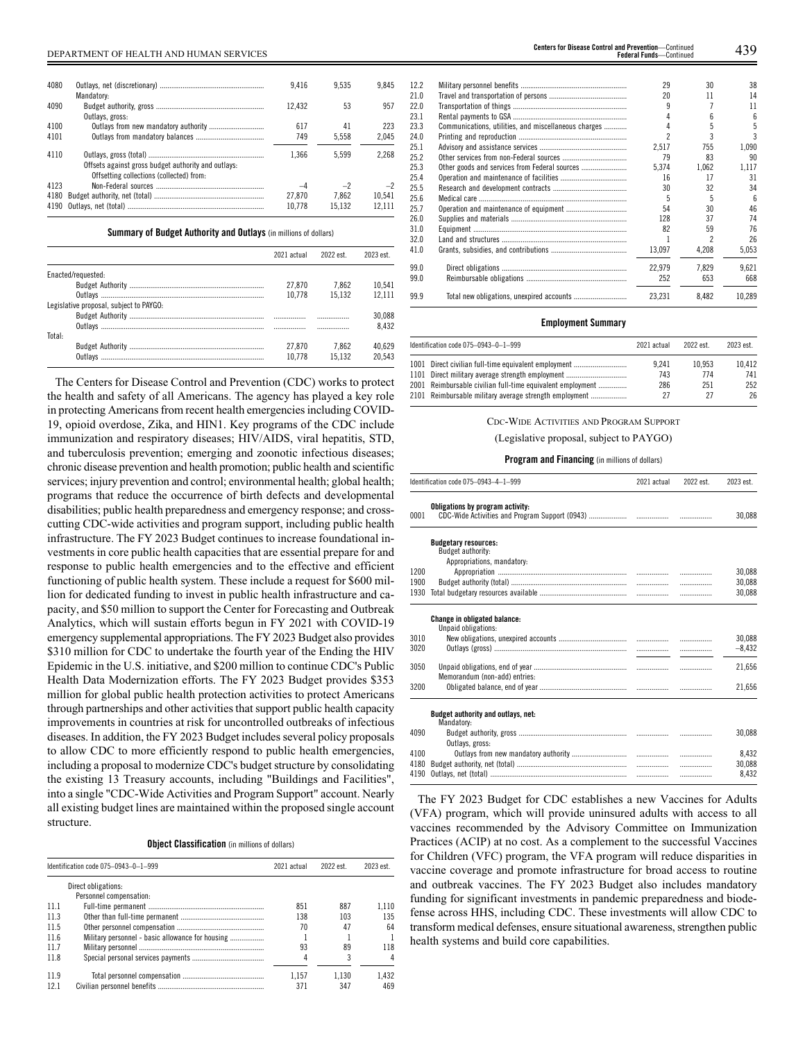| | | | | |
|---|---|---|---|---|
| 4080 | Outlays, net (discretionary) | 9,416 | 9,535 | 9,845 |
| | Mandatory: | | | |
| 4090 | Budget authority, gross | 12,432 | 53 | 957 |
| | Outlays, gross: | | | |
| 4100 | Outlays from new mandatory authority | 617 | 41 | 223 |
| 4101 | Outlays from mandatory balances | 749 | 5,558 | 2,045 |
| 4110 | Outlays, gross (total) | 1,366 | 5,599 | 2,268 |
| | Offsets against gross budget authority and outlays: | | | |
| | Offsetting collections (collected) from: | | | |
| 4123 | Non-Federal sources | –4 | –2 | –2 |
| 4180 | Budget authority, net (total) | 27,870 | 7,862 | 10,541 |
| 4190 | Outlays, net (total) | 10,778 | 15,132 | 12,111 |

**Summary of Budget Authority and Outlays** (in millions of dollars)

| | 2021 actual | 2022 est. | 2023 est. |
|---|---|---|---|
| Enacted/requested: | | | |
| Budget Authority | 27,870 | 7,862 | 10,541 |
| Outlays | 10,778 | 15,132 | 12,111 |
| Legislative proposal, subject to PAYGO: | | | |
| Budget Authority | | | 30,088 |
| Outlays | | | 8,432 |
| Total: | | | |
| Budget Authority | 27,870 | 7,862 | 40,629 |
| Outlays | 10,778 | 15,132 | 20,543 |

The Centers for Disease Control and Prevention (CDC) works to protect the health and safety of all Americans. The agency has played a key role in protecting Americans from recent health emergencies including COVID-19, opioid overdose, Zika, and HIN1. Key programs of the CDC include immunization and respiratory diseases; HIV/AIDS, viral hepatitis, STD, and tuberculosis prevention; emerging and zoonotic infectious diseases; chronic disease prevention and health promotion; public health and scientific services; injury prevention and control; environmental health; global health; programs that reduce the occurrence of birth defects and developmental disabilities; public health preparedness and emergency response; and cross-cutting CDC-wide activities and program support, including public health infrastructure. The FY 2023 Budget continues to increase foundational investments in core public health capacities that are essential prepare for and response to public health emergencies and to the effective and efficient functioning of public health system. These include a request for $600 million for dedicated funding to invest in public health infrastructure and capacity, and $50 million to support the Center for Forecasting and Outbreak Analytics, which will sustain efforts begun in FY 2021 with COVID-19 emergency supplemental appropriations. The FY 2023 Budget also provides $310 million for CDC to undertake the fourth year of the Ending the HIV Epidemic in the U.S. initiative, and $200 million to continue CDC's Public Health Data Modernization efforts. The FY 2023 Budget provides $353 million for global public health protection activities to protect Americans through partnerships and other activities that support public health capacity improvements in countries at risk for uncontrolled outbreaks of infectious diseases. In addition, the FY 2023 Budget includes several policy proposals to allow CDC to more efficiently respond to public health emergencies, including a proposal to modernize CDC's budget structure by consolidating the existing 13 Treasury accounts, including "Buildings and Facilities", into a single "CDC-Wide Activities and Program Support" account. Nearly all existing budget lines are maintained within the proposed single account structure.

**Object Classification** (in millions of dollars)

| Identification code 075–0943–0–1–999 | | 2021 actual | 2022 est. | 2023 est. |
|---|---|---|---|---|
| | Direct obligations: | | | |
| | Personnel compensation: | | | |
| 11.1 | Full-time permanent | 851 | 887 | 1,110 |
| 11.3 | Other than full-time permanent | 138 | 103 | 135 |
| 11.5 | Other personnel compensation | 70 | 47 | 64 |
| 11.6 | Military personnel - basic allowance for housing | 1 | 1 | 1 |
| 11.7 | Military personnel | 93 | 89 | 118 |
| 11.8 | Special personal services payments | 4 | 3 | 4 |
| 11.9 | Total personnel compensation | 1,157 | 1,130 | 1,432 |
| 12.1 | Civilian personnel benefits | 371 | 347 | 469 |
| 12.2 | Military personnel benefits | 29 | 30 | 38 |
| 21.0 | Travel and transportation of persons | 20 | 11 | 14 |
| 22.0 | Transportation of things | 9 | 7 | 11 |
| 23.1 | Rental payments to GSA | 4 | 6 | 6 |
| 23.3 | Communications, utilities, and miscellaneous charges | 4 | 5 | 5 |
| 24.0 | Printing and reproduction | 2 | 3 | 3 |
| 25.1 | Advisory and assistance services | 2,517 | 755 | 1,090 |
| 25.2 | Other services from non-Federal sources | 79 | 83 | 90 |
| 25.3 | Other goods and services from Federal sources | 5,374 | 1,062 | 1,117 |
| 25.4 | Operation and maintenance of facilities | 16 | 17 | 31 |
| 25.5 | Research and development contracts | 30 | 32 | 34 |
| 25.6 | Medical care | 5 | 5 | 6 |
| 25.7 | Operation and maintenance of equipment | 54 | 30 | 46 |
| 26.0 | Supplies and materials | 128 | 37 | 74 |
| 31.0 | Equipment | 82 | 59 | 76 |
| 32.0 | Land and structures | 1 | 2 | 26 |
| 41.0 | Grants, subsidies, and contributions | 13,097 | 4,208 | 5,053 |
| 99.0 | Direct obligations | 22,979 | 7,829 | 9,621 |
| 99.0 | Reimbursable obligations | 252 | 653 | 668 |
| 99.9 | Total new obligations, unexpired accounts | 23,231 | 8,482 | 10,289 |

**Employment Summary**

| Identification code 075–0943–0–1–999 | | 2021 actual | 2022 est. | 2023 est. |
|---|---|---|---|---|
| 1001 | Direct civilian full-time equivalent employment | 9,241 | 10,953 | 10,412 |
| 1101 | Direct military average strength employment | 743 | 774 | 741 |
| 2001 | Reimbursable civilian full-time equivalent employment | 286 | 251 | 252 |
| 2101 | Reimbursable military average strength employment | 27 | 27 | 26 |

CDC-WIDE ACTIVITIES AND PROGRAM SUPPORT

(Legislative proposal, subject to PAYGO)

**Program and Financing** (in millions of dollars)

| Identification code 075–0943–4–1–999 | | 2021 actual | 2022 est. | 2023 est. |
|---|---|---|---|---|
| | **Obligations by program activity:** | | | |
| 0001 | CDC-Wide Activities and Program Support (0943) | | | 30,088 |
| | **Budgetary resources:** | | | |
| | Budget authority: | | | |
| | Appropriations, mandatory: | | | |
| 1200 | Appropriation | | | 30,088 |
| 1900 | Budget authority (total) | | | 30,088 |
| 1930 | Total budgetary resources available | | | 30,088 |
| | **Change in obligated balance:** | | | |
| | Unpaid obligations: | | | |
| 3010 | New obligations, unexpired accounts | | | 30,088 |
| 3020 | Outlays (gross) | | | –8,432 |
| 3050 | Unpaid obligations, end of year | | | 21,656 |
| | Memorandum (non-add) entries: | | | |
| 3200 | Obligated balance, end of year | | | 21,656 |
| | **Budget authority and outlays, net:** | | | |
| | Mandatory: | | | |
| 4090 | Budget authority, gross | | | 30,088 |
| | Outlays, gross: | | | |
| 4100 | Outlays from new mandatory authority | | | 8,432 |
| 4180 | Budget authority, net (total) | | | 30,088 |
| 4190 | Outlays, net (total) | | | 8,432 |

The FY 2023 Budget for CDC establishes a new Vaccines for Adults (VFA) program, which will provide uninsured adults with access to all vaccines recommended by the Advisory Committee on Immunization Practices (ACIP) at no cost. As a complement to the successful Vaccines for Children (VFC) program, the VFA program will reduce disparities in vaccine coverage and promote infrastructure for broad access to routine and outbreak vaccines. The FY 2023 Budget also includes mandatory funding for significant investments in pandemic preparedness and biodefense across HHS, including CDC. These investments will allow CDC to transform medical defenses, ensure situational awareness, strengthen public health systems and build core capabilities.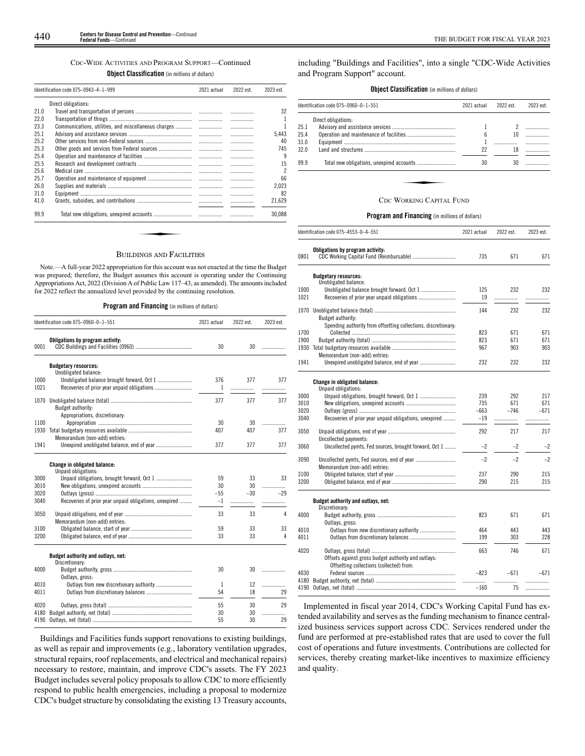CDC-WIDE ACTIVITIES AND PROGRAM SUPPORT—Continued

**Object Classification** (in millions of dollars)

| Identification code 075–0943–4–1–999 | | 2021 actual | 2022 est. | 2023 est. |
|---|---|---|---|---|
| | Direct obligations: | | | |
| 21.0 | Travel and transportation of persons | | | 32 |
| 22.0 | Transportation of things | | | 1 |
| 23.3 | Communications, utilities, and miscellaneous charges | | | 1 |
| 25.1 | Advisory and assistance services | | | 5,443 |
| 25.2 | Other services from non-Federal sources | | | 40 |
| 25.3 | Other goods and services from Federal sources | | | 745 |
| 25.4 | Operation and maintenance of facilities | | | 9 |
| 25.5 | Research and development contracts | | | 15 |
| 25.6 | Medical care | | | 2 |
| 25.7 | Operation and maintenance of equipment | | | 66 |
| 26.0 | Supplies and materials | | | 2,023 |
| 31.0 | Equipment | | | 82 |
| 41.0 | Grants, subsidies, and contributions | | | 21,629 |
| 99.9 | Total new obligations, unexpired accounts | | | 30,088 |

BUILDINGS AND FACILITIES

Note.—A full-year 2022 appropriation for this account was not enacted at the time the Budget was prepared; therefore, the Budget assumes this account is operating under the Continuing Appropriations Act, 2022 (Division A of Public Law 117–43, as amended). The amounts included for 2022 reflect the annualized level provided by the continuing resolution.

**Program and Financing** (in millions of dollars)

| Identification code 075–0960–0–1–551 | | 2021 actual | 2022 est. | 2023 est. |
|---|---|---|---|---|
| | **Obligations by program activity:** | | | |
| 0001 | CDC Buildings and Facilities (0960) | 30 | 30 | |
| | **Budgetary resources:** | | | |
| | Unobligated balance: | | | |
| 1000 | Unobligated balance brought forward, Oct 1 | 376 | 377 | 377 |
| 1021 | Recoveries of prior year unpaid obligations | 1 | | |
| 1070 | Unobligated balance (total) | 377 | 377 | 377 |
| | Budget authority: | | | |
| | Appropriations, discretionary: | | | |
| 1100 | Appropriation | 30 | 30 | |
| 1930 | Total budgetary resources available | 407 | 407 | 377 |
| | Memorandum (non-add) entries: | | | |
| 1941 | Unexpired unobligated balance, end of year | 377 | 377 | 377 |
| | **Change in obligated balance:** | | | |
| | Unpaid obligations: | | | |
| 3000 | Unpaid obligations, brought forward, Oct 1 | 59 | 33 | 33 |
| 3010 | New obligations, unexpired accounts | 30 | 30 | |
| 3020 | Outlays (gross) | –55 | –30 | –29 |
| 3040 | Recoveries of prior year unpaid obligations, unexpired | –1 | | |
| 3050 | Unpaid obligations, end of year | 33 | 33 | 4 |
| | Memorandum (non-add) entries: | | | |
| 3100 | Obligated balance, start of year | 59 | 33 | 33 |
| 3200 | Obligated balance, end of year | 33 | 33 | 4 |
| | **Budget authority and outlays, net:** | | | |
| | Discretionary: | | | |
| 4000 | Budget authority, gross | 30 | 30 | |
| | Outlays, gross: | | | |
| 4010 | Outlays from new discretionary authority | 1 | 12 | |
| 4011 | Outlays from discretionary balances | 54 | 18 | 29 |
| 4020 | Outlays, gross (total) | 55 | 30 | 29 |
| 4180 | Budget authority, net (total) | 30 | 30 | |
| 4190 | Outlays, net (total) | 55 | 30 | 29 |

Buildings and Facilities funds support renovations to existing buildings, as well as repair and improvements (e.g., laboratory ventilation upgrades, structural repairs, roof replacements, and electrical and mechanical repairs) necessary to restore, maintain, and improve CDC's assets. The FY 2023 Budget includes several policy proposals to allow CDC to more efficiently respond to public health emergencies, including a proposal to modernize CDC's budget structure by consolidating the existing 13 Treasury accounts, including "Buildings and Facilities", into a single "CDC-Wide Activities and Program Support" account.

**Object Classification** (in millions of dollars)

| Identification code 075–0960–0–1–551 | | 2021 actual | 2022 est. | 2023 est. |
|---|---|---|---|---|
| | Direct obligations: | | | |
| 25.1 | Advisory and assistance services | 1 | 2 | |
| 25.4 | Operation and maintenance of facilities | 6 | 10 | |
| 31.0 | Equipment | 1 | | |
| 32.0 | Land and structures | 22 | 18 | |
| 99.9 | Total new obligations, unexpired accounts | 30 | 30 | |

CDC WORKING CAPITAL FUND

**Program and Financing** (in millions of dollars)

| Identification code 075–4553–0–4–551 | | 2021 actual | 2022 est. | 2023 est. |
|---|---|---|---|---|
| | **Obligations by program activity:** | | | |
| 0801 | CDC Working Capital Fund (Reimbursable) | 735 | 671 | 671 |
| | **Budgetary resources:** | | | |
| | Unobligated balance: | | | |
| 1000 | Unobligated balance brought forward, Oct 1 | 125 | 232 | 232 |
| 1021 | Recoveries of prior year unpaid obligations | 19 | | |
| 1070 | Unobligated balance (total) | 144 | 232 | 232 |
| | Budget authority: | | | |
| | Spending authority from offsetting collections, discretionary: | | | |
| 1700 | Collected | 823 | 671 | 671 |
| 1900 | Budget authority (total) | 823 | 671 | 671 |
| 1930 | Total budgetary resources available | 967 | 903 | 903 |
| | Memorandum (non-add) entries: | | | |
| 1941 | Unexpired unobligated balance, end of year | 232 | 232 | 232 |
| | **Change in obligated balance:** | | | |
| | Unpaid obligations: | | | |
| 3000 | Unpaid obligations, brought forward, Oct 1 | 239 | 292 | 217 |
| 3010 | New obligations, unexpired accounts | 735 | 671 | 671 |
| 3020 | Outlays (gross) | –663 | –746 | –671 |
| 3040 | Recoveries of prior year unpaid obligations, unexpired | –19 | | |
| 3050 | Unpaid obligations, end of year | 292 | 217 | 217 |
| | Uncollected payments: | | | |
| 3060 | Uncollected pymts, Fed sources, brought forward, Oct 1 | –2 | –2 | –2 |
| 3090 | Uncollected pymts, Fed sources, end of year | –2 | –2 | –2 |
| | Memorandum (non-add) entries: | | | |
| 3100 | Obligated balance, start of year | 237 | 290 | 215 |
| 3200 | Obligated balance, end of year | 290 | 215 | 215 |
| | **Budget authority and outlays, net:** | | | |
| | Discretionary: | | | |
| 4000 | Budget authority, gross | 823 | 671 | 671 |
| | Outlays, gross: | | | |
| 4010 | Outlays from new discretionary authority | 464 | 443 | 443 |
| 4011 | Outlays from discretionary balances | 199 | 303 | 228 |
| 4020 | Outlays, gross (total) | 663 | 746 | 671 |
| | Offsets against gross budget authority and outlays: | | | |
| | Offsetting collections (collected) from: | | | |
| 4030 | Federal sources | –823 | –671 | –671 |
| 4180 | Budget authority, net (total) | | | |
| 4190 | Outlays, net (total) | –160 | 75 | |

Implemented in fiscal year 2014, CDC's Working Capital Fund has extended availability and serves as the funding mechanism to finance centralized business services support across CDC. Services rendered under the fund are performed at pre-established rates that are used to cover the full cost of operations and future investments. Contributions are collected for services, thereby creating market-like incentives to maximize efficiency and quality.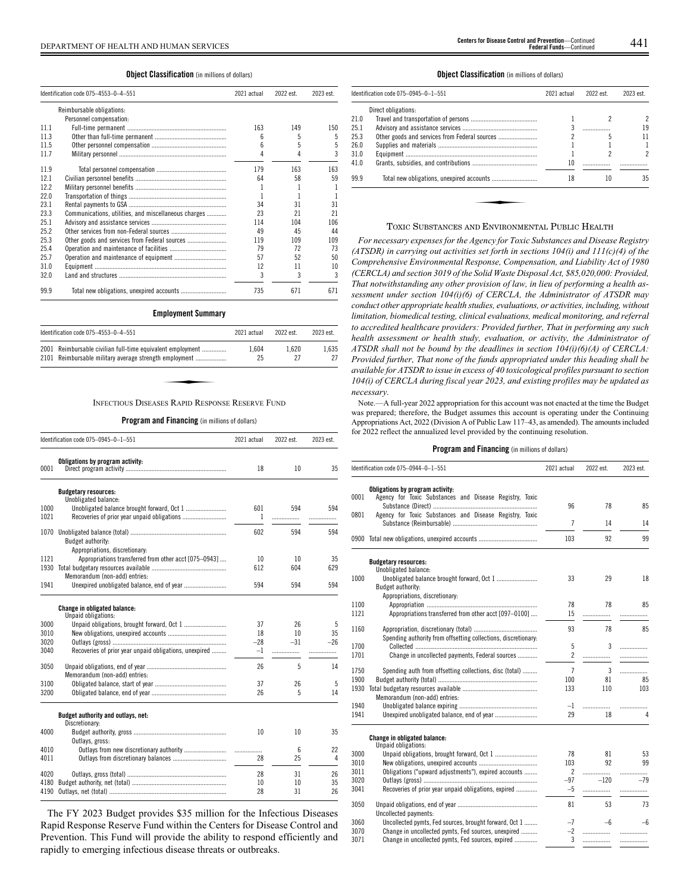**Object Classification** (in millions of dollars)

| Identification code 075–4553–0–4–551 | | 2021 actual | 2022 est. | 2023 est. |
|---|---|---|---|---|
| | Reimbursable obligations: | | | |
| | Personnel compensation: | | | |
| 11.1 | Full-time permanent | 163 | 149 | 150 |
| 11.3 | Other than full-time permanent | 6 | 5 | 5 |
| 11.5 | Other personnel compensation | 6 | 5 | 5 |
| 11.7 | Military personnel | 4 | 4 | 3 |
| 11.9 | Total personnel compensation | 179 | 163 | 163 |
| 12.1 | Civilian personnel benefits | 64 | 58 | 59 |
| 12.2 | Military personnel benefits | 1 | 1 | 1 |
| 22.0 | Transportation of things | 1 | 1 | 1 |
| 23.1 | Rental payments to GSA | 34 | 31 | 31 |
| 23.3 | Communications, utilities, and miscellaneous charges | 23 | 21 | 21 |
| 25.1 | Advisory and assistance services | 114 | 104 | 106 |
| 25.2 | Other services from non-Federal sources | 49 | 45 | 44 |
| 25.3 | Other goods and services from Federal sources | 119 | 109 | 109 |
| 25.4 | Operation and maintenance of facilities | 79 | 72 | 73 |
| 25.7 | Operation and maintenance of equipment | 57 | 52 | 50 |
| 31.0 | Equipment | 12 | 11 | 10 |
| 32.0 | Land and structures | 3 | 3 | 3 |
| 99.9 | Total new obligations, unexpired accounts | 735 | 671 | 671 |

**Employment Summary**

| Identification code 075–4553–0–4–551 | | 2021 actual | 2022 est. | 2023 est. |
|---|---|---|---|---|
| 2001 | Reimbursable civilian full-time equivalent employment | 1,604 | 1,620 | 1,635 |
| 2101 | Reimbursable military average strength employment | 25 | 27 | 27 |

## Infectious Diseases Rapid Response Reserve Fund

**Program and Financing** (in millions of dollars)

| Identification code 075–0945–0–1–551 | | 2021 actual | 2022 est. | 2023 est. |
|---|---|---|---|---|
| | **Obligations by program activity:** | | | |
| 0001 | Direct program activity | 18 | 10 | 35 |
| | **Budgetary resources:** | | | |
| | Unobligated balance: | | | |
| 1000 | Unobligated balance brought forward, Oct 1 | 601 | 594 | 594 |
| 1021 | Recoveries of prior year unpaid obligations | 1 | | |
| 1070 | Unobligated balance (total) | 602 | 594 | 594 |
| | Budget authority: | | | |
| | Appropriations, discretionary: | | | |
| 1121 | Appropriations transferred from other acct [075–0943] | 10 | 10 | 35 |
| 1930 | Total budgetary resources available | 612 | 604 | 629 |
| | Memorandum (non-add) entries: | | | |
| 1941 | Unexpired unobligated balance, end of year | 594 | 594 | 594 |
| | **Change in obligated balance:** | | | |
| | Unpaid obligations: | | | |
| 3000 | Unpaid obligations, brought forward, Oct 1 | 37 | 26 | 5 |
| 3010 | New obligations, unexpired accounts | 18 | 10 | 35 |
| 3020 | Outlays (gross) | –28 | –31 | –26 |
| 3040 | Recoveries of prior year unpaid obligations, unexpired | –1 | | |
| 3050 | Unpaid obligations, end of year | 26 | 5 | 14 |
| | Memorandum (non-add) entries: | | | |
| 3100 | Obligated balance, start of year | 37 | 26 | 5 |
| 3200 | Obligated balance, end of year | 26 | 5 | 14 |
| | **Budget authority and outlays, net:** | | | |
| | Discretionary: | | | |
| 4000 | Budget authority, gross | 10 | 10 | 35 |
| | Outlays, gross: | | | |
| 4010 | Outlays from new discretionary authority | | 6 | 22 |
| 4011 | Outlays from discretionary balances | 28 | 25 | 4 |
| 4020 | Outlays, gross (total) | 28 | 31 | 26 |
| 4180 | Budget authority, net (total) | 10 | 10 | 35 |
| 4190 | Outlays, net (total) | 28 | 31 | 26 |

The FY 2023 Budget provides $35 million for the Infectious Diseases Rapid Response Reserve Fund within the Centers for Disease Control and Prevention. This Fund will provide the ability to respond efficiently and rapidly to emerging infectious disease threats or outbreaks.

**Object Classification** (in millions of dollars)

| Identification code 075–0945–0–1–551 | | 2021 actual | 2022 est. | 2023 est. |
|---|---|---|---|---|
| | Direct obligations: | | | |
| 21.0 | Travel and transportation of persons | 1 | 2 | 2 |
| 25.1 | Advisory and assistance services | 3 | | 19 |
| 25.3 | Other goods and services from Federal sources | 2 | 5 | 11 |
| 26.0 | Supplies and materials | 1 | 1 | 1 |
| 31.0 | Equipment | 1 | 2 | 2 |
| 41.0 | Grants, subsidies, and contributions | 10 | | |
| 99.9 | Total new obligations, unexpired accounts | 18 | 10 | 35 |

## Toxic Substances and Environmental Public Health

*For necessary expenses for the Agency for Toxic Substances and Disease Registry (ATSDR) in carrying out activities set forth in sections 104(i) and 111(c)(4) of the Comprehensive Environmental Response, Compensation, and Liability Act of 1980 (CERCLA) and section 3019 of the Solid Waste Disposal Act, $85,020,000: Provided, That notwithstanding any other provision of law, in lieu of performing a health assessment under section 104(i)(6) of CERCLA, the Administrator of ATSDR may conduct other appropriate health studies, evaluations, or activities, including, without limitation, biomedical testing, clinical evaluations, medical monitoring, and referral to accredited healthcare providers: Provided further, That in performing any such health assessment or health study, evaluation, or activity, the Administrator of ATSDR shall not be bound by the deadlines in section 104(i)(6)(A) of CERCLA: Provided further, That none of the funds appropriated under this heading shall be available for ATSDR to issue in excess of 40 toxicological profiles pursuant to section 104(i) of CERCLA during fiscal year 2023, and existing profiles may be updated as necessary.*

Note.—A full-year 2022 appropriation for this account was not enacted at the time the Budget was prepared; therefore, the Budget assumes this account is operating under the Continuing Appropriations Act, 2022 (Division A of Public Law 117–43, as amended). The amounts included for 2022 reflect the annualized level provided by the continuing resolution.

**Program and Financing** (in millions of dollars)

| Identification code 075–0944–0–1–551 | | 2021 actual | 2022 est. | 2023 est. |
|---|---|---|---|---|
| | **Obligations by program activity:** | | | |
| 0001 | Agency for Toxic Substances and Disease Registry, Toxic Substance (Direct) | 96 | 78 | 85 |
| 0801 | Agency for Toxic Substances and Disease Registry, Toxic Substance (Reimbursable) | 7 | 14 | 14 |
| 0900 | Total new obligations, unexpired accounts | 103 | 92 | 99 |
| | **Budgetary resources:** | | | |
| | Unobligated balance: | | | |
| 1000 | Unobligated balance brought forward, Oct 1 | 33 | 29 | 18 |
| | Budget authority: | | | |
| | Appropriations, discretionary: | | | |
| 1100 | Appropriation | 78 | 78 | 85 |
| 1121 | Appropriations transferred from other acct [097–0100] | 15 | | |
| 1160 | Appropriation, discretionary (total) | 93 | 78 | 85 |
| | Spending authority from offsetting collections, discretionary: | | | |
| 1700 | Collected | 5 | 3 | |
| 1701 | Change in uncollected payments, Federal sources | 2 | | |
| 1750 | Spending auth from offsetting collections, disc (total) | 7 | 3 | |
| 1900 | Budget authority (total) | 100 | 81 | 85 |
| 1930 | Total budgetary resources available | 133 | 110 | 103 |
| | Memorandum (non-add) entries: | | | |
| 1940 | Unobligated balance expiring | –1 | | |
| 1941 | Unexpired unobligated balance, end of year | 29 | 18 | 4 |
| | **Change in obligated balance:** | | | |
| | Unpaid obligations: | | | |
| 3000 | Unpaid obligations, brought forward, Oct 1 | 78 | 81 | 53 |
| 3010 | New obligations, unexpired accounts | 103 | 92 | 99 |
| 3011 | Obligations ("upward adjustments"), expired accounts | 2 | | |
| 3020 | Outlays (gross) | –97 | –120 | –79 |
| 3041 | Recoveries of prior year unpaid obligations, expired | –5 | | |
| 3050 | Unpaid obligations, end of year | 81 | 53 | 73 |
| | Uncollected payments: | | | |
| 3060 | Uncollected pymts, Fed sources, brought forward, Oct 1 | –7 | –6 | –6 |
| 3070 | Change in uncollected pymts, Fed sources, unexpired | –2 | | |
| 3071 | Change in uncollected pymts, Fed sources, expired | 3 | | |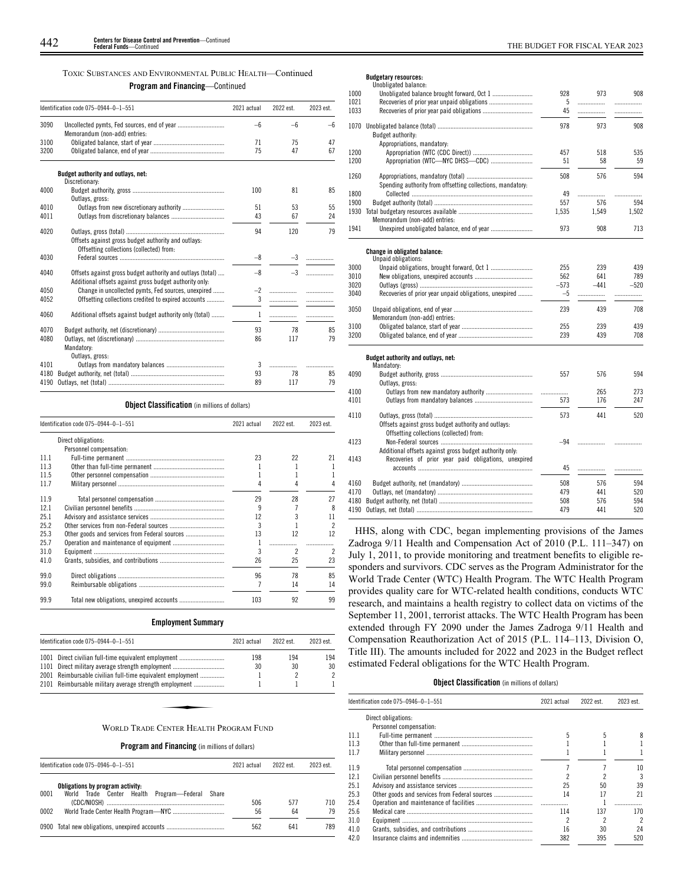TOXIC SUBSTANCES AND ENVIRONMENTAL PUBLIC HEALTH—Continued

**Program and Financing**—Continued

| Identification code 075–0944–0–1–551 | | 2021 actual | 2022 est. | 2023 est. |
|---|---|---|---|---|
| 3090 | Uncollected pymts, Fed sources, end of year | –6 | –6 | –6 |
| | Memorandum (non-add) entries: | | | |
| 3100 | Obligated balance, start of year | 71 | 75 | 47 |
| 3200 | Obligated balance, end of year | 75 | 47 | 67 |
| | **Budget authority and outlays, net:** | | | |
| | Discretionary: | | | |
| 4000 | Budget authority, gross | 100 | 81 | 85 |
| | Outlays, gross: | | | |
| 4010 | Outlays from new discretionary authority | 51 | 53 | 55 |
| 4011 | Outlays from discretionary balances | 43 | 67 | 24 |
| 4020 | Outlays, gross (total) | 94 | 120 | 79 |
| | Offsets against gross budget authority and outlays: | | | |
| | Offsetting collections (collected) from: | | | |
| 4030 | Federal sources | –8 | –3 | |
| 4040 | Offsets against gross budget authority and outlays (total) | –8 | –3 | |
| | Additional offsets against gross budget authority only: | | | |
| 4050 | Change in uncollected pymts, Fed sources, unexpired | –2 | | |
| 4052 | Offsetting collections credited to expired accounts | 3 | | |
| 4060 | Additional offsets against budget authority only (total) | 1 | | |
| 4070 | Budget authority, net (discretionary) | 93 | 78 | 85 |
| 4080 | Outlays, net (discretionary) | 86 | 117 | 79 |
| | Mandatory: | | | |
| | Outlays, gross: | | | |
| 4101 | Outlays from mandatory balances | 3 | | |
| 4180 | Budget authority, net (total) | 93 | 78 | 85 |
| 4190 | Outlays, net (total) | 89 | 117 | 79 |

**Object Classification** (in millions of dollars)

| Identification code 075–0944–0–1–551 | | 2021 actual | 2022 est. | 2023 est. |
|---|---|---|---|---|
| | Direct obligations: | | | |
| | Personnel compensation: | | | |
| 11.1 | Full-time permanent | 23 | 22 | 21 |
| 11.3 | Other than full-time permanent | 1 | 1 | 1 |
| 11.5 | Other personnel compensation | 1 | 1 | 1 |
| 11.7 | Military personnel | 4 | 4 | 4 |
| 11.9 | Total personnel compensation | 29 | 28 | 27 |
| 12.1 | Civilian personnel benefits | 9 | 7 | 8 |
| 25.1 | Advisory and assistance services | 12 | 3 | 11 |
| 25.2 | Other services from non-Federal sources | 3 | 1 | 2 |
| 25.3 | Other goods and services from Federal sources | 13 | 12 | 12 |
| 25.7 | Operation and maintenance of equipment | 1 | | |
| 31.0 | Equipment | 3 | 2 | 2 |
| 41.0 | Grants, subsidies, and contributions | 26 | 25 | 23 |
| 99.0 | Direct obligations | 96 | 78 | 85 |
| 99.0 | Reimbursable obligations | 7 | 14 | 14 |
| 99.9 | Total new obligations, unexpired accounts | 103 | 92 | 99 |

**Employment Summary**

| Identification code 075–0944–0–1–551 | | 2021 actual | 2022 est. | 2023 est. |
|---|---|---|---|---|
| 1001 | Direct civilian full-time equivalent employment | 198 | 194 | 194 |
| 1101 | Direct military average strength employment | 30 | 30 | 30 |
| 2001 | Reimbursable civilian full-time equivalent employment | 1 | 2 | 2 |
| 2101 | Reimbursable military average strength employment | 1 | 1 | 1 |

WORLD TRADE CENTER HEALTH PROGRAM FUND

**Program and Financing** (in millions of dollars)

| Identification code 075–0946–0–1–551 | | 2021 actual | 2022 est. | 2023 est. |
|---|---|---|---|---|
| | **Obligations by program activity:** | | | |
| 0001 | World Trade Center Health Program—Federal Share (CDC/NIOSH) | 506 | 577 | 710 |
| 0002 | World Trade Center Health Program—NYC | 56 | 64 | 79 |
| 0900 | Total new obligations, unexpired accounts | 562 | 641 | 789 |
| | **Budgetary resources:** | | | |
| | Unobligated balance: | | | |
| 1000 | Unobligated balance brought forward, Oct 1 | 928 | 973 | 908 |
| 1021 | Recoveries of prior year unpaid obligations | 5 | | |
| 1033 | Recoveries of prior year paid obligations | 45 | | |
| 1070 | Unobligated balance (total) | 978 | 973 | 908 |
| | Budget authority: | | | |
| | Appropriations, mandatory: | | | |
| 1200 | Appropriation (WTC (CDC Direct)) | 457 | 518 | 535 |
| 1200 | Appropriation (WTC—NYC DHSS—CDC) | 51 | 58 | 59 |
| 1260 | Appropriations, mandatory (total) | 508 | 576 | 594 |
| | Spending authority from offsetting collections, mandatory: | | | |
| 1800 | Collected | 49 | | |
| 1900 | Budget authority (total) | 557 | 576 | 594 |
| 1930 | Total budgetary resources available | 1,535 | 1,549 | 1,502 |
| | Memorandum (non-add) entries: | | | |
| 1941 | Unexpired unobligated balance, end of year | 973 | 908 | 713 |
| | **Change in obligated balance:** | | | |
| | Unpaid obligations: | | | |
| 3000 | Unpaid obligations, brought forward, Oct 1 | 255 | 239 | 439 |
| 3010 | New obligations, unexpired accounts | 562 | 641 | 789 |
| 3020 | Outlays (gross) | –573 | –441 | –520 |
| 3040 | Recoveries of prior year unpaid obligations, unexpired | –5 | | |
| 3050 | Unpaid obligations, end of year | 239 | 439 | 708 |
| | Memorandum (non-add) entries: | | | |
| 3100 | Obligated balance, start of year | 255 | 239 | 439 |
| 3200 | Obligated balance, end of year | 239 | 439 | 708 |
| | **Budget authority and outlays, net:** | | | |
| | Mandatory: | | | |
| 4090 | Budget authority, gross | 557 | 576 | 594 |
| | Outlays, gross: | | | |
| 4100 | Outlays from new mandatory authority | | 265 | 273 |
| 4101 | Outlays from mandatory balances | 573 | 176 | 247 |
| 4110 | Outlays, gross (total) | 573 | 441 | 520 |
| | Offsets against gross budget authority and outlays: | | | |
| | Offsetting collections (collected) from: | | | |
| 4123 | Non-Federal sources | –94 | | |
| | Additional offsets against gross budget authority only: | | | |
| 4143 | Recoveries of prior year paid obligations, unexpired accounts | 45 | | |
| 4160 | Budget authority, net (mandatory) | 508 | 576 | 594 |
| 4170 | Outlays, net (mandatory) | 479 | 441 | 520 |
| 4180 | Budget authority, net (total) | 508 | 576 | 594 |
| 4190 | Outlays, net (total) | 479 | 441 | 520 |

HHS, along with CDC, began implementing provisions of the James Zadroga 9/11 Health and Compensation Act of 2010 (P.L. 111–347) on July 1, 2011, to provide monitoring and treatment benefits to eligible responders and survivors. CDC serves as the Program Administrator for the World Trade Center (WTC) Health Program. The WTC Health Program provides quality care for WTC-related health conditions, conducts WTC research, and maintains a health registry to collect data on victims of the September 11, 2001, terrorist attacks. The WTC Health Program has been extended through FY 2090 under the James Zadroga 9/11 Health and Compensation Reauthorization Act of 2015 (P.L. 114–113, Division O, Title III). The amounts included for 2022 and 2023 in the Budget reflect estimated Federal obligations for the WTC Health Program.

**Object Classification** (in millions of dollars)

| Identification code 075–0946–0–1–551 | | 2021 actual | 2022 est. | 2023 est. |
|---|---|---|---|---|
| | Direct obligations: | | | |
| | Personnel compensation: | | | |
| 11.1 | Full-time permanent | 5 | 5 | 8 |
| 11.3 | Other than full-time permanent | 1 | 1 | 1 |
| 11.7 | Military personnel | 1 | 1 | 1 |
| 11.9 | Total personnel compensation | 7 | 7 | 10 |
| 12.1 | Civilian personnel benefits | 2 | 2 | 3 |
| 25.1 | Advisory and assistance services | 25 | 50 | 39 |
| 25.3 | Other goods and services from Federal sources | 14 | 17 | 21 |
| 25.4 | Operation and maintenance of facilities | | 1 | |
| 25.6 | Medical care | 114 | 137 | 170 |
| 31.0 | Equipment | 2 | 2 | 2 |
| 41.0 | Grants, subsidies, and contributions | 16 | 30 | 24 |
| 42.0 | Insurance claims and indemnities | 382 | 395 | 520 |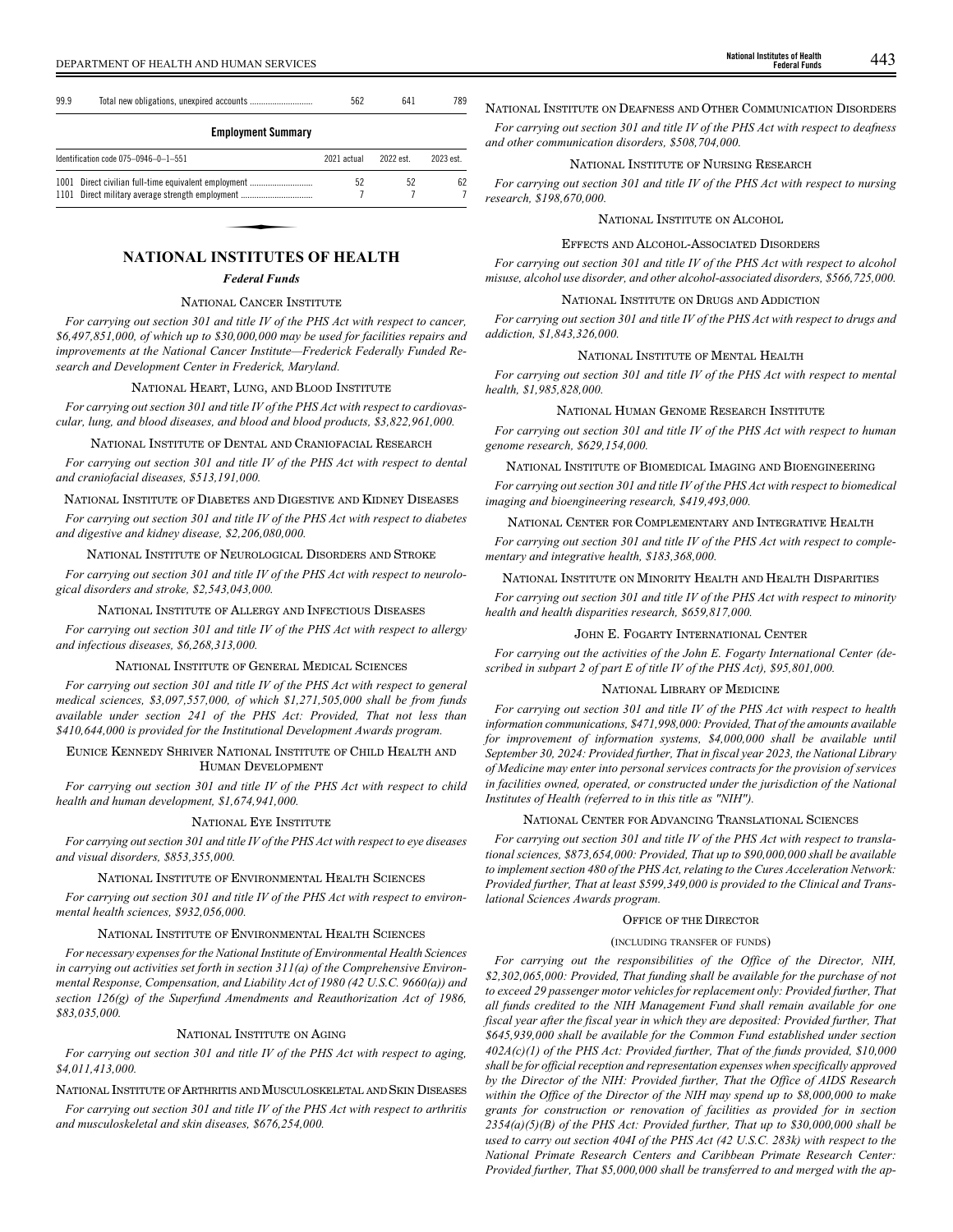| | | | | |
|---|---|---|---|---|
| 99.9 | Total new obligations, unexpired accounts | 562 | 641 | 789 |

**Employment Summary**

| Identification code 075–0946–0–1–551 | 2021 actual | 2022 est. | 2023 est. |
|---|---|---|---|
| 1001 Direct civilian full-time equivalent employment | 52 | 52 | 62 |
| 1101 Direct military average strength employment | 7 | 7 | 7 |

# NATIONAL INSTITUTES OF HEALTH

## *Federal Funds*

### National Cancer Institute

*For carrying out section 301 and title IV of the PHS Act with respect to cancer, $6,497,851,000, of which up to $30,000,000 may be used for facilities repairs and improvements at the National Cancer Institute—Frederick Federally Funded Research and Development Center in Frederick, Maryland.*

### National Heart, Lung, and Blood Institute

*For carrying out section 301 and title IV of the PHS Act with respect to cardiovascular, lung, and blood diseases, and blood and blood products, $3,822,961,000.*

### National Institute of Dental and Craniofacial Research

*For carrying out section 301 and title IV of the PHS Act with respect to dental and craniofacial diseases, $513,191,000.*

### National Institute of Diabetes and Digestive and Kidney Diseases

*For carrying out section 301 and title IV of the PHS Act with respect to diabetes and digestive and kidney disease, $2,206,080,000.*

### National Institute of Neurological Disorders and Stroke

*For carrying out section 301 and title IV of the PHS Act with respect to neurological disorders and stroke, $2,543,043,000.*

### National Institute of Allergy and Infectious Diseases

*For carrying out section 301 and title IV of the PHS Act with respect to allergy and infectious diseases, $6,268,313,000.*

### National Institute of General Medical Sciences

*For carrying out section 301 and title IV of the PHS Act with respect to general medical sciences, $3,097,557,000, of which $1,271,505,000 shall be from funds available under section 241 of the PHS Act: Provided, That not less than $410,644,000 is provided for the Institutional Development Awards program.*

### Eunice Kennedy Shriver National Institute of Child Health and Human Development

*For carrying out section 301 and title IV of the PHS Act with respect to child health and human development, $1,674,941,000.*

### National Eye Institute

*For carrying out section 301 and title IV of the PHS Act with respect to eye diseases and visual disorders, $853,355,000.*

### National Institute of Environmental Health Sciences

*For carrying out section 301 and title IV of the PHS Act with respect to environmental health sciences, $932,056,000.*

### National Institute of Environmental Health Sciences

*For necessary expenses for the National Institute of Environmental Health Sciences in carrying out activities set forth in section 311(a) of the Comprehensive Environmental Response, Compensation, and Liability Act of 1980 (42 U.S.C. 9660(a)) and section 126(g) of the Superfund Amendments and Reauthorization Act of 1986, $83,035,000.*

### National Institute on Aging

*For carrying out section 301 and title IV of the PHS Act with respect to aging, $4,011,413,000.*

### National Institute of Arthritis and Musculoskeletal and Skin Diseases

*For carrying out section 301 and title IV of the PHS Act with respect to arthritis and musculoskeletal and skin diseases, $676,254,000.*

### National Institute on Deafness and Other Communication Disorders

*For carrying out section 301 and title IV of the PHS Act with respect to deafness and other communication disorders, $508,704,000.*

### National Institute of Nursing Research

*For carrying out section 301 and title IV of the PHS Act with respect to nursing research, $198,670,000.*

### National Institute on Alcohol Effects and Alcohol-Associated Disorders

*For carrying out section 301 and title IV of the PHS Act with respect to alcohol misuse, alcohol use disorder, and other alcohol-associated disorders, $566,725,000.*

### National Institute on Drugs and Addiction

*For carrying out section 301 and title IV of the PHS Act with respect to drugs and addiction, $1,843,326,000.*

### National Institute of Mental Health

*For carrying out section 301 and title IV of the PHS Act with respect to mental health, $1,985,828,000.*

### National Human Genome Research Institute

*For carrying out section 301 and title IV of the PHS Act with respect to human genome research, $629,154,000.*

### National Institute of Biomedical Imaging and Bioengineering

*For carrying out section 301 and title IV of the PHS Act with respect to biomedical imaging and bioengineering research, $419,493,000.*

### National Center for Complementary and Integrative Health

*For carrying out section 301 and title IV of the PHS Act with respect to complementary and integrative health, $183,368,000.*

### National Institute on Minority Health and Health Disparities

*For carrying out section 301 and title IV of the PHS Act with respect to minority health and health disparities research, $659,817,000.*

### John E. Fogarty International Center

*For carrying out the activities of the John E. Fogarty International Center (described in subpart 2 of part E of title IV of the PHS Act), $95,801,000.*

### National Library of Medicine

*For carrying out section 301 and title IV of the PHS Act with respect to health information communications, $471,998,000: Provided, That of the amounts available for improvement of information systems, $4,000,000 shall be available until September 30, 2024: Provided further, That in fiscal year 2023, the National Library of Medicine may enter into personal services contracts for the provision of services in facilities owned, operated, or constructed under the jurisdiction of the National Institutes of Health (referred to in this title as "NIH").*

### National Center for Advancing Translational Sciences

*For carrying out section 301 and title IV of the PHS Act with respect to translational sciences, $873,654,000: Provided, That up to $90,000,000 shall be available to implement section 480 of the PHS Act, relating to the Cures Acceleration Network: Provided further, That at least $599,349,000 is provided to the Clinical and Translational Sciences Awards program.*

### Office of the Director

(including transfer of funds)

*For carrying out the responsibilities of the Office of the Director, NIH, $2,302,065,000: Provided, That funding shall be available for the purchase of not to exceed 29 passenger motor vehicles for replacement only: Provided further, That all funds credited to the NIH Management Fund shall remain available for one fiscal year after the fiscal year in which they are deposited: Provided further, That $645,939,000 shall be available for the Common Fund established under section 402A(c)(1) of the PHS Act: Provided further, That of the funds provided, $10,000 shall be for official reception and representation expenses when specifically approved by the Director of the NIH: Provided further, That the Office of AIDS Research within the Office of the Director of the NIH may spend up to $8,000,000 to make grants for construction or renovation of facilities as provided for in section 2354(a)(5)(B) of the PHS Act: Provided further, That up to $30,000,000 shall be used to carry out section 404I of the PHS Act (42 U.S.C. 283k) with respect to the National Primate Research Centers and Caribbean Primate Research Center: Provided further, That $5,000,000 shall be transferred to and merged with the ap-*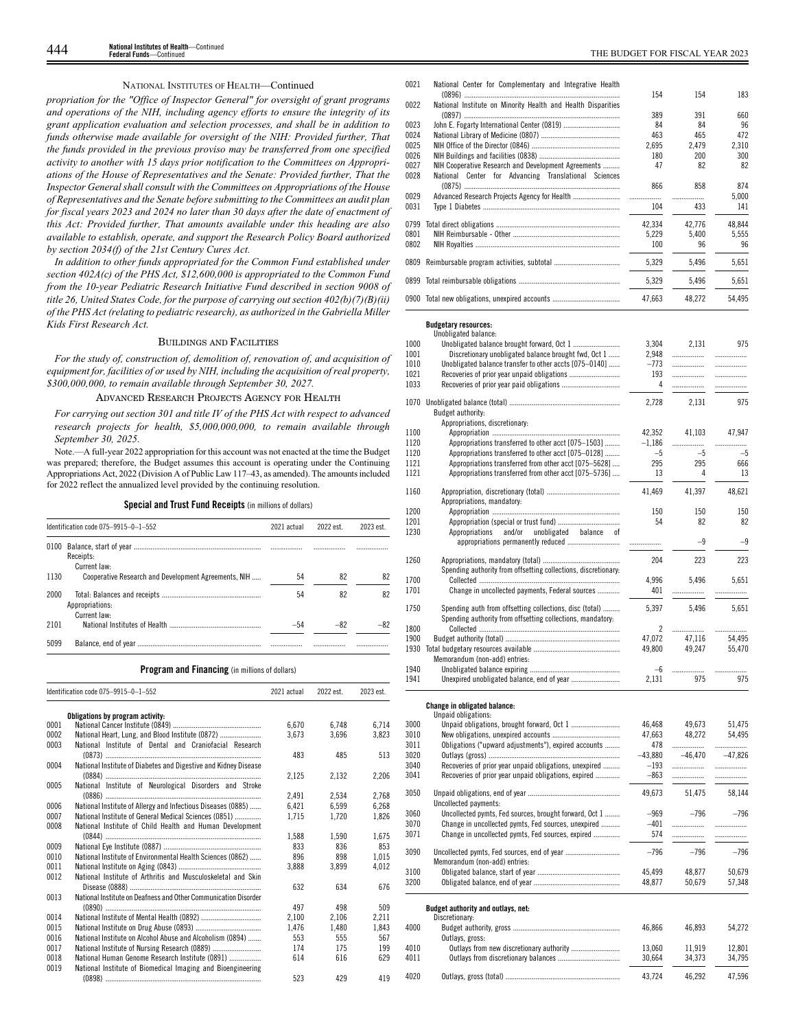NATIONAL INSTITUTES OF HEALTH—Continued

*propriation for the "Office of Inspector General" for oversight of grant programs and operations of the NIH, including agency efforts to ensure the integrity of its grant application evaluation and selection processes, and shall be in addition to funds otherwise made available for oversight of the NIH: Provided further, That the funds provided in the previous proviso may be transferred from one specified activity to another with 15 days prior notification to the Committees on Appropriations of the House of Representatives and the Senate: Provided further, That the Inspector General shall consult with the Committees on Appropriations of the House of Representatives and the Senate before submitting to the Committees an audit plan for fiscal years 2023 and 2024 no later than 30 days after the date of enactment of this Act: Provided further, That amounts available under this heading are also available to establish, operate, and support the Research Policy Board authorized by section 2034(f) of the 21st Century Cures Act.*

*In addition to other funds appropriated for the Common Fund established under section 402A(c) of the PHS Act, $12,600,000 is appropriated to the Common Fund from the 10-year Pediatric Research Initiative Fund described in section 9008 of title 26, United States Code, for the purpose of carrying out section 402(b)(7)(B)(ii) of the PHS Act (relating to pediatric research), as authorized in the Gabriella Miller Kids First Research Act.*

## BUILDINGS AND FACILITIES

*For the study of, construction of, demolition of, renovation of, and acquisition of equipment for, facilities of or used by NIH, including the acquisition of real property, $300,000,000, to remain available through September 30, 2027.*

## ADVANCED RESEARCH PROJECTS AGENCY FOR HEALTH

*For carrying out section 301 and title IV of the PHS Act with respect to advanced research projects for health, $5,000,000,000, to remain available through September 30, 2025.*

Note.—A full-year 2022 appropriation for this account was not enacted at the time the Budget was prepared; therefore, the Budget assumes this account is operating under the Continuing Appropriations Act, 2022 (Division A of Public Law 117–43, as amended). The amounts included for 2022 reflect the annualized level provided by the continuing resolution.

**Special and Trust Fund Receipts** (in millions of dollars)

| Identification code 075–9915–0–1–552 | | 2021 actual | 2022 est. | 2023 est. |
|---|---|---|---|---|
| 0100 | Balance, start of year | | | |
| | Receipts: | | | |
| | Current law: | | | |
| 1130 | Cooperative Research and Development Agreements, NIH | 54 | 82 | 82 |
| 2000 | Total: Balances and receipts | 54 | 82 | 82 |
| | Appropriations: | | | |
| | Current law: | | | |
| 2101 | National Institutes of Health | –54 | –82 | –82 |
| 5099 | Balance, end of year | | | |

**Program and Financing** (in millions of dollars)

| Identification code 075–9915–0–1–552 | | 2021 actual | 2022 est. | 2023 est. |
|---|---|---|---|---|
| | **Obligations by program activity:** | | | |
| 0001 | National Cancer Institute (0849) | 6,670 | 6,748 | 6,714 |
| 0002 | National Heart, Lung, and Blood Institute (0872) | 3,673 | 3,696 | 3,823 |
| 0003 | National Institute of Dental and Craniofacial Research (0873) | 483 | 485 | 513 |
| 0004 | National Institute of Diabetes and Digestive and Kidney Disease (0884) | 2,125 | 2,132 | 2,206 |
| 0005 | National Institute of Neurological Disorders and Stroke (0886) | 2,491 | 2,534 | 2,768 |
| 0006 | National Institute of Allergy and Infectious Diseases (0885) | 6,421 | 6,599 | 6,268 |
| 0007 | National Institute of General Medical Sciences (0851) | 1,715 | 1,720 | 1,826 |
| 0008 | National Institute of Child Health and Human Development (0844) | 1,588 | 1,590 | 1,675 |
| 0009 | National Eye Institute (0887) | 833 | 836 | 853 |
| 0010 | National Institute of Environmental Health Sciences (0862) | 896 | 898 | 1,015 |
| 0011 | National Institute on Aging (0843) | 3,888 | 3,899 | 4,012 |
| 0012 | National Institute of Arthritis and Musculoskeletal and Skin Disease (0888) | 632 | 634 | 676 |
| 0013 | National Institute on Deafness and Other Communication Disorder (0890) | 497 | 498 | 509 |
| 0014 | National Institute of Mental Health (0892) | 2,100 | 2,106 | 2,211 |
| 0015 | National Institute on Drug Abuse (0893) | 1,476 | 1,480 | 1,843 |
| 0016 | National Institute on Alcohol Abuse and Alcoholism (0894) | 553 | 555 | 567 |
| 0017 | National Institute of Nursing Research (0889) | 174 | 175 | 199 |
| 0018 | National Human Genome Research Institute (0891) | 614 | 616 | 629 |
| 0019 | National Institute of Biomedical Imaging and Bioengineering (0898) | 523 | 429 | 419 |
| 0021 | National Center for Complementary and Integrative Health (0896) | 154 | 154 | 183 |
| 0022 | National Institute on Minority Health and Health Disparities (0897) | 389 | 391 | 660 |
| 0023 | John E. Fogarty International Center (0819) | 84 | 84 | 96 |
| 0024 | National Library of Medicine (0807) | 463 | 465 | 472 |
| 0025 | NIH Office of the Director (0846) | 2,695 | 2,479 | 2,310 |
| 0026 | NIH Buildings and Facilities (0838) | 180 | 200 | 300 |
| 0027 | NIH Cooperative Research and Development Agreements | 47 | 82 | 82 |
| 0028 | National Center for Advancing Translational Sciences (0875) | 866 | 858 | 874 |
| 0029 | Advanced Research Projects Agency for Health | | | 5,000 |
| 0031 | Type 1 Diabetes | 104 | 433 | 141 |
| 0799 | Total direct obligations | 42,334 | 42,776 | 48,844 |
| 0801 | NIH Reimbursable - Other | 5,229 | 5,400 | 5,555 |
| 0802 | NIH Royalties | 100 | 96 | 96 |
| 0809 | Reimbursable program activities, subtotal | 5,329 | 5,496 | 5,651 |
| 0899 | Total reimbursable obligations | 5,329 | 5,496 | 5,651 |
| 0900 | Total new obligations, unexpired accounts | 47,663 | 48,272 | 54,495 |
| | **Budgetary resources:** | | | |
| | Unobligated balance: | | | |
| 1000 | Unobligated balance brought forward, Oct 1 | 3,304 | 2,131 | 975 |
| 1001 | Discretionary unobligated balance brought fwd, Oct 1 | 2,948 | | |
| 1010 | Unobligated balance transfer to other accts [075–0140] | –773 | | |
| 1021 | Recoveries of prior year unpaid obligations | 193 | | |
| 1033 | Recoveries of prior year paid obligations | 4 | | |
| 1070 | Unobligated balance (total) | 2,728 | 2,131 | 975 |
| | Budget authority: | | | |
| | Appropriations, discretionary: | | | |
| 1100 | Appropriation | 42,352 | 41,103 | 47,947 |
| 1120 | Appropriations transferred to other acct [075–1503] | –1,186 | | |
| 1120 | Appropriations transferred to other acct [075–0128] | –5 | –5 | –5 |
| 1121 | Appropriations transferred from other acct [075–5628] | 295 | 295 | 666 |
| 1121 | Appropriations transferred from other acct [075–5736] | 13 | 4 | 13 |
| 1160 | Appropriation, discretionary (total) | 41,469 | 41,397 | 48,621 |
| | Appropriations, mandatory: | | | |
| 1200 | Appropriation | 150 | 150 | 150 |
| 1201 | Appropriation (special or trust fund) | 54 | 82 | 82 |
| 1230 | Appropriations and/or unobligated balance of appropriations permanently reduced | | –9 | –9 |
| 1260 | Appropriations, mandatory (total) | 204 | 223 | 223 |
| | Spending authority from offsetting collections, discretionary: | | | |
| 1700 | Collected | 4,996 | 5,496 | 5,651 |
| 1701 | Change in uncollected payments, Federal sources | 401 | | |
| 1750 | Spending auth from offsetting collections, disc (total) | 5,397 | 5,496 | 5,651 |
| | Spending authority from offsetting collections, mandatory: | | | |
| 1800 | Collected | 2 | | |
| 1900 | Budget authority (total) | 47,072 | 47,116 | 54,495 |
| 1930 | Total budgetary resources available | 49,800 | 49,247 | 55,470 |
| | Memorandum (non-add) entries: | | | |
| 1940 | Unobligated balance expiring | –6 | | |
| 1941 | Unexpired unobligated balance, end of year | 2,131 | 975 | 975 |
| | **Change in obligated balance:** | | | |
| | Unpaid obligations: | | | |
| 3000 | Unpaid obligations, brought forward, Oct 1 | 46,468 | 49,673 | 51,475 |
| 3010 | New obligations, unexpired accounts | 47,663 | 48,272 | 54,495 |
| 3011 | Obligations ("upward adjustments"), expired accounts | 478 | | |
| 3020 | Outlays (gross) | –43,880 | –46,470 | –47,826 |
| 3040 | Recoveries of prior year unpaid obligations, unexpired | –193 | | |
| 3041 | Recoveries of prior year unpaid obligations, expired | –863 | | |
| 3050 | Unpaid obligations, end of year | 49,673 | 51,475 | 58,144 |
| | Uncollected payments: | | | |
| 3060 | Uncollected pymts, Fed sources, brought forward, Oct 1 | –969 | –796 | –796 |
| 3070 | Change in uncollected pymts, Fed sources, unexpired | –401 | | |
| 3071 | Change in uncollected pymts, Fed sources, expired | 574 | | |
| 3090 | Uncollected pymts, Fed sources, end of year | –796 | –796 | –796 |
| | Memorandum (non-add) entries: | | | |
| 3100 | Obligated balance, start of year | 45,499 | 48,877 | 50,679 |
| 3200 | Obligated balance, end of year | 48,877 | 50,679 | 57,348 |
| | **Budget authority and outlays, net:** | | | |
| | Discretionary: | | | |
| 4000 | Budget authority, gross | 46,866 | 46,893 | 54,272 |
| | Outlays, gross: | | | |
| 4010 | Outlays from new discretionary authority | 13,060 | 11,919 | 12,801 |
| 4011 | Outlays from discretionary balances | 30,664 | 34,373 | 34,795 |
| 4020 | Outlays, gross (total) | 43,724 | 46,292 | 47,596 |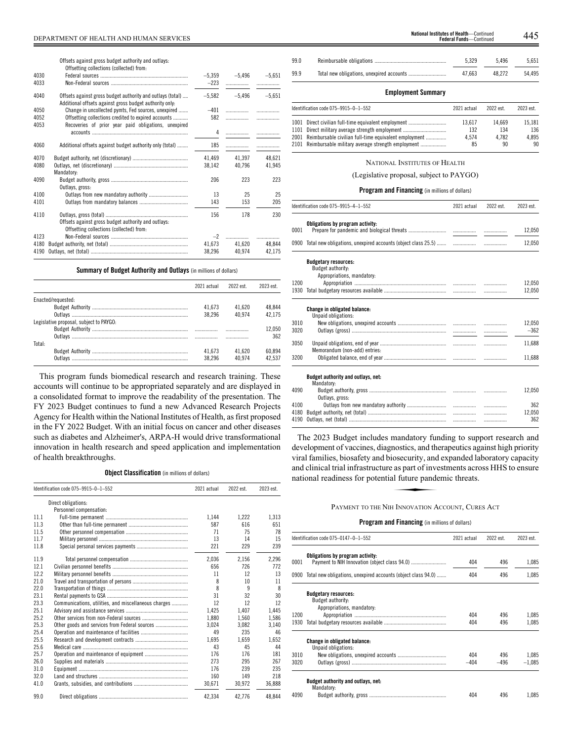| | | 2021 actual | 2022 est. | 2023 est. |
|---|---|---|---|---|
| | Offsets against gross budget authority and outlays: | | | |
| | Offsetting collections (collected) from: | | | |
| 4030 | Federal sources | –5,359 | –5,496 | –5,651 |
| 4033 | Non-Federal sources | –223 | | |
| 4040 | Offsets against gross budget authority and outlays (total) | –5,582 | –5,496 | –5,651 |
| | Additional offsets against gross budget authority only: | | | |
| 4050 | Change in uncollected pymts, Fed sources, unexpired | –401 | | |
| 4052 | Offsetting collections credited to expired accounts | 582 | | |
| 4053 | Recoveries of prior year paid obligations, unexpired accounts | 4 | | |
| 4060 | Additional offsets against budget authority only (total) | 185 | | |
| 4070 | Budget authority, net (discretionary) | 41,469 | 41,397 | 48,621 |
| 4080 | Outlays, net (discretionary) | 38,142 | 40,796 | 41,945 |
| | Mandatory: | | | |
| 4090 | Budget authority, gross | 206 | 223 | 223 |
| | Outlays, gross: | | | |
| 4100 | Outlays from new mandatory authority | 13 | 25 | 25 |
| 4101 | Outlays from mandatory balances | 143 | 153 | 205 |
| 4110 | Outlays, gross (total) | 156 | 178 | 230 |
| | Offsets against gross budget authority and outlays: | | | |
| | Offsetting collections (collected) from: | | | |
| 4123 | Non-Federal sources | –2 | | |
| 4180 | Budget authority, net (total) | 41,673 | 41,620 | 48,844 |
| 4190 | Outlays, net (total) | 38,296 | 40,974 | 42,175 |

**Summary of Budget Authority and Outlays** (in millions of dollars)

| | 2021 actual | 2022 est. | 2023 est. |
|---|---|---|---|
| Enacted/requested: | | | |
| Budget Authority | 41,673 | 41,620 | 48,844 |
| Outlays | 38,296 | 40,974 | 42,175 |
| Legislative proposal, subject to PAYGO: | | | |
| Budget Authority | | | 12,050 |
| Outlays | | | 362 |
| Total: | | | |
| Budget Authority | 41,673 | 41,620 | 60,894 |
| Outlays | 38,296 | 40,974 | 42,537 |

This program funds biomedical research and research training. These accounts will continue to be appropriated separately and are displayed in a consolidated format to improve the readability of the presentation. The FY 2023 Budget continues to fund a new Advanced Research Projects Agency for Health within the National Institutes of Health, as first proposed in the FY 2022 Budget. With an initial focus on cancer and other diseases such as diabetes and Alzheimer's, ARPA-H would drive transformational innovation in health research and speed application and implementation of health breakthroughs.

**Object Classification** (in millions of dollars)

| Identification code 075–9915–0–1–552 | | 2021 actual | 2022 est. | 2023 est. |
|---|---|---|---|---|
| | Direct obligations: | | | |
| | Personnel compensation: | | | |
| 11.1 | Full-time permanent | 1,144 | 1,222 | 1,313 |
| 11.3 | Other than full-time permanent | 587 | 616 | 651 |
| 11.5 | Other personnel compensation | 71 | 75 | 78 |
| 11.7 | Military personnel | 13 | 14 | 15 |
| 11.8 | Special personal services payments | 221 | 229 | 239 |
| 11.9 | Total personnel compensation | 2,036 | 2,156 | 2,296 |
| 12.1 | Civilian personnel benefits | 656 | 726 | 772 |
| 12.2 | Military personnel benefits | 11 | 12 | 13 |
| 21.0 | Travel and transportation of persons | 8 | 10 | 11 |
| 22.0 | Transportation of things | 8 | 9 | 8 |
| 23.1 | Rental payments to GSA | 31 | 32 | 30 |
| 23.3 | Communications, utilities, and miscellaneous charges | 12 | 12 | 12 |
| 25.1 | Advisory and assistance services | 1,425 | 1,407 | 1,445 |
| 25.2 | Other services from non-Federal sources | 1,880 | 1,560 | 1,586 |
| 25.3 | Other goods and services from Federal sources | 3,024 | 3,082 | 3,140 |
| 25.4 | Operation and maintenance of facilities | 49 | 235 | 46 |
| 25.5 | Research and development contracts | 1,695 | 1,659 | 1,652 |
| 25.6 | Medical care | 43 | 45 | 44 |
| 25.7 | Operation and maintenance of equipment | 176 | 176 | 181 |
| 26.0 | Supplies and materials | 273 | 295 | 267 |
| 31.0 | Equipment | 176 | 239 | 235 |
| 32.0 | Land and structures | 160 | 149 | 218 |
| 41.0 | Grants, subsidies, and contributions | 30,671 | 30,972 | 36,888 |
| 99.0 | Direct obligations | 42,334 | 42,776 | 48,844 |
| 99.0 | Reimbursable obligations | 5,329 | 5,496 | 5,651 |
| 99.9 | Total new obligations, unexpired accounts | 47,663 | 48,272 | 54,495 |

**Employment Summary**

| Identification code 075–9915–0–1–552 | | 2021 actual | 2022 est. | 2023 est. |
|---|---|---|---|---|
| 1001 | Direct civilian full-time equivalent employment | 13,617 | 14,669 | 15,181 |
| 1101 | Direct military average strength employment | 132 | 134 | 136 |
| 2001 | Reimbursable civilian full-time equivalent employment | 4,574 | 4,782 | 4,895 |
| 2101 | Reimbursable military average strength employment | 85 | 90 | 90 |

## National Institutes of Health

(Legislative proposal, subject to PAYGO)

**Program and Financing** (in millions of dollars)

| Identification code 075–9915–4–1–552 | | 2021 actual | 2022 est. | 2023 est. |
|---|---|---|---|---|
| | **Obligations by program activity:** | | | |
| 0001 | Prepare for pandemic and biological threats | | | 12,050 |
| 0900 | Total new obligations, unexpired accounts (object class 25.5) | | | 12,050 |
| | **Budgetary resources:** | | | |
| | Budget authority: | | | |
| | Appropriations, mandatory: | | | |
| 1200 | Appropriation | | | 12,050 |
| 1930 | Total budgetary resources available | | | 12,050 |
| | **Change in obligated balance:** | | | |
| | Unpaid obligations: | | | |
| 3010 | New obligations, unexpired accounts | | | 12,050 |
| 3020 | Outlays (gross) | | | –362 |
| 3050 | Unpaid obligations, end of year | | | 11,688 |
| | Memorandum (non-add) entries: | | | |
| 3200 | Obligated balance, end of year | | | 11,688 |
| | **Budget authority and outlays, net:** | | | |
| | Mandatory: | | | |
| 4090 | Budget authority, gross | | | 12,050 |
| | Outlays, gross: | | | |
| 4100 | Outlays from new mandatory authority | | | 362 |
| 4180 | Budget authority, net (total) | | | 12,050 |
| 4190 | Outlays, net (total) | | | 362 |

The 2023 Budget includes mandatory funding to support research and development of vaccines, diagnostics, and therapeutics against high priority viral families, biosafety and biosecurity, and expanded laboratory capacity and clinical trial infrastructure as part of investments across HHS to ensure national readiness for potential future pandemic threats.

## Payment to the NIH Innovation Account, Cures Act

**Program and Financing** (in millions of dollars)

| Identification code 075–0147–0–1–552 | | 2021 actual | 2022 est. | 2023 est. |
|---|---|---|---|---|
| | **Obligations by program activity:** | | | |
| 0001 | Payment to NIH Innovation (object class 94.0) | 404 | 496 | 1,085 |
| 0900 | Total new obligations, unexpired accounts (object class 94.0) | 404 | 496 | 1,085 |
| | **Budgetary resources:** | | | |
| | Budget authority: | | | |
| | Appropriations, mandatory: | | | |
| 1200 | Appropriation | 404 | 496 | 1,085 |
| 1930 | Total budgetary resources available | 404 | 496 | 1,085 |
| | **Change in obligated balance:** | | | |
| | Unpaid obligations: | | | |
| 3010 | New obligations, unexpired accounts | 404 | 496 | 1,085 |
| 3020 | Outlays (gross) | –404 | –496 | –1,085 |
| | **Budget authority and outlays, net:** | | | |
| | Mandatory: | | | |
| 4090 | Budget authority, gross | 404 | 496 | 1,085 |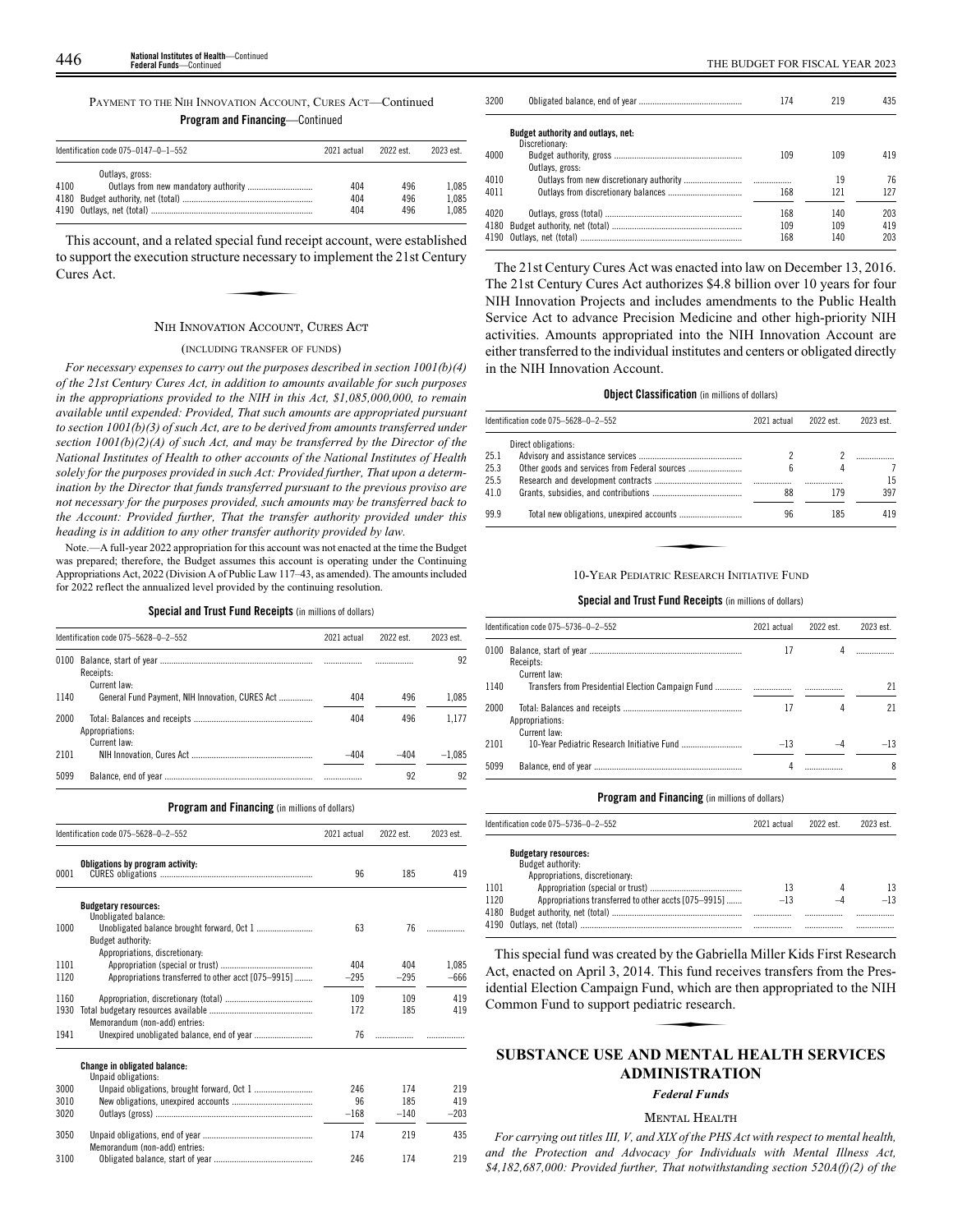PAYMENT TO THE NIH INNOVATION ACCOUNT, CURES ACT—Continued

**Program and Financing**—Continued

| Identification code 075–0147–0–1–552 | | 2021 actual | 2022 est. | 2023 est. |
|---|---|---|---|---|
| | Outlays, gross: | | | |
| 4100 | Outlays from new mandatory authority | 404 | 496 | 1,085 |
| 4180 | Budget authority, net (total) | 404 | 496 | 1,085 |
| 4190 | Outlays, net (total) | 404 | 496 | 1,085 |

This account, and a related special fund receipt account, were established to support the execution structure necessary to implement the 21st Century Cures Act.

## NIH INNOVATION ACCOUNT, CURES ACT

(INCLUDING TRANSFER OF FUNDS)

*For necessary expenses to carry out the purposes described in section 1001(b)(4) of the 21st Century Cures Act, in addition to amounts available for such purposes in the appropriations provided to the NIH in this Act, $1,085,000,000, to remain available until expended: Provided, That such amounts are appropriated pursuant to section 1001(b)(3) of such Act, are to be derived from amounts transferred under section 1001(b)(2)(A) of such Act, and may be transferred by the Director of the National Institutes of Health to other accounts of the National Institutes of Health solely for the purposes provided in such Act: Provided further, That upon a determination by the Director that funds transferred pursuant to the previous proviso are not necessary for the purposes provided, such amounts may be transferred back to the Account: Provided further, That the transfer authority provided under this heading is in addition to any other transfer authority provided by law.*

Note.—A full-year 2022 appropriation for this account was not enacted at the time the Budget was prepared; therefore, the Budget assumes this account is operating under the Continuing Appropriations Act, 2022 (Division A of Public Law 117–43, as amended). The amounts included for 2022 reflect the annualized level provided by the continuing resolution.

**Special and Trust Fund Receipts** (in millions of dollars)

| Identification code 075–5628–0–2–552 | | 2021 actual | 2022 est. | 2023 est. |
|---|---|---|---|---|
| 0100 | Balance, start of year | | | 92 |
| | Receipts: | | | |
| | Current law: | | | |
| 1140 | General Fund Payment, NIH Innovation, CURES Act | 404 | 496 | 1,085 |
| 2000 | Total: Balances and receipts | 404 | 496 | 1,177 |
| | Appropriations: | | | |
| | Current law: | | | |
| 2101 | NIH Innovation, Cures Act | –404 | –404 | –1,085 |
| 5099 | Balance, end of year | | 92 | 92 |

**Program and Financing** (in millions of dollars)

| Identification code 075–5628–0–2–552 | | 2021 actual | 2022 est. | 2023 est. |
|---|---|---|---|---|
| | **Obligations by program activity:** | | | |
| 0001 | CURES obligations | 96 | 185 | 419 |
| | **Budgetary resources:** | | | |
| | Unobligated balance: | | | |
| 1000 | Unobligated balance brought forward, Oct 1 | 63 | 76 | |
| | Budget authority: | | | |
| | Appropriations, discretionary: | | | |
| 1101 | Appropriation (special or trust) | 404 | 404 | 1,085 |
| 1120 | Appropriations transferred to other acct [075–9915] | –295 | –295 | –666 |
| 1160 | Appropriation, discretionary (total) | 109 | 109 | 419 |
| 1930 | Total budgetary resources available | 172 | 185 | 419 |
| | Memorandum (non-add) entries: | | | |
| 1941 | Unexpired unobligated balance, end of year | 76 | | |
| | **Change in obligated balance:** | | | |
| | Unpaid obligations: | | | |
| 3000 | Unpaid obligations, brought forward, Oct 1 | 246 | 174 | 219 |
| 3010 | New obligations, unexpired accounts | 96 | 185 | 419 |
| 3020 | Outlays (gross) | –168 | –140 | –203 |
| 3050 | Unpaid obligations, end of year | 174 | 219 | 435 |
| | Memorandum (non-add) entries: | | | |
| 3100 | Obligated balance, start of year | 246 | 174 | 219 |
| 3200 | Obligated balance, end of year | 174 | 219 | 435 |
| | **Budget authority and outlays, net:** | | | |
| | Discretionary: | | | |
| 4000 | Budget authority, gross | 109 | 109 | 419 |
| | Outlays, gross: | | | |
| 4010 | Outlays from new discretionary authority | | 19 | 76 |
| 4011 | Outlays from discretionary balances | 168 | 121 | 127 |
| 4020 | Outlays, gross (total) | 168 | 140 | 203 |
| 4180 | Budget authority, net (total) | 109 | 109 | 419 |
| 4190 | Outlays, net (total) | 168 | 140 | 203 |

The 21st Century Cures Act was enacted into law on December 13, 2016. The 21st Century Cures Act authorizes $4.8 billion over 10 years for four NIH Innovation Projects and includes amendments to the Public Health Service Act to advance Precision Medicine and other high-priority NIH activities. Amounts appropriated into the NIH Innovation Account are either transferred to the individual institutes and centers or obligated directly in the NIH Innovation Account.

**Object Classification** (in millions of dollars)

| Identification code 075–5628–0–2–552 | | 2021 actual | 2022 est. | 2023 est. |
|---|---|---|---|---|
| | Direct obligations: | | | |
| 25.1 | Advisory and assistance services | 2 | 2 | |
| 25.3 | Other goods and services from Federal sources | 6 | 4 | 7 |
| 25.5 | Research and development contracts | | | 15 |
| 41.0 | Grants, subsidies, and contributions | 88 | 179 | 397 |
| 99.9 | Total new obligations, unexpired accounts | 96 | 185 | 419 |

## 10-YEAR PEDIATRIC RESEARCH INITIATIVE FUND

**Special and Trust Fund Receipts** (in millions of dollars)

| Identification code 075–5736–0–2–552 | | 2021 actual | 2022 est. | 2023 est. |
|---|---|---|---|---|
| 0100 | Balance, start of year | 17 | 4 | |
| | Receipts: | | | |
| | Current law: | | | |
| 1140 | Transfers from Presidential Election Campaign Fund | | | 21 |
| 2000 | Total: Balances and receipts | 17 | 4 | 21 |
| | Appropriations: | | | |
| | Current law: | | | |
| 2101 | 10-Year Pediatric Research Initiative Fund | –13 | –4 | –13 |
| 5099 | Balance, end of year | 4 | | 8 |

**Program and Financing** (in millions of dollars)

| Identification code 075–5736–0–2–552 | | 2021 actual | 2022 est. | 2023 est. |
|---|---|---|---|---|
| | **Budgetary resources:** | | | |
| | Budget authority: | | | |
| | Appropriations, discretionary: | | | |
| 1101 | Appropriation (special or trust) | 13 | 4 | 13 |
| 1120 | Appropriations transferred to other accts [075–9915] | –13 | –4 | –13 |
| 4180 | Budget authority, net (total) | | | |
| 4190 | Outlays, net (total) | | | |

This special fund was created by the Gabriella Miller Kids First Research Act, enacted on April 3, 2014. This fund receives transfers from the Presidential Election Campaign Fund, which are then appropriated to the NIH Common Fund to support pediatric research.

# SUBSTANCE USE AND MENTAL HEALTH SERVICES ADMINISTRATION

### *Federal Funds*

## MENTAL HEALTH

*For carrying out titles III, V, and XIX of the PHS Act with respect to mental health, and the Protection and Advocacy for Individuals with Mental Illness Act, $4,182,687,000: Provided further, That notwithstanding section 520A(f)(2) of the*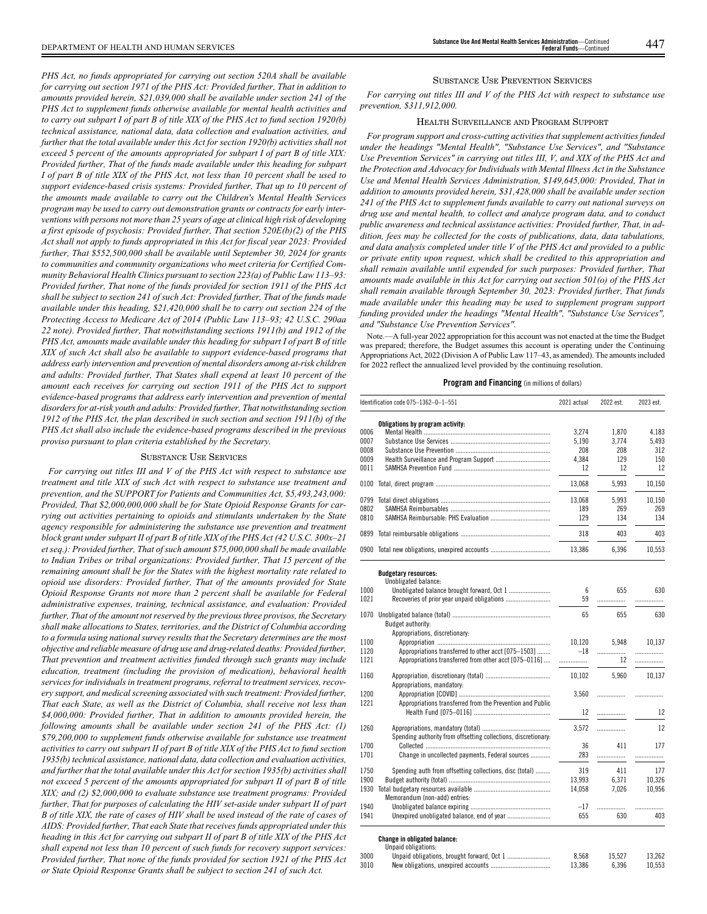*PHS Act, no funds appropriated for carrying out section 520A shall be available for carrying out section 1971 of the PHS Act: Provided further, That in addition to amounts provided herein, $21,039,000 shall be available under section 241 of the PHS Act to supplement funds otherwise available for mental health activities and to carry out subpart I of part B of title XIX of the PHS Act to fund section 1920(b) technical assistance, national data, data collection and evaluation activities, and further that the total available under this Act for section 1920(b) activities shall not exceed 5 percent of the amounts appropriated for subpart I of part B of title XIX: Provided further, That of the funds made available under this heading for subpart I of part B of title XIX of the PHS Act, not less than 10 percent shall be used to support evidence-based crisis systems: Provided further, That up to 10 percent of the amounts made available to carry out the Children's Mental Health Services program may be used to carry out demonstration grants or contracts for early interventions with persons not more than 25 years of age at clinical high risk of developing a first episode of psychosis: Provided further, That section 520E(b)(2) of the PHS Act shall not apply to funds appropriated in this Act for fiscal year 2023: Provided further, That $552,500,000 shall be available until September 30, 2024 for grants to communities and community organizations who meet criteria for Certified Community Behavioral Health Clinics pursuant to section 223(a) of Public Law 113–93: Provided further, That none of the funds provided for section 1911 of the PHS Act shall be subject to section 241 of such Act: Provided further, That of the funds made available under this heading, $21,420,000 shall be to carry out section 224 of the Protecting Access to Medicare Act of 2014 (Public Law 113–93; 42 U.S.C. 290aa 22 note). Provided further, That notwithstanding sections 1911(b) and 1912 of the PHS Act, amounts made available under this heading for subpart I of part B of title XIX of such Act shall also be available to support evidence-based programs that address early intervention and prevention of mental disorders among at-risk children and adults: Provided further, That States shall expend at least 10 percent of the amount each receives for carrying out section 1911 of the PHS Act to support evidence-based programs that address early intervention and prevention of mental disorders for at-risk youth and adults: Provided further, That notwithstanding section 1912 of the PHS Act, the plan described in such section and section 1911(b) of the PHS Act shall also include the evidence-based programs described in the previous proviso pursuant to plan criteria established by the Secretary.*

## Substance Use Services

*For carrying out titles III and V of the PHS Act with respect to substance use treatment and title XIX of such Act with respect to substance use treatment and prevention, and the SUPPORT for Patients and Communities Act, $5,493,243,000: Provided, That $2,000,000,000 shall be for State Opioid Response Grants for carrying out activities pertaining to opioids and stimulants undertaken by the State agency responsible for administering the substance use prevention and treatment block grant under subpart II of part B of title XIX of the PHS Act (42 U.S.C. 300x–21 et seq.): Provided further, That of such amount $75,000,000 shall be made available to Indian Tribes or tribal organizations: Provided further, That 15 percent of the remaining amount shall be for the States with the highest mortality rate related to opioid use disorders: Provided further, That of the amounts provided for State Opioid Response Grants not more than 2 percent shall be available for Federal administrative expenses, training, technical assistance, and evaluation: Provided further, That of the amount not reserved by the previous three provisos, the Secretary shall make allocations to States, territories, and the District of Columbia according to a formula using national survey results that the Secretary determines are the most objective and reliable measure of drug use and drug-related deaths: Provided further, That prevention and treatment activities funded through such grants may include education, treatment (including the provision of medication), behavioral health services for individuals in treatment programs, referral to treatment services, recovery support, and medical screening associated with such treatment: Provided further, That each State, as well as the District of Columbia, shall receive not less than $4,000,000: Provided further, That in addition to amounts provided herein, the following amounts shall be available under section 241 of the PHS Act: (1) $79,200,000 to supplement funds otherwise available for substance use treatment activities to carry out subpart II of part B of title XIX of the PHS Act to fund section 1935(b) technical assistance, national data, data collection and evaluation activities, and further that the total available under this Act for section 1935(b) activities shall not exceed 5 percent of the amounts appropriated for subpart II of part B of title XIX; and (2) $2,000,000 to evaluate substance use treatment programs: Provided further, That for purposes of calculating the HIV set-aside under subpart II of part B of title XIX, the rate of cases of HIV shall be used instead of the rate of cases of AIDS: Provided further, That each State that receives funds appropriated under this heading in this Act for carrying out subpart II of part B of title XIX of the PHS Act shall expend not less than 10 percent of such funds for recovery support services: Provided further, That none of the funds provided for section 1921 of the PHS Act or State Opioid Response Grants shall be subject to section 241 of such Act.*

## Substance Use Prevention Services

*For carrying out titles III and V of the PHS Act with respect to substance use prevention, $311,912,000.*

## Health Surveillance and Program Support

*For program support and cross-cutting activities that supplement activities funded under the headings "Mental Health", "Substance Use Services", and "Substance Use Prevention Services" in carrying out titles III, V, and XIX of the PHS Act and the Protection and Advocacy for Individuals with Mental Illness Act in the Substance Use and Mental Health Services Administration, $149,645,000: Provided, That in addition to amounts provided herein, $31,428,000 shall be available under section 241 of the PHS Act to supplement funds available to carry out national surveys on drug use and mental health, to collect and analyze program data, and to conduct public awareness and technical assistance activities: Provided further, That, in addition, fees may be collected for the costs of publications, data, data tabulations, and data analysis completed under title V of the PHS Act and provided to a public or private entity upon request, which shall be credited to this appropriation and shall remain available until expended for such purposes: Provided further, That amounts made available in this Act for carrying out section 501(o) of the PHS Act shall remain available through September 30, 2023: Provided further, That funds made available under this heading may be used to supplement program support funding provided under the headings "Mental Health", "Substance Use Services", and "Substance Use Prevention Services".*

Note.—A full-year 2022 appropriation for this account was not enacted at the time the Budget was prepared; therefore, the Budget assumes this account is operating under the Continuing Appropriations Act, 2022 (Division A of Public Law 117–43, as amended). The amounts included for 2022 reflect the annualized level provided by the continuing resolution.

**Program and Financing** (in millions of dollars)

| Identification code 075–1362–0–1–551 | | 2021 actual | 2022 est. | 2023 est. |
|---|---|---|---|---|
| | **Obligations by program activity:** | | | |
| 0006 | Mental Health | 3,274 | 1,870 | 4,183 |
| 0007 | Substance Use Services | 5,190 | 3,774 | 5,493 |
| 0008 | Substance Use Prevention | 208 | 208 | 312 |
| 0009 | Health Surveillance and Program Support | 4,384 | 129 | 150 |
| 0011 | SAMHSA Prevention Fund | 12 | 12 | 12 |
| 0100 | Total, direct program | 13,068 | 5,993 | 10,150 |
| 0799 | Total direct obligations | 13,068 | 5,993 | 10,150 |
| 0802 | SAMHSA Reimbursables | 189 | 269 | 269 |
| 0810 | SAMHSA Reimbursable: PHS Evaluation | 129 | 134 | 134 |
| 0899 | Total reimbursable obligations | 318 | 403 | 403 |
| 0900 | Total new obligations, unexpired accounts | 13,386 | 6,396 | 10,553 |
| | **Budgetary resources:** | | | |
| | Unobligated balance: | | | |
| 1000 | Unobligated balance brought forward, Oct 1 | 6 | 655 | 630 |
| 1021 | Recoveries of prior year unpaid obligations | 59 | | |
| 1070 | Unobligated balance (total) | 65 | 655 | 630 |
| | Budget authority: | | | |
| | Appropriations, discretionary: | | | |
| 1100 | Appropriation | 10,120 | 5,948 | 10,137 |
| 1120 | Appropriations transferred to other acct [075–1503] | –18 | | |
| 1121 | Appropriations transferred from other acct [075–0116] | | 12 | |
| 1160 | Appropriation, discretionary (total) | 10,102 | 5,960 | 10,137 |
| | Appropriations, mandatory: | | | |
| 1200 | Appropriation [COVID] | 3,560 | | |
| 1221 | Appropriations transferred from the Prevention and Public Health Fund [075–0116] | 12 | | 12 |
| 1260 | Appropriations, mandatory (total) | 3,572 | | 12 |
| | Spending authority from offsetting collections, discretionary: | | | |
| 1700 | Collected | 36 | 411 | 177 |
| 1701 | Change in uncollected payments, Federal sources | 283 | | |
| 1750 | Spending auth from offsetting collections, disc (total) | 319 | 411 | 177 |
| 1900 | Budget authority (total) | 13,993 | 6,371 | 10,326 |
| 1930 | Total budgetary resources available | 14,058 | 7,026 | 10,956 |
| | Memorandum (non-add) entries: | | | |
| 1940 | Unobligated balance expiring | –17 | | |
| 1941 | Unexpired unobligated balance, end of year | 655 | 630 | 403 |
| | **Change in obligated balance:** | | | |
| | Unpaid obligations: | | | |
| 3000 | Unpaid obligations, brought forward, Oct 1 | 8,568 | 15,527 | 13,262 |
| 3010 | New obligations, unexpired accounts | 13,386 | 6,396 | 10,553 |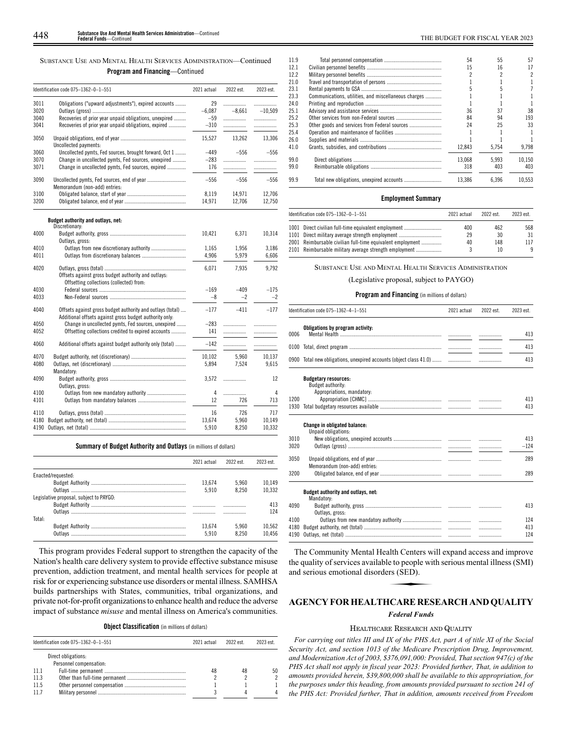SUBSTANCE USE AND MENTAL HEALTH SERVICES ADMINISTRATION—Continued

**Program and Financing**—Continued

| Identification code 075–1362–0–1–551 | | 2021 actual | 2022 est. | 2023 est. |
|---|---|---|---|---|
| 3011 | Obligations ("upward adjustments"), expired accounts | 29 | | |
| 3020 | Outlays (gross) | –6,087 | –8,661 | –10,509 |
| 3040 | Recoveries of prior year unpaid obligations, unexpired | –59 | | |
| 3041 | Recoveries of prior year unpaid obligations, expired | –310 | | |
| 3050 | Unpaid obligations, end of year | 15,527 | 13,262 | 13,306 |
| | Uncollected payments: | | | |
| 3060 | Uncollected pymts, Fed sources, brought forward, Oct 1 | –449 | –556 | –556 |
| 3070 | Change in uncollected pymts, Fed sources, unexpired | –283 | | |
| 3071 | Change in uncollected pymts, Fed sources, expired | 176 | | |
| 3090 | Uncollected pymts, Fed sources, end of year | –556 | –556 | –556 |
| | Memorandum (non-add) entries: | | | |
| 3100 | Obligated balance, start of year | 8,119 | 14,971 | 12,706 |
| 3200 | Obligated balance, end of year | 14,971 | 12,706 | 12,750 |
| | **Budget authority and outlays, net:** | | | |
| | Discretionary: | | | |
| 4000 | Budget authority, gross | 10,421 | 6,371 | 10,314 |
| | Outlays, gross: | | | |
| 4010 | Outlays from new discretionary authority | 1,165 | 1,956 | 3,186 |
| 4011 | Outlays from discretionary balances | 4,906 | 5,979 | 6,606 |
| 4020 | Outlays, gross (total) | 6,071 | 7,935 | 9,792 |
| | Offsets against gross budget authority and outlays: | | | |
| | Offsetting collections (collected) from: | | | |
| 4030 | Federal sources | –169 | –409 | –175 |
| 4033 | Non-Federal sources | –8 | –2 | –2 |
| 4040 | Offsets against gross budget authority and outlays (total) | –177 | –411 | –177 |
| | Additional offsets against gross budget authority only: | | | |
| 4050 | Change in uncollected pymts, Fed sources, unexpired | –283 | | |
| 4052 | Offsetting collections credited to expired accounts | 141 | | |
| 4060 | Additional offsets against budget authority only (total) | –142 | | |
| 4070 | Budget authority, net (discretionary) | 10,102 | 5,960 | 10,137 |
| 4080 | Outlays, net (discretionary) | 5,894 | 7,524 | 9,615 |
| | Mandatory: | | | |
| 4090 | Budget authority, gross | 3,572 | | 12 |
| | Outlays, gross: | | | |
| 4100 | Outlays from new mandatory authority | 4 | | 4 |
| 4101 | Outlays from mandatory balances | 12 | 726 | 713 |
| 4110 | Outlays, gross (total) | 16 | 726 | 717 |
| 4180 | Budget authority, net (total) | 13,674 | 5,960 | 10,149 |
| 4190 | Outlays, net (total) | 5,910 | 8,250 | 10,332 |

**Summary of Budget Authority and Outlays** (in millions of dollars)

| | 2021 actual | 2022 est. | 2023 est. |
|---|---|---|---|
| Enacted/requested: | | | |
| Budget Authority | 13,674 | 5,960 | 10,149 |
| Outlays | 5,910 | 8,250 | 10,332 |
| Legislative proposal, subject to PAYGO: | | | |
| Budget Authority | | | 413 |
| Outlays | | | 124 |
| Total: | | | |
| Budget Authority | 13,674 | 5,960 | 10,562 |
| Outlays | 5,910 | 8,250 | 10,456 |

This program provides Federal support to strengthen the capacity of the Nation's health care delivery system to provide effective substance misuse prevention, addiction treatment, and mental health services for people at risk for or experiencing substance use disorders or mental illness. SAMHSA builds partnerships with States, communities, tribal organizations, and private not-for-profit organizations to enhance health and reduce the adverse impact of substance *misuse* and mental illness on America's communities.

**Object Classification** (in millions of dollars)

| Identification code 075–1362–0–1–551 | | 2021 actual | 2022 est. | 2023 est. |
|---|---|---|---|---|
| | Direct obligations: | | | |
| | Personnel compensation: | | | |
| 11.1 | Full-time permanent | 48 | 48 | 50 |
| 11.3 | Other than full-time permanent | 2 | 2 | 2 |
| 11.5 | Other personnel compensation | 1 | 1 | 1 |
| 11.7 | Military personnel | 3 | 4 | 4 |
| 11.9 | Total personnel compensation | 54 | 55 | 57 |
| 12.1 | Civilian personnel benefits | 15 | 16 | 17 |
| 12.2 | Military personnel benefits | 2 | 2 | 2 |
| 21.0 | Travel and transportation of persons | 1 | 1 | 1 |
| 23.1 | Rental payments to GSA | 5 | 5 | 7 |
| 23.3 | Communications, utilities, and miscellaneous charges | 1 | 1 | 1 |
| 24.0 | Printing and reproduction | 1 | 1 | 1 |
| 25.1 | Advisory and assistance services | 36 | 37 | 38 |
| 25.2 | Other services from non-Federal sources | 84 | 94 | 193 |
| 25.3 | Other goods and services from Federal sources | 24 | 25 | 33 |
| 25.4 | Operation and maintenance of facilities | 1 | 1 | 1 |
| 26.0 | Supplies and materials | 1 | 1 | 1 |
| 41.0 | Grants, subsidies, and contributions | 12,843 | 5,754 | 9,798 |
| 99.0 | Direct obligations | 13,068 | 5,993 | 10,150 |
| 99.0 | Reimbursable obligations | 318 | 403 | 403 |
| 99.9 | Total new obligations, unexpired accounts | 13,386 | 6,396 | 10,553 |

**Employment Summary**

| Identification code 075–1362–0–1–551 | | 2021 actual | 2022 est. | 2023 est. |
|---|---|---|---|---|
| 1001 | Direct civilian full-time equivalent employment | 400 | 462 | 568 |
| 1101 | Direct military average strength employment | 29 | 30 | 31 |
| 2001 | Reimbursable civilian full-time equivalent employment | 40 | 148 | 117 |
| 2101 | Reimbursable military average strength employment | 3 | 10 | 9 |

SUBSTANCE USE AND MENTAL HEALTH SERVICES ADMINISTRATION

(Legislative proposal, subject to PAYGO)

**Program and Financing** (in millions of dollars)

| Identification code 075–1362–4–1–551 | | 2021 actual | 2022 est. | 2023 est. |
|---|---|---|---|---|
| | **Obligations by program activity:** | | | |
| 0006 | Mental Health | | | 413 |
| 0100 | Total, direct program | | | 413 |
| 0900 | Total new obligations, unexpired accounts (object class 41.0) | | | 413 |
| | **Budgetary resources:** | | | |
| | Budget authority: | | | |
| | Appropriations, mandatory: | | | |
| 1200 | Appropriation [CHMC] | | | 413 |
| 1930 | Total budgetary resources available | | | 413 |
| | **Change in obligated balance:** | | | |
| | Unpaid obligations: | | | |
| 3010 | New obligations, unexpired accounts | | | 413 |
| 3020 | Outlays (gross) | | | –124 |
| 3050 | Unpaid obligations, end of year | | | 289 |
| | Memorandum (non-add) entries: | | | |
| 3200 | Obligated balance, end of year | | | 289 |
| | **Budget authority and outlays, net:** | | | |
| | Mandatory: | | | |
| 4090 | Budget authority, gross | | | 413 |
| | Outlays, gross: | | | |
| 4100 | Outlays from new mandatory authority | | | 124 |
| 4180 | Budget authority, net (total) | | | 413 |
| 4190 | Outlays, net (total) | | | 124 |

The Community Mental Health Centers will expand access and improve the quality of services available to people with serious mental illness (SMI) and serious emotional disorders (SED).

## AGENCY FOR HEALTHCARE RESEARCH AND QUALITY

### *Federal Funds*

HEALTHCARE RESEARCH AND QUALITY

*For carrying out titles III and IX of the PHS Act, part A of title XI of the Social Security Act, and section 1013 of the Medicare Prescription Drug, Improvement, and Modernization Act of 2003, $376,091,000: Provided, That section 947(c) of the PHS Act shall not apply in fiscal year 2023: Provided further, That, in addition to amounts provided herein, $39,800,000 shall be available to this appropriation, for the purposes under this heading, from amounts provided pursuant to section 241 of the PHS Act: Provided further, That in addition, amounts received from Freedom*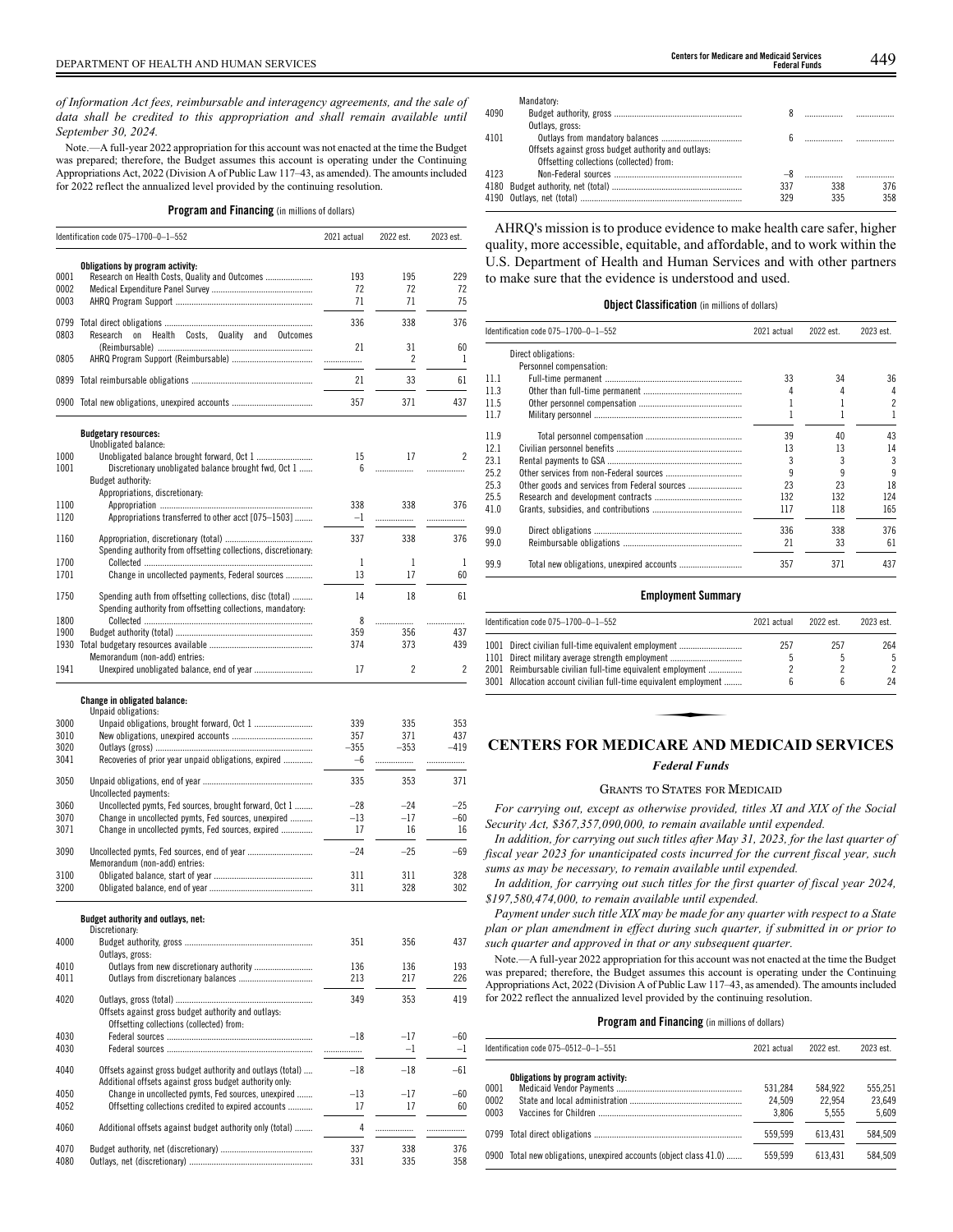*of Information Act fees, reimbursable and interagency agreements, and the sale of data shall be credited to this appropriation and shall remain available until September 30, 2024.*

Note.—A full-year 2022 appropriation for this account was not enacted at the time the Budget was prepared; therefore, the Budget assumes this account is operating under the Continuing Appropriations Act, 2022 (Division A of Public Law 117–43, as amended). The amounts included for 2022 reflect the annualized level provided by the continuing resolution.

**Program and Financing** (in millions of dollars)

| Identification code 075–1700–0–1–552 | | 2021 actual | 2022 est. | 2023 est. |
|---|---|---|---|---|
| | **Obligations by program activity:** | | | |
| 0001 | Research on Health Costs, Quality and Outcomes | 193 | 195 | 229 |
| 0002 | Medical Expenditure Panel Survey | 72 | 72 | 72 |
| 0003 | AHRQ Program Support | 71 | 71 | 75 |
| 0799 | Total direct obligations | 336 | 338 | 376 |
| 0803 | Research on Health Costs, Quality and Outcomes (Reimbursable) | 21 | 31 | 60 |
| 0805 | AHRQ Program Support (Reimbursable) | | 2 | 1 |
| 0899 | Total reimbursable obligations | 21 | 33 | 61 |
| 0900 | Total new obligations, unexpired accounts | 357 | 371 | 437 |
| | **Budgetary resources:** | | | |
| | Unobligated balance: | | | |
| 1000 | Unobligated balance brought forward, Oct 1 | 15 | 17 | 2 |
| 1001 | Discretionary unobligated balance brought fwd, Oct 1 | 6 | | |
| | Budget authority: | | | |
| | Appropriations, discretionary: | | | |
| 1100 | Appropriation | 338 | 338 | 376 |
| 1120 | Appropriations transferred to other acct [075–1503] | –1 | | |
| 1160 | Appropriation, discretionary (total) | 337 | 338 | 376 |
| | Spending authority from offsetting collections, discretionary: | | | |
| 1700 | Collected | 1 | 1 | 1 |
| 1701 | Change in uncollected payments, Federal sources | 13 | 17 | 60 |
| 1750 | Spending auth from offsetting collections, disc (total) | 14 | 18 | 61 |
| | Spending authority from offsetting collections, mandatory: | | | |
| 1800 | Collected | 8 | | |
| 1900 | Budget authority (total) | 359 | 356 | 437 |
| 1930 | Total budgetary resources available | 374 | 373 | 439 |
| | Memorandum (non-add) entries: | | | |
| 1941 | Unexpired unobligated balance, end of year | 17 | 2 | 2 |
| | **Change in obligated balance:** | | | |
| | Unpaid obligations: | | | |
| 3000 | Unpaid obligations, brought forward, Oct 1 | 339 | 335 | 353 |
| 3010 | New obligations, unexpired accounts | 357 | 371 | 437 |
| 3020 | Outlays (gross) | –355 | –353 | –419 |
| 3041 | Recoveries of prior year unpaid obligations, expired | –6 | | |
| 3050 | Unpaid obligations, end of year | 335 | 353 | 371 |
| | Uncollected payments: | | | |
| 3060 | Uncollected pymts, Fed sources, brought forward, Oct 1 | –28 | –24 | –25 |
| 3070 | Change in uncollected pymts, Fed sources, unexpired | –13 | –17 | –60 |
| 3071 | Change in uncollected pymts, Fed sources, expired | 17 | 16 | 16 |
| 3090 | Uncollected pymts, Fed sources, end of year | –24 | –25 | –69 |
| | Memorandum (non-add) entries: | | | |
| 3100 | Obligated balance, start of year | 311 | 311 | 328 |
| 3200 | Obligated balance, end of year | 311 | 328 | 302 |
| | **Budget authority and outlays, net:** | | | |
| | Discretionary: | | | |
| 4000 | Budget authority, gross | 351 | 356 | 437 |
| | Outlays, gross: | | | |
| 4010 | Outlays from new discretionary authority | 136 | 136 | 193 |
| 4011 | Outlays from discretionary balances | 213 | 217 | 226 |
| 4020 | Outlays, gross (total) | 349 | 353 | 419 |
| | Offsets against gross budget authority and outlays: | | | |
| | Offsetting collections (collected) from: | | | |
| 4030 | Federal sources | –18 | –17 | –60 |
| 4030 | Federal sources | | –1 | –1 |
| 4040 | Offsets against gross budget authority and outlays (total) | –18 | –18 | –61 |
| | Additional offsets against gross budget authority only: | | | |
| 4050 | Change in uncollected pymts, Fed sources, unexpired | –13 | –17 | –60 |
| 4052 | Offsetting collections credited to expired accounts | 17 | 17 | 60 |
| 4060 | Additional offsets against budget authority only (total) | 4 | | |
| 4070 | Budget authority, net (discretionary) | 337 | 338 | 376 |
| 4080 | Outlays, net (discretionary) | 331 | 335 | 358 |
| | Mandatory: | | | |
| 4090 | Budget authority, gross | 8 | | |
| | Outlays, gross: | | | |
| 4101 | Outlays from mandatory balances | 6 | | |
| | Offsets against gross budget authority and outlays: | | | |
| | Offsetting collections (collected) from: | | | |
| 4123 | Non-Federal sources | –8 | | |
| 4180 | Budget authority, net (total) | 337 | 338 | 376 |
| 4190 | Outlays, net (total) | 329 | 335 | 358 |

AHRQ's mission is to produce evidence to make health care safer, higher quality, more accessible, equitable, and affordable, and to work within the U.S. Department of Health and Human Services and with other partners to make sure that the evidence is understood and used.

**Object Classification** (in millions of dollars)

| Identification code 075–1700–0–1–552 | | 2021 actual | 2022 est. | 2023 est. |
|---|---|---|---|---|
| | Direct obligations: | | | |
| | Personnel compensation: | | | |
| 11.1 | Full-time permanent | 33 | 34 | 36 |
| 11.3 | Other than full-time permanent | 4 | 4 | 4 |
| 11.5 | Other personnel compensation | 1 | 1 | 2 |
| 11.7 | Military personnel | 1 | 1 | 1 |
| 11.9 | Total personnel compensation | 39 | 40 | 43 |
| 12.1 | Civilian personnel benefits | 13 | 13 | 14 |
| 23.1 | Rental payments to GSA | 3 | 3 | 3 |
| 25.2 | Other services from non-Federal sources | 9 | 9 | 9 |
| 25.3 | Other goods and services from Federal sources | 23 | 23 | 18 |
| 25.5 | Research and development contracts | 132 | 132 | 124 |
| 41.0 | Grants, subsidies, and contributions | 117 | 118 | 165 |
| 99.0 | Direct obligations | 336 | 338 | 376 |
| 99.0 | Reimbursable obligations | 21 | 33 | 61 |
| 99.9 | Total new obligations, unexpired accounts | 357 | 371 | 437 |

**Employment Summary**

| Identification code 075–1700–0–1–552 | | 2021 actual | 2022 est. | 2023 est. |
|---|---|---|---|---|
| 1001 | Direct civilian full-time equivalent employment | 257 | 257 | 264 |
| 1101 | Direct military average strength employment | 5 | 5 | 5 |
| 2001 | Reimbursable civilian full-time equivalent employment | 2 | 2 | 2 |
| 3001 | Allocation account civilian full-time equivalent employment | 6 | 6 | 24 |

# CENTERS FOR MEDICARE AND MEDICAID SERVICES

## *Federal Funds*

### Grants to States for Medicaid

*For carrying out, except as otherwise provided, titles XI and XIX of the Social Security Act, $367,357,090,000, to remain available until expended.*

*In addition, for carrying out such titles after May 31, 2023, for the last quarter of fiscal year 2023 for unanticipated costs incurred for the current fiscal year, such sums as may be necessary, to remain available until expended.*

*In addition, for carrying out such titles for the first quarter of fiscal year 2024, $197,580,474,000, to remain available until expended.*

*Payment under such title XIX may be made for any quarter with respect to a State plan or plan amendment in effect during such quarter, if submitted in or prior to such quarter and approved in that or any subsequent quarter.*

Note.—A full-year 2022 appropriation for this account was not enacted at the time the Budget was prepared; therefore, the Budget assumes this account is operating under the Continuing Appropriations Act, 2022 (Division A of Public Law 117–43, as amended). The amounts included for 2022 reflect the annualized level provided by the continuing resolution.

**Program and Financing** (in millions of dollars)

| Identification code 075–0512–0–1–551 | | 2021 actual | 2022 est. | 2023 est. |
|---|---|---|---|---|
| | **Obligations by program activity:** | | | |
| 0001 | Medicaid Vendor Payments | 531,284 | 584,922 | 555,251 |
| 0002 | State and local administration | 24,509 | 22,954 | 23,649 |
| 0003 | Vaccines for Children | 3,806 | 5,555 | 5,609 |
| 0799 | Total direct obligations | 559,599 | 613,431 | 584,509 |
| 0900 | Total new obligations, unexpired accounts (object class 41.0) | 559,599 | 613,431 | 584,509 |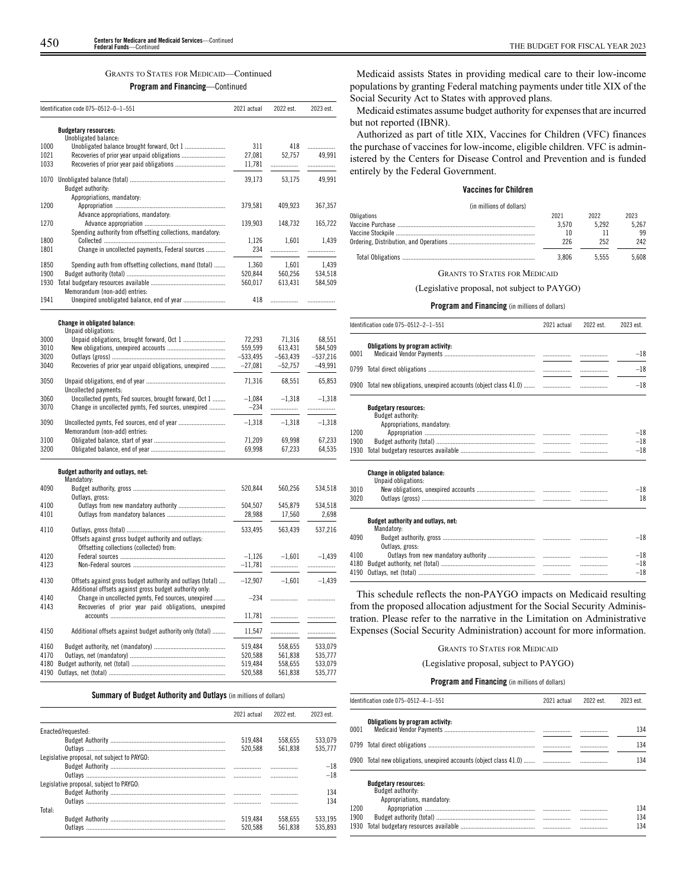GRANTS TO STATES FOR MEDICAID—Continued

**Program and Financing**—Continued

| | Identification code 075–0512–0–1–551 | 2021 actual | 2022 est. | 2023 est. |
|---|---|---|---|---|
| | **Budgetary resources:** | | | |
| | Unobligated balance: | | | |
| 1000 | Unobligated balance brought forward, Oct 1 | 311 | 418 | ........... |
| 1021 | Recoveries of prior year unpaid obligations | 27,081 | 52,757 | 49,991 |
| 1033 | Recoveries of prior year paid obligations | 11,781 | ........... | ........... |
| 1070 | Unobligated balance (total) | 39,173 | 53,175 | 49,991 |
| | Budget authority: | | | |
| | Appropriations, mandatory: | | | |
| 1200 | Appropriation | 379,581 | 409,923 | 367,357 |
| | Advance appropriations, mandatory: | | | |
| 1270 | Advance appropriation | 139,903 | 148,732 | 165,722 |
| | Spending authority from offsetting collections, mandatory: | | | |
| 1800 | Collected | 1,126 | 1,601 | 1,439 |
| 1801 | Change in uncollected payments, Federal sources | 234 | ........... | ........... |
| 1850 | Spending auth from offsetting collections, mand (total) | 1,360 | 1,601 | 1,439 |
| 1900 | Budget authority (total) | 520,844 | 560,256 | 534,518 |
| 1930 | Total budgetary resources available | 560,017 | 613,431 | 584,509 |
| | Memorandum (non-add) entries: | | | |
| 1941 | Unexpired unobligated balance, end of year | 418 | ........... | ........... |
| | **Change in obligated balance:** | | | |
| | Unpaid obligations: | | | |
| 3000 | Unpaid obligations, brought forward, Oct 1 | 72,293 | 71,316 | 68,551 |
| 3010 | New obligations, unexpired accounts | 559,599 | 613,431 | 584,509 |
| 3020 | Outlays (gross) | –533,495 | –563,439 | –537,216 |
| 3040 | Recoveries of prior year unpaid obligations, unexpired | –27,081 | –52,757 | –49,991 |
| 3050 | Unpaid obligations, end of year | 71,316 | 68,551 | 65,853 |
| | Uncollected payments: | | | |
| 3060 | Uncollected pymts, Fed sources, brought forward, Oct 1 | –1,084 | –1,318 | –1,318 |
| 3070 | Change in uncollected pymts, Fed sources, unexpired | –234 | ........... | ........... |
| 3090 | Uncollected pymts, Fed sources, end of year | –1,318 | –1,318 | –1,318 |
| | Memorandum (non-add) entries: | | | |
| 3100 | Obligated balance, start of year | 71,209 | 69,998 | 67,233 |
| 3200 | Obligated balance, end of year | 69,998 | 67,233 | 64,535 |
| | **Budget authority and outlays, net:** | | | |
| | Mandatory: | | | |
| 4090 | Budget authority, gross | 520,844 | 560,256 | 534,518 |
| | Outlays, gross: | | | |
| 4100 | Outlays from new mandatory authority | 504,507 | 545,879 | 534,518 |
| 4101 | Outlays from mandatory balances | 28,988 | 17,560 | 2,698 |
| 4110 | Outlays, gross (total) | 533,495 | 563,439 | 537,216 |
| | Offsets against gross budget authority and outlays: | | | |
| | Offsetting collections (collected) from: | | | |
| 4120 | Federal sources | –1,126 | –1,601 | –1,439 |
| 4123 | Non-Federal sources | –11,781 | ........... | ........... |
| 4130 | Offsets against gross budget authority and outlays (total) | –12,907 | –1,601 | –1,439 |
| | Additional offsets against gross budget authority only: | | | |
| 4140 | Change in uncollected pymts, Fed sources, unexpired | –234 | ........... | ........... |
| 4143 | Recoveries of prior year paid obligations, unexpired accounts | 11,781 | ........... | ........... |
| 4150 | Additional offsets against budget authority only (total) | 11,547 | ........... | ........... |
| 4160 | Budget authority, net (mandatory) | 519,484 | 558,655 | 533,079 |
| 4170 | Outlays, net (mandatory) | 520,588 | 561,838 | 535,777 |
| 4180 | Budget authority, net (total) | 519,484 | 558,655 | 533,079 |
| 4190 | Outlays, net (total) | 520,588 | 561,838 | 535,777 |

**Summary of Budget Authority and Outlays** (in millions of dollars)

| | 2021 actual | 2022 est. | 2023 est. |
|---|---|---|---|
| Enacted/requested: | | | |
| Budget Authority | 519,484 | 558,655 | 533,079 |
| Outlays | 520,588 | 561,838 | 535,777 |
| Legislative proposal, not subject to PAYGO: | | | |
| Budget Authority | ........... | ........... | –18 |
| Outlays | ........... | ........... | –18 |
| Legislative proposal, subject to PAYGO: | | | |
| Budget Authority | ........... | ........... | 134 |
| Outlays | ........... | ........... | 134 |
| Total: | | | |
| Budget Authority | 519,484 | 558,655 | 533,195 |
| Outlays | 520,588 | 561,838 | 535,893 |

Medicaid assists States in providing medical care to their low-income populations by granting Federal matching payments under title XIX of the Social Security Act to States with approved plans.

Medicaid estimates assume budget authority for expenses that are incurred but not reported (IBNR).

Authorized as part of title XIX, Vaccines for Children (VFC) finances the purchase of vaccines for low-income, eligible children. VFC is administered by the Centers for Disease Control and Prevention and is funded entirely by the Federal Government.

**Vaccines for Children**

(in millions of dollars)

| Obligations | 2021 | 2022 | 2023 |
|---|---|---|---|
| Vaccine Purchase | 3,570 | 5,292 | 5,267 |
| Vaccine Stockpile | 10 | 11 | 99 |
| Ordering, Distribution, and Operations | 226 | 252 | 242 |
| Total Obligations | 3,806 | 5,555 | 5,608 |

GRANTS TO STATES FOR MEDICAID

(Legislative proposal, not subject to PAYGO)

**Program and Financing** (in millions of dollars)

| | Identification code 075–0512–2–1–551 | 2021 actual | 2022 est. | 2023 est. |
|---|---|---|---|---|
| | **Obligations by program activity:** | | | |
| 0001 | Medicaid Vendor Payments | ........... | ........... | –18 |
| 0799 | Total direct obligations | ........... | ........... | –18 |
| 0900 | Total new obligations, unexpired accounts (object class 41.0) | ........... | ........... | –18 |
| | **Budgetary resources:** | | | |
| | Budget authority: | | | |
| | Appropriations, mandatory: | | | |
| 1200 | Appropriation | ........... | ........... | –18 |
| 1900 | Budget authority (total) | ........... | ........... | –18 |
| 1930 | Total budgetary resources available | ........... | ........... | –18 |
| | **Change in obligated balance:** | | | |
| | Unpaid obligations: | | | |
| 3010 | New obligations, unexpired accounts | ........... | ........... | –18 |
| 3020 | Outlays (gross) | ........... | ........... | 18 |
| | **Budget authority and outlays, net:** | | | |
| | Mandatory: | | | |
| 4090 | Budget authority, gross | ........... | ........... | –18 |
| | Outlays, gross: | | | |
| 4100 | Outlays from new mandatory authority | ........... | ........... | –18 |
| 4180 | Budget authority, net (total) | ........... | ........... | –18 |
| 4190 | Outlays, net (total) | ........... | ........... | –18 |

This schedule reflects the non-PAYGO impacts on Medicaid resulting from the proposed allocation adjustment for the Social Security Administration. Please refer to the narrative in the Limitation on Administrative Expenses (Social Security Administration) account for more information.

GRANTS TO STATES FOR MEDICAID

(Legislative proposal, subject to PAYGO)

**Program and Financing** (in millions of dollars)

| | Identification code 075–0512–4–1–551 | 2021 actual | 2022 est. | 2023 est. |
|---|---|---|---|---|
| | **Obligations by program activity:** | | | |
| 0001 | Medicaid Vendor Payments | ........... | ........... | 134 |
| 0799 | Total direct obligations | ........... | ........... | 134 |
| 0900 | Total new obligations, unexpired accounts (object class 41.0) | ........... | ........... | 134 |
| | **Budgetary resources:** | | | |
| | Budget authority: | | | |
| | Appropriations, mandatory: | | | |
| 1200 | Appropriation | ........... | ........... | 134 |
| 1900 | Budget authority (total) | ........... | ........... | 134 |
| 1930 | Total budgetary resources available | ........... | ........... | 134 |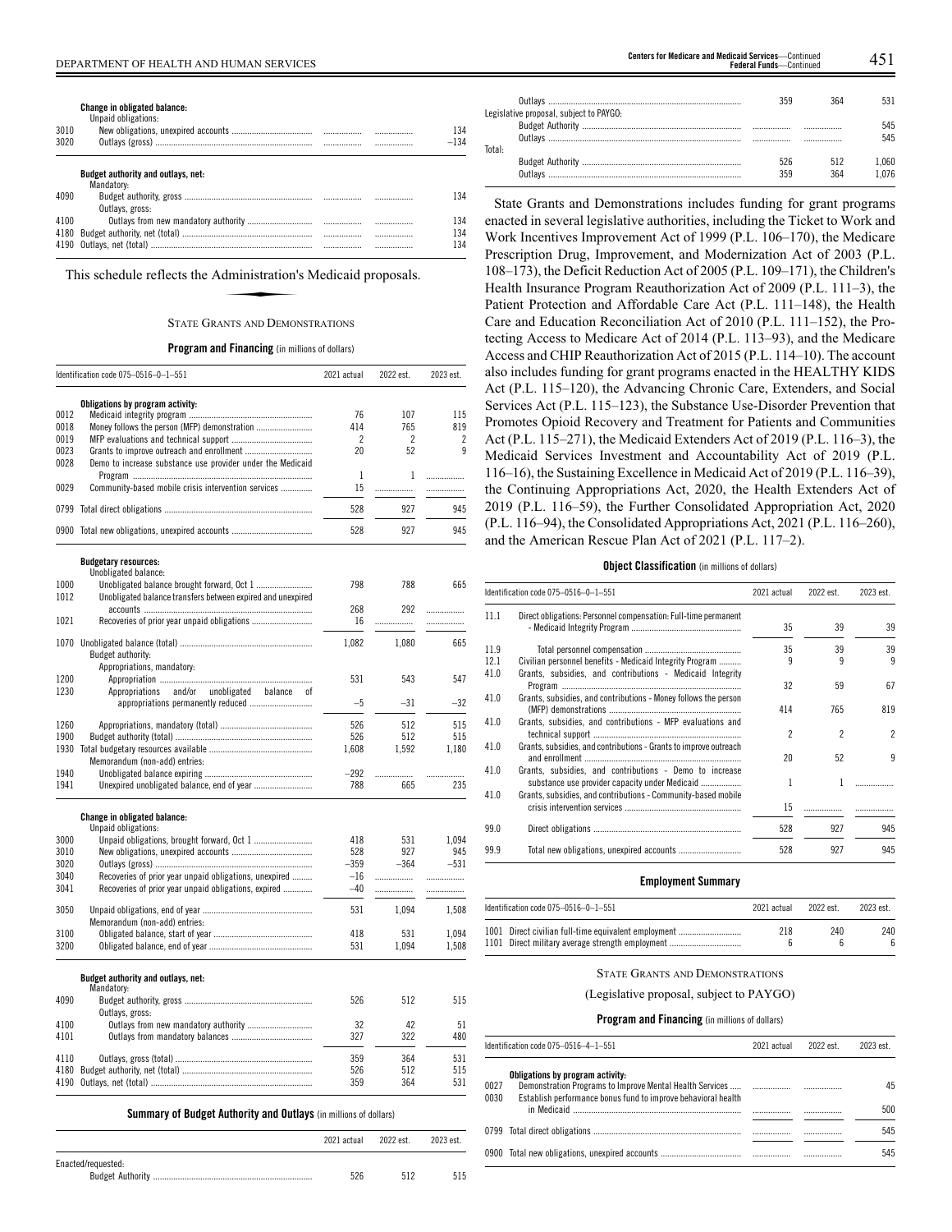| | | 2021 actual | 2022 est. | 2023 est. |
|---|---|---|---|---|
| | **Change in obligated balance:** | | | |
| | Unpaid obligations: | | | |
| 3010 | New obligations, unexpired accounts | | | 134 |
| 3020 | Outlays (gross) | | | −134 |
| | **Budget authority and outlays, net:** | | | |
| | Mandatory: | | | |
| 4090 | Budget authority, gross | | | 134 |
| | Outlays, gross: | | | |
| 4100 | Outlays from new mandatory authority | | | 134 |
| 4180 | Budget authority, net (total) | | | 134 |
| 4190 | Outlays, net (total) | | | 134 |

This schedule reflects the Administration's Medicaid proposals.

## STATE GRANTS AND DEMONSTRATIONS

**Program and Financing** (in millions of dollars)

| Identification code 075–0516–0–1–551 | | 2021 actual | 2022 est. | 2023 est. |
|---|---|---|---|---|
| | **Obligations by program activity:** | | | |
| 0012 | Medicaid integrity program | 76 | 107 | 115 |
| 0018 | Money follows the person (MFP) demonstration | 414 | 765 | 819 |
| 0019 | MFP evaluations and technical support | 2 | 2 | 2 |
| 0023 | Grants to improve outreach and enrollment | 20 | 52 | 9 |
| 0028 | Demo to increase substance use provider under the Medicaid Program | 1 | 1 | |
| 0029 | Community-based mobile crisis intervention services | 15 | | |
| 0799 | Total direct obligations | 528 | 927 | 945 |
| 0900 | Total new obligations, unexpired accounts | 528 | 927 | 945 |
| | **Budgetary resources:** | | | |
| | Unobligated balance: | | | |
| 1000 | Unobligated balance brought forward, Oct 1 | 798 | 788 | 665 |
| 1012 | Unobligated balance transfers between expired and unexpired accounts | 268 | 292 | |
| 1021 | Recoveries of prior year unpaid obligations | 16 | | |
| 1070 | Unobligated balance (total) | 1,082 | 1,080 | 665 |
| | Budget authority: | | | |
| | Appropriations, mandatory: | | | |
| 1200 | Appropriation | 531 | 543 | 547 |
| 1230 | Appropriations and/or unobligated balance of appropriations permanently reduced | −5 | −31 | −32 |
| 1260 | Appropriations, mandatory (total) | 526 | 512 | 515 |
| 1900 | Budget authority (total) | 526 | 512 | 515 |
| 1930 | Total budgetary resources available | 1,608 | 1,592 | 1,180 |
| | Memorandum (non-add) entries: | | | |
| 1940 | Unobligated balance expiring | −292 | | |
| 1941 | Unexpired unobligated balance, end of year | 788 | 665 | 235 |
| | **Change in obligated balance:** | | | |
| | Unpaid obligations: | | | |
| 3000 | Unpaid obligations, brought forward, Oct 1 | 418 | 531 | 1,094 |
| 3010 | New obligations, unexpired accounts | 528 | 927 | 945 |
| 3020 | Outlays (gross) | −359 | −364 | −531 |
| 3040 | Recoveries of prior year unpaid obligations, unexpired | −16 | | |
| 3041 | Recoveries of prior year unpaid obligations, expired | −40 | | |
| 3050 | Unpaid obligations, end of year | 531 | 1,094 | 1,508 |
| | Memorandum (non-add) entries: | | | |
| 3100 | Obligated balance, start of year | 418 | 531 | 1,094 |
| 3200 | Obligated balance, end of year | 531 | 1,094 | 1,508 |
| | **Budget authority and outlays, net:** | | | |
| | Mandatory: | | | |
| 4090 | Budget authority, gross | 526 | 512 | 515 |
| | Outlays, gross: | | | |
| 4100 | Outlays from new mandatory authority | 32 | 42 | 51 |
| 4101 | Outlays from mandatory balances | 327 | 322 | 480 |
| 4110 | Outlays, gross (total) | 359 | 364 | 531 |
| 4180 | Budget authority, net (total) | 526 | 512 | 515 |
| 4190 | Outlays, net (total) | 359 | 364 | 531 |

**Summary of Budget Authority and Outlays** (in millions of dollars)

| | 2021 actual | 2022 est. | 2023 est. |
|---|---|---|---|
| Enacted/requested: | | | |
| Budget Authority | 526 | 512 | 515 |
| Outlays | 359 | 364 | 531 |
| Legislative proposal, subject to PAYGO: | | | |
| Budget Authority | | | 545 |
| Outlays | | | 545 |
| Total: | | | |
| Budget Authority | 526 | 512 | 1,060 |
| Outlays | 359 | 364 | 1,076 |

State Grants and Demonstrations includes funding for grant programs enacted in several legislative authorities, including the Ticket to Work and Work Incentives Improvement Act of 1999 (P.L. 106–170), the Medicare Prescription Drug, Improvement, and Modernization Act of 2003 (P.L. 108–173), the Deficit Reduction Act of 2005 (P.L. 109–171), the Children's Health Insurance Program Reauthorization Act of 2009 (P.L. 111–3), the Patient Protection and Affordable Care Act (P.L. 111–148), the Health Care and Education Reconciliation Act of 2010 (P.L. 111–152), the Protecting Access to Medicare Act of 2014 (P.L. 113–93), and the Medicare Access and CHIP Reauthorization Act of 2015 (P.L. 114–10). The account also includes funding for grant programs enacted in the HEALTHY KIDS Act (P.L. 115–120), the Advancing Chronic Care, Extenders, and Social Services Act (P.L. 115–123), the Substance Use-Disorder Prevention that Promotes Opioid Recovery and Treatment for Patients and Communities Act (P.L. 115–271), the Medicaid Extenders Act of 2019 (P.L. 116–3), the Medicaid Services Investment and Accountability Act of 2019 (P.L. 116–16), the Sustaining Excellence in Medicaid Act of 2019 (P.L. 116–39), the Continuing Appropriations Act, 2020, the Health Extenders Act of 2019 (P.L. 116–59), the Further Consolidated Appropriation Act, 2020 (P.L. 116–94), the Consolidated Appropriations Act, 2021 (P.L. 116–260), and the American Rescue Plan Act of 2021 (P.L. 117–2).

**Object Classification** (in millions of dollars)

| Identification code 075–0516–0–1–551 | | 2021 actual | 2022 est. | 2023 est. |
|---|---|---|---|---|
| 11.1 | Direct obligations: Personnel compensation: Full-time permanent - Medicaid Integrity Program | 35 | 39 | 39 |
| 11.9 | Total personnel compensation | 35 | 39 | 39 |
| 12.1 | Civilian personnel benefits - Medicaid Integrity Program | 9 | 9 | 9 |
| 41.0 | Grants, subsidies, and contributions - Medicaid Integrity Program | 32 | 59 | 67 |
| 41.0 | Grants, subsidies, and contributions - Money follows the person (MFP) demonstrations | 414 | 765 | 819 |
| 41.0 | Grants, subsidies, and contributions - MFP evaluations and technical support | 2 | 2 | 2 |
| 41.0 | Grants, subsidies, and contributions - Grants to improve outreach and enrollment | 20 | 52 | 9 |
| 41.0 | Grants, subsidies, and contributions - Demo to increase substance use provider capacity under Medicaid | 1 | 1 | |
| 41.0 | Grants, subsidies, and contributions - Community-based mobile crisis intervention services | 15 | | |
| 99.0 | Direct obligations | 528 | 927 | 945 |
| 99.9 | Total new obligations, unexpired accounts | 528 | 927 | 945 |

**Employment Summary**

| Identification code 075–0516–0–1–551 | 2021 actual | 2022 est. | 2023 est. |
|---|---|---|---|
| 1001 Direct civilian full-time equivalent employment | 218 | 240 | 240 |
| 1101 Direct military average strength employment | 6 | 6 | 6 |

## STATE GRANTS AND DEMONSTRATIONS

(Legislative proposal, subject to PAYGO)

**Program and Financing** (in millions of dollars)

| Identification code 075–0516–4–1–551 | | 2021 actual | 2022 est. | 2023 est. |
|---|---|---|---|---|
| | **Obligations by program activity:** | | | |
| 0027 | Demonstration Programs to Improve Mental Health Services | | | 45 |
| 0030 | Establish performance bonus fund to improve behavioral health in Medicaid | | | 500 |
| 0799 | Total direct obligations | | | 545 |
| 0900 | Total new obligations, unexpired accounts | | | 545 |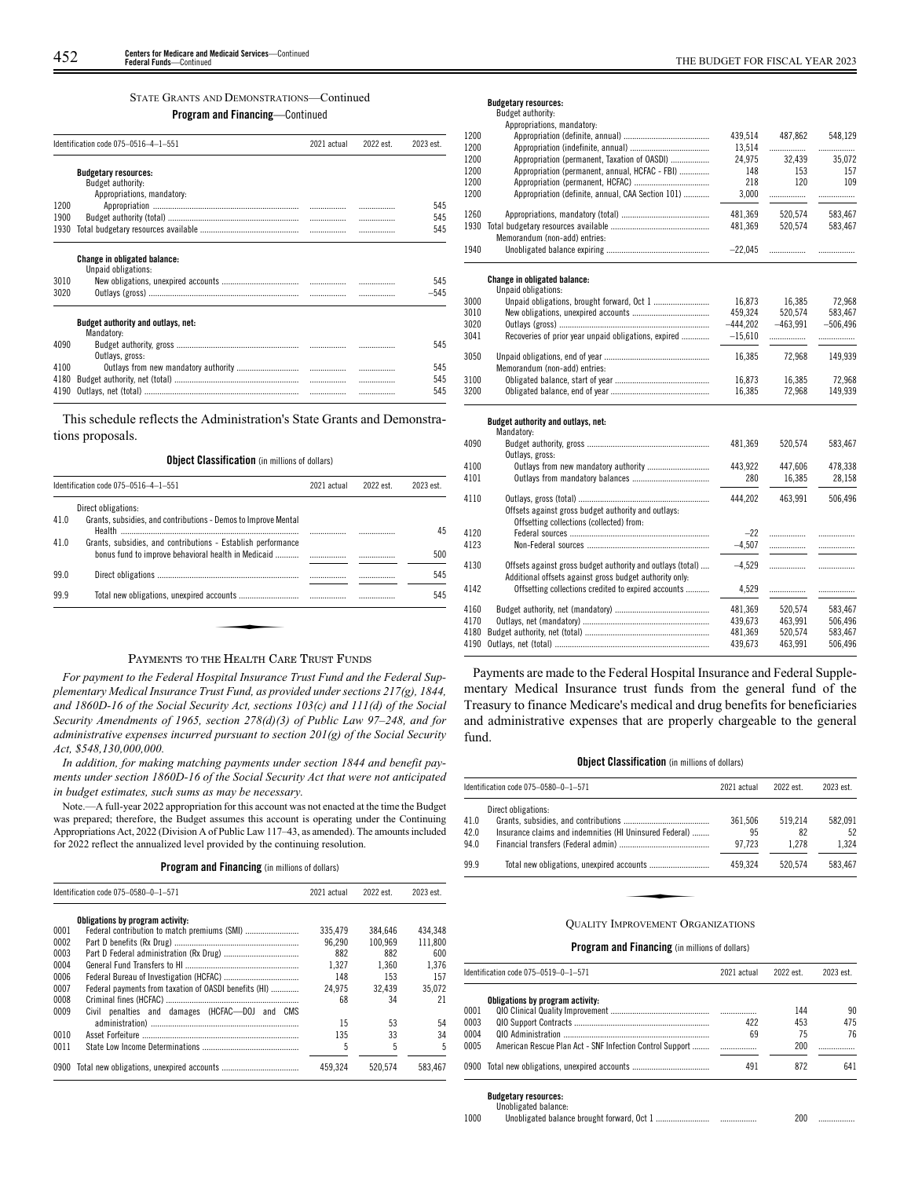STATE GRANTS AND DEMONSTRATIONS—Continued

**Program and Financing**—Continued

| Identification code 075–0516–4–1–551 | | 2021 actual | 2022 est. | 2023 est. |
|---|---|---|---|---|
| | **Budgetary resources:** | | | |
| | Budget authority: | | | |
| | Appropriations, mandatory: | | | |
| 1200 | Appropriation | | | 545 |
| 1900 | Budget authority (total) | | | 545 |
| 1930 | Total budgetary resources available | | | 545 |
| | **Change in obligated balance:** | | | |
| | Unpaid obligations: | | | |
| 3010 | New obligations, unexpired accounts | | | 545 |
| 3020 | Outlays (gross) | | | –545 |
| | **Budget authority and outlays, net:** | | | |
| | Mandatory: | | | |
| 4090 | Budget authority, gross | | | 545 |
| | Outlays, gross: | | | |
| 4100 | Outlays from new mandatory authority | | | 545 |
| 4180 | Budget authority, net (total) | | | 545 |
| 4190 | Outlays, net (total) | | | 545 |

This schedule reflects the Administration's State Grants and Demonstrations proposals.

**Object Classification** (in millions of dollars)

| Identification code 075–0516–4–1–551 | | 2021 actual | 2022 est. | 2023 est. |
|---|---|---|---|---|
| | Direct obligations: | | | |
| 41.0 | Grants, subsidies, and contributions - Demos to Improve Mental Health | | | 45 |
| 41.0 | Grants, subsidies, and contributions - Establish performance bonus fund to improve behavioral health in Medicaid | | | 500 |
| 99.0 | Direct obligations | | | 545 |
| 99.9 | Total new obligations, unexpired accounts | | | 545 |

PAYMENTS TO THE HEALTH CARE TRUST FUNDS

*For payment to the Federal Hospital Insurance Trust Fund and the Federal Supplementary Medical Insurance Trust Fund, as provided under sections 217(g), 1844, and 1860D-16 of the Social Security Act, sections 103(c) and 111(d) of the Social Security Amendments of 1965, section 278(d)(3) of Public Law 97–248, and for administrative expenses incurred pursuant to section 201(g) of the Social Security Act, $548,130,000,000.*

*In addition, for making matching payments under section 1844 and benefit payments under section 1860D-16 of the Social Security Act that were not anticipated in budget estimates, such sums as may be necessary.*

Note.—A full-year 2022 appropriation for this account was not enacted at the time the Budget was prepared; therefore, the Budget assumes this account is operating under the Continuing Appropriations Act, 2022 (Division A of Public Law 117–43, as amended). The amounts included for 2022 reflect the annualized level provided by the continuing resolution.

**Program and Financing** (in millions of dollars)

| Identification code 075–0580–0–1–571 | | 2021 actual | 2022 est. | 2023 est. |
|---|---|---|---|---|
| | **Obligations by program activity:** | | | |
| 0001 | Federal contribution to match premiums (SMI) | 335,479 | 384,646 | 434,348 |
| 0002 | Part D benefits (Rx Drug) | 96,290 | 100,969 | 111,800 |
| 0003 | Part D Federal administration (Rx Drug) | 882 | 882 | 600 |
| 0004 | General Fund Transfers to HI | 1,327 | 1,360 | 1,376 |
| 0006 | Federal Bureau of Investigation (HCFAC) | 148 | 153 | 157 |
| 0007 | Federal payments from taxation of OASDI benefits (HI) | 24,975 | 32,439 | 35,072 |
| 0008 | Criminal fines (HCFAC) | 68 | 34 | 21 |
| 0009 | Civil penalties and damages (HCFAC—DOJ and CMS administration) | 15 | 53 | 54 |
| 0010 | Asset Forfeiture | 135 | 33 | 34 |
| 0011 | State Low Income Determinations | 5 | 5 | 5 |
| 0900 | Total new obligations, unexpired accounts | 459,324 | 520,574 | 583,467 |
| | **Budgetary resources:** | | | |
| | Budget authority: | | | |
| | Appropriations, mandatory: | | | |
| 1200 | Appropriation (definite, annual) | 439,514 | 487,862 | 548,129 |
| 1200 | Appropriation (indefinite, annual) | 13,514 | | |
| 1200 | Appropriation (permanent, Taxation of OASDI) | 24,975 | 32,439 | 35,072 |
| 1200 | Appropriation (permanent, annual, HCFAC - FBI) | 148 | 153 | 157 |
| 1200 | Appropriation (permanent, HCFAC) | 218 | 120 | 109 |
| 1200 | Appropriation (definite, annual, CAA Section 101) | 3,000 | | |
| 1260 | Appropriations, mandatory (total) | 481,369 | 520,574 | 583,467 |
| 1930 | Total budgetary resources available | 481,369 | 520,574 | 583,467 |
| | Memorandum (non-add) entries: | | | |
| 1940 | Unobligated balance expiring | –22,045 | | |
| | **Change in obligated balance:** | | | |
| | Unpaid obligations: | | | |
| 3000 | Unpaid obligations, brought forward, Oct 1 | 16,873 | 16,385 | 72,968 |
| 3010 | New obligations, unexpired accounts | 459,324 | 520,574 | 583,467 |
| 3020 | Outlays (gross) | –444,202 | –463,991 | –506,496 |
| 3041 | Recoveries of prior year unpaid obligations, expired | –15,610 | | |
| 3050 | Unpaid obligations, end of year | 16,385 | 72,968 | 149,939 |
| | Memorandum (non-add) entries: | | | |
| 3100 | Obligated balance, start of year | 16,873 | 16,385 | 72,968 |
| 3200 | Obligated balance, end of year | 16,385 | 72,968 | 149,939 |
| | **Budget authority and outlays, net:** | | | |
| | Mandatory: | | | |
| 4090 | Budget authority, gross | 481,369 | 520,574 | 583,467 |
| | Outlays, gross: | | | |
| 4100 | Outlays from new mandatory authority | 443,922 | 447,606 | 478,338 |
| 4101 | Outlays from mandatory balances | 280 | 16,385 | 28,158 |
| 4110 | Outlays, gross (total) | 444,202 | 463,991 | 506,496 |
| | Offsets against gross budget authority and outlays: | | | |
| | Offsetting collections (collected) from: | | | |
| 4120 | Federal sources | –22 | | |
| 4123 | Non-Federal sources | –4,507 | | |
| 4130 | Offsets against gross budget authority and outlays (total) | –4,529 | | |
| | Additional offsets against gross budget authority only: | | | |
| 4142 | Offsetting collections credited to expired accounts | 4,529 | | |
| 4160 | Budget authority, net (mandatory) | 481,369 | 520,574 | 583,467 |
| 4170 | Outlays, net (mandatory) | 439,673 | 463,991 | 506,496 |
| 4180 | Budget authority, net (total) | 481,369 | 520,574 | 583,467 |
| 4190 | Outlays, net (total) | 439,673 | 463,991 | 506,496 |

Payments are made to the Federal Hospital Insurance and Federal Supplementary Medical Insurance trust funds from the general fund of the Treasury to finance Medicare's medical and drug benefits for beneficiaries and administrative expenses that are properly chargeable to the general fund.

**Object Classification** (in millions of dollars)

| Identification code 075–0580–0–1–571 | | 2021 actual | 2022 est. | 2023 est. |
|---|---|---|---|---|
| | Direct obligations: | | | |
| 41.0 | Grants, subsidies, and contributions | 361,506 | 519,214 | 582,091 |
| 42.0 | Insurance claims and indemnities (HI Uninsured Federal) | 95 | 82 | 52 |
| 94.0 | Financial transfers (Federal admin) | 97,723 | 1,278 | 1,324 |
| 99.9 | Total new obligations, unexpired accounts | 459,324 | 520,574 | 583,467 |

QUALITY IMPROVEMENT ORGANIZATIONS

**Program and Financing** (in millions of dollars)

| Identification code 075–0519–0–1–571 | | 2021 actual | 2022 est. | 2023 est. |
|---|---|---|---|---|
| | **Obligations by program activity:** | | | |
| 0001 | QIO Clinical Quality Improvement | | 144 | 90 |
| 0003 | QIO Support Contracts | 422 | 453 | 475 |
| 0004 | QIO Administration | 69 | 75 | 76 |
| 0005 | American Rescue Plan Act - SNF Infection Control Support | | 200 | |
| 0900 | Total new obligations, unexpired accounts | 491 | 872 | 641 |
| | **Budgetary resources:** | | | |
| | Unobligated balance: | | | |
| 1000 | Unobligated balance brought forward, Oct 1 | | 200 | |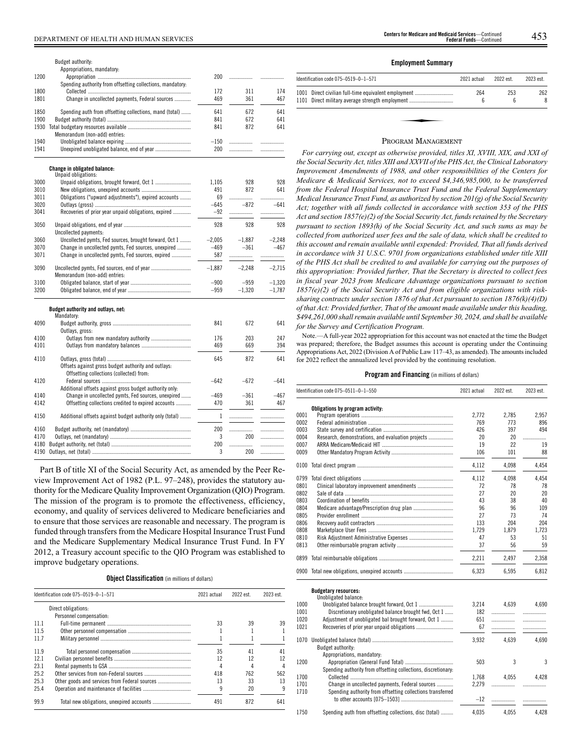| | | 2021 actual | 2022 est. | 2023 est. |
|---|---|---|---|---|
| | Budget authority: | | | |
| | Appropriations, mandatory: | | | |
| 1200 | Appropriation | 200 | | |
| | Spending authority from offsetting collections, mandatory: | | | |
| 1800 | Collected | 172 | 311 | 174 |
| 1801 | Change in uncollected payments, Federal sources | 469 | 361 | 467 |
| 1850 | Spending auth from offsetting collections, mand (total) | 641 | 672 | 641 |
| 1900 | Budget authority (total) | 841 | 672 | 641 |
| 1930 | Total budgetary resources available | 841 | 872 | 641 |
| | Memorandum (non-add) entries: | | | |
| 1940 | Unobligated balance expiring | –150 | | |
| 1941 | Unexpired unobligated balance, end of year | 200 | | |
| | **Change in obligated balance:** | | | |
| | Unpaid obligations: | | | |
| 3000 | Unpaid obligations, brought forward, Oct 1 | 1,105 | 928 | 928 |
| 3010 | New obligations, unexpired accounts | 491 | 872 | 641 |
| 3011 | Obligations ("upward adjustments"), expired accounts | 69 | | |
| 3020 | Outlays (gross) | –645 | –872 | –641 |
| 3041 | Recoveries of prior year unpaid obligations, expired | –92 | | |
| 3050 | Unpaid obligations, end of year | 928 | 928 | 928 |
| | Uncollected payments: | | | |
| 3060 | Uncollected pymts, Fed sources, brought forward, Oct 1 | –2,005 | –1,887 | –2,248 |
| 3070 | Change in uncollected pymts, Fed sources, unexpired | –469 | –361 | –467 |
| 3071 | Change in uncollected pymts, Fed sources, expired | 587 | | |
| 3090 | Uncollected pymts, Fed sources, end of year | –1,887 | –2,248 | –2,715 |
| | Memorandum (non-add) entries: | | | |
| 3100 | Obligated balance, start of year | –900 | –959 | –1,320 |
| 3200 | Obligated balance, end of year | –959 | –1,320 | –1,787 |
| | **Budget authority and outlays, net:** | | | |
| | Mandatory: | | | |
| 4090 | Budget authority, gross | 841 | 672 | 641 |
| | Outlays, gross: | | | |
| 4100 | Outlays from new mandatory authority | 176 | 203 | 247 |
| 4101 | Outlays from mandatory balances | 469 | 669 | 394 |
| 4110 | Outlays, gross (total) | 645 | 872 | 641 |
| | Offsets against gross budget authority and outlays: | | | |
| | Offsetting collections (collected) from: | | | |
| 4120 | Federal sources | –642 | –672 | –641 |
| | Additional offsets against gross budget authority only: | | | |
| 4140 | Change in uncollected pymts, Fed sources, unexpired | –469 | –361 | –467 |
| 4142 | Offsetting collections credited to expired accounts | 470 | 361 | 467 |
| 4150 | Additional offsets against budget authority only (total) | 1 | | |
| 4160 | Budget authority, net (mandatory) | 200 | | |
| 4170 | Outlays, net (mandatory) | 3 | 200 | |
| 4180 | Budget authority, net (total) | 200 | | |
| 4190 | Outlays, net (total) | 3 | 200 | |

Part B of title XI of the Social Security Act, as amended by the Peer Review Improvement Act of 1982 (P.L. 97–248), provides the statutory authority for the Medicare Quality Improvement Organization (QIO) Program. The mission of the program is to promote the effectiveness, efficiency, economy, and quality of services delivered to Medicare beneficiaries and to ensure that those services are reasonable and necessary. The program is funded through transfers from the Medicare Hospital Insurance Trust Fund and the Medicare Supplementary Medical Insurance Trust Fund. In FY 2012, a Treasury account specific to the QIO Program was established to improve budgetary operations.

**Object Classification** (in millions of dollars)

| Identification code 075–0519–0–1–571 | | 2021 actual | 2022 est. | 2023 est. |
|---|---|---|---|---|
| | Direct obligations: | | | |
| | Personnel compensation: | | | |
| 11.1 | Full-time permanent | 33 | 39 | 39 |
| 11.5 | Other personnel compensation | 1 | 1 | 1 |
| 11.7 | Military personnel | 1 | 1 | 1 |
| 11.9 | Total personnel compensation | 35 | 41 | 41 |
| 12.1 | Civilian personnel benefits | 12 | 12 | 12 |
| 23.1 | Rental payments to GSA | 4 | 4 | 4 |
| 25.2 | Other services from non-Federal sources | 418 | 762 | 562 |
| 25.3 | Other goods and services from Federal sources | 13 | 33 | 13 |
| 25.4 | Operation and maintenance of facilities | 9 | 20 | 9 |
| 99.9 | Total new obligations, unexpired accounts | 491 | 872 | 641 |

**Employment Summary**

| Identification code 075–0519–0–1–571 | | 2021 actual | 2022 est. | 2023 est. |
|---|---|---|---|---|
| 1001 | Direct civilian full-time equivalent employment | 264 | 253 | 262 |
| 1101 | Direct military average strength employment | 6 | 6 | 8 |

## PROGRAM MANAGEMENT

*For carrying out, except as otherwise provided, titles XI, XVIII, XIX, and XXI of the Social Security Act, titles XIII and XXVII of the PHS Act, the Clinical Laboratory Improvement Amendments of 1988, and other responsibilities of the Centers for Medicare & Medicaid Services, not to exceed $4,346,985,000, to be transferred from the Federal Hospital Insurance Trust Fund and the Federal Supplementary Medical Insurance Trust Fund, as authorized by section 201(g) of the Social Security Act; together with all funds collected in accordance with section 353 of the PHS Act and section 1857(e)(2) of the Social Security Act, funds retained by the Secretary pursuant to section 1893(h) of the Social Security Act, and such sums as may be collected from authorized user fees and the sale of data, which shall be credited to this account and remain available until expended: Provided, That all funds derived in accordance with 31 U.S.C. 9701 from organizations established under title XIII of the PHS Act shall be credited to and available for carrying out the purposes of this appropriation: Provided further, That the Secretary is directed to collect fees in fiscal year 2023 from Medicare Advantage organizations pursuant to section 1857(e)(2) of the Social Security Act and from eligible organizations with risk-sharing contracts under section 1876 of that Act pursuant to section 1876(k)(4)(D) of that Act: Provided further, That of the amount made available under this heading, $494,261,000 shall remain available until September 30, 2024, and shall be available for the Survey and Certification Program.*

Note.—A full-year 2022 appropriation for this account was not enacted at the time the Budget was prepared; therefore, the Budget assumes this account is operating under the Continuing Appropriations Act, 2022 (Division A of Public Law 117–43, as amended). The amounts included for 2022 reflect the annualized level provided by the continuing resolution.

**Program and Financing** (in millions of dollars)

| Identification code 075–0511–0–1–550 | | 2021 actual | 2022 est. | 2023 est. |
|---|---|---|---|---|
| | **Obligations by program activity:** | | | |
| 0001 | Program operations | 2,772 | 2,785 | 2,957 |
| 0002 | Federal administration | 769 | 773 | 896 |
| 0003 | State survey and certification | 426 | 397 | 494 |
| 0004 | Research, demonstrations, and evaluation projects | 20 | 20 | |
| 0007 | ARRA Medicare/Medicaid HIT | 19 | 22 | 19 |
| 0009 | Other Mandatory Program Activity | 106 | 101 | 88 |
| 0100 | Total direct program | 4,112 | 4,098 | 4,454 |
| 0799 | Total direct obligations | 4,112 | 4,098 | 4,454 |
| 0801 | Clinical laboratory improvement amendments | 72 | 78 | 78 |
| 0802 | Sale of data | 27 | 20 | 20 |
| 0803 | Coordination of benefits | 43 | 38 | 40 |
| 0804 | Medicare advantage/Prescription drug plan | 96 | 96 | 109 |
| 0805 | Provider enrollment | 27 | 73 | 74 |
| 0806 | Recovery audit contractors | 133 | 204 | 204 |
| 0808 | Marketplace User Fees | 1,729 | 1,879 | 1,723 |
| 0810 | Risk Adjustment Administrative Expenses | 47 | 53 | 51 |
| 0813 | Other reimbursable program activity | 37 | 56 | 59 |
| 0899 | Total reimbursable obligations | 2,211 | 2,497 | 2,358 |
| 0900 | Total new obligations, unexpired accounts | 6,323 | 6,595 | 6,812 |
| | **Budgetary resources:** | | | |
| | Unobligated balance: | | | |
| 1000 | Unobligated balance brought forward, Oct 1 | 3,214 | 4,639 | 4,690 |
| 1001 | Discretionary unobligated balance brought fwd, Oct 1 | 182 | | |
| 1020 | Adjustment of unobligated bal brought forward, Oct 1 | 651 | | |
| 1021 | Recoveries of prior year unpaid obligations | 67 | | |
| 1070 | Unobligated balance (total) | 3,932 | 4,639 | 4,690 |
| | Budget authority: | | | |
| | Appropriations, mandatory: | | | |
| 1200 | Appropriation (General Fund Total) | 503 | 3 | 3 |
| | Spending authority from offsetting collections, discretionary: | | | |
| 1700 | Collected | 1,768 | 4,055 | 4,428 |
| 1701 | Change in uncollected payments, Federal sources | 2,279 | | |
| 1710 | Spending authority from offsetting collections transferred to other accounts [075–1503] | –12 | | |
| 1750 | Spending auth from offsetting collections, disc (total) | 4,035 | 4,055 | 4,428 |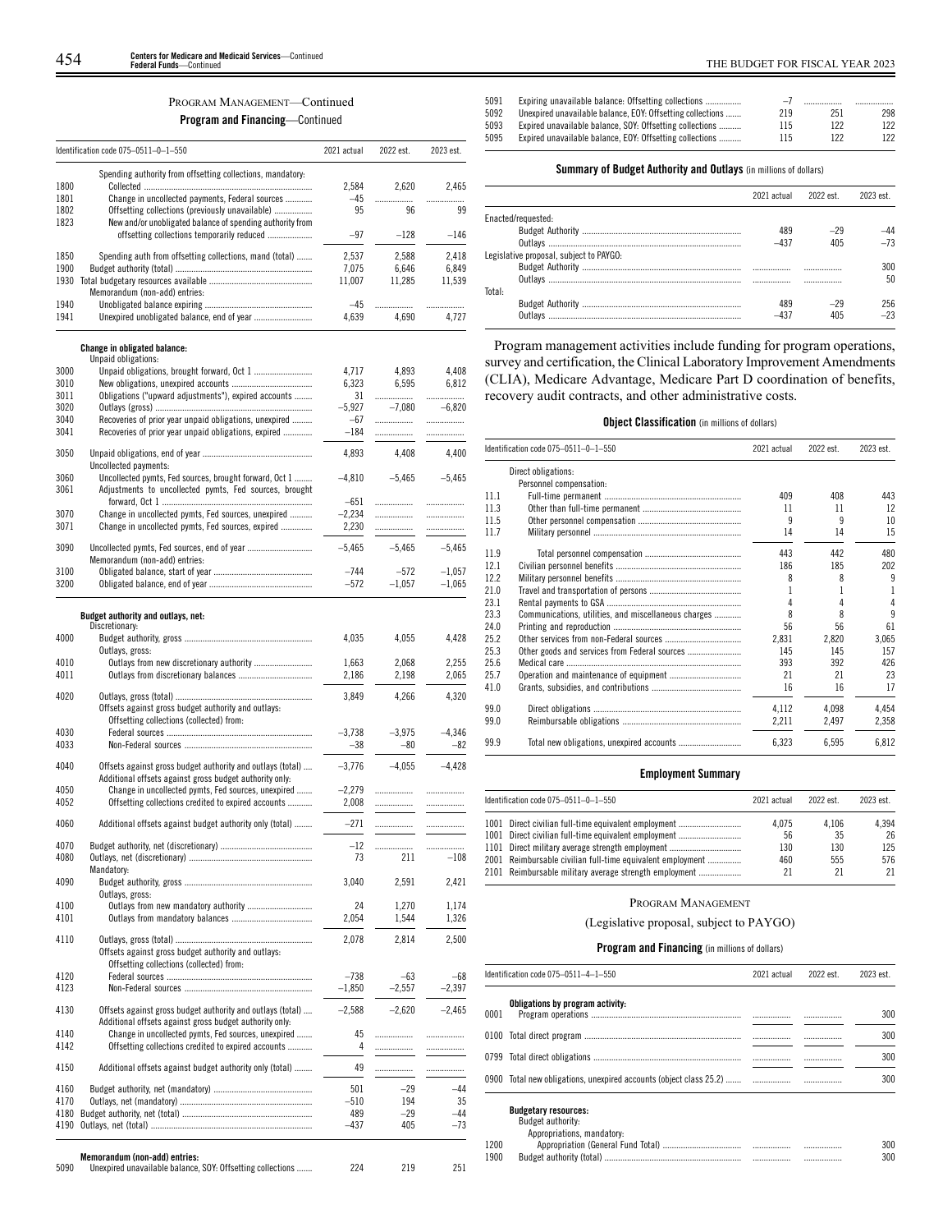PROGRAM MANAGEMENT—Continued

**Program and Financing**—Continued

| Identification code 075–0511–0–1–550 | | 2021 actual | 2022 est. | 2023 est. |
|---|---|---|---|---|
| | Spending authority from offsetting collections, mandatory: | | | |
| 1800 | Collected | 2,584 | 2,620 | 2,465 |
| 1801 | Change in uncollected payments, Federal sources | –45 | | |
| 1802 | Offsetting collections (previously unavailable) | 95 | 96 | 99 |
| 1823 | New and/or unobligated balance of spending authority from offsetting collections temporarily reduced | –97 | –128 | –146 |
| 1850 | Spending auth from offsetting collections, mand (total) | 2,537 | 2,588 | 2,418 |
| 1900 | Budget authority (total) | 7,075 | 6,646 | 6,849 |
| 1930 | Total budgetary resources available | 11,007 | 11,285 | 11,539 |
| | Memorandum (non-add) entries: | | | |
| 1940 | Unobligated balance expiring | –45 | | |
| 1941 | Unexpired unobligated balance, end of year | 4,639 | 4,690 | 4,727 |
| | **Change in obligated balance:** | | | |
| | Unpaid obligations: | | | |
| 3000 | Unpaid obligations, brought forward, Oct 1 | 4,717 | 4,893 | 4,408 |
| 3010 | New obligations, unexpired accounts | 6,323 | 6,595 | 6,812 |
| 3011 | Obligations ("upward adjustments"), expired accounts | 31 | | |
| 3020 | Outlays (gross) | –5,927 | –7,080 | –6,820 |
| 3040 | Recoveries of prior year unpaid obligations, unexpired | –67 | | |
| 3041 | Recoveries of prior year unpaid obligations, expired | –184 | | |
| 3050 | Unpaid obligations, end of year | 4,893 | 4,408 | 4,400 |
| | Uncollected payments: | | | |
| 3060 | Uncollected pymts, Fed sources, brought forward, Oct 1 | –4,810 | –5,465 | –5,465 |
| 3061 | Adjustments to uncollected pymts, Fed sources, brought forward, Oct 1 | –651 | | |
| 3070 | Change in uncollected pymts, Fed sources, unexpired | –2,234 | | |
| 3071 | Change in uncollected pymts, Fed sources, expired | 2,230 | | |
| 3090 | Uncollected pymts, Fed sources, end of year | –5,465 | –5,465 | –5,465 |
| | Memorandum (non-add) entries: | | | |
| 3100 | Obligated balance, start of year | –744 | –572 | –1,057 |
| 3200 | Obligated balance, end of year | –572 | –1,057 | –1,065 |
| | **Budget authority and outlays, net:** | | | |
| | Discretionary: | | | |
| 4000 | Budget authority, gross | 4,035 | 4,055 | 4,428 |
| | Outlays, gross: | | | |
| 4010 | Outlays from new discretionary authority | 1,663 | 2,068 | 2,255 |
| 4011 | Outlays from discretionary balances | 2,186 | 2,198 | 2,065 |
| 4020 | Outlays, gross (total) | 3,849 | 4,266 | 4,320 |
| | Offsets against gross budget authority and outlays: | | | |
| | Offsetting collections (collected) from: | | | |
| 4030 | Federal sources | –3,738 | –3,975 | –4,346 |
| 4033 | Non-Federal sources | –38 | –80 | –82 |
| 4040 | Offsets against gross budget authority and outlays (total) | –3,776 | –4,055 | –4,428 |
| | Additional offsets against gross budget authority only: | | | |
| 4050 | Change in uncollected pymts, Fed sources, unexpired | –2,279 | | |
| 4052 | Offsetting collections credited to expired accounts | 2,008 | | |
| 4060 | Additional offsets against budget authority only (total) | –271 | | |
| 4070 | Budget authority, net (discretionary) | –12 | | |
| 4080 | Outlays, net (discretionary) | 73 | 211 | –108 |
| | Mandatory: | | | |
| 4090 | Budget authority, gross | 3,040 | 2,591 | 2,421 |
| | Outlays, gross: | | | |
| 4100 | Outlays from new mandatory authority | 24 | 1,270 | 1,174 |
| 4101 | Outlays from mandatory balances | 2,054 | 1,544 | 1,326 |
| 4110 | Outlays, gross (total) | 2,078 | 2,814 | 2,500 |
| | Offsets against gross budget authority and outlays: | | | |
| | Offsetting collections (collected) from: | | | |
| 4120 | Federal sources | –738 | –63 | –68 |
| 4123 | Non-Federal sources | –1,850 | –2,557 | –2,397 |
| 4130 | Offsets against gross budget authority and outlays (total) | –2,588 | –2,620 | –2,465 |
| | Additional offsets against gross budget authority only: | | | |
| 4140 | Change in uncollected pymts, Fed sources, unexpired | 45 | | |
| 4142 | Offsetting collections credited to expired accounts | 4 | | |
| 4150 | Additional offsets against budget authority only (total) | 49 | | |
| 4160 | Budget authority, net (mandatory) | 501 | –29 | –44 |
| 4170 | Outlays, net (mandatory) | –510 | 194 | 35 |
| 4180 | Budget authority, net (total) | 489 | –29 | –44 |
| 4190 | Outlays, net (total) | –437 | 405 | –73 |
| | **Memorandum (non-add) entries:** | | | |
| 5090 | Unexpired unavailable balance, SOY: Offsetting collections | 224 | 219 | 251 |
| 5091 | Expiring unavailable balance: Offsetting collections | –7 | | |
| 5092 | Unexpired unavailable balance, EOY: Offsetting collections | 219 | 251 | 298 |
| 5093 | Expired unavailable balance, SOY: Offsetting collections | 115 | 122 | 122 |
| 5095 | Expired unavailable balance, EOY: Offsetting collections | 115 | 122 | 122 |

**Summary of Budget Authority and Outlays** (in millions of dollars)

| | 2021 actual | 2022 est. | 2023 est. |
|---|---|---|---|
| Enacted/requested: | | | |
| Budget Authority | 489 | –29 | –44 |
| Outlays | –437 | 405 | –73 |
| Legislative proposal, subject to PAYGO: | | | |
| Budget Authority | | | 300 |
| Outlays | | | 50 |
| Total: | | | |
| Budget Authority | 489 | –29 | 256 |
| Outlays | –437 | 405 | –23 |

Program management activities include funding for program operations, survey and certification, the Clinical Laboratory Improvement Amendments (CLIA), Medicare Advantage, Medicare Part D coordination of benefits, recovery audit contracts, and other administrative costs.

**Object Classification** (in millions of dollars)

| Identification code 075–0511–0–1–550 | | 2021 actual | 2022 est. | 2023 est. |
|---|---|---|---|---|
| | Direct obligations: | | | |
| | Personnel compensation: | | | |
| 11.1 | Full-time permanent | 409 | 408 | 443 |
| 11.3 | Other than full-time permanent | 11 | 11 | 12 |
| 11.5 | Other personnel compensation | 9 | 9 | 10 |
| 11.7 | Military personnel | 14 | 14 | 15 |
| 11.9 | Total personnel compensation | 443 | 442 | 480 |
| 12.1 | Civilian personnel benefits | 186 | 185 | 202 |
| 12.2 | Military personnel benefits | 8 | 8 | 9 |
| 21.0 | Travel and transportation of persons | 1 | 1 | 1 |
| 23.1 | Rental payments to GSA | 4 | 4 | 4 |
| 23.3 | Communications, utilities, and miscellaneous charges | 8 | 8 | 9 |
| 24.0 | Printing and reproduction | 56 | 56 | 61 |
| 25.2 | Other services from non-Federal sources | 2,831 | 2,820 | 3,065 |
| 25.3 | Other goods and services from Federal sources | 145 | 145 | 157 |
| 25.6 | Medical care | 393 | 392 | 426 |
| 25.7 | Operation and maintenance of equipment | 21 | 21 | 23 |
| 41.0 | Grants, subsidies, and contributions | 16 | 16 | 17 |
| 99.0 | Direct obligations | 4,112 | 4,098 | 4,454 |
| 99.0 | Reimbursable obligations | 2,211 | 2,497 | 2,358 |
| 99.9 | Total new obligations, unexpired accounts | 6,323 | 6,595 | 6,812 |

**Employment Summary**

| Identification code 075–0511–0–1–550 | | 2021 actual | 2022 est. | 2023 est. |
|---|---|---|---|---|
| 1001 | Direct civilian full-time equivalent employment | 4,075 | 4,106 | 4,394 |
| 1001 | Direct civilian full-time equivalent employment | 56 | 35 | 26 |
| 1101 | Direct military average strength employment | 130 | 130 | 125 |
| 2001 | Reimbursable civilian full-time equivalent employment | 460 | 555 | 576 |
| 2101 | Reimbursable military average strength employment | 21 | 21 | 21 |

PROGRAM MANAGEMENT

(Legislative proposal, subject to PAYGO)

**Program and Financing** (in millions of dollars)

| Identification code 075–0511–4–1–550 | | 2021 actual | 2022 est. | 2023 est. |
|---|---|---|---|---|
| | **Obligations by program activity:** | | | |
| 0001 | Program operations | | | 300 |
| 0100 | Total direct program | | | 300 |
| 0799 | Total direct obligations | | | 300 |
| 0900 | Total new obligations, unexpired accounts (object class 25.2) | | | 300 |
| | **Budgetary resources:** | | | |
| | Budget authority: | | | |
| | Appropriations, mandatory: | | | |
| 1200 | Appropriation (General Fund Total) | | | 300 |
| 1900 | Budget authority (total) | | | 300 |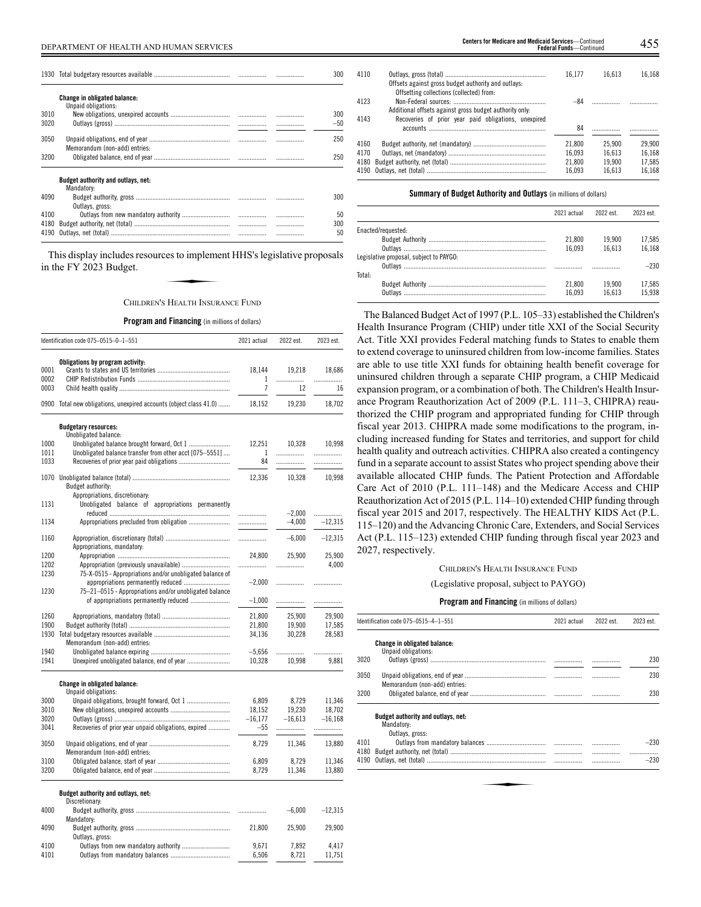| | | | | |
|---|---|---|---|---|
| 1930 | Total budgetary resources available | | | 300 |
| | **Change in obligated balance:** | | | |
| | Unpaid obligations: | | | |
| 3010 | New obligations, unexpired accounts | | | 300 |
| 3020 | Outlays (gross) | | | –50 |
| 3050 | Unpaid obligations, end of year | | | 250 |
| | Memorandum (non-add) entries: | | | |
| 3200 | Obligated balance, end of year | | | 250 |
| | **Budget authority and outlays, net:** | | | |
| | Mandatory: | | | |
| 4090 | Budget authority, gross | | | 300 |
| | Outlays, gross: | | | |
| 4100 | Outlays from new mandatory authority | | | 50 |
| 4180 | Budget authority, net (total) | | | 300 |
| 4190 | Outlays, net (total) | | | 50 |

This display includes resources to implement HHS's legislative proposals in the FY 2023 Budget.

## CHILDREN'S HEALTH INSURANCE FUND

**Program and Financing** (in millions of dollars)

| Identification code 075–0515–0–1–551 | | 2021 actual | 2022 est. | 2023 est. |
|---|---|---|---|---|
| | **Obligations by program activity:** | | | |
| 0001 | Grants to states and US territories | 18,144 | 19,218 | 18,686 |
| 0002 | CHIP Redistribution Funds | 1 | | |
| 0003 | Child health quality | 7 | 12 | 16 |
| 0900 | Total new obligations, unexpired accounts (object class 41.0) | 18,152 | 19,230 | 18,702 |
| | **Budgetary resources:** | | | |
| | Unobligated balance: | | | |
| 1000 | Unobligated balance brought forward, Oct 1 | 12,251 | 10,328 | 10,998 |
| 1011 | Unobligated balance transfer from other acct [075–5551] | 1 | | |
| 1033 | Recoveries of prior year paid obligations | 84 | | |
| 1070 | Unobligated balance (total) | 12,336 | 10,328 | 10,998 |
| | Budget authority: | | | |
| | Appropriations, discretionary: | | | |
| 1131 | Unobligated balance of appropriations permanently reduced | | –2,000 | |
| 1134 | Appropriations precluded from obligation | | –4,000 | –12,315 |
| 1160 | Appropriation, discretionary (total) | | –6,000 | –12,315 |
| | Appropriations, mandatory: | | | |
| 1200 | Appropriation | 24,800 | 25,900 | 25,900 |
| 1202 | Appropriation (previously unavailable) | | | 4,000 |
| 1230 | 75-X-0515 - Appropriations and/or unobligated balance of appropriations permanently reduced | –2,000 | | |
| 1230 | 75–21–0515 - Appropriations and/or unobligated balance of appropriations permanently reduced | –1,000 | | |
| 1260 | Appropriations, mandatory (total) | 21,800 | 25,900 | 29,900 |
| 1900 | Budget authority (total) | 21,800 | 19,900 | 17,585 |
| 1930 | Total budgetary resources available | 34,136 | 30,228 | 28,583 |
| | Memorandum (non-add) entries: | | | |
| 1940 | Unobligated balance expiring | –5,656 | | |
| 1941 | Unexpired unobligated balance, end of year | 10,328 | 10,998 | 9,881 |
| | **Change in obligated balance:** | | | |
| | Unpaid obligations: | | | |
| 3000 | Unpaid obligations, brought forward, Oct 1 | 6,809 | 8,729 | 11,346 |
| 3010 | New obligations, unexpired accounts | 18,152 | 19,230 | 18,702 |
| 3020 | Outlays (gross) | –16,177 | –16,613 | –16,168 |
| 3041 | Recoveries of prior year unpaid obligations, expired | –55 | | |
| 3050 | Unpaid obligations, end of year | 8,729 | 11,346 | 13,880 |
| | Memorandum (non-add) entries: | | | |
| 3100 | Obligated balance, start of year | 6,809 | 8,729 | 11,346 |
| 3200 | Obligated balance, end of year | 8,729 | 11,346 | 13,880 |
| | **Budget authority and outlays, net:** | | | |
| | Discretionary: | | | |
| 4000 | Budget authority, gross | | –6,000 | –12,315 |
| | Mandatory: | | | |
| 4090 | Budget authority, gross | 21,800 | 25,900 | 29,900 |
| | Outlays, gross: | | | |
| 4100 | Outlays from new mandatory authority | 9,671 | 7,892 | 4,417 |
| 4101 | Outlays from mandatory balances | 6,506 | 8,721 | 11,751 |
| 4110 | Outlays, gross (total) | 16,177 | 16,613 | 16,168 |
| | Offsets against gross budget authority and outlays: | | | |
| | Offsetting collections (collected) from: | | | |
| 4123 | Non-Federal sources: | –84 | | |
| | Additional offsets against gross budget authority only: | | | |
| 4143 | Recoveries of prior year paid obligations, unexpired accounts | 84 | | |
| 4160 | Budget authority, net (mandatory) | 21,800 | 25,900 | 29,900 |
| 4170 | Outlays, net (mandatory) | 16,093 | 16,613 | 16,168 |
| 4180 | Budget authority, net (total) | 21,800 | 19,900 | 17,585 |
| 4190 | Outlays, net (total) | 16,093 | 16,613 | 16,168 |

**Summary of Budget Authority and Outlays** (in millions of dollars)

| | 2021 actual | 2022 est. | 2023 est. |
|---|---|---|---|
| Enacted/requested: | | | |
| Budget Authority | 21,800 | 19,900 | 17,585 |
| Outlays | 16,093 | 16,613 | 16,168 |
| Legislative proposal, subject to PAYGO: | | | |
| Outlays | | | –230 |
| Total: | | | |
| Budget Authority | 21,800 | 19,900 | 17,585 |
| Outlays | 16,093 | 16,613 | 15,938 |

The Balanced Budget Act of 1997 (P.L. 105–33) established the Children's Health Insurance Program (CHIP) under title XXI of the Social Security Act. Title XXI provides Federal matching funds to States to enable them to extend coverage to uninsured children from low-income families. States are able to use title XXI funds for obtaining health benefit coverage for uninsured children through a separate CHIP program, a CHIP Medicaid expansion program, or a combination of both. The Children's Health Insurance Program Reauthorization Act of 2009 (P.L. 111–3, CHIPRA) reauthorized the CHIP program and appropriated funding for CHIP through fiscal year 2013. CHIPRA made some modifications to the program, including increased funding for States and territories, and support for child health quality and outreach activities. CHIPRA also created a contingency fund in a separate account to assist States who project spending above their available allocated CHIP funds. The Patient Protection and Affordable Care Act of 2010 (P.L. 111–148) and the Medicare Access and CHIP Reauthorization Act of 2015 (P.L. 114–10) extended CHIP funding through fiscal year 2015 and 2017, respectively. The HEALTHY KIDS Act (P.L. 115–120) and the Advancing Chronic Care, Extenders, and Social Services Act (P.L. 115–123) extended CHIP funding through fiscal year 2023 and 2027, respectively.

## CHILDREN'S HEALTH INSURANCE FUND

(Legislative proposal, subject to PAYGO)

**Program and Financing** (in millions of dollars)

| Identification code 075–0515–4–1–551 | | 2021 actual | 2022 est. | 2023 est. |
|---|---|---|---|---|
| | **Change in obligated balance:** | | | |
| | Unpaid obligations: | | | |
| 3020 | Outlays (gross) | | | 230 |
| 3050 | Unpaid obligations, end of year | | | 230 |
| | Memorandum (non-add) entries: | | | |
| 3200 | Obligated balance, end of year | | | 230 |
| | **Budget authority and outlays, net:** | | | |
| | Mandatory: | | | |
| | Outlays, gross: | | | |
| 4101 | Outlays from mandatory balances | | | –230 |
| 4180 | Budget authority, net (total) | | | |
| 4190 | Outlays, net (total) | | | –230 |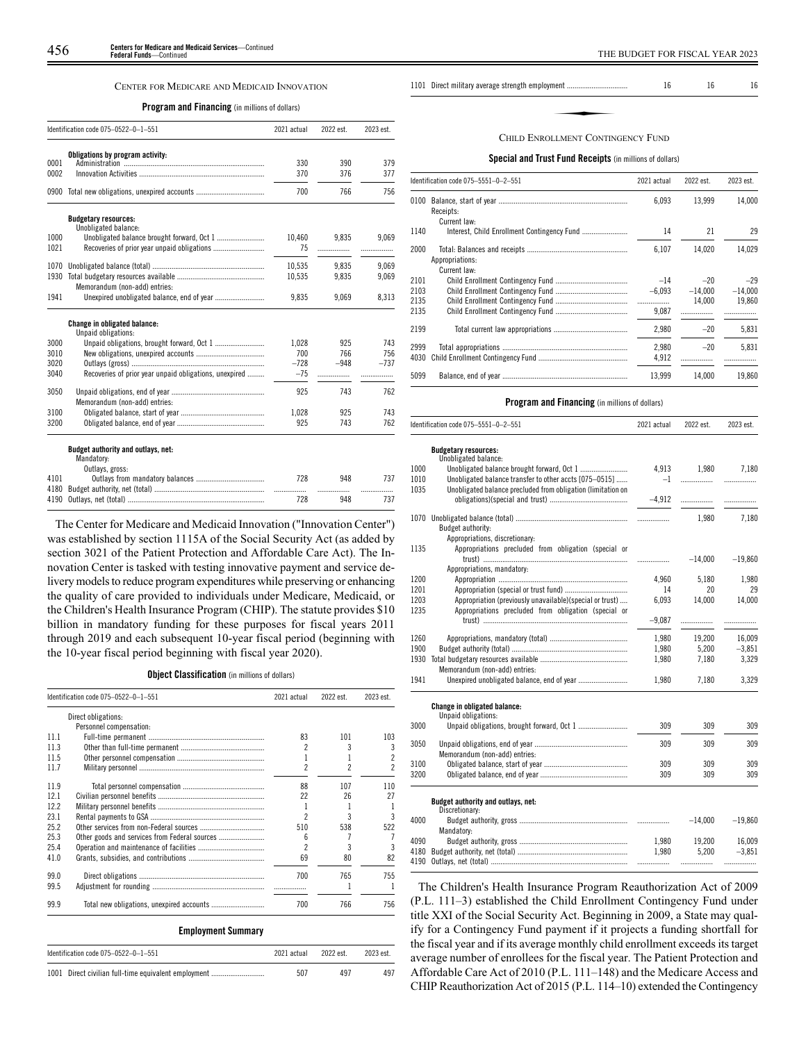### CENTER FOR MEDICARE AND MEDICAID INNOVATION

**Program and Financing** (in millions of dollars)

| Identification code 075–0522–0–1–551 | | 2021 actual | 2022 est. | 2023 est. |
|---|---|---|---|---|
| | **Obligations by program activity:** | | | |
| 0001 | Administration | 330 | 390 | 379 |
| 0002 | Innovation Activities | 370 | 376 | 377 |
| 0900 | Total new obligations, unexpired accounts | 700 | 766 | 756 |
| | **Budgetary resources:** | | | |
| | Unobligated balance: | | | |
| 1000 | Unobligated balance brought forward, Oct 1 | 10,460 | 9,835 | 9,069 |
| 1021 | Recoveries of prior year unpaid obligations | 75 | ................ | ................ |
| 1070 | Unobligated balance (total) | 10,535 | 9,835 | 9,069 |
| 1930 | Total budgetary resources available | 10,535 | 9,835 | 9,069 |
| | Memorandum (non-add) entries: | | | |
| 1941 | Unexpired unobligated balance, end of year | 9,835 | 9,069 | 8,313 |
| | **Change in obligated balance:** | | | |
| | Unpaid obligations: | | | |
| 3000 | Unpaid obligations, brought forward, Oct 1 | 1,028 | 925 | 743 |
| 3010 | New obligations, unexpired accounts | 700 | 766 | 756 |
| 3020 | Outlays (gross) | –728 | –948 | –737 |
| 3040 | Recoveries of prior year unpaid obligations, unexpired | –75 | ................ | ................ |
| 3050 | Unpaid obligations, end of year | 925 | 743 | 762 |
| | Memorandum (non-add) entries: | | | |
| 3100 | Obligated balance, start of year | 1,028 | 925 | 743 |
| 3200 | Obligated balance, end of year | 925 | 743 | 762 |
| | **Budget authority and outlays, net:** | | | |
| | Mandatory: | | | |
| | Outlays, gross: | | | |
| 4101 | Outlays from mandatory balances | 728 | 948 | 737 |
| 4180 | Budget authority, net (total) | ................ | ................ | ................ |
| 4190 | Outlays, net (total) | 728 | 948 | 737 |

The Center for Medicare and Medicaid Innovation ("Innovation Center") was established by section 1115A of the Social Security Act (as added by section 3021 of the Patient Protection and Affordable Care Act). The Innovation Center is tasked with testing innovative payment and service delivery models to reduce program expenditures while preserving or enhancing the quality of care provided to individuals under Medicare, Medicaid, or the Children's Health Insurance Program (CHIP). The statute provides $10 billion in mandatory funding for these purposes for fiscal years 2011 through 2019 and each subsequent 10-year fiscal period (beginning with the 10-year fiscal period beginning with fiscal year 2020).

**Object Classification** (in millions of dollars)

| Identification code 075–0522–0–1–551 | | 2021 actual | 2022 est. | 2023 est. |
|---|---|---|---|---|
| | Direct obligations: | | | |
| | Personnel compensation: | | | |
| 11.1 | Full-time permanent | 83 | 101 | 103 |
| 11.3 | Other than full-time permanent | 2 | 3 | 3 |
| 11.5 | Other personnel compensation | 1 | 1 | 2 |
| 11.7 | Military personnel | 2 | 2 | 2 |
| 11.9 | Total personnel compensation | 88 | 107 | 110 |
| 12.1 | Civilian personnel benefits | 22 | 26 | 27 |
| 12.2 | Military personnel benefits | 1 | 1 | 1 |
| 23.1 | Rental payments to GSA | 2 | 3 | 3 |
| 25.2 | Other services from non-Federal sources | 510 | 538 | 522 |
| 25.3 | Other goods and services from Federal sources | 6 | 7 | 7 |
| 25.4 | Operation and maintenance of facilities | 2 | 3 | 3 |
| 41.0 | Grants, subsidies, and contributions | 69 | 80 | 82 |
| 99.0 | Direct obligations | 700 | 765 | 755 |
| 99.5 | Adjustment for rounding | ................ | 1 | 1 |
| 99.9 | Total new obligations, unexpired accounts | 700 | 766 | 756 |

**Employment Summary**

| Identification code 075–0522–0–1–551 | | 2021 actual | 2022 est. | 2023 est. |
|---|---|---|---|---|
| 1001 | Direct civilian full-time equivalent employment | 507 | 497 | 497 |
| 1101 | Direct military average strength employment | 16 | 16 | 16 |

### CHILD ENROLLMENT CONTINGENCY FUND

**Special and Trust Fund Receipts** (in millions of dollars)

| Identification code 075–5551–0–2–551 | | 2021 actual | 2022 est. | 2023 est. |
|---|---|---|---|---|
| 0100 | Balance, start of year | 6,093 | 13,999 | 14,000 |
| | Receipts: | | | |
| | Current law: | | | |
| 1140 | Interest, Child Enrollment Contingency Fund | 14 | 21 | 29 |
| 2000 | Total: Balances and receipts | 6,107 | 14,020 | 14,029 |
| | Appropriations: | | | |
| | Current law: | | | |
| 2101 | Child Enrollment Contingency Fund | –14 | –20 | –29 |
| 2103 | Child Enrollment Contingency Fund | –6,093 | –14,000 | –14,000 |
| 2135 | Child Enrollment Contingency Fund | ................ | 14,000 | 19,860 |
| 2135 | Child Enrollment Contingency Fund | 9,087 | ................ | ................ |
| 2199 | Total current law appropriations | 2,980 | –20 | 5,831 |
| 2999 | Total appropriations | 2,980 | –20 | 5,831 |
| 4030 | Child Enrollment Contingency Fund | 4,912 | ................ | ................ |
| 5099 | Balance, end of year | 13,999 | 14,000 | 19,860 |

**Program and Financing** (in millions of dollars)

| Identification code 075–5551–0–2–551 | | 2021 actual | 2022 est. | 2023 est. |
|---|---|---|---|---|
| | **Budgetary resources:** | | | |
| | Unobligated balance: | | | |
| 1000 | Unobligated balance brought forward, Oct 1 | 4,913 | 1,980 | 7,180 |
| 1010 | Unobligated balance transfer to other accts [075–0515] | –1 | ................ | ................ |
| 1035 | Unobligated balance precluded from obligation (limitation on obligations)(special and trust) | –4,912 | ................ | ................ |
| 1070 | Unobligated balance (total) | ................ | 1,980 | 7,180 |
| | Budget authority: | | | |
| | Appropriations, discretionary: | | | |
| 1135 | Appropriations precluded from obligation (special or trust) | ................ | –14,000 | –19,860 |
| | Appropriations, mandatory: | | | |
| 1200 | Appropriation | 4,960 | 5,180 | 1,980 |
| 1201 | Appropriation (special or trust fund) | 14 | 20 | 29 |
| 1203 | Appropriation (previously unavailable)(special or trust) | 6,093 | 14,000 | 14,000 |
| 1235 | Appropriations precluded from obligation (special or trust) | –9,087 | ................ | ................ |
| 1260 | Appropriations, mandatory (total) | 1,980 | 19,200 | 16,009 |
| 1900 | Budget authority (total) | 1,980 | 5,200 | –3,851 |
| 1930 | Total budgetary resources available | 1,980 | 7,180 | 3,329 |
| | Memorandum (non-add) entries: | | | |
| 1941 | Unexpired unobligated balance, end of year | 1,980 | 7,180 | 3,329 |
| | **Change in obligated balance:** | | | |
| | Unpaid obligations: | | | |
| 3000 | Unpaid obligations, brought forward, Oct 1 | 309 | 309 | 309 |
| 3050 | Unpaid obligations, end of year | 309 | 309 | 309 |
| | Memorandum (non-add) entries: | | | |
| 3100 | Obligated balance, start of year | 309 | 309 | 309 |
| 3200 | Obligated balance, end of year | 309 | 309 | 309 |
| | **Budget authority and outlays, net:** | | | |
| | Discretionary: | | | |
| 4000 | Budget authority, gross | ................ | –14,000 | –19,860 |
| | Mandatory: | | | |
| 4090 | Budget authority, gross | 1,980 | 19,200 | 16,009 |
| 4180 | Budget authority, net (total) | 1,980 | 5,200 | –3,851 |
| 4190 | Outlays, net (total) | ................ | ................ | ................ |

The Children's Health Insurance Program Reauthorization Act of 2009 (P.L. 111–3) established the Child Enrollment Contingency Fund under title XXI of the Social Security Act. Beginning in 2009, a State may qualify for a Contingency Fund payment if it projects a funding shortfall for the fiscal year and if its average monthly child enrollment exceeds its target average number of enrollees for the fiscal year. The Patient Protection and Affordable Care Act of 2010 (P.L. 111–148) and the Medicare Access and CHIP Reauthorization Act of 2015 (P.L. 114–10) extended the Contingency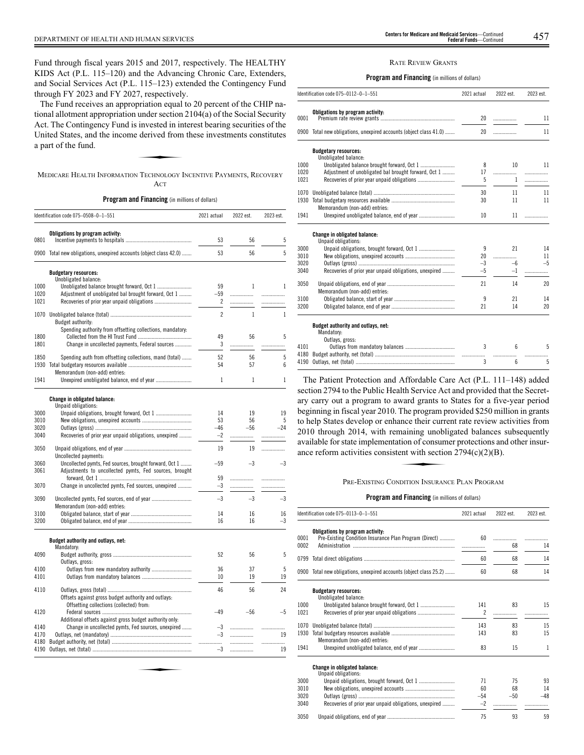Fund through fiscal years 2015 and 2017, respectively. The HEALTHY KIDS Act (P.L. 115–120) and the Advancing Chronic Care, Extenders, and Social Services Act (P.L. 115–123) extended the Contingency Fund through FY 2023 and FY 2027, respectively.

The Fund receives an appropriation equal to 20 percent of the CHIP national allotment appropriation under section 2104(a) of the Social Security Act. The Contingency Fund is invested in interest bearing securities of the United States, and the income derived from these investments constitutes a part of the fund.

## MEDICARE HEALTH INFORMATION TECHNOLOGY INCENTIVE PAYMENTS, RECOVERY ACT

**Program and Financing** (in millions of dollars)

| Identification code 075–0508–0–1–551 | | 2021 actual | 2022 est. | 2023 est. |
|---|---|---|---|---|
| | **Obligations by program activity:** | | | |
| 0801 | Incentive payments to hospitals | 53 | 56 | 5 |
| 0900 | Total new obligations, unexpired accounts (object class 42.0) | 53 | 56 | 5 |
| | **Budgetary resources:** | | | |
| | Unobligated balance: | | | |
| 1000 | Unobligated balance brought forward, Oct 1 | 59 | 1 | 1 |
| 1020 | Adjustment of unobligated bal brought forward, Oct 1 | –59 | | |
| 1021 | Recoveries of prior year unpaid obligations | 2 | | |
| 1070 | Unobligated balance (total) | 2 | 1 | 1 |
| | Budget authority: | | | |
| | Spending authority from offsetting collections, mandatory: | | | |
| 1800 | Collected from the HI Trust Fund | 49 | 56 | 5 |
| 1801 | Change in uncollected payments, Federal sources | 3 | | |
| 1850 | Spending auth from offsetting collections, mand (total) | 52 | 56 | 5 |
| 1930 | Total budgetary resources available | 54 | 57 | 6 |
| | Memorandum (non-add) entries: | | | |
| 1941 | Unexpired unobligated balance, end of year | 1 | 1 | 1 |
| | **Change in obligated balance:** | | | |
| | Unpaid obligations: | | | |
| 3000 | Unpaid obligations, brought forward, Oct 1 | 14 | 19 | 19 |
| 3010 | New obligations, unexpired accounts | 53 | 56 | 5 |
| 3020 | Outlays (gross) | –46 | –56 | –24 |
| 3040 | Recoveries of prior year unpaid obligations, unexpired | –2 | | |
| 3050 | Unpaid obligations, end of year | 19 | 19 | |
| | Uncollected payments: | | | |
| 3060 | Uncollected pymts, Fed sources, brought forward, Oct 1 | –59 | –3 | –3 |
| 3061 | Adjustments to uncollected pymts, Fed sources, brought forward, Oct 1 | 59 | | |
| 3070 | Change in uncollected pymts, Fed sources, unexpired | –3 | | |
| 3090 | Uncollected pymts, Fed sources, end of year | –3 | –3 | –3 |
| | Memorandum (non-add) entries: | | | |
| 3100 | Obligated balance, start of year | 14 | 16 | 16 |
| 3200 | Obligated balance, end of year | 16 | 16 | –3 |
| | **Budget authority and outlays, net:** | | | |
| | Mandatory: | | | |
| 4090 | Budget authority, gross | 52 | 56 | 5 |
| | Outlays, gross: | | | |
| 4100 | Outlays from new mandatory authority | 36 | 37 | 5 |
| 4101 | Outlays from mandatory balances | 10 | 19 | 19 |
| 4110 | Outlays, gross (total) | 46 | 56 | 24 |
| | Offsets against gross budget authority and outlays: | | | |
| | Offsetting collections (collected) from: | | | |
| 4120 | Federal sources | –49 | –56 | –5 |
| | Additional offsets against gross budget authority only: | | | |
| 4140 | Change in uncollected pymts, Fed sources, unexpired | –3 | | |
| 4170 | Outlays, net (mandatory) | –3 | | 19 |
| 4180 | Budget authority, net (total) | | | |
| 4190 | Outlays, net (total) | –3 | | 19 |

## RATE REVIEW GRANTS

**Program and Financing** (in millions of dollars)

| Identification code 075–0112–0–1–551 | | 2021 actual | 2022 est. | 2023 est. |
|---|---|---|---|---|
| | **Obligations by program activity:** | | | |
| 0001 | Premium rate review grants | 20 | | 11 |
| 0900 | Total new obligations, unexpired accounts (object class 41.0) | 20 | | 11 |
| | **Budgetary resources:** | | | |
| | Unobligated balance: | | | |
| 1000 | Unobligated balance brought forward, Oct 1 | 8 | 10 | 11 |
| 1020 | Adjustment of unobligated bal brought forward, Oct 1 | 17 | | |
| 1021 | Recoveries of prior year unpaid obligations | 5 | 1 | |
| 1070 | Unobligated balance (total) | 30 | 11 | 11 |
| 1930 | Total budgetary resources available | 30 | 11 | 11 |
| | Memorandum (non-add) entries: | | | |
| 1941 | Unexpired unobligated balance, end of year | 10 | 11 | |
| | **Change in obligated balance:** | | | |
| | Unpaid obligations: | | | |
| 3000 | Unpaid obligations, brought forward, Oct 1 | 9 | 21 | 14 |
| 3010 | New obligations, unexpired accounts | 20 | | 11 |
| 3020 | Outlays (gross) | –3 | –6 | –5 |
| 3040 | Recoveries of prior year unpaid obligations, unexpired | –5 | –1 | |
| 3050 | Unpaid obligations, end of year | 21 | 14 | 20 |
| | Memorandum (non-add) entries: | | | |
| 3100 | Obligated balance, start of year | 9 | 21 | 14 |
| 3200 | Obligated balance, end of year | 21 | 14 | 20 |
| | **Budget authority and outlays, net:** | | | |
| | Mandatory: | | | |
| | Outlays, gross: | | | |
| 4101 | Outlays from mandatory balances | 3 | 6 | 5 |
| 4180 | Budget authority, net (total) | | | |
| 4190 | Outlays, net (total) | 3 | 6 | 5 |

The Patient Protection and Affordable Care Act (P.L. 111–148) added section 2794 to the Public Health Service Act and provided that the Secretary carry out a program to award grants to States for a five-year period beginning in fiscal year 2010. The program provided $250 million in grants to help States develop or enhance their current rate review activities from 2010 through 2014, with remaining unobligated balances subsequently available for state implementation of consumer protections and other insurance reform activities consistent with section 2794(c)(2)(B).

## PRE-EXISTING CONDITION INSURANCE PLAN PROGRAM

**Program and Financing** (in millions of dollars)

| Identification code 075–0113–0–1–551 | | 2021 actual | 2022 est. | 2023 est. |
|---|---|---|---|---|
| | **Obligations by program activity:** | | | |
| 0001 | Pre-Existing Condition Insurance Plan Program (Direct) | 60 | | |
| 0002 | Administration | | 68 | 14 |
| 0799 | Total direct obligations | 60 | 68 | 14 |
| 0900 | Total new obligations, unexpired accounts (object class 25.2) | 60 | 68 | 14 |
| | **Budgetary resources:** | | | |
| | Unobligated balance: | | | |
| 1000 | Unobligated balance brought forward, Oct 1 | 141 | 83 | 15 |
| 1021 | Recoveries of prior year unpaid obligations | 2 | | |
| 1070 | Unobligated balance (total) | 143 | 83 | 15 |
| 1930 | Total budgetary resources available | 143 | 83 | 15 |
| | Memorandum (non-add) entries: | | | |
| 1941 | Unexpired unobligated balance, end of year | 83 | 15 | 1 |
| | **Change in obligated balance:** | | | |
| | Unpaid obligations: | | | |
| 3000 | Unpaid obligations, brought forward, Oct 1 | 71 | 75 | 93 |
| 3010 | New obligations, unexpired accounts | 60 | 68 | 14 |
| 3020 | Outlays (gross) | –54 | –50 | –48 |
| 3040 | Recoveries of prior year unpaid obligations, unexpired | –2 | | |
| 3050 | Unpaid obligations, end of year | 75 | 93 | 59 |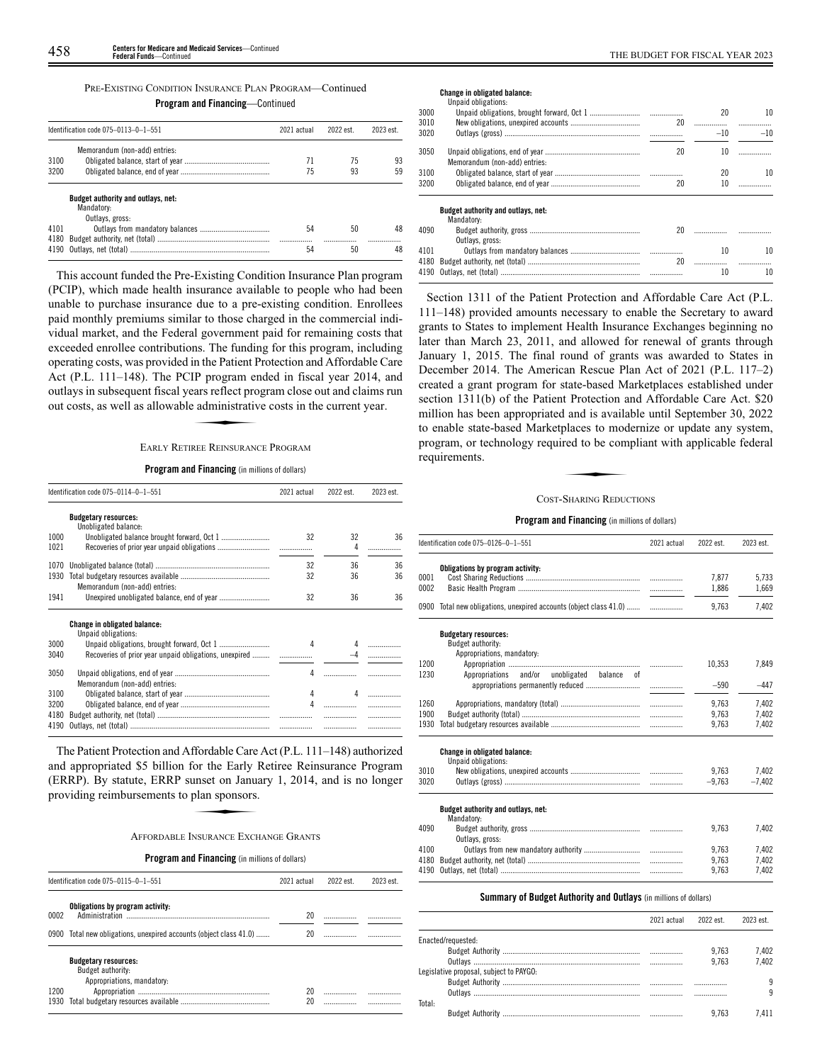PRE-EXISTING CONDITION INSURANCE PLAN PROGRAM—Continued

**Program and Financing**—Continued

| Identification code 075–0113–0–1–551 | | 2021 actual | 2022 est. | 2023 est. |
|---|---|---|---|---|
| | Memorandum (non-add) entries: | | | |
| 3100 | Obligated balance, start of year | 71 | 75 | 93 |
| 3200 | Obligated balance, end of year | 75 | 93 | 59 |
| | **Budget authority and outlays, net:** | | | |
| | Mandatory: | | | |
| | Outlays, gross: | | | |
| 4101 | Outlays from mandatory balances | 54 | 50 | 48 |
| 4180 | Budget authority, net (total) | | | |
| 4190 | Outlays, net (total) | 54 | 50 | 48 |

This account funded the Pre-Existing Condition Insurance Plan program (PCIP), which made health insurance available to people who had been unable to purchase insurance due to a pre-existing condition. Enrollees paid monthly premiums similar to those charged in the commercial individual market, and the Federal government paid for remaining costs that exceeded enrollee contributions. The funding for this program, including operating costs, was provided in the Patient Protection and Affordable Care Act (P.L. 111–148). The PCIP program ended in fiscal year 2014, and outlays in subsequent fiscal years reflect program close out and claims run out costs, as well as allowable administrative costs in the current year.

EARLY RETIREE REINSURANCE PROGRAM

**Program and Financing** (in millions of dollars)

| Identification code 075–0114–0–1–551 | | 2021 actual | 2022 est. | 2023 est. |
|---|---|---|---|---|
| | **Budgetary resources:** | | | |
| | Unobligated balance: | | | |
| 1000 | Unobligated balance brought forward, Oct 1 | 32 | 32 | 36 |
| 1021 | Recoveries of prior year unpaid obligations | | 4 | |
| 1070 | Unobligated balance (total) | 32 | 36 | 36 |
| 1930 | Total budgetary resources available | 32 | 36 | 36 |
| | Memorandum (non-add) entries: | | | |
| 1941 | Unexpired unobligated balance, end of year | 32 | 36 | 36 |
| | **Change in obligated balance:** | | | |
| | Unpaid obligations: | | | |
| 3000 | Unpaid obligations, brought forward, Oct 1 | 4 | 4 | |
| 3040 | Recoveries of prior year unpaid obligations, unexpired | | –4 | |
| 3050 | Unpaid obligations, end of year | 4 | | |
| | Memorandum (non-add) entries: | | | |
| 3100 | Obligated balance, start of year | 4 | 4 | |
| 3200 | Obligated balance, end of year | 4 | | |
| 4180 | Budget authority, net (total) | | | |
| 4190 | Outlays, net (total) | | | |

The Patient Protection and Affordable Care Act (P.L. 111–148) authorized and appropriated $5 billion for the Early Retiree Reinsurance Program (ERRP). By statute, ERRP sunset on January 1, 2014, and is no longer providing reimbursements to plan sponsors.

AFFORDABLE INSURANCE EXCHANGE GRANTS

**Program and Financing** (in millions of dollars)

| Identification code 075–0115–0–1–551 | | 2021 actual | 2022 est. | 2023 est. |
|---|---|---|---|---|
| | **Obligations by program activity:** | | | |
| 0002 | Administration | 20 | | |
| 0900 | Total new obligations, unexpired accounts (object class 41.0) | 20 | | |
| | **Budgetary resources:** | | | |
| | Budget authority: | | | |
| | Appropriations, mandatory: | | | |
| 1200 | Appropriation | 20 | | |
| 1930 | Total budgetary resources available | 20 | | |
| | **Change in obligated balance:** | | | |
| | Unpaid obligations: | | | |
| 3000 | Unpaid obligations, brought forward, Oct 1 | | 20 | 10 |
| 3010 | New obligations, unexpired accounts | 20 | | |
| 3020 | Outlays (gross) | | –10 | –10 |
| 3050 | Unpaid obligations, end of year | 20 | 10 | |
| | Memorandum (non-add) entries: | | | |
| 3100 | Obligated balance, start of year | | 20 | 10 |
| 3200 | Obligated balance, end of year | 20 | 10 | |
| | **Budget authority and outlays, net:** | | | |
| | Mandatory: | | | |
| 4090 | Budget authority, gross | 20 | | |
| | Outlays, gross: | | | |
| 4101 | Outlays from mandatory balances | | 10 | 10 |
| 4180 | Budget authority, net (total) | 20 | | |
| 4190 | Outlays, net (total) | | 10 | 10 |

Section 1311 of the Patient Protection and Affordable Care Act (P.L. 111–148) provided amounts necessary to enable the Secretary to award grants to States to implement Health Insurance Exchanges beginning no later than March 23, 2011, and allowed for renewal of grants through January 1, 2015. The final round of grants was awarded to States in December 2014. The American Rescue Plan Act of 2021 (P.L. 117–2) created a grant program for state-based Marketplaces established under section 1311(b) of the Patient Protection and Affordable Care Act. $20 million has been appropriated and is available until September 30, 2022 to enable state-based Marketplaces to modernize or update any system, program, or technology required to be compliant with applicable federal requirements.

COST-SHARING REDUCTIONS

**Program and Financing** (in millions of dollars)

| Identification code 075–0126–0–1–551 | | 2021 actual | 2022 est. | 2023 est. |
|---|---|---|---|---|
| | **Obligations by program activity:** | | | |
| 0001 | Cost Sharing Reductions | | 7,877 | 5,733 |
| 0002 | Basic Health Program | | 1,886 | 1,669 |
| 0900 | Total new obligations, unexpired accounts (object class 41.0) | | 9,763 | 7,402 |
| | **Budgetary resources:** | | | |
| | Budget authority: | | | |
| | Appropriations, mandatory: | | | |
| 1200 | Appropriation | | 10,353 | 7,849 |
| 1230 | Appropriations and/or unobligated balance of appropriations permanently reduced | | –590 | –447 |
| 1260 | Appropriations, mandatory (total) | | 9,763 | 7,402 |
| 1900 | Budget authority (total) | | 9,763 | 7,402 |
| 1930 | Total budgetary resources available | | 9,763 | 7,402 |
| | **Change in obligated balance:** | | | |
| | Unpaid obligations: | | | |
| 3010 | New obligations, unexpired accounts | | 9,763 | 7,402 |
| 3020 | Outlays (gross) | | –9,763 | –7,402 |
| | **Budget authority and outlays, net:** | | | |
| | Mandatory: | | | |
| 4090 | Budget authority, gross | | 9,763 | 7,402 |
| | Outlays, gross: | | | |
| 4100 | Outlays from new mandatory authority | | 9,763 | 7,402 |
| 4180 | Budget authority, net (total) | | 9,763 | 7,402 |
| 4190 | Outlays, net (total) | | 9,763 | 7,402 |

**Summary of Budget Authority and Outlays** (in millions of dollars)

| | 2021 actual | 2022 est. | 2023 est. |
|---|---|---|---|
| Enacted/requested: | | | |
| Budget Authority | | 9,763 | 7,402 |
| Outlays | | 9,763 | 7,402 |
| Legislative proposal, subject to PAYGO: | | | |
| Budget Authority | | | 9 |
| Outlays | | | 9 |
| Total: | | | |
| Budget Authority | | 9,763 | 7,411 |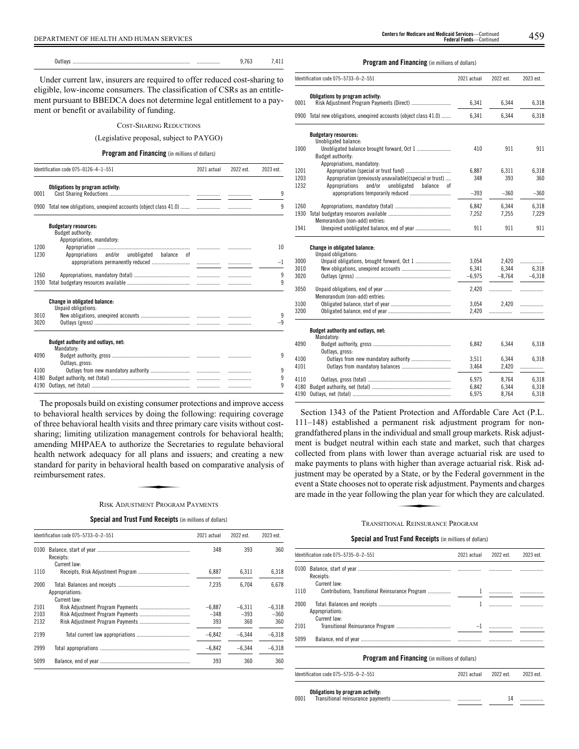| | | | |
|---|---|---|---|
| Outlays | ................ | 9,763 | 7,411 |

Under current law, insurers are required to offer reduced cost-sharing to eligible, low-income consumers. The classification of CSRs as an entitlement pursuant to BBEDCA does not determine legal entitlement to a payment or benefit or availability of funding.

COST-SHARING REDUCTIONS

(Legislative proposal, subject to PAYGO)

**Program and Financing** (in millions of dollars)

| Identification code 075–0126–4–1–551 | | 2021 actual | 2022 est. | 2023 est. |
|---|---|---|---|---|
| | **Obligations by program activity:** | | | |
| 0001 | Cost Sharing Reductions | ................ | ................ | 9 |
| 0900 | Total new obligations, unexpired accounts (object class 41.0) | ................ | ................ | 9 |
| | **Budgetary resources:** | | | |
| | Budget authority: | | | |
| | Appropriations, mandatory: | | | |
| 1200 | Appropriation | ................ | ................ | 10 |
| 1230 | Appropriations and/or unobligated balance of appropriations permanently reduced | ................ | ................ | –1 |
| 1260 | Appropriations, mandatory (total) | ................ | ................ | 9 |
| 1930 | Total budgetary resources available | ................ | ................ | 9 |
| | **Change in obligated balance:** | | | |
| | Unpaid obligations: | | | |
| 3010 | New obligations, unexpired accounts | ................ | ................ | 9 |
| 3020 | Outlays (gross) | ................ | ................ | –9 |
| | **Budget authority and outlays, net:** | | | |
| | Mandatory: | | | |
| 4090 | Budget authority, gross | ................ | ................ | 9 |
| | Outlays, gross: | | | |
| 4100 | Outlays from new mandatory authority | ................ | ................ | 9 |
| 4180 | Budget authority, net (total) | ................ | ................ | 9 |
| 4190 | Outlays, net (total) | ................ | ................ | 9 |

The proposals build on existing consumer protections and improve access to behavioral health services by doing the following: requiring coverage of three behavioral health visits and three primary care visits without cost-sharing; limiting utilization management controls for behavioral health; amending MHPAEA to authorize the Secretaries to regulate behavioral health network adequacy for all plans and issuers; and creating a new standard for parity in behavioral health based on comparative analysis of reimbursement rates.

RISK ADJUSTMENT PROGRAM PAYMENTS

**Special and Trust Fund Receipts** (in millions of dollars)

| Identification code 075–5733–0–2–551 | | 2021 actual | 2022 est. | 2023 est. |
|---|---|---|---|---|
| 0100 | Balance, start of year | 348 | 393 | 360 |
| | Receipts: | | | |
| | Current law: | | | |
| 1110 | Receipts, Risk Adjustment Program | 6,887 | 6,311 | 6,318 |
| 2000 | Total: Balances and receipts | 7,235 | 6,704 | 6,678 |
| | Appropriations: | | | |
| | Current law: | | | |
| 2101 | Risk Adjustment Program Payments | –6,887 | –6,311 | –6,318 |
| 2103 | Risk Adjustment Program Payments | –348 | –393 | –360 |
| 2132 | Risk Adjustment Program Payments | 393 | 360 | 360 |
| 2199 | Total current law appropriations | –6,842 | –6,344 | –6,318 |
| 2999 | Total appropriations | –6,842 | –6,344 | –6,318 |
| 5099 | Balance, end of year | 393 | 360 | 360 |

**Program and Financing** (in millions of dollars)

| Identification code 075–5733–0–2–551 | | 2021 actual | 2022 est. | 2023 est. |
|---|---|---|---|---|
| | **Obligations by program activity:** | | | |
| 0001 | Risk Adjustment Program Payments (Direct) | 6,341 | 6,344 | 6,318 |
| 0900 | Total new obligations, unexpired accounts (object class 41.0) | 6,341 | 6,344 | 6,318 |
| | **Budgetary resources:** | | | |
| | Unobligated balance: | | | |
| 1000 | Unobligated balance brought forward, Oct 1 | 410 | 911 | 911 |
| | Budget authority: | | | |
| | Appropriations, mandatory: | | | |
| 1201 | Appropriation (special or trust fund) | 6,887 | 6,311 | 6,318 |
| 1203 | Appropriation (previously unavailable)(special or trust) | 348 | 393 | 360 |
| 1232 | Appropriations and/or unobligated balance of appropriations temporarily reduced | –393 | –360 | –360 |
| 1260 | Appropriations, mandatory (total) | 6,842 | 6,344 | 6,318 |
| 1930 | Total budgetary resources available | 7,252 | 7,255 | 7,229 |
| | Memorandum (non-add) entries: | | | |
| 1941 | Unexpired unobligated balance, end of year | 911 | 911 | 911 |
| | **Change in obligated balance:** | | | |
| | Unpaid obligations: | | | |
| 3000 | Unpaid obligations, brought forward, Oct 1 | 3,054 | 2,420 | ................ |
| 3010 | New obligations, unexpired accounts | 6,341 | 6,344 | 6,318 |
| 3020 | Outlays (gross) | –6,975 | –8,764 | –6,318 |
| 3050 | Unpaid obligations, end of year | 2,420 | ................ | ................ |
| | Memorandum (non-add) entries: | | | |
| 3100 | Obligated balance, start of year | 3,054 | 2,420 | ................ |
| 3200 | Obligated balance, end of year | 2,420 | ................ | ................ |
| | **Budget authority and outlays, net:** | | | |
| | Mandatory: | | | |
| 4090 | Budget authority, gross | 6,842 | 6,344 | 6,318 |
| | Outlays, gross: | | | |
| 4100 | Outlays from new mandatory authority | 3,511 | 6,344 | 6,318 |
| 4101 | Outlays from mandatory balances | 3,464 | 2,420 | ................ |
| 4110 | Outlays, gross (total) | 6,975 | 8,764 | 6,318 |
| 4180 | Budget authority, net (total) | 6,842 | 6,344 | 6,318 |
| 4190 | Outlays, net (total) | 6,975 | 8,764 | 6,318 |

Section 1343 of the Patient Protection and Affordable Care Act (P.L. 111–148) established a permanent risk adjustment program for non-grandfathered plans in the individual and small group markets. Risk adjustment is budget neutral within each state and market, such that charges collected from plans with lower than average actuarial risk are used to make payments to plans with higher than average actuarial risk. Risk adjustment may be operated by a State, or by the Federal government in the event a State chooses not to operate risk adjustment. Payments and charges are made in the year following the plan year for which they are calculated.

TRANSITIONAL REINSURANCE PROGRAM

**Special and Trust Fund Receipts** (in millions of dollars)

| Identification code 075–5735–0–2–551 | | 2021 actual | 2022 est. | 2023 est. |
|---|---|---|---|---|
| 0100 | Balance, start of year | ................ | ................ | ................ |
| | Receipts: | | | |
| | Current law: | | | |
| 1110 | Contributions, Transitional Reinsurance Program | 1 | ................ | ................ |
| 2000 | Total: Balances and receipts | 1 | ................ | ................ |
| | Appropriations: | | | |
| | Current law: | | | |
| 2101 | Transitional Reinsurance Program | –1 | ................ | ................ |
| 5099 | Balance, end of year | ................ | ................ | ................ |

**Program and Financing** (in millions of dollars)

| Identification code 075–5735–0–2–551 | | 2021 actual | 2022 est. | 2023 est. |
|---|---|---|---|---|
| | **Obligations by program activity:** | | | |
| 0001 | Transitional reinsurance payments | ................ | 14 | ................ |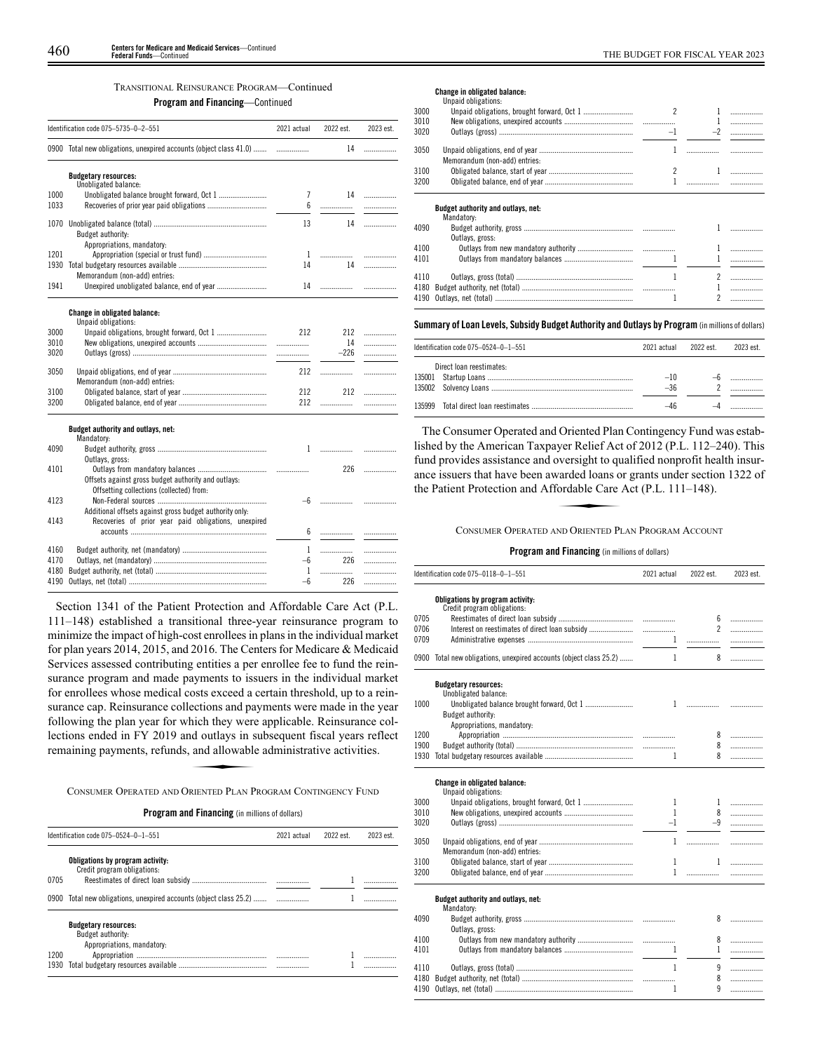TRANSITIONAL REINSURANCE PROGRAM—Continued

**Program and Financing**—Continued

| Identification code 075–5735–0–2–551 | | 2021 actual | 2022 est. | 2023 est. |
|---|---|---|---|---|
| 0900 | Total new obligations, unexpired accounts (object class 41.0) | | 14 | |
| | **Budgetary resources:** | | | |
| | Unobligated balance: | | | |
| 1000 | Unobligated balance brought forward, Oct 1 | 7 | 14 | |
| 1033 | Recoveries of prior year paid obligations | 6 | | |
| 1070 | Unobligated balance (total) | 13 | 14 | |
| | Budget authority: | | | |
| | Appropriations, mandatory: | | | |
| 1201 | Appropriation (special or trust fund) | 1 | | |
| 1930 | Total budgetary resources available | 14 | 14 | |
| | Memorandum (non-add) entries: | | | |
| 1941 | Unexpired unobligated balance, end of year | 14 | | |
| | **Change in obligated balance:** | | | |
| | Unpaid obligations: | | | |
| 3000 | Unpaid obligations, brought forward, Oct 1 | 212 | 212 | |
| 3010 | New obligations, unexpired accounts | | 14 | |
| 3020 | Outlays (gross) | | –226 | |
| 3050 | Unpaid obligations, end of year | 212 | | |
| | Memorandum (non-add) entries: | | | |
| 3100 | Obligated balance, start of year | 212 | 212 | |
| 3200 | Obligated balance, end of year | 212 | | |
| | **Budget authority and outlays, net:** | | | |
| | Mandatory: | | | |
| 4090 | Budget authority, gross | 1 | | |
| | Outlays, gross: | | | |
| 4101 | Outlays from mandatory balances | | 226 | |
| | Offsets against gross budget authority and outlays: | | | |
| | Offsetting collections (collected) from: | | | |
| 4123 | Non-Federal sources | –6 | | |
| | Additional offsets against gross budget authority only: | | | |
| 4143 | Recoveries of prior year paid obligations, unexpired accounts | 6 | | |
| 4160 | Budget authority, net (mandatory) | 1 | | |
| 4170 | Outlays, net (mandatory) | –6 | 226 | |
| 4180 | Budget authority, net (total) | 1 | | |
| 4190 | Outlays, net (total) | –6 | 226 | |

Section 1341 of the Patient Protection and Affordable Care Act (P.L. 111–148) established a transitional three-year reinsurance program to minimize the impact of high-cost enrollees in plans in the individual market for plan years 2014, 2015, and 2016. The Centers for Medicare & Medicaid Services assessed contributing entities a per enrollee fee to fund the reinsurance program and made payments to issuers in the individual market for enrollees whose medical costs exceed a certain threshold, up to a reinsurance cap. Reinsurance collections and payments were made in the year following the plan year for which they were applicable. Reinsurance collections ended in FY 2019 and outlays in subsequent fiscal years reflect remaining payments, refunds, and allowable administrative activities.

CONSUMER OPERATED AND ORIENTED PLAN PROGRAM CONTINGENCY FUND

**Program and Financing** (in millions of dollars)

| Identification code 075–0524–0–1–551 | | 2021 actual | 2022 est. | 2023 est. |
|---|---|---|---|---|
| | **Obligations by program activity:** | | | |
| | Credit program obligations: | | | |
| 0705 | Reestimates of direct loan subsidy | | 1 | |
| 0900 | Total new obligations, unexpired accounts (object class 25.2) | | 1 | |
| | **Budgetary resources:** | | | |
| | Budget authority: | | | |
| | Appropriations, mandatory: | | | |
| 1200 | Appropriation | | 1 | |
| 1930 | Total budgetary resources available | | 1 | |
| | **Change in obligated balance:** | | | |
| | Unpaid obligations: | | | |
| 3000 | Unpaid obligations, brought forward, Oct 1 | 2 | 1 | |
| 3010 | New obligations, unexpired accounts | | 1 | |
| 3020 | Outlays (gross) | –1 | –2 | |
| 3050 | Unpaid obligations, end of year | 1 | | |
| | Memorandum (non-add) entries: | | | |
| 3100 | Obligated balance, start of year | 2 | 1 | |
| 3200 | Obligated balance, end of year | 1 | | |
| | **Budget authority and outlays, net:** | | | |
| | Mandatory: | | | |
| 4090 | Budget authority, gross | | 1 | |
| | Outlays, gross: | | | |
| 4100 | Outlays from new mandatory authority | | 1 | |
| 4101 | Outlays from mandatory balances | 1 | 1 | |
| 4110 | Outlays, gross (total) | 1 | 2 | |
| 4180 | Budget authority, net (total) | | 1 | |
| 4190 | Outlays, net (total) | 1 | 2 | |

**Summary of Loan Levels, Subsidy Budget Authority and Outlays by Program** (in millions of dollars)

| Identification code 075–0524–0–1–551 | | 2021 actual | 2022 est. | 2023 est. |
|---|---|---|---|---|
| | Direct loan reestimates: | | | |
| 135001 | Startup Loans | –10 | –6 | |
| 135002 | Solvency Loans | –36 | 2 | |
| 135999 | Total direct loan reestimates | –46 | –4 | |

The Consumer Operated and Oriented Plan Contingency Fund was established by the American Taxpayer Relief Act of 2012 (P.L. 112–240). This fund provides assistance and oversight to qualified nonprofit health insurance issuers that have been awarded loans or grants under section 1322 of the Patient Protection and Affordable Care Act (P.L. 111–148).

CONSUMER OPERATED AND ORIENTED PLAN PROGRAM ACCOUNT

**Program and Financing** (in millions of dollars)

| Identification code 075–0118–0–1–551 | | 2021 actual | 2022 est. | 2023 est. |
|---|---|---|---|---|
| | **Obligations by program activity:** | | | |
| | Credit program obligations: | | | |
| 0705 | Reestimates of direct loan subsidy | | 6 | |
| 0706 | Interest on reestimates of direct loan subsidy | | 2 | |
| 0709 | Administrative expenses | 1 | | |
| 0900 | Total new obligations, unexpired accounts (object class 25.2) | 1 | 8 | |
| | **Budgetary resources:** | | | |
| | Unobligated balance: | | | |
| 1000 | Unobligated balance brought forward, Oct 1 | 1 | | |
| | Budget authority: | | | |
| | Appropriations, mandatory: | | | |
| 1200 | Appropriation | | 8 | |
| 1900 | Budget authority (total) | | 8 | |
| 1930 | Total budgetary resources available | 1 | 8 | |
| | **Change in obligated balance:** | | | |
| | Unpaid obligations: | | | |
| 3000 | Unpaid obligations, brought forward, Oct 1 | 1 | 1 | |
| 3010 | New obligations, unexpired accounts | 1 | 8 | |
| 3020 | Outlays (gross) | –1 | –9 | |
| 3050 | Unpaid obligations, end of year | 1 | | |
| | Memorandum (non-add) entries: | | | |
| 3100 | Obligated balance, start of year | 1 | 1 | |
| 3200 | Obligated balance, end of year | 1 | | |
| | **Budget authority and outlays, net:** | | | |
| | Mandatory: | | | |
| 4090 | Budget authority, gross | | 8 | |
| | Outlays, gross: | | | |
| 4100 | Outlays from new mandatory authority | | 8 | |
| 4101 | Outlays from mandatory balances | 1 | 1 | |
| 4110 | Outlays, gross (total) | 1 | 9 | |
| 4180 | Budget authority, net (total) | | 8 | |
| 4190 | Outlays, net (total) | 1 | 9 | |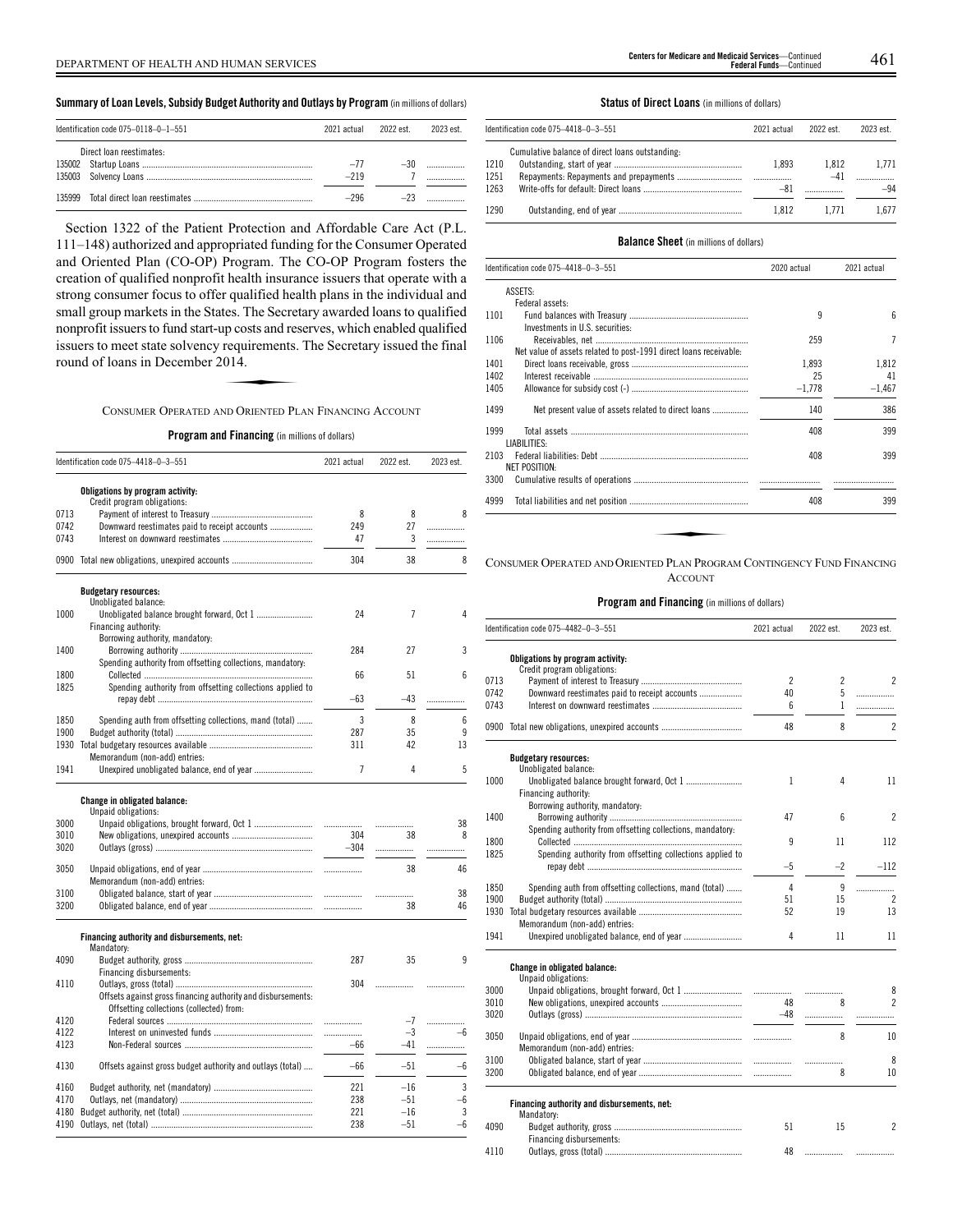**Summary of Loan Levels, Subsidy Budget Authority and Outlays by Program** (in millions of dollars)

| Identification code 075–0118–0–1–551 | | 2021 actual | 2022 est. | 2023 est. |
|---|---|---|---|---|
| | Direct loan reestimates: | | | |
| 135002 | Startup Loans | –77 | –30 | |
| 135003 | Solvency Loans | –219 | 7 | |
| 135999 | Total direct loan reestimates | –296 | –23 | |

Section 1322 of the Patient Protection and Affordable Care Act (P.L. 111–148) authorized and appropriated funding for the Consumer Operated and Oriented Plan (CO-OP) Program. The CO-OP Program fosters the creation of qualified nonprofit health insurance issuers that operate with a strong consumer focus to offer qualified health plans in the individual and small group markets in the States. The Secretary awarded loans to qualified nonprofit issuers to fund start-up costs and reserves, which enabled qualified issuers to meet state solvency requirements. The Secretary issued the final round of loans in December 2014.

## Consumer Operated and Oriented Plan Financing Account

**Program and Financing** (in millions of dollars)

| Identification code 075–4418–0–3–551 | | 2021 actual | 2022 est. | 2023 est. |
|---|---|---|---|---|
| | **Obligations by program activity:** | | | |
| | Credit program obligations: | | | |
| 0713 | Payment of interest to Treasury | 8 | 8 | 8 |
| 0742 | Downward reestimates paid to receipt accounts | 249 | 27 | |
| 0743 | Interest on downward reestimates | 47 | 3 | |
| 0900 | Total new obligations, unexpired accounts | 304 | 38 | 8 |
| | **Budgetary resources:** | | | |
| | Unobligated balance: | | | |
| 1000 | Unobligated balance brought forward, Oct 1 | 24 | 7 | 4 |
| | Financing authority: | | | |
| | Borrowing authority, mandatory: | | | |
| 1400 | Borrowing authority | 284 | 27 | 3 |
| | Spending authority from offsetting collections, mandatory: | | | |
| 1800 | Collected | 66 | 51 | 6 |
| 1825 | Spending authority from offsetting collections applied to repay debt | –63 | –43 | |
| 1850 | Spending auth from offsetting collections, mand (total) | 3 | 8 | 6 |
| 1900 | Budget authority (total) | 287 | 35 | 9 |
| 1930 | Total budgetary resources available | 311 | 42 | 13 |
| | Memorandum (non-add) entries: | | | |
| 1941 | Unexpired unobligated balance, end of year | 7 | 4 | 5 |
| | **Change in obligated balance:** | | | |
| | Unpaid obligations: | | | |
| 3000 | Unpaid obligations, brought forward, Oct 1 | | | 38 |
| 3010 | New obligations, unexpired accounts | 304 | 38 | 8 |
| 3020 | Outlays (gross) | –304 | | |
| 3050 | Unpaid obligations, end of year | | 38 | 46 |
| | Memorandum (non-add) entries: | | | |
| 3100 | Obligated balance, start of year | | | 38 |
| 3200 | Obligated balance, end of year | | 38 | 46 |
| | **Financing authority and disbursements, net:** | | | |
| | Mandatory: | | | |
| 4090 | Budget authority, gross | 287 | 35 | 9 |
| | Financing disbursements: | | | |
| 4110 | Outlays, gross (total) | 304 | | |
| | Offsets against gross financing authority and disbursements: | | | |
| | Offsetting collections (collected) from: | | | |
| 4120 | Federal sources | | –7 | |
| 4122 | Interest on uninvested funds | | –3 | –6 |
| 4123 | Non-Federal sources | –66 | –41 | |
| 4130 | Offsets against gross budget authority and outlays (total) | –66 | –51 | –6 |
| 4160 | Budget authority, net (mandatory) | 221 | –16 | 3 |
| 4170 | Outlays, net (mandatory) | 238 | –51 | –6 |
| 4180 | Budget authority, net (total) | 221 | –16 | 3 |
| 4190 | Outlays, net (total) | 238 | –51 | –6 |

**Status of Direct Loans** (in millions of dollars)

| Identification code 075–4418–0–3–551 | | 2021 actual | 2022 est. | 2023 est. |
|---|---|---|---|---|
| | Cumulative balance of direct loans outstanding: | | | |
| 1210 | Outstanding, start of year | 1,893 | 1,812 | 1,771 |
| 1251 | Repayments: Repayments and prepayments | | –41 | |
| 1263 | Write-offs for default: Direct loans | –81 | | –94 |
| 1290 | Outstanding, end of year | 1,812 | 1,771 | 1,677 |

**Balance Sheet** (in millions of dollars)

| Identification code 075–4418–0–3–551 | | 2020 actual | 2021 actual |
|---|---|---|---|
| | ASSETS: | | |
| | Federal assets: | | |
| 1101 | Fund balances with Treasury | 9 | 6 |
| | Investments in U.S. securities: | | |
| 1106 | Receivables, net | 259 | 7 |
| | Net value of assets related to post-1991 direct loans receivable: | | |
| 1401 | Direct loans receivable, gross | 1,893 | 1,812 |
| 1402 | Interest receivable | 25 | 41 |
| 1405 | Allowance for subsidy cost (-) | –1,778 | –1,467 |
| 1499 | Net present value of assets related to direct loans | 140 | 386 |
| 1999 | Total assets | 408 | 399 |
| | LIABILITIES: | | |
| 2103 | Federal liabilities: Debt | 408 | 399 |
| | NET POSITION: | | |
| 3300 | Cumulative results of operations | | |
| 4999 | Total liabilities and net position | 408 | 399 |

## Consumer Operated and Oriented Plan Program Contingency Fund Financing Account

**Program and Financing** (in millions of dollars)

| Identification code 075–4482–0–3–551 | | 2021 actual | 2022 est. | 2023 est. |
|---|---|---|---|---|
| | **Obligations by program activity:** | | | |
| | Credit program obligations: | | | |
| 0713 | Payment of interest to Treasury | 2 | 2 | 2 |
| 0742 | Downward reestimates paid to receipt accounts | 40 | 5 | |
| 0743 | Interest on downward reestimates | 6 | 1 | |
| 0900 | Total new obligations, unexpired accounts | 48 | 8 | 2 |
| | **Budgetary resources:** | | | |
| | Unobligated balance: | | | |
| 1000 | Unobligated balance brought forward, Oct 1 | 1 | 4 | 11 |
| | Financing authority: | | | |
| | Borrowing authority, mandatory: | | | |
| 1400 | Borrowing authority | 47 | 6 | 2 |
| | Spending authority from offsetting collections, mandatory: | | | |
| 1800 | Collected | 9 | 11 | 112 |
| 1825 | Spending authority from offsetting collections applied to repay debt | –5 | –2 | –112 |
| 1850 | Spending auth from offsetting collections, mand (total) | 4 | 9 | |
| 1900 | Budget authority (total) | 51 | 15 | 2 |
| 1930 | Total budgetary resources available | 52 | 19 | 13 |
| | Memorandum (non-add) entries: | | | |
| 1941 | Unexpired unobligated balance, end of year | 4 | 11 | 11 |
| | **Change in obligated balance:** | | | |
| | Unpaid obligations: | | | |
| 3000 | Unpaid obligations, brought forward, Oct 1 | | | 8 |
| 3010 | New obligations, unexpired accounts | 48 | 8 | 2 |
| 3020 | Outlays (gross) | –48 | | |
| 3050 | Unpaid obligations, end of year | | 8 | 10 |
| | Memorandum (non-add) entries: | | | |
| 3100 | Obligated balance, start of year | | | 8 |
| 3200 | Obligated balance, end of year | | 8 | 10 |
| | **Financing authority and disbursements, net:** | | | |
| | Mandatory: | | | |
| 4090 | Budget authority, gross | 51 | 15 | 2 |
| | Financing disbursements: | | | |
| 4110 | Outlays, gross (total) | 48 | | |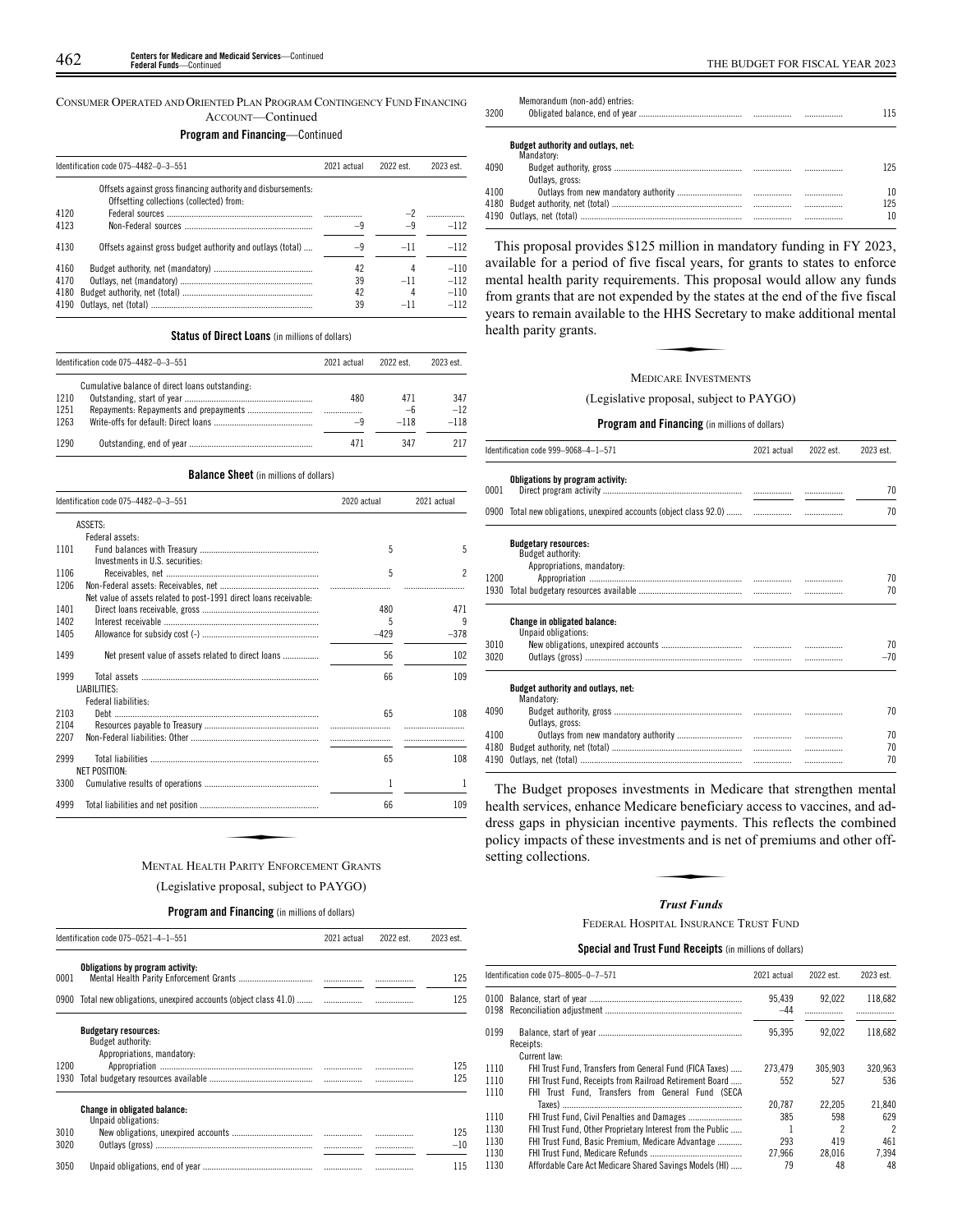CONSUMER OPERATED AND ORIENTED PLAN PROGRAM CONTINGENCY FUND FINANCING ACCOUNT—Continued

**Program and Financing**—Continued

| Identification code 075–4482–0–3–551 | | 2021 actual | 2022 est. | 2023 est. |
|---|---|---|---|---|
| | Offsets against gross financing authority and disbursements: | | | |
| | Offsetting collections (collected) from: | | | |
| 4120 | Federal sources | | −2 | |
| 4123 | Non-Federal sources | −9 | −9 | −112 |
| 4130 | Offsets against gross budget authority and outlays (total) | −9 | −11 | −112 |
| 4160 | Budget authority, net (mandatory) | 42 | 4 | −110 |
| 4170 | Outlays, net (mandatory) | 39 | −11 | −112 |
| 4180 | Budget authority, net (total) | 42 | 4 | −110 |
| 4190 | Outlays, net (total) | 39 | −11 | −112 |

**Status of Direct Loans** (in millions of dollars)

| Identification code 075–4482–0–3–551 | | 2021 actual | 2022 est. | 2023 est. |
|---|---|---|---|---|
| | Cumulative balance of direct loans outstanding: | | | |
| 1210 | Outstanding, start of year | 480 | 471 | 347 |
| 1251 | Repayments: Repayments and prepayments | | −6 | −12 |
| 1263 | Write-offs for default: Direct loans | −9 | −118 | −118 |
| 1290 | Outstanding, end of year | 471 | 347 | 217 |

**Balance Sheet** (in millions of dollars)

| Identification code 075–4482–0–3–551 | | 2020 actual | 2021 actual |
|---|---|---|---|
| | ASSETS: | | |
| | Federal assets: | | |
| 1101 | Fund balances with Treasury | 5 | 5 |
| | Investments in U.S. securities: | | |
| 1106 | Receivables, net | 5 | 2 |
| 1206 | Non-Federal assets: Receivables, net | | |
| | Net value of assets related to post-1991 direct loans receivable: | | |
| 1401 | Direct loans receivable, gross | 480 | 471 |
| 1402 | Interest receivable | 5 | 9 |
| 1405 | Allowance for subsidy cost (-) | −429 | −378 |
| 1499 | Net present value of assets related to direct loans | 56 | 102 |
| 1999 | Total assets | 66 | 109 |
| | LIABILITIES: | | |
| | Federal liabilities: | | |
| 2103 | Debt | 65 | 108 |
| 2104 | Resources payable to Treasury | | |
| 2207 | Non-Federal liabilities: Other | | |
| 2999 | Total liabilities | 65 | 108 |
| | NET POSITION: | | |
| 3300 | Cumulative results of operations | 1 | 1 |
| 4999 | Total liabilities and net position | 66 | 109 |

MENTAL HEALTH PARITY ENFORCEMENT GRANTS

(Legislative proposal, subject to PAYGO)

**Program and Financing** (in millions of dollars)

| Identification code 075–0521–4–1–551 | | 2021 actual | 2022 est. | 2023 est. |
|---|---|---|---|---|
| | **Obligations by program activity:** | | | |
| 0001 | Mental Health Parity Enforcement Grants | | | 125 |
| 0900 | Total new obligations, unexpired accounts (object class 41.0) | | | 125 |
| | **Budgetary resources:** | | | |
| | Budget authority: | | | |
| | Appropriations, mandatory: | | | |
| 1200 | Appropriation | | | 125 |
| 1930 | Total budgetary resources available | | | 125 |
| | **Change in obligated balance:** | | | |
| | Unpaid obligations: | | | |
| 3010 | New obligations, unexpired accounts | | | 125 |
| 3020 | Outlays (gross) | | | −10 |
| 3050 | Unpaid obligations, end of year | | | 115 |
| | Memorandum (non-add) entries: | | | |
| 3200 | Obligated balance, end of year | | | 115 |
| | **Budget authority and outlays, net:** | | | |
| | Mandatory: | | | |
| 4090 | Budget authority, gross | | | 125 |
| | Outlays, gross: | | | |
| 4100 | Outlays from new mandatory authority | | | 10 |
| 4180 | Budget authority, net (total) | | | 125 |
| 4190 | Outlays, net (total) | | | 10 |

This proposal provides $125 million in mandatory funding in FY 2023, available for a period of five fiscal years, for grants to states to enforce mental health parity requirements. This proposal would allow any funds from grants that are not expended by the states at the end of the five fiscal years to remain available to the HHS Secretary to make additional mental health parity grants.

MEDICARE INVESTMENTS

(Legislative proposal, subject to PAYGO)

**Program and Financing** (in millions of dollars)

| Identification code 999–9068–4–1–571 | | 2021 actual | 2022 est. | 2023 est. |
|---|---|---|---|---|
| | **Obligations by program activity:** | | | |
| 0001 | Direct program activity | | | 70 |
| 0900 | Total new obligations, unexpired accounts (object class 92.0) | | | 70 |
| | **Budgetary resources:** | | | |
| | Budget authority: | | | |
| | Appropriations, mandatory: | | | |
| 1200 | Appropriation | | | 70 |
| 1930 | Total budgetary resources available | | | 70 |
| | **Change in obligated balance:** | | | |
| | Unpaid obligations: | | | |
| 3010 | New obligations, unexpired accounts | | | 70 |
| 3020 | Outlays (gross) | | | −70 |
| | **Budget authority and outlays, net:** | | | |
| | Mandatory: | | | |
| 4090 | Budget authority, gross | | | 70 |
| | Outlays, gross: | | | |
| 4100 | Outlays from new mandatory authority | | | 70 |
| 4180 | Budget authority, net (total) | | | 70 |
| 4190 | Outlays, net (total) | | | 70 |

The Budget proposes investments in Medicare that strengthen mental health services, enhance Medicare beneficiary access to vaccines, and address gaps in physician incentive payments. This reflects the combined policy impacts of these investments and is net of premiums and other offsetting collections.

## *Trust Funds*

FEDERAL HOSPITAL INSURANCE TRUST FUND

**Special and Trust Fund Receipts** (in millions of dollars)

| Identification code 075–8005–0–7–571 | | 2021 actual | 2022 est. | 2023 est. |
|---|---|---|---|---|
| 0100 | Balance, start of year | 95,439 | 92,022 | 118,682 |
| 0198 | Reconciliation adjustment | −44 | | |
| 0199 | Balance, start of year | 95,395 | 92,022 | 118,682 |
| | Receipts: | | | |
| | Current law: | | | |
| 1110 | FHI Trust Fund, Transfers from General Fund (FICA Taxes) | 273,479 | 305,903 | 320,963 |
| 1110 | FHI Trust Fund, Receipts from Railroad Retirement Board | 552 | 527 | 536 |
| 1110 | FHI Trust Fund, Transfers from General Fund (SECA Taxes) | 20,787 | 22,205 | 21,840 |
| 1110 | FHI Trust Fund, Civil Penalties and Damages | 385 | 598 | 629 |
| 1130 | FHI Trust Fund, Other Proprietary Interest from the Public | 1 | 2 | 2 |
| 1130 | FHI Trust Fund, Basic Premium, Medicare Advantage | 293 | 419 | 461 |
| 1130 | FHI Trust Fund, Medicare Refunds | 27,966 | 28,016 | 7,394 |
| 1130 | Affordable Care Act Medicare Shared Savings Models (HI) | 79 | 48 | 48 |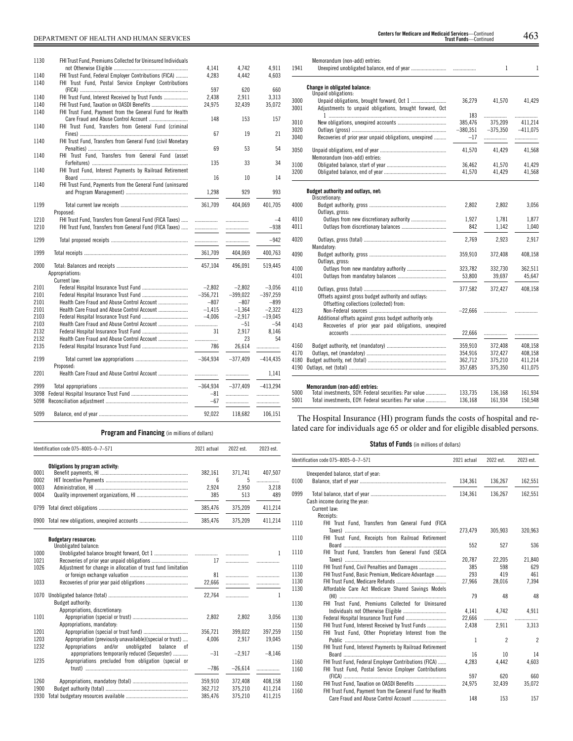| | | | | |
|---|---|---|---|---|
| 1130 | FHI Trust Fund, Premiums Collected for Uninsured Individuals not Otherwise Eligible | 4,141 | 4,742 | 4,911 |
| 1140 | FHI Trust Fund, Federal Employer Contributions (FICA) | 4,283 | 4,442 | 4,603 |
| 1140 | FHI Trust Fund, Postal Service Employer Contributions (FICA) | 597 | 620 | 660 |
| 1140 | FHI Trust Fund, Interest Received by Trust Funds | 2,438 | 2,911 | 3,313 |
| 1140 | FHI Trust Fund, Taxation on OASDI Benefits | 24,975 | 32,439 | 35,072 |
| 1140 | FHI Trust Fund, Payment from the General Fund for Health Care Fraud and Abuse Control Account | 148 | 153 | 157 |
| 1140 | FHI Trust Fund, Transfers from General Fund (criminal Fines) | 67 | 19 | 21 |
| 1140 | FHI Trust Fund, Transfers from General Fund (civil Monetary Penalties) | 69 | 53 | 54 |
| 1140 | FHI Trust Fund, Transfers from General Fund (asset Forfeitures) | 135 | 33 | 34 |
| 1140 | FHI Trust Fund, Interest Payments by Railroad Retirement Board | 16 | 10 | 14 |
| 1140 | FHI Trust Fund, Payments from the General Fund (uninsured and Program Management) | 1,298 | 929 | 993 |
| 1199 | Total current law receipts | 361,709 | 404,069 | 401,705 |
| | Proposed: | | | |
| 1210 | FHI Trust Fund, Transfers from General Fund (FICA Taxes) | | | –4 |
| 1210 | FHI Trust Fund, Transfers from General Fund (FICA Taxes) | | | –938 |
| 1299 | Total proposed receipts | | | –942 |
| 1999 | Total receipts | 361,709 | 404,069 | 400,763 |
| 2000 | Total: Balances and receipts | 457,104 | 496,091 | 519,445 |
| | Appropriations: | | | |
| | Current law: | | | |
| 2101 | Federal Hospital Insurance Trust Fund | –2,802 | –2,802 | –3,056 |
| 2101 | Federal Hospital Insurance Trust Fund | –356,721 | –399,022 | –397,259 |
| 2101 | Health Care Fraud and Abuse Control Account | –807 | –807 | –899 |
| 2101 | Health Care Fraud and Abuse Control Account | –1,415 | –1,364 | –2,322 |
| 2103 | Federal Hospital Insurance Trust Fund | –4,006 | –2,917 | –19,045 |
| 2103 | Health Care Fraud and Abuse Control Account | | –51 | –54 |
| 2132 | Federal Hospital Insurance Trust Fund | 31 | 2,917 | 8,146 |
| 2132 | Health Care Fraud and Abuse Control Account | | 23 | 54 |
| 2135 | Federal Hospital Insurance Trust Fund | 786 | 26,614 | |
| 2199 | Total current law appropriations | –364,934 | –377,409 | –414,435 |
| | Proposed: | | | |
| 2201 | Health Care Fraud and Abuse Control Account | | | 1,141 |
| 2999 | Total appropriations | –364,934 | –377,409 | –413,294 |
| 3098 | Federal Hospital Insurance Trust Fund | –81 | | |
| 5098 | Reconciliation adjustment | –67 | | |
| 5099 | Balance, end of year | 92,022 | 118,682 | 106,151 |

**Program and Financing** (in millions of dollars)

| Identification code 075–8005–0–7–571 | | 2021 actual | 2022 est. | 2023 est. |
|---|---|---|---|---|
| | **Obligations by program activity:** | | | |
| 0001 | Benefit payments, HI | 382,161 | 371,741 | 407,507 |
| 0002 | HIT Incentive Payments | 6 | 5 | |
| 0003 | Administration, HI | 2,924 | 2,950 | 3,218 |
| 0004 | Quality improvement organizations, HI | 385 | 513 | 489 |
| 0799 | Total direct obligations | 385,476 | 375,209 | 411,214 |
| 0900 | Total new obligations, unexpired accounts | 385,476 | 375,209 | 411,214 |
| | **Budgetary resources:** | | | |
| | Unobligated balance: | | | |
| 1000 | Unobligated balance brought forward, Oct 1 | | | 1 |
| 1021 | Recoveries of prior year unpaid obligations | 17 | | |
| 1026 | Adjustment for change in allocation of trust fund limitation or foreign exchange valuation | 81 | | |
| 1033 | Recoveries of prior year paid obligations | 22,666 | | |
| 1070 | Unobligated balance (total) | 22,764 | | 1 |
| | Budget authority: | | | |
| | Appropriations, discretionary: | | | |
| 1101 | Appropriation (special or trust) | 2,802 | 2,802 | 3,056 |
| | Appropriations, mandatory: | | | |
| 1201 | Appropriation (special or trust fund) | 356,721 | 399,022 | 397,259 |
| 1203 | Appropriation (previously unavailable)(special or trust) | 4,006 | 2,917 | 19,045 |
| 1232 | Appropriations and/or unobligated balance of appropriations temporarily reduced (Sequester) | –31 | –2,917 | –8,146 |
| 1235 | Appropriations precluded from obligation (special or trust) | –786 | –26,614 | |
| 1260 | Appropriations, mandatory (total) | 359,910 | 372,408 | 408,158 |
| 1900 | Budget authority (total) | 362,712 | 375,210 | 411,214 |
| 1930 | Total budgetary resources available | 385,476 | 375,210 | 411,215 |
| | Memorandum (non-add) entries: | | | |
| 1941 | Unexpired unobligated balance, end of year | | 1 | 1 |
| | **Change in obligated balance:** | | | |
| | Unpaid obligations: | | | |
| 3000 | Unpaid obligations, brought forward, Oct 1 | 36,279 | 41,570 | 41,429 |
| 3001 | Adjustments to unpaid obligations, brought forward, Oct 1 | 183 | | |
| 3010 | New obligations, unexpired accounts | 385,476 | 375,209 | 411,214 |
| 3020 | Outlays (gross) | –380,351 | –375,350 | –411,075 |
| 3040 | Recoveries of prior year unpaid obligations, unexpired | –17 | | |
| 3050 | Unpaid obligations, end of year | 41,570 | 41,429 | 41,568 |
| | Memorandum (non-add) entries: | | | |
| 3100 | Obligated balance, start of year | 36,462 | 41,570 | 41,429 |
| 3200 | Obligated balance, end of year | 41,570 | 41,429 | 41,568 |
| | **Budget authority and outlays, net:** | | | |
| | Discretionary: | | | |
| 4000 | Budget authority, gross | 2,802 | 2,802 | 3,056 |
| | Outlays, gross: | | | |
| 4010 | Outlays from new discretionary authority | 1,927 | 1,781 | 1,877 |
| 4011 | Outlays from discretionary balances | 842 | 1,142 | 1,040 |
| 4020 | Outlays, gross (total) | 2,769 | 2,923 | 2,917 |
| | Mandatory: | | | |
| 4090 | Budget authority, gross | 359,910 | 372,408 | 408,158 |
| | Outlays, gross: | | | |
| 4100 | Outlays from new mandatory authority | 323,782 | 332,730 | 362,511 |
| 4101 | Outlays from mandatory balances | 53,800 | 39,697 | 45,647 |
| 4110 | Outlays, gross (total) | 377,582 | 372,427 | 408,158 |
| | Offsets against gross budget authority and outlays: | | | |
| | Offsetting collections (collected) from: | | | |
| 4123 | Non-Federal sources | –22,666 | | |
| | Additional offsets against gross budget authority only: | | | |
| 4143 | Recoveries of prior year paid obligations, unexpired accounts | 22,666 | | |
| 4160 | Budget authority, net (mandatory) | 359,910 | 372,408 | 408,158 |
| 4170 | Outlays, net (mandatory) | 354,916 | 372,427 | 408,158 |
| 4180 | Budget authority, net (total) | 362,712 | 375,210 | 411,214 |
| 4190 | Outlays, net (total) | 357,685 | 375,350 | 411,075 |
| | **Memorandum (non-add) entries:** | | | |
| 5000 | Total investments, SOY: Federal securities: Par value | 133,735 | 136,168 | 161,934 |
| 5001 | Total investments, EOY: Federal securities: Par value | 136,168 | 161,934 | 150,548 |

The Hospital Insurance (HI) program funds the costs of hospital and related care for individuals age 65 or older and for eligible disabled persons.

**Status of Funds** (in millions of dollars)

| Identification code 075–8005–0–7–571 | | 2021 actual | 2022 est. | 2023 est. |
|---|---|---|---|---|
| | Unexpended balance, start of year: | | | |
| 0100 | Balance, start of year | 134,361 | 136,267 | 162,551 |
| 0999 | Total balance, start of year | 134,361 | 136,267 | 162,551 |
| | Cash income during the year: | | | |
| | Current law: | | | |
| | Receipts: | | | |
| 1110 | FHI Trust Fund, Transfers from General Fund (FICA Taxes) | 273,479 | 305,903 | 320,963 |
| 1110 | FHI Trust Fund, Receipts from Railroad Retirement Board | 552 | 527 | 536 |
| 1110 | FHI Trust Fund, Transfers from General Fund (SECA Taxes) | 20,787 | 22,205 | 21,840 |
| 1110 | FHI Trust Fund, Civil Penalties and Damages | 385 | 598 | 629 |
| 1130 | FHI Trust Fund, Basic Premium, Medicare Advantage | 293 | 419 | 461 |
| 1130 | FHI Trust Fund, Medicare Refunds | 27,966 | 28,016 | 7,394 |
| 1130 | Affordable Care Act Medicare Shared Savings Models (HI) | 79 | 48 | 48 |
| 1130 | FHI Trust Fund, Premiums Collected for Uninsured Individuals not Otherwise Eligible | 4,141 | 4,742 | 4,911 |
| 1130 | Federal Hospital Insurance Trust Fund | 22,666 | | |
| 1150 | FHI Trust Fund, Interest Received by Trust Funds | 2,438 | 2,911 | 3,313 |
| 1150 | FHI Trust Fund, Other Proprietary Interest from the Public | 1 | 2 | 2 |
| 1150 | FHI Trust Fund, Interest Payments by Railroad Retirement Board | 16 | 10 | 14 |
| 1160 | FHI Trust Fund, Federal Employer Contributions (FICA) | 4,283 | 4,442 | 4,603 |
| 1160 | FHI Trust Fund, Postal Service Employer Contributions (FICA) | 597 | 620 | 660 |
| 1160 | FHI Trust Fund, Taxation on OASDI Benefits | 24,975 | 32,439 | 35,072 |
| 1160 | FHI Trust Fund, Payment from the General Fund for Health Care Fraud and Abuse Control Account | 148 | 153 | 157 |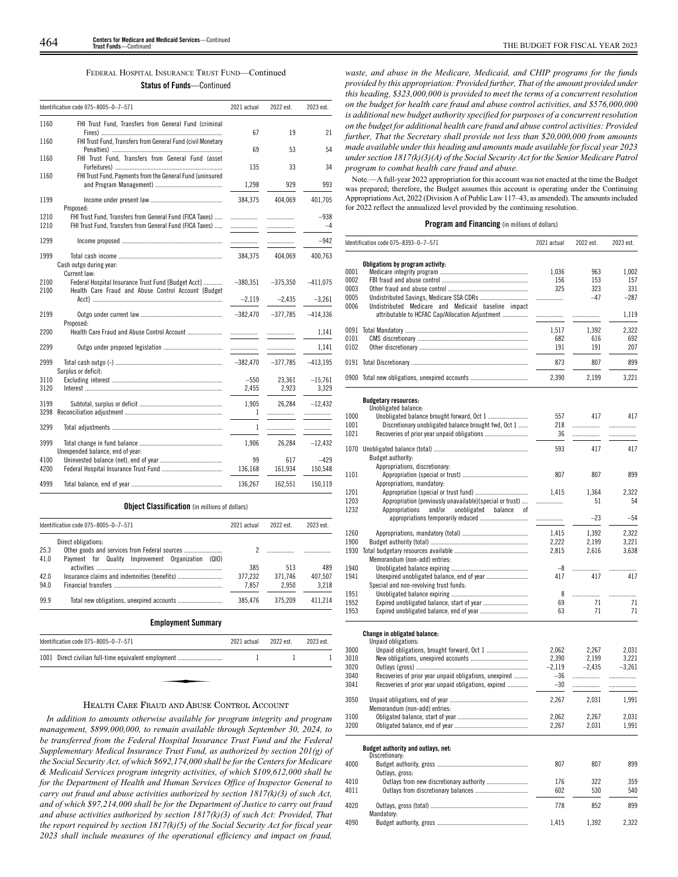FEDERAL HOSPITAL INSURANCE TRUST FUND—Continued

**Status of Funds**—Continued

| Identification code 075–8005–0–7–571 | | 2021 actual | 2022 est. | 2023 est. |
|---|---|---|---|---|
| 1160 | FHI Trust Fund, Transfers from General Fund (criminal Fines) | 67 | 19 | 21 |
| 1160 | FHI Trust Fund, Transfers from General Fund (civil Monetary Penalties) | 69 | 53 | 54 |
| 1160 | FHI Trust Fund, Transfers from General Fund (asset Forfeitures) | 135 | 33 | 34 |
| 1160 | FHI Trust Fund, Payments from the General Fund (uninsured and Program Management) | 1,298 | 929 | 993 |
| 1199 | Income under present law | 384,375 | 404,069 | 401,705 |
| | Proposed: | | | |
| 1210 | FHI Trust Fund, Transfers from General Fund (FICA Taxes) | | | –938 |
| 1210 | FHI Trust Fund, Transfers from General Fund (FICA Taxes) | | | –4 |
| 1299 | Income proposed | | | –942 |
| 1999 | Total cash income | 384,375 | 404,069 | 400,763 |
| | Cash outgo during year: | | | |
| | Current law: | | | |
| 2100 | Federal Hospital Insurance Trust Fund [Budget Acct] | –380,351 | –375,350 | –411,075 |
| 2100 | Health Care Fraud and Abuse Control Account [Budget Acct] | –2,119 | –2,435 | –3,261 |
| 2199 | Outgo under current law | –382,470 | –377,785 | –414,336 |
| | Proposed: | | | |
| 2200 | Health Care Fraud and Abuse Control Account | | | 1,141 |
| 2299 | Outgo under proposed legislation | | | 1,141 |
| 2999 | Total cash outgo (-) | –382,470 | –377,785 | –413,195 |
| | Surplus or deficit: | | | |
| 3110 | Excluding interest | –550 | 23,361 | –15,761 |
| 3120 | Interest | 2,455 | 2,923 | 3,329 |
| 3199 | Subtotal, surplus or deficit | 1,905 | 26,284 | –12,432 |
| 3298 | Reconciliation adjustment | 1 | | |
| 3299 | Total adjustments | 1 | | |
| 3999 | Total change in fund balance | 1,906 | 26,284 | –12,432 |
| | Unexpended balance, end of year: | | | |
| 4100 | Uninvested balance (net), end of year | 99 | 617 | –429 |
| 4200 | Federal Hospital Insurance Trust Fund | 136,168 | 161,934 | 150,548 |
| 4999 | Total balance, end of year | 136,267 | 162,551 | 150,119 |

**Object Classification** (in millions of dollars)

| Identification code 075–8005–0–7–571 | | 2021 actual | 2022 est. | 2023 est. |
|---|---|---|---|---|
| | Direct obligations: | | | |
| 25.3 | Other goods and services from Federal sources | 2 | | |
| 41.0 | Payment for Quality Improvement Organization (QIO) activities | 385 | 513 | 489 |
| 42.0 | Insurance claims and indemnities (benefits) | 377,232 | 371,746 | 407,507 |
| 94.0 | Financial transfers | 7,857 | 2,950 | 3,218 |
| 99.9 | Total new obligations, unexpired accounts | 385,476 | 375,209 | 411,214 |

**Employment Summary**

| Identification code 075–8005–0–7–571 | | 2021 actual | 2022 est. | 2023 est. |
|---|---|---|---|---|
| 1001 | Direct civilian full-time equivalent employment | 1 | 1 | 1 |

HEALTH CARE FRAUD AND ABUSE CONTROL ACCOUNT

*In addition to amounts otherwise available for program integrity and program management, $899,000,000, to remain available through September 30, 2024, to be transferred from the Federal Hospital Insurance Trust Fund and the Federal Supplementary Medical Insurance Trust Fund, as authorized by section 201(g) of the Social Security Act, of which $692,174,000 shall be for the Centers for Medicare & Medicaid Services program integrity activities, of which $109,612,000 shall be for the Department of Health and Human Services Office of Inspector General to carry out fraud and abuse activities authorized by section 1817(k)(3) of such Act, and of which $97,214,000 shall be for the Department of Justice to carry out fraud and abuse activities authorized by section 1817(k)(3) of such Act: Provided, That the report required by section 1817(k)(5) of the Social Security Act for fiscal year 2023 shall include measures of the operational efficiency and impact on fraud, waste, and abuse in the Medicare, Medicaid, and CHIP programs for the funds provided by this appropriation: Provided further, That of the amount provided under this heading, $323,000,000 is provided to meet the terms of a concurrent resolution on the budget for health care fraud and abuse control activities, and $576,000,000 is additional new budget authority specified for purposes of a concurrent resolution on the budget for additional health care fraud and abuse control activities: Provided further, That the Secretary shall provide not less than $20,000,000 from amounts made available under this heading and amounts made available for fiscal year 2023 under section 1817(k)(3)(A) of the Social Security Act for the Senior Medicare Patrol program to combat health care fraud and abuse.*

Note.—A full-year 2022 appropriation for this account was not enacted at the time the Budget was prepared; therefore, the Budget assumes this account is operating under the Continuing Appropriations Act, 2022 (Division A of Public Law 117–43, as amended). The amounts included for 2022 reflect the annualized level provided by the continuing resolution.

**Program and Financing** (in millions of dollars)

| Identification code 075–8393–0–7–571 | | 2021 actual | 2022 est. | 2023 est. |
|---|---|---|---|---|
| | **Obligations by program activity:** | | | |
| 0001 | Medicare integrity program | 1,036 | 963 | 1,002 |
| 0002 | FBI fraud and abuse control | 156 | 153 | 157 |
| 0003 | Other fraud and abuse control | 325 | 323 | 331 |
| 0005 | Undistributed Savings, Medicare SSA CDRs | | –47 | –287 |
| 0006 | Undistributed Medicare and Medicaid baseline impact attributable to HCFAC Cap/Allocation Adjustment | | | 1,119 |
| 0091 | Total Mandatory | 1,517 | 1,392 | 2,322 |
| 0101 | CMS discretionary | 682 | 616 | 692 |
| 0102 | Other discretionary | 191 | 191 | 207 |
| 0191 | Total Discretionary | 873 | 807 | 899 |
| 0900 | Total new obligations, unexpired accounts | 2,390 | 2,199 | 3,221 |
| | **Budgetary resources:** | | | |
| | Unobligated balance: | | | |
| 1000 | Unobligated balance brought forward, Oct 1 | 557 | 417 | 417 |
| 1001 | Discretionary unobligated balance brought fwd, Oct 1 | 218 | | |
| 1021 | Recoveries of prior year unpaid obligations | 36 | | |
| 1070 | Unobligated balance (total) | 593 | 417 | 417 |
| | Budget authority: | | | |
| | Appropriations, discretionary: | | | |
| 1101 | Appropriation (special or trust) | 807 | 807 | 899 |
| | Appropriations, mandatory: | | | |
| 1201 | Appropriation (special or trust fund) | 1,415 | 1,364 | 2,322 |
| 1203 | Appropriation (previously unavailable)(special or trust) | | 51 | 54 |
| 1232 | Appropriations and/or unobligated balance of appropriations temporarily reduced | | –23 | –54 |
| 1260 | Appropriations, mandatory (total) | 1,415 | 1,392 | 2,322 |
| 1900 | Budget authority (total) | 2,222 | 2,199 | 3,221 |
| 1930 | Total budgetary resources available | 2,815 | 2,616 | 3,638 |
| | Memorandum (non-add) entries: | | | |
| 1940 | Unobligated balance expiring | –8 | | |
| 1941 | Unexpired unobligated balance, end of year | 417 | 417 | 417 |
| | Special and non-revolving trust funds: | | | |
| 1951 | Unobligated balance expiring | 8 | | |
| 1952 | Expired unobligated balance, start of year | 69 | 71 | 71 |
| 1953 | Expired unobligated balance, end of year | 63 | 71 | 71 |
| | **Change in obligated balance:** | | | |
| | Unpaid obligations: | | | |
| 3000 | Unpaid obligations, brought forward, Oct 1 | 2,062 | 2,267 | 2,031 |
| 3010 | New obligations, unexpired accounts | 2,390 | 2,199 | 3,221 |
| 3020 | Outlays (gross) | –2,119 | –2,435 | –3,261 |
| 3040 | Recoveries of prior year unpaid obligations, unexpired | –36 | | |
| 3041 | Recoveries of prior year unpaid obligations, expired | –30 | | |
| 3050 | Unpaid obligations, end of year | 2,267 | 2,031 | 1,991 |
| | Memorandum (non-add) entries: | | | |
| 3100 | Obligated balance, start of year | 2,062 | 2,267 | 2,031 |
| 3200 | Obligated balance, end of year | 2,267 | 2,031 | 1,991 |
| | **Budget authority and outlays, net:** | | | |
| | Discretionary: | | | |
| 4000 | Budget authority, gross | 807 | 807 | 899 |
| | Outlays, gross: | | | |
| 4010 | Outlays from new discretionary authority | 176 | 322 | 359 |
| 4011 | Outlays from discretionary balances | 602 | 530 | 540 |
| 4020 | Outlays, gross (total) | 778 | 852 | 899 |
| | Mandatory: | | | |
| 4090 | Budget authority, gross | 1,415 | 1,392 | 2,322 |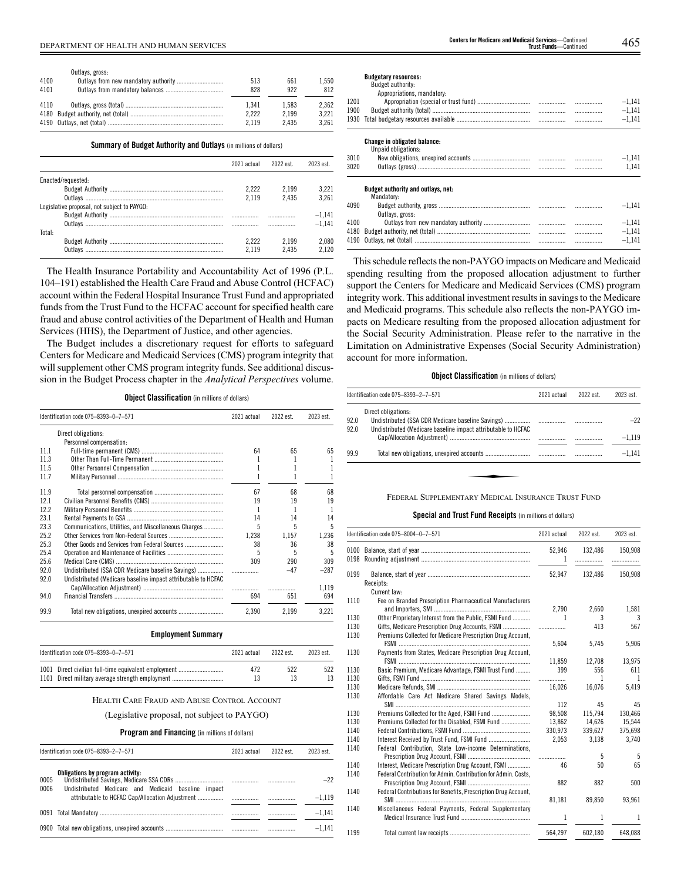| | | | | |
|---|---|---|---|---|
| | Outlays, gross: | | | |
| 4100 | Outlays from new mandatory authority | 513 | 661 | 1,550 |
| 4101 | Outlays from mandatory balances | 828 | 922 | 812 |
| 4110 | Outlays, gross (total) | 1,341 | 1,583 | 2,362 |
| 4180 | Budget authority, net (total) | 2,222 | 2,199 | 3,221 |
| 4190 | Outlays, net (total) | 2,119 | 2,435 | 3,261 |

**Summary of Budget Authority and Outlays** (in millions of dollars)

| | 2021 actual | 2022 est. | 2023 est. |
|---|---|---|---|
| Enacted/requested: | | | |
| Budget Authority | 2,222 | 2,199 | 3,221 |
| Outlays | 2,119 | 2,435 | 3,261 |
| Legislative proposal, not subject to PAYGO: | | | |
| Budget Authority | | | −1,141 |
| Outlays | | | −1,141 |
| Total: | | | |
| Budget Authority | 2,222 | 2,199 | 2,080 |
| Outlays | 2,119 | 2,435 | 2,120 |

The Health Insurance Portability and Accountability Act of 1996 (P.L. 104–191) established the Health Care Fraud and Abuse Control (HCFAC) account within the Federal Hospital Insurance Trust Fund and appropriated funds from the Trust Fund to the HCFAC account for specified health care fraud and abuse control activities of the Department of Health and Human Services (HHS), the Department of Justice, and other agencies.

The Budget includes a discretionary request for efforts to safeguard Centers for Medicare and Medicaid Services (CMS) program integrity that will supplement other CMS program integrity funds. See additional discussion in the Budget Process chapter in the *Analytical Perspectives* volume.

**Object Classification** (in millions of dollars)

| Identification code 075–8393–0–7–571 | | 2021 actual | 2022 est. | 2023 est. |
|---|---|---|---|---|
| | Direct obligations: | | | |
| | Personnel compensation: | | | |
| 11.1 | Full-time permanent (CMS) | 64 | 65 | 65 |
| 11.3 | Other Than Full-Time Permanent | 1 | 1 | 1 |
| 11.5 | Other Personnel Compensation | 1 | 1 | 1 |
| 11.7 | Military Personnel | 1 | 1 | 1 |
| 11.9 | Total personnel compensation | 67 | 68 | 68 |
| 12.1 | Civilian Personnel Benefits (CMS) | 19 | 19 | 19 |
| 12.2 | Military Personnel Benefits | 1 | 1 | 1 |
| 23.1 | Rental Payments to GSA | 14 | 14 | 14 |
| 23.3 | Communications, Utilities, and Miscellaneous Charges | 5 | 5 | 5 |
| 25.2 | Other Services from Non-Federal Sources | 1,238 | 1,157 | 1,236 |
| 25.3 | Other Goods and Services from Federal Sources | 38 | 36 | 38 |
| 25.4 | Operation and Maintenance of Facilities | 5 | 5 | 5 |
| 25.6 | Medical Care (CMS) | 309 | 290 | 309 |
| 92.0 | Undistributed (SSA CDR Medicare baseline Savings) | | −47 | −287 |
| 92.0 | Undistributed (Medicare baseline impact attributable to HCFAC Cap/Allocation Adjustment) | | | 1,119 |
| 94.0 | Financial Transfers | 694 | 651 | 694 |
| 99.9 | Total new obligations, unexpired accounts | 2,390 | 2,199 | 3,221 |

**Employment Summary**

| Identification code 075–8393–0–7–571 | | 2021 actual | 2022 est. | 2023 est. |
|---|---|---|---|---|
| 1001 | Direct civilian full-time equivalent employment | 472 | 522 | 522 |
| 1101 | Direct military average strength employment | 13 | 13 | 13 |

HEALTH CARE FRAUD AND ABUSE CONTROL ACCOUNT

(Legislative proposal, not subject to PAYGO)

**Program and Financing** (in millions of dollars)

| Identification code 075–8393–2–7–571 | | 2021 actual | 2022 est. | 2023 est. |
|---|---|---|---|---|
| | **Obligations by program activity:** | | | |
| 0005 | Undistributed Savings, Medicare SSA CDRs | | | −22 |
| 0006 | Undistributed Medicare and Medicaid baseline impact attributable to HCFAC Cap/Allocation Adjustment | | | −1,119 |
| 0091 | Total Mandatory | | | −1,141 |
| 0900 | Total new obligations, unexpired accounts | | | −1,141 |
| | **Budgetary resources:** | | | |
| | Budget authority: | | | |
| | Appropriations, mandatory: | | | |
| 1201 | Appropriation (special or trust fund) | | | −1,141 |
| 1900 | Budget authority (total) | | | −1,141 |
| 1930 | Total budgetary resources available | | | −1,141 |
| | **Change in obligated balance:** | | | |
| | Unpaid obligations: | | | |
| 3010 | New obligations, unexpired accounts | | | −1,141 |
| 3020 | Outlays (gross) | | | 1,141 |
| | **Budget authority and outlays, net:** | | | |
| | Mandatory: | | | |
| 4090 | Budget authority, gross | | | −1,141 |
| | Outlays, gross: | | | |
| 4100 | Outlays from new mandatory authority | | | −1,141 |
| 4180 | Budget authority, net (total) | | | −1,141 |
| 4190 | Outlays, net (total) | | | −1,141 |

This schedule reflects the non-PAYGO impacts on Medicare and Medicaid spending resulting from the proposed allocation adjustment to further support the Centers for Medicare and Medicaid Services (CMS) program integrity work. This additional investment results in savings to the Medicare and Medicaid programs. This schedule also reflects the non-PAYGO impacts on Medicare resulting from the proposed allocation adjustment for the Social Security Administration. Please refer to the narrative in the Limitation on Administrative Expenses (Social Security Administration) account for more information.

**Object Classification** (in millions of dollars)

| Identification code 075–8393–2–7–571 | | 2021 actual | 2022 est. | 2023 est. |
|---|---|---|---|---|
| | Direct obligations: | | | |
| 92.0 | Undistributed (SSA CDR Medicare baseline Savings) | | | −22 |
| 92.0 | Undistributed (Medicare baseline impact attributable to HCFAC Cap/Allocation Adjustment) | | | −1,119 |
| 99.9 | Total new obligations, unexpired accounts | | | −1,141 |

FEDERAL SUPPLEMENTARY MEDICAL INSURANCE TRUST FUND

**Special and Trust Fund Receipts** (in millions of dollars)

| Identification code 075–8004–0–7–571 | | 2021 actual | 2022 est. | 2023 est. |
|---|---|---|---|---|
| 0100 | Balance, start of year | 52,946 | 132,486 | 150,908 |
| 0198 | Rounding adjustment | 1 | | |
| 0199 | Balance, start of year | 52,947 | 132,486 | 150,908 |
| | Receipts: | | | |
| | Current law: | | | |
| 1110 | Fee on Branded Prescription Pharmaceutical Manufacturers and Importers, SMI | 2,790 | 2,660 | 1,581 |
| 1130 | Other Proprietary Interest from the Public, FSMI Fund | 1 | 3 | 3 |
| 1130 | Gifts, Medicare Prescription Drug Accounts, FSMI | | 413 | 567 |
| 1130 | Premiums Collected for Medicare Prescription Drug Account, FSMI | 5,604 | 5,745 | 5,906 |
| 1130 | Payments from States, Medicare Prescription Drug Account, FSMI | 11,859 | 12,708 | 13,975 |
| 1130 | Basic Premium, Medicare Advantage, FSMI Trust Fund | 399 | 556 | 611 |
| 1130 | Gifts, FSMI Fund | | 1 | 1 |
| 1130 | Medicare Refunds, SMI | 16,026 | 16,076 | 5,419 |
| 1130 | Affordable Care Act Medicare Shared Savings Models, SMI | 112 | 45 | 45 |
| 1130 | Premiums Collected for the Aged, FSMI Fund | 98,508 | 115,794 | 130,466 |
| 1130 | Premiums Collected for the Disabled, FSMI Fund | 13,862 | 14,626 | 15,544 |
| 1140 | Federal Contributions, FSMI Fund | 330,973 | 339,627 | 375,698 |
| 1140 | Interest Received by Trust Fund, FSMI Fund | 2,053 | 3,138 | 3,740 |
| 1140 | Federal Contribution, State Low-income Determinations, Prescription Drug Account, FSMI | | 5 | 5 |
| 1140 | Interest, Medicare Prescription Drug Account, FSMI | 46 | 50 | 65 |
| 1140 | Federal Contribution for Admin. Contribution for Admin. Costs, Prescription Drug Account, FSMI | 882 | 882 | 500 |
| 1140 | Federal Contributions for Benefits, Prescription Drug Account, SMI | 81,181 | 89,850 | 93,961 |
| 1140 | Miscellaneous Federal Payments, Federal Supplementary Medical Insurance Trust Fund | 1 | 1 | 1 |
| 1199 | Total current law receipts | 564,297 | 602,180 | 648,088 |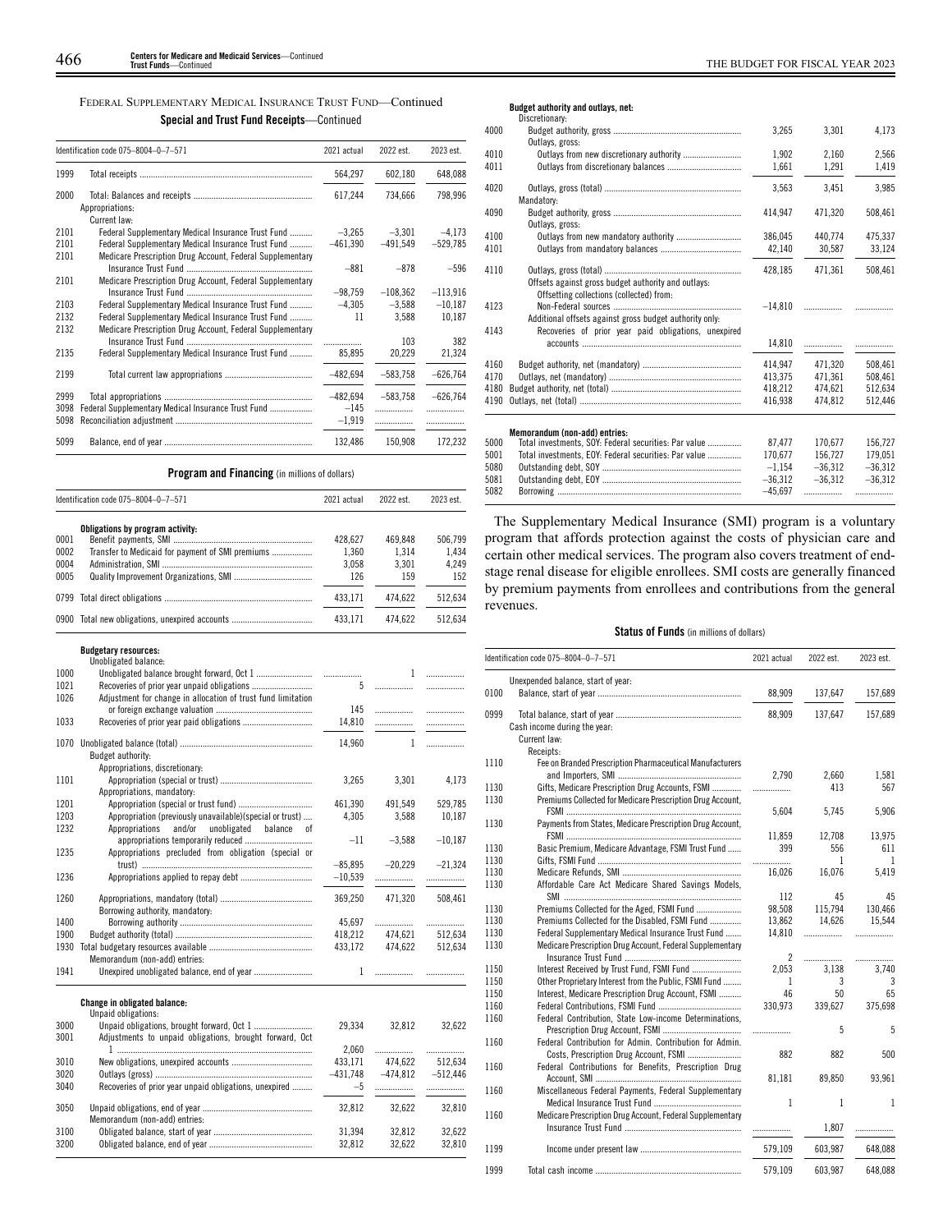### FEDERAL SUPPLEMENTARY MEDICAL INSURANCE TRUST FUND—Continued

**Special and Trust Fund Receipts—Continued**

| Identification code 075–8004–0–7–571 | | 2021 actual | 2022 est. | 2023 est. |
|---|---|---|---|---|
| 1999 | Total receipts | 564,297 | 602,180 | 648,088 |
| 2000 | Total: Balances and receipts | 617,244 | 734,666 | 798,996 |
| | Appropriations: | | | |
| | Current law: | | | |
| 2101 | Federal Supplementary Medical Insurance Trust Fund | –3,265 | –3,301 | –4,173 |
| 2101 | Federal Supplementary Medical Insurance Trust Fund | –461,390 | –491,549 | –529,785 |
| 2101 | Medicare Prescription Drug Account, Federal Supplementary Insurance Trust Fund | –881 | –878 | –596 |
| 2101 | Medicare Prescription Drug Account, Federal Supplementary Insurance Trust Fund | –98,759 | –108,362 | –113,916 |
| 2103 | Federal Supplementary Medical Insurance Trust Fund | –4,305 | –3,588 | –10,187 |
| 2132 | Federal Supplementary Medical Insurance Trust Fund | 11 | 3,588 | 10,187 |
| 2132 | Medicare Prescription Drug Account, Federal Supplementary Insurance Trust Fund | | 103 | 382 |
| 2135 | Federal Supplementary Medical Insurance Trust Fund | 85,895 | 20,229 | 21,324 |
| 2199 | Total current law appropriations | –482,694 | –583,758 | –626,764 |
| 2999 | Total appropriations | –482,694 | –583,758 | –626,764 |
| 3098 | Federal Supplementary Medical Insurance Trust Fund | –145 | | |
| 5098 | Reconciliation adjustment | –1,919 | | |
| 5099 | Balance, end of year | 132,486 | 150,908 | 172,232 |

**Program and Financing** (in millions of dollars)

| Identification code 075–8004–0–7–571 | | 2021 actual | 2022 est. | 2023 est. |
|---|---|---|---|---|
| | **Obligations by program activity:** | | | |
| 0001 | Benefit payments, SMI | 428,627 | 469,848 | 506,799 |
| 0002 | Transfer to Medicaid for payment of SMI premiums | 1,360 | 1,314 | 1,434 |
| 0004 | Administration, SMI | 3,058 | 3,301 | 4,249 |
| 0005 | Quality Improvement Organizations, SMI | 126 | 159 | 152 |
| 0799 | Total direct obligations | 433,171 | 474,622 | 512,634 |
| 0900 | Total new obligations, unexpired accounts | 433,171 | 474,622 | 512,634 |
| | **Budgetary resources:** | | | |
| | Unobligated balance: | | | |
| 1000 | Unobligated balance brought forward, Oct 1 | | 1 | |
| 1021 | Recoveries of prior year unpaid obligations | 5 | | |
| 1026 | Adjustment for change in allocation of trust fund limitation or foreign exchange valuation | 145 | | |
| 1033 | Recoveries of prior year paid obligations | 14,810 | | |
| 1070 | Unobligated balance (total) | 14,960 | 1 | |
| | Budget authority: | | | |
| | Appropriations, discretionary: | | | |
| 1101 | Appropriation (special or trust) | 3,265 | 3,301 | 4,173 |
| | Appropriations, mandatory: | | | |
| 1201 | Appropriation (special or trust fund) | 461,390 | 491,549 | 529,785 |
| 1203 | Appropriation (previously unavailable)(special or trust) | 4,305 | 3,588 | 10,187 |
| 1232 | Appropriations and/or unobligated balance of appropriations temporarily reduced | –11 | –3,588 | –10,187 |
| 1235 | Appropriations precluded from obligation (special or trust) | –85,895 | –20,229 | –21,324 |
| 1236 | Appropriations applied to repay debt | –10,539 | | |
| 1260 | Appropriations, mandatory (total) | 369,250 | 471,320 | 508,461 |
| | Borrowing authority, mandatory: | | | |
| 1400 | Borrowing authority | 45,697 | | |
| 1900 | Budget authority (total) | 418,212 | 474,621 | 512,634 |
| 1930 | Total budgetary resources available | 433,172 | 474,622 | 512,634 |
| | Memorandum (non-add) entries: | | | |
| 1941 | Unexpired unobligated balance, end of year | 1 | | |
| | **Change in obligated balance:** | | | |
| | Unpaid obligations: | | | |
| 3000 | Unpaid obligations, brought forward, Oct 1 | 29,334 | 32,812 | 32,622 |
| 3001 | Adjustments to unpaid obligations, brought forward, Oct 1 | 2,060 | | |
| 3010 | New obligations, unexpired accounts | 433,171 | 474,622 | 512,634 |
| 3020 | Outlays (gross) | –431,748 | –474,812 | –512,446 |
| 3040 | Recoveries of prior year unpaid obligations, unexpired | –5 | | |
| 3050 | Unpaid obligations, end of year | 32,812 | 32,622 | 32,810 |
| | Memorandum (non-add) entries: | | | |
| 3100 | Obligated balance, start of year | 31,394 | 32,812 | 32,622 |
| 3200 | Obligated balance, end of year | 32,812 | 32,622 | 32,810 |
| | **Budget authority and outlays, net:** | | | |
| | Discretionary: | | | |
| 4000 | Budget authority, gross | 3,265 | 3,301 | 4,173 |
| | Outlays, gross: | | | |
| 4010 | Outlays from new discretionary authority | 1,902 | 2,160 | 2,566 |
| 4011 | Outlays from discretionary balances | 1,661 | 1,291 | 1,419 |
| 4020 | Outlays, gross (total) | 3,563 | 3,451 | 3,985 |
| | Mandatory: | | | |
| 4090 | Budget authority, gross | 414,947 | 471,320 | 508,461 |
| | Outlays, gross: | | | |
| 4100 | Outlays from new mandatory authority | 386,045 | 440,774 | 475,337 |
| 4101 | Outlays from mandatory balances | 42,140 | 30,587 | 33,124 |
| 4110 | Outlays, gross (total) | 428,185 | 471,361 | 508,461 |
| | Offsets against gross budget authority and outlays: | | | |
| | Offsetting collections (collected) from: | | | |
| 4123 | Non-Federal sources | –14,810 | | |
| | Additional offsets against gross budget authority only: | | | |
| 4143 | Recoveries of prior year paid obligations, unexpired accounts | 14,810 | | |
| 4160 | Budget authority, net (mandatory) | 414,947 | 471,320 | 508,461 |
| 4170 | Outlays, net (mandatory) | 413,375 | 471,361 | 508,461 |
| 4180 | Budget authority, net (total) | 418,212 | 474,621 | 512,634 |
| 4190 | Outlays, net (total) | 416,938 | 474,812 | 512,446 |
| | **Memorandum (non-add) entries:** | | | |
| 5000 | Total investments, SOY: Federal securities: Par value | 87,477 | 170,677 | 156,727 |
| 5001 | Total investments, EOY: Federal securities: Par value | 170,677 | 156,727 | 179,051 |
| 5080 | Outstanding debt, SOY | –1,154 | –36,312 | –36,312 |
| 5081 | Outstanding debt, EOY | –36,312 | –36,312 | –36,312 |
| 5082 | Borrowing | –45,697 | | |

The Supplementary Medical Insurance (SMI) program is a voluntary program that affords protection against the costs of physician care and certain other medical services. The program also covers treatment of end-stage renal disease for eligible enrollees. SMI costs are generally financed by premium payments from enrollees and contributions from the general revenues.

**Status of Funds** (in millions of dollars)

| Identification code 075–8004–0–7–571 | | 2021 actual | 2022 est. | 2023 est. |
|---|---|---|---|---|
| | Unexpended balance, start of year: | | | |
| 0100 | Balance, start of year | 88,909 | 137,647 | 157,689 |
| 0999 | Total balance, start of year | 88,909 | 137,647 | 157,689 |
| | Cash income during the year: | | | |
| | Current law: | | | |
| | Receipts: | | | |
| 1110 | Fee on Branded Prescription Pharmaceutical Manufacturers and Importers, SMI | 2,790 | 2,660 | 1,581 |
| 1130 | Gifts, Medicare Prescription Drug Accounts, FSMI | | 413 | 567 |
| 1130 | Premiums Collected for Medicare Prescription Drug Account, FSMI | 5,604 | 5,745 | 5,906 |
| 1130 | Payments from States, Medicare Prescription Drug Account, FSMI | 11,859 | 12,708 | 13,975 |
| 1130 | Basic Premium, Medicare Advantage, FSMI Trust Fund | 399 | 556 | 611 |
| 1130 | Gifts, FSMI Fund | | 1 | 1 |
| 1130 | Medicare Refunds, SMI | 16,026 | 16,076 | 5,419 |
| 1130 | Affordable Care Act Medicare Shared Savings Models, SMI | 112 | 45 | 45 |
| 1130 | Premiums Collected for the Aged, FSMI Fund | 98,508 | 115,794 | 130,466 |
| 1130 | Premiums Collected for the Disabled, FSMI Fund | 13,862 | 14,626 | 15,544 |
| 1130 | Federal Supplementary Medical Insurance Trust Fund | 14,810 | | |
| 1130 | Medicare Prescription Drug Account, Federal Supplementary Insurance Trust Fund | 2 | | |
| 1150 | Interest Received by Trust Fund, FSMI Fund | 2,053 | 3,138 | 3,740 |
| 1150 | Other Proprietary Interest from the Public, FSMI Fund | 1 | 3 | 3 |
| 1150 | Interest, Medicare Prescription Drug Account, FSMI | 46 | 50 | 65 |
| 1160 | Federal Contributions, FSMI Fund | 330,973 | 339,627 | 375,698 |
| 1160 | Federal Contribution, State Low-income Determinations, Prescription Drug Account, FSMI | | 5 | 5 |
| 1160 | Federal Contribution for Admin. Contribution for Admin. Costs, Prescription Drug Account, FSMI | 882 | 882 | 500 |
| 1160 | Federal Contributions for Benefits, Prescription Drug Account, SMI | 81,181 | 89,850 | 93,961 |
| 1160 | Miscellaneous Federal Payments, Federal Supplementary Medical Insurance Trust Fund | 1 | 1 | 1 |
| 1160 | Medicare Prescription Drug Account, Federal Supplementary Insurance Trust Fund | | 1,807 | |
| 1199 | Income under present law | 579,109 | 603,987 | 648,088 |
| 1999 | Total cash income | 579,109 | 603,987 | 648,088 |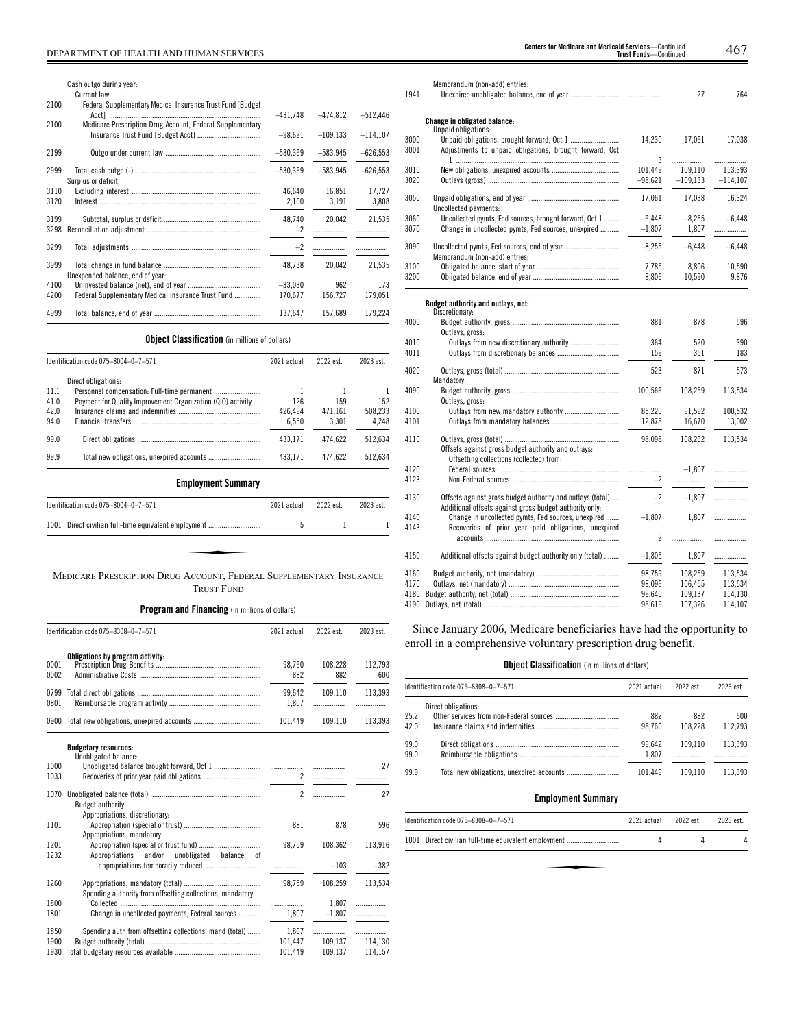| | | | | |
|---|---|---|---|---|
| | Cash outgo during year: | | | |
| | Current law: | | | |
| 2100 | Federal Supplementary Medical Insurance Trust Fund [Budget Acct] | –431,748 | –474,812 | –512,446 |
| 2100 | Medicare Prescription Drug Account, Federal Supplementary Insurance Trust Fund [Budget Acct] | –98,621 | –109,133 | –114,107 |
| 2199 | Outgo under current law | –530,369 | –583,945 | –626,553 |
| 2999 | Total cash outgo (-) | –530,369 | –583,945 | –626,553 |
| | Surplus or deficit: | | | |
| 3110 | Excluding interest | 46,640 | 16,851 | 17,727 |
| 3120 | Interest | 2,100 | 3,191 | 3,808 |
| 3199 | Subtotal, surplus or deficit | 48,740 | 20,042 | 21,535 |
| 3298 | Reconciliation adjustment | –2 | | |
| 3299 | Total adjustments | –2 | | |
| 3999 | Total change in fund balance | 48,738 | 20,042 | 21,535 |
| | Unexpended balance, end of year: | | | |
| 4100 | Uninvested balance (net), end of year | –33,030 | 962 | 173 |
| 4200 | Federal Supplementary Medical Insurance Trust Fund | 170,677 | 156,727 | 179,051 |
| 4999 | Total balance, end of year | 137,647 | 157,689 | 179,224 |

**Object Classification** (in millions of dollars)

| Identification code 075–8004–0–7–571 | | 2021 actual | 2022 est. | 2023 est. |
|---|---|---|---|---|
| | Direct obligations: | | | |
| 11.1 | Personnel compensation: Full-time permanent | 1 | 1 | 1 |
| 41.0 | Payment for Quality Improvement Organization (QIO) activity | 126 | 159 | 152 |
| 42.0 | Insurance claims and indemnities | 426,494 | 471,161 | 508,233 |
| 94.0 | Financial transfers | 6,550 | 3,301 | 4,248 |
| 99.0 | Direct obligations | 433,171 | 474,622 | 512,634 |
| 99.9 | Total new obligations, unexpired accounts | 433,171 | 474,622 | 512,634 |

**Employment Summary**

| Identification code 075–8004–0–7–571 | | 2021 actual | 2022 est. | 2023 est. |
|---|---|---|---|---|
| 1001 | Direct civilian full-time equivalent employment | 5 | 1 | 1 |

## Medicare Prescription Drug Account, Federal Supplementary Insurance Trust Fund

**Program and Financing** (in millions of dollars)

| Identification code 075–8308–0–7–571 | | 2021 actual | 2022 est. | 2023 est. |
|---|---|---|---|---|
| | **Obligations by program activity:** | | | |
| 0001 | Prescription Drug Benefits | 98,760 | 108,228 | 112,793 |
| 0002 | Administrative Costs | 882 | 882 | 600 |
| 0799 | Total direct obligations | 99,642 | 109,110 | 113,393 |
| 0801 | Reimbursable program activity | 1,807 | | |
| 0900 | Total new obligations, unexpired accounts | 101,449 | 109,110 | 113,393 |
| | **Budgetary resources:** | | | |
| | Unobligated balance: | | | |
| 1000 | Unobligated balance brought forward, Oct 1 | | | 27 |
| 1033 | Recoveries of prior year paid obligations | 2 | | |
| 1070 | Unobligated balance (total) | 2 | | 27 |
| | Budget authority: | | | |
| | Appropriations, discretionary: | | | |
| 1101 | Appropriation (special or trust) | 881 | 878 | 596 |
| | Appropriations, mandatory: | | | |
| 1201 | Appropriation (special or trust fund) | 98,759 | 108,362 | 113,916 |
| 1232 | Appropriations and/or unobligated balance of appropriations temporarily reduced | | –103 | –382 |
| 1260 | Appropriations, mandatory (total) | 98,759 | 108,259 | 113,534 |
| | Spending authority from offsetting collections, mandatory: | | | |
| 1800 | Collected | | 1,807 | |
| 1801 | Change in uncollected payments, Federal sources | 1,807 | –1,807 | |
| 1850 | Spending auth from offsetting collections, mand (total) | 1,807 | | |
| 1900 | Budget authority (total) | 101,447 | 109,137 | 114,130 |
| 1930 | Total budgetary resources available | 101,449 | 109,137 | 114,157 |
| | Memorandum (non-add) entries: | | | |
| 1941 | Unexpired unobligated balance, end of year | | 27 | 764 |
| | **Change in obligated balance:** | | | |
| | Unpaid obligations: | | | |
| 3000 | Unpaid obligations, brought forward, Oct 1 | 14,230 | 17,061 | 17,038 |
| 3001 | Adjustments to unpaid obligations, brought forward, Oct 1 | 3 | | |
| 3010 | New obligations, unexpired accounts | 101,449 | 109,110 | 113,393 |
| 3020 | Outlays (gross) | –98,621 | –109,133 | –114,107 |
| 3050 | Unpaid obligations, end of year | 17,061 | 17,038 | 16,324 |
| | Uncollected payments: | | | |
| 3060 | Uncollected pymts, Fed sources, brought forward, Oct 1 | –6,448 | –8,255 | –6,448 |
| 3070 | Change in uncollected pymts, Fed sources, unexpired | –1,807 | 1,807 | |
| 3090 | Uncollected pymts, Fed sources, end of year | –8,255 | –6,448 | –6,448 |
| | Memorandum (non-add) entries: | | | |
| 3100 | Obligated balance, start of year | 7,785 | 8,806 | 10,590 |
| 3200 | Obligated balance, end of year | 8,806 | 10,590 | 9,876 |
| | **Budget authority and outlays, net:** | | | |
| | Discretionary: | | | |
| 4000 | Budget authority, gross | 881 | 878 | 596 |
| | Outlays, gross: | | | |
| 4010 | Outlays from new discretionary authority | 364 | 520 | 390 |
| 4011 | Outlays from discretionary balances | 159 | 351 | 183 |
| 4020 | Outlays, gross (total) | 523 | 871 | 573 |
| | Mandatory: | | | |
| 4090 | Budget authority, gross | 100,566 | 108,259 | 113,534 |
| | Outlays, gross: | | | |
| 4100 | Outlays from new mandatory authority | 85,220 | 91,592 | 100,532 |
| 4101 | Outlays from mandatory balances | 12,878 | 16,670 | 13,002 |
| 4110 | Outlays, gross (total) | 98,098 | 108,262 | 113,534 |
| | Offsets against gross budget authority and outlays: | | | |
| | Offsetting collections (collected) from: | | | |
| 4120 | Federal sources: | | –1,807 | |
| 4123 | Non-Federal sources | –2 | | |
| 4130 | Offsets against gross budget authority and outlays (total) | –2 | –1,807 | |
| | Additional offsets against gross budget authority only: | | | |
| 4140 | Change in uncollected pymts, Fed sources, unexpired | –1,807 | 1,807 | |
| 4143 | Recoveries of prior year paid obligations, unexpired accounts | 2 | | |
| 4150 | Additional offsets against budget authority only (total) | –1,805 | 1,807 | |
| 4160 | Budget authority, net (mandatory) | 98,759 | 108,259 | 113,534 |
| 4170 | Outlays, net (mandatory) | 98,096 | 106,455 | 113,534 |
| 4180 | Budget authority, net (total) | 99,640 | 109,137 | 114,130 |
| 4190 | Outlays, net (total) | 98,619 | 107,326 | 114,107 |

Since January 2006, Medicare beneficiaries have had the opportunity to enroll in a comprehensive voluntary prescription drug benefit.

**Object Classification** (in millions of dollars)

| Identification code 075–8308–0–7–571 | | 2021 actual | 2022 est. | 2023 est. |
|---|---|---|---|---|
| | Direct obligations: | | | |
| 25.2 | Other services from non-Federal sources | 882 | 882 | 600 |
| 42.0 | Insurance claims and indemnities | 98,760 | 108,228 | 112,793 |
| 99.0 | Direct obligations | 99,642 | 109,110 | 113,393 |
| 99.0 | Reimbursable obligations | 1,807 | | |
| 99.9 | Total new obligations, unexpired accounts | 101,449 | 109,110 | 113,393 |

**Employment Summary**

| Identification code 075–8308–0–7–571 | | 2021 actual | 2022 est. | 2023 est. |
|---|---|---|---|---|
| 1001 | Direct civilian full-time equivalent employment | 4 | 4 | 4 |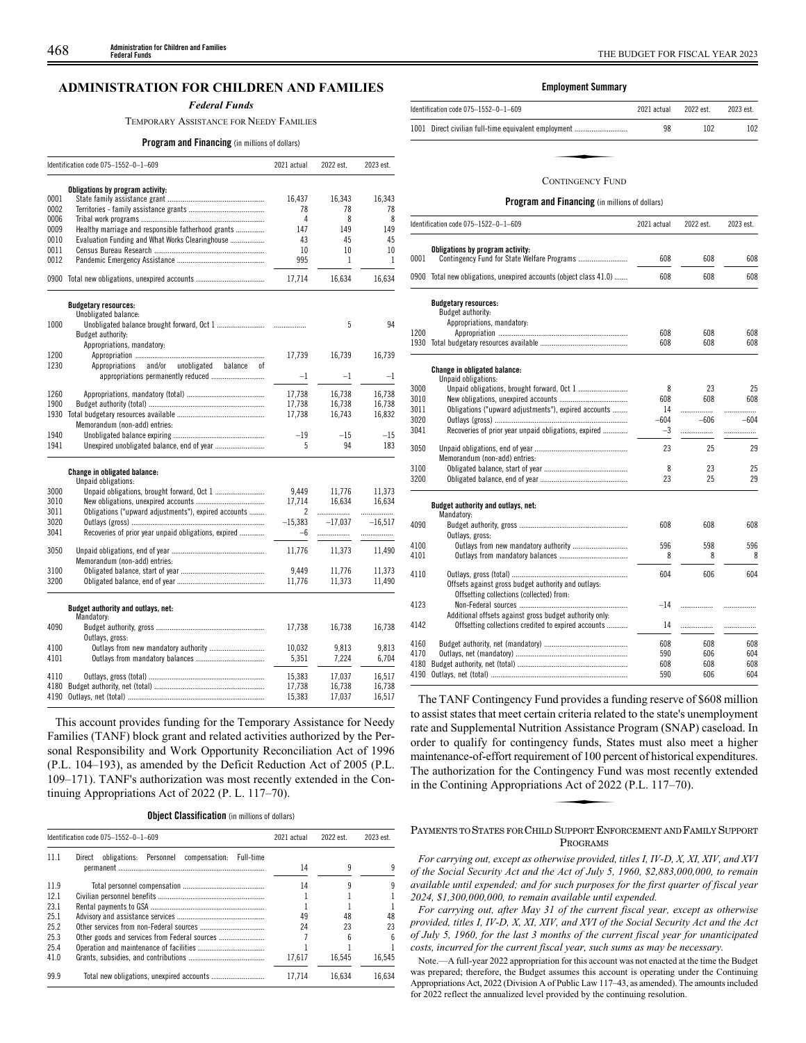## ADMINISTRATION FOR CHILDREN AND FAMILIES

### *Federal Funds*

TEMPORARY ASSISTANCE FOR NEEDY FAMILIES

**Program and Financing** (in millions of dollars)

| Identification code 075–1552–0–1–609 | | 2021 actual | 2022 est. | 2023 est. |
|---|---|---|---|---|
| | **Obligations by program activity:** | | | |
| 0001 | State family assistance grant | 16,437 | 16,343 | 16,343 |
| 0002 | Territories - family assistance grants | 78 | 78 | 78 |
| 0006 | Tribal work programs | 4 | 8 | 8 |
| 0009 | Healthy marriage and responsible fatherhood grants | 147 | 149 | 149 |
| 0010 | Evaluation Funding and What Works Clearinghouse | 43 | 45 | 45 |
| 0011 | Census Bureau Research | 10 | 10 | 10 |
| 0012 | Pandemic Emergency Assistance | 995 | 1 | 1 |
| 0900 | Total new obligations, unexpired accounts | 17,714 | 16,634 | 16,634 |
| | **Budgetary resources:** | | | |
| | Unobligated balance: | | | |
| 1000 | Unobligated balance brought forward, Oct 1 | | 5 | 94 |
| | Budget authority: | | | |
| | Appropriations, mandatory: | | | |
| 1200 | Appropriation | 17,739 | 16,739 | 16,739 |
| 1230 | Appropriations and/or unobligated balance of appropriations permanently reduced | –1 | –1 | –1 |
| 1260 | Appropriations, mandatory (total) | 17,738 | 16,738 | 16,738 |
| 1900 | Budget authority (total) | 17,738 | 16,738 | 16,738 |
| 1930 | Total budgetary resources available | 17,738 | 16,743 | 16,832 |
| | Memorandum (non-add) entries: | | | |
| 1940 | Unobligated balance expiring | –19 | –15 | –15 |
| 1941 | Unexpired unobligated balance, end of year | 5 | 94 | 183 |
| | **Change in obligated balance:** | | | |
| | Unpaid obligations: | | | |
| 3000 | Unpaid obligations, brought forward, Oct 1 | 9,449 | 11,776 | 11,373 |
| 3010 | New obligations, unexpired accounts | 17,714 | 16,634 | 16,634 |
| 3011 | Obligations ("upward adjustments"), expired accounts | 2 | | |
| 3020 | Outlays (gross) | –15,383 | –17,037 | –16,517 |
| 3041 | Recoveries of prior year unpaid obligations, expired | –6 | | |
| 3050 | Unpaid obligations, end of year | 11,776 | 11,373 | 11,490 |
| | Memorandum (non-add) entries: | | | |
| 3100 | Obligated balance, start of year | 9,449 | 11,776 | 11,373 |
| 3200 | Obligated balance, end of year | 11,776 | 11,373 | 11,490 |
| | **Budget authority and outlays, net:** | | | |
| | Mandatory: | | | |
| 4090 | Budget authority, gross | 17,738 | 16,738 | 16,738 |
| | Outlays, gross: | | | |
| 4100 | Outlays from new mandatory authority | 10,032 | 9,813 | 9,813 |
| 4101 | Outlays from mandatory balances | 5,351 | 7,224 | 6,704 |
| 4110 | Outlays, gross (total) | 15,383 | 17,037 | 16,517 |
| 4180 | Budget authority, net (total) | 17,738 | 16,738 | 16,738 |
| 4190 | Outlays, net (total) | 15,383 | 17,037 | 16,517 |

This account provides funding for the Temporary Assistance for Needy Families (TANF) block grant and related activities authorized by the Personal Responsibility and Work Opportunity Reconciliation Act of 1996 (P.L. 104–193), as amended by the Deficit Reduction Act of 2005 (P.L. 109–171). TANF's authorization was most recently extended in the Continuing Appropriations Act of 2022 (P. L. 117–70).

**Object Classification** (in millions of dollars)

| Identification code 075–1552–0–1–609 | | 2021 actual | 2022 est. | 2023 est. |
|---|---|---|---|---|
| 11.1 | Direct obligations: Personnel compensation: Full-time permanent | 14 | 9 | 9 |
| 11.9 | Total personnel compensation | 14 | 9 | 9 |
| 12.1 | Civilian personnel benefits | 1 | 1 | 1 |
| 23.1 | Rental payments to GSA | 1 | 1 | 1 |
| 25.1 | Advisory and assistance services | 49 | 48 | 48 |
| 25.2 | Other services from non-Federal sources | 24 | 23 | 23 |
| 25.3 | Other goods and services from Federal sources | 7 | 6 | 6 |
| 25.4 | Operation and maintenance of facilities | 1 | 1 | 1 |
| 41.0 | Grants, subsidies, and contributions | 17,617 | 16,545 | 16,545 |
| 99.9 | Total new obligations, unexpired accounts | 17,714 | 16,634 | 16,634 |

**Employment Summary**

| Identification code 075–1552–0–1–609 | | 2021 actual | 2022 est. | 2023 est. |
|---|---|---|---|---|
| 1001 | Direct civilian full-time equivalent employment | 98 | 102 | 102 |

CONTINGENCY FUND

**Program and Financing** (in millions of dollars)

| Identification code 075–1522–0–1–609 | | 2021 actual | 2022 est. | 2023 est. |
|---|---|---|---|---|
| | **Obligations by program activity:** | | | |
| 0001 | Contingency Fund for State Welfare Programs | 608 | 608 | 608 |
| 0900 | Total new obligations, unexpired accounts (object class 41.0) | 608 | 608 | 608 |
| | **Budgetary resources:** | | | |
| | Budget authority: | | | |
| | Appropriations, mandatory: | | | |
| 1200 | Appropriation | 608 | 608 | 608 |
| 1930 | Total budgetary resources available | 608 | 608 | 608 |
| | **Change in obligated balance:** | | | |
| | Unpaid obligations: | | | |
| 3000 | Unpaid obligations, brought forward, Oct 1 | 8 | 23 | 25 |
| 3010 | New obligations, unexpired accounts | 608 | 608 | 608 |
| 3011 | Obligations ("upward adjustments"), expired accounts | 14 | | |
| 3020 | Outlays (gross) | –604 | –606 | –604 |
| 3041 | Recoveries of prior year unpaid obligations, expired | –3 | | |
| 3050 | Unpaid obligations, end of year | 23 | 25 | 29 |
| | Memorandum (non-add) entries: | | | |
| 3100 | Obligated balance, start of year | 8 | 23 | 25 |
| 3200 | Obligated balance, end of year | 23 | 25 | 29 |
| | **Budget authority and outlays, net:** | | | |
| | Mandatory: | | | |
| 4090 | Budget authority, gross | 608 | 608 | 608 |
| | Outlays, gross: | | | |
| 4100 | Outlays from new mandatory authority | 596 | 598 | 596 |
| 4101 | Outlays from mandatory balances | 8 | 8 | 8 |
| 4110 | Outlays, gross (total) | 604 | 606 | 604 |
| | Offsets against gross budget authority and outlays: | | | |
| | Offsetting collections (collected) from: | | | |
| 4123 | Non-Federal sources | –14 | | |
| | Additional offsets against gross budget authority only: | | | |
| 4142 | Offsetting collections credited to expired accounts | 14 | | |
| 4160 | Budget authority, net (mandatory) | 608 | 608 | 608 |
| 4170 | Outlays, net (mandatory) | 590 | 606 | 604 |
| 4180 | Budget authority, net (total) | 608 | 608 | 608 |
| 4190 | Outlays, net (total) | 590 | 606 | 604 |

The TANF Contingency Fund provides a funding reserve of $608 million to assist states that meet certain criteria related to the state's unemployment rate and Supplemental Nutrition Assistance Program (SNAP) caseload. In order to qualify for contingency funds, States must also meet a higher maintenance-of-effort requirement of 100 percent of historical expenditures. The authorization for the Contingency Fund was most recently extended in the Contining Appropriations Act of 2022 (P.L. 117–70).

PAYMENTS TO STATES FOR CHILD SUPPORT ENFORCEMENT AND FAMILY SUPPORT PROGRAMS

*For carrying out, except as otherwise provided, titles I, IV-D, X, XI, XIV, and XVI of the Social Security Act and the Act of July 5, 1960, $2,883,000,000, to remain available until expended; and for such purposes for the first quarter of fiscal year 2024, $1,300,000,000, to remain available until expended.*

*For carrying out, after May 31 of the current fiscal year, except as otherwise provided, titles I, IV-D, X, XI, XIV, and XVI of the Social Security Act and the Act of July 5, 1960, for the last 3 months of the current fiscal year for unanticipated costs, incurred for the current fiscal year, such sums as may be necessary.*

Note.—A full-year 2022 appropriation for this account was not enacted at the time the Budget was prepared; therefore, the Budget assumes this account is operating under the Continuing Appropriations Act, 2022 (Division A of Public Law 117–43, as amended). The amounts included for 2022 reflect the annualized level provided by the continuing resolution.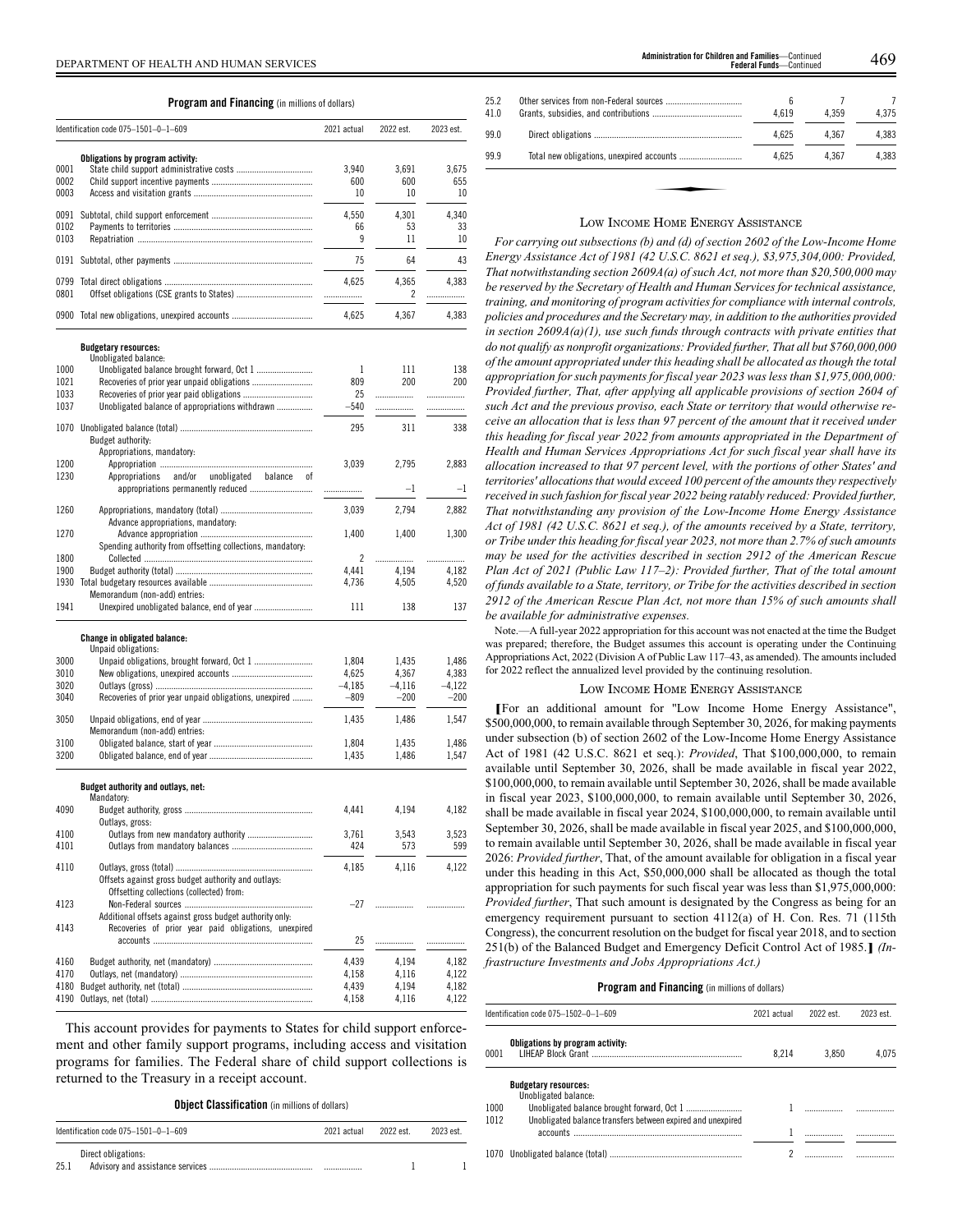**Program and Financing** (in millions of dollars)

| Identification code 075–1501–0–1–609 | | 2021 actual | 2022 est. | 2023 est. |
|---|---|---|---|---|
| | **Obligations by program activity:** | | | |
| 0001 | State child support administrative costs | 3,940 | 3,691 | 3,675 |
| 0002 | Child support incentive payments | 600 | 600 | 655 |
| 0003 | Access and visitation grants | 10 | 10 | 10 |
| 0091 | Subtotal, child support enforcement | 4,550 | 4,301 | 4,340 |
| 0102 | Payments to territories | 66 | 53 | 33 |
| 0103 | Repatriation | 9 | 11 | 10 |
| 0191 | Subtotal, other payments | 75 | 64 | 43 |
| 0799 | Total direct obligations | 4,625 | 4,365 | 4,383 |
| 0801 | Offset obligations (CSE grants to States) | | 2 | |
| 0900 | Total new obligations, unexpired accounts | 4,625 | 4,367 | 4,383 |
| | **Budgetary resources:** | | | |
| | Unobligated balance: | | | |
| 1000 | Unobligated balance brought forward, Oct 1 | 1 | 111 | 138 |
| 1021 | Recoveries of prior year unpaid obligations | 809 | 200 | 200 |
| 1033 | Recoveries of prior year paid obligations | 25 | | |
| 1037 | Unobligated balance of appropriations withdrawn | –540 | | |
| 1070 | Unobligated balance (total) | 295 | 311 | 338 |
| | Budget authority: | | | |
| | Appropriations, mandatory: | | | |
| 1200 | Appropriation | 3,039 | 2,795 | 2,883 |
| 1230 | Appropriations and/or unobligated balance of appropriations permanently reduced | | –1 | –1 |
| 1260 | Appropriations, mandatory (total) | 3,039 | 2,794 | 2,882 |
| | Advance appropriations, mandatory: | | | |
| 1270 | Advance appropriation | 1,400 | 1,400 | 1,300 |
| | Spending authority from offsetting collections, mandatory: | | | |
| 1800 | Collected | 2 | | |
| 1900 | Budget authority (total) | 4,441 | 4,194 | 4,182 |
| 1930 | Total budgetary resources available | 4,736 | 4,505 | 4,520 |
| | Memorandum (non-add) entries: | | | |
| 1941 | Unexpired unobligated balance, end of year | 111 | 138 | 137 |
| | **Change in obligated balance:** | | | |
| | Unpaid obligations: | | | |
| 3000 | Unpaid obligations, brought forward, Oct 1 | 1,804 | 1,435 | 1,486 |
| 3010 | New obligations, unexpired accounts | 4,625 | 4,367 | 4,383 |
| 3020 | Outlays (gross) | –4,185 | –4,116 | –4,122 |
| 3040 | Recoveries of prior year unpaid obligations, unexpired | –809 | –200 | –200 |
| 3050 | Unpaid obligations, end of year | 1,435 | 1,486 | 1,547 |
| | Memorandum (non-add) entries: | | | |
| 3100 | Obligated balance, start of year | 1,804 | 1,435 | 1,486 |
| 3200 | Obligated balance, end of year | 1,435 | 1,486 | 1,547 |
| | **Budget authority and outlays, net:** | | | |
| | Mandatory: | | | |
| 4090 | Budget authority, gross | 4,441 | 4,194 | 4,182 |
| | Outlays, gross: | | | |
| 4100 | Outlays from new mandatory authority | 3,761 | 3,543 | 3,523 |
| 4101 | Outlays from mandatory balances | 424 | 573 | 599 |
| 4110 | Outlays, gross (total) | 4,185 | 4,116 | 4,122 |
| | Offsets against gross budget authority and outlays: | | | |
| | Offsetting collections (collected) from: | | | |
| 4123 | Non-Federal sources | –27 | | |
| | Additional offsets against gross budget authority only: | | | |
| 4143 | Recoveries of prior year paid obligations, unexpired accounts | 25 | | |
| 4160 | Budget authority, net (mandatory) | 4,439 | 4,194 | 4,182 |
| 4170 | Outlays, net (mandatory) | 4,158 | 4,116 | 4,122 |
| 4180 | Budget authority, net (total) | 4,439 | 4,194 | 4,182 |
| 4190 | Outlays, net (total) | 4,158 | 4,116 | 4,122 |

This account provides for payments to States for child support enforcement and other family support programs, including access and visitation programs for families. The Federal share of child support collections is returned to the Treasury in a receipt account.

**Object Classification** (in millions of dollars)

| Identification code 075–1501–0–1–609 | | 2021 actual | 2022 est. | 2023 est. |
|---|---|---|---|---|
| | Direct obligations: | | | |
| 25.1 | Advisory and assistance services | | 1 | 1 |
| 25.2 | Other services from non-Federal sources | 6 | 7 | 7 |
| 41.0 | Grants, subsidies, and contributions | 4,619 | 4,359 | 4,375 |
| 99.0 | Direct obligations | 4,625 | 4,367 | 4,383 |
| 99.9 | Total new obligations, unexpired accounts | 4,625 | 4,367 | 4,383 |

## Low Income Home Energy Assistance

*For carrying out subsections (b) and (d) of section 2602 of the Low-Income Home Energy Assistance Act of 1981 (42 U.S.C. 8621 et seq.), $3,975,304,000: Provided, That notwithstanding section 2609A(a) of such Act, not more than $20,500,000 may be reserved by the Secretary of Health and Human Services for technical assistance, training, and monitoring of program activities for compliance with internal controls, policies and procedures and the Secretary may, in addition to the authorities provided in section 2609A(a)(1), use such funds through contracts with private entities that do not qualify as nonprofit organizations: Provided further, That all but $760,000,000 of the amount appropriated under this heading shall be allocated as though the total appropriation for such payments for fiscal year 2023 was less than $1,975,000,000: Provided further, That, after applying all applicable provisions of section 2604 of such Act and the previous proviso, each State or territory that would otherwise receive an allocation that is less than 97 percent of the amount that it received under this heading for fiscal year 2022 from amounts appropriated in the Department of Health and Human Services Appropriations Act for such fiscal year shall have its allocation increased to that 97 percent level, with the portions of other States' and territories' allocations that would exceed 100 percent of the amounts they respectively received in such fashion for fiscal year 2022 being ratably reduced: Provided further, That notwithstanding any provision of the Low-Income Home Energy Assistance Act of 1981 (42 U.S.C. 8621 et seq.), of the amounts received by a State, territory, or Tribe under this heading for fiscal year 2023, not more than 2.7% of such amounts may be used for the activities described in section 2912 of the American Rescue Plan Act of 2021 (Public Law 117–2): Provided further, That of the total amount of funds available to a State, territory, or Tribe for the activities described in section 2912 of the American Rescue Plan Act, not more than 15% of such amounts shall be available for administrative expenses.*

Note.—A full-year 2022 appropriation for this account was not enacted at the time the Budget was prepared; therefore, the Budget assumes this account is operating under the Continuing Appropriations Act, 2022 (Division A of Public Law 117–43, as amended). The amounts included for 2022 reflect the annualized level provided by the continuing resolution.

## Low Income Home Energy Assistance

[For an additional amount for "Low Income Home Energy Assistance", $500,000,000, to remain available through September 30, 2026, for making payments under subsection (b) of section 2602 of the Low-Income Home Energy Assistance Act of 1981 (42 U.S.C. 8621 et seq.): *Provided*, That $100,000,000, to remain available until September 30, 2026, shall be made available in fiscal year 2022, $100,000,000, to remain available until September 30, 2026, shall be made available in fiscal year 2023, $100,000,000, to remain available until September 30, 2026, shall be made available in fiscal year 2024, $100,000,000, to remain available until September 30, 2026, shall be made available in fiscal year 2025, and $100,000,000, to remain available until September 30, 2026, shall be made available in fiscal year 2026: *Provided further*, That, of the amount available for obligation in a fiscal year under this heading in this Act, $50,000,000 shall be allocated as though the total appropriation for such payments for such fiscal year was less than $1,975,000,000: *Provided further*, That such amount is designated by the Congress as being for an emergency requirement pursuant to section 4112(a) of H. Con. Res. 71 (115th Congress), the concurrent resolution on the budget for fiscal year 2018, and to section 251(b) of the Balanced Budget and Emergency Deficit Control Act of 1985.] *(Infrastructure Investments and Jobs Appropriations Act.)*

**Program and Financing** (in millions of dollars)

| Identification code 075–1502–0–1–609 | | 2021 actual | 2022 est. | 2023 est. |
|---|---|---|---|---|
| | **Obligations by program activity:** | | | |
| 0001 | LIHEAP Block Grant | 8,214 | 3,850 | 4,075 |
| | **Budgetary resources:** | | | |
| | Unobligated balance: | | | |
| 1000 | Unobligated balance brought forward, Oct 1 | 1 | | |
| 1012 | Unobligated balance transfers between expired and unexpired accounts | 1 | | |
| 1070 | Unobligated balance (total) | 2 | | |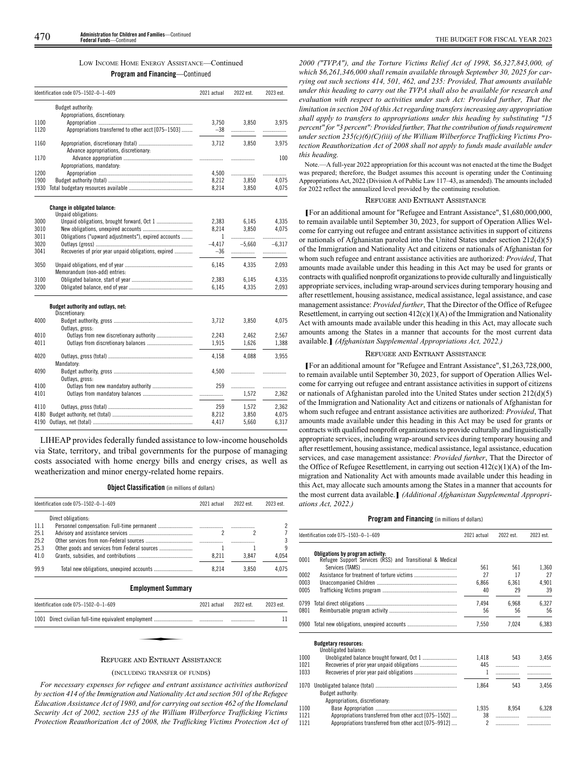LOW INCOME HOME ENERGY ASSISTANCE—Continued

**Program and Financing**—Continued

| Identification code 075–1502–0–1–609 | | 2021 actual | 2022 est. | 2023 est. |
|---|---|---|---|---|
| | Budget authority: | | | |
| | Appropriations, discretionary: | | | |
| 1100 | Appropriation | 3,750 | 3,850 | 3,975 |
| 1120 | Appropriations transferred to other acct [075–1503] | –38 | | |
| 1160 | Appropriation, discretionary (total) | 3,712 | 3,850 | 3,975 |
| | Advance appropriations, discretionary: | | | |
| 1170 | Advance appropriation | | | 100 |
| | Appropriations, mandatory: | | | |
| 1200 | Appropriation | 4,500 | | |
| 1900 | Budget authority (total) | 8,212 | 3,850 | 4,075 |
| 1930 | Total budgetary resources available | 8,214 | 3,850 | 4,075 |
| | **Change in obligated balance:** | | | |
| | Unpaid obligations: | | | |
| 3000 | Unpaid obligations, brought forward, Oct 1 | 2,383 | 6,145 | 4,335 |
| 3010 | New obligations, unexpired accounts | 8,214 | 3,850 | 4,075 |
| 3011 | Obligations ("upward adjustments"), expired accounts | 1 | | |
| 3020 | Outlays (gross) | –4,417 | –5,660 | –6,317 |
| 3041 | Recoveries of prior year unpaid obligations, expired | –36 | | |
| 3050 | Unpaid obligations, end of year | 6,145 | 4,335 | 2,093 |
| | Memorandum (non-add) entries: | | | |
| 3100 | Obligated balance, start of year | 2,383 | 6,145 | 4,335 |
| 3200 | Obligated balance, end of year | 6,145 | 4,335 | 2,093 |
| | **Budget authority and outlays, net:** | | | |
| | Discretionary: | | | |
| 4000 | Budget authority, gross | 3,712 | 3,850 | 4,075 |
| | Outlays, gross: | | | |
| 4010 | Outlays from new discretionary authority | 2,243 | 2,462 | 2,567 |
| 4011 | Outlays from discretionary balances | 1,915 | 1,626 | 1,388 |
| 4020 | Outlays, gross (total) | 4,158 | 4,088 | 3,955 |
| | Mandatory: | | | |
| 4090 | Budget authority, gross | 4,500 | | |
| | Outlays, gross: | | | |
| 4100 | Outlays from new mandatory authority | 259 | | |
| 4101 | Outlays from mandatory balances | | 1,572 | 2,362 |
| 4110 | Outlays, gross (total) | 259 | 1,572 | 2,362 |
| 4180 | Budget authority, net (total) | 8,212 | 3,850 | 4,075 |
| 4190 | Outlays, net (total) | 4,417 | 5,660 | 6,317 |

LIHEAP provides federally funded assistance to low-income households via State, territory, and tribal governments for the purpose of managing costs associated with home energy bills and energy crises, as well as weatherization and minor energy-related home repairs.

**Object Classification** (in millions of dollars)

| Identification code 075–1502–0–1–609 | | 2021 actual | 2022 est. | 2023 est. |
|---|---|---|---|---|
| | Direct obligations: | | | |
| 11.1 | Personnel compensation: Full-time permanent | | | 2 |
| 25.1 | Advisory and assistance services | 2 | 2 | 7 |
| 25.2 | Other services from non-Federal sources | | | 3 |
| 25.3 | Other goods and services from Federal sources | 1 | 1 | 9 |
| 41.0 | Grants, subsidies, and contributions | 8,211 | 3,847 | 4,054 |
| 99.9 | Total new obligations, unexpired accounts | 8,214 | 3,850 | 4,075 |

**Employment Summary**

| Identification code 075–1502–0–1–609 | | 2021 actual | 2022 est. | 2023 est. |
|---|---|---|---|---|
| 1001 | Direct civilian full-time equivalent employment | | | 11 |

REFUGEE AND ENTRANT ASSISTANCE

(INCLUDING TRANSFER OF FUNDS)

*For necessary expenses for refugee and entrant assistance activities authorized by section 414 of the Immigration and Nationality Act and section 501 of the Refugee Education Assistance Act of 1980, and for carrying out section 462 of the Homeland Security Act of 2002, section 235 of the William Wilberforce Trafficking Victims Protection Reauthorization Act of 2008, the Trafficking Victims Protection Act of 2000 ("TVPA"), and the Torture Victims Relief Act of 1998, $6,327,843,000, of which $6,261,346,000 shall remain available through September 30, 2025 for carrying out such sections 414, 501, 462, and 235: Provided, That amounts available under this heading to carry out the TVPA shall also be available for research and evaluation with respect to activities under such Act: Provided further, That the limitation in section 204 of this Act regarding transfers increasing any appropriation shall apply to transfers to appropriations under this heading by substituting "15 percent" for "3 percent": Provided further, That the contribution of funds requirement under section 235(c)(6)(C)(iii) of the William Wilberforce Trafficking Victims Protection Reauthorization Act of 2008 shall not apply to funds made available under this heading.*

Note.—A full-year 2022 appropriation for this account was not enacted at the time the Budget was prepared; therefore, the Budget assumes this account is operating under the Continuing Appropriations Act, 2022 (Division A of Public Law 117–43, as amended). The amounts included for 2022 reflect the annualized level provided by the continuing resolution.

REFUGEE AND ENTRANT ASSISTANCE

[For an additional amount for "Refugee and Entrant Assistance", $1,680,000,000, to remain available until September 30, 2023, for support of Operation Allies Welcome for carrying out refugee and entrant assistance activities in support of citizens or nationals of Afghanistan paroled into the United States under section 212(d)(5) of the Immigration and Nationality Act and citizens or nationals of Afghanistan for whom such refugee and entrant assistance activities are authorized: *Provided*, That amounts made available under this heading in this Act may be used for grants or contracts with qualified nonprofit organizations to provide culturally and linguistically appropriate services, including wrap-around services during temporary housing and after resettlement, housing assistance, medical assistance, legal assistance, and case management assistance: *Provided further*, That the Director of the Office of Refugee Resettlement, in carrying out section 412(c)(1)(A) of the Immigration and Nationality Act with amounts made available under this heading in this Act, may allocate such amounts among the States in a manner that accounts for the most current data available.] *(Afghanistan Supplemental Appropriations Act, 2022.)*

REFUGEE AND ENTRANT ASSISTANCE

[For an additional amount for "Refugee and Entrant Assistance", $1,263,728,000, to remain available until September 30, 2023, for support of Operation Allies Welcome for carrying out refugee and entrant assistance activities in support of citizens or nationals of Afghanistan paroled into the United States under section 212(d)(5) of the Immigration and Nationality Act and citizens or nationals of Afghanistan for whom such refugee and entrant assistance activities are authorized: *Provided*, That amounts made available under this heading in this Act may be used for grants or contracts with qualified nonprofit organizations to provide culturally and linguistically appropriate services, including wrap-around services during temporary housing and after resettlement, housing assistance, medical assistance, legal assistance, education services, and case management assistance: *Provided further*, That the Director of the Office of Refugee Resettlement, in carrying out section 412(c)(1)(A) of the Immigration and Nationality Act with amounts made available under this heading in this Act, may allocate such amounts among the States in a manner that accounts for the most current data available.] *(Additional Afghanistan Supplemental Appropriations Act, 2022.)*

**Program and Financing** (in millions of dollars)

| Identification code 075–1503–0–1–609 | | 2021 actual | 2022 est. | 2023 est. |
|---|---|---|---|---|
| | **Obligations by program activity:** | | | |
| 0001 | Refugee Support Services (RSS) and Transitional & Medical Services (TAMS) | 561 | 561 | 1,360 |
| 0002 | Assistance for treatment of torture victims | 27 | 17 | 27 |
| 0003 | Unaccompanied Children | 6,866 | 6,361 | 4,901 |
| 0005 | Trafficking Victims program | 40 | 29 | 39 |
| 0799 | Total direct obligations | 7,494 | 6,968 | 6,327 |
| 0801 | Reimbursable program activity | 56 | 56 | 56 |
| 0900 | Total new obligations, unexpired accounts | 7,550 | 7,024 | 6,383 |
| | **Budgetary resources:** | | | |
| | Unobligated balance: | | | |
| 1000 | Unobligated balance brought forward, Oct 1 | 1,418 | 543 | 3,456 |
| 1021 | Recoveries of prior year unpaid obligations | 445 | | |
| 1033 | Recoveries of prior year paid obligations | 1 | | |
| 1070 | Unobligated balance (total) | 1,864 | 543 | 3,456 |
| | Budget authority: | | | |
| | Appropriations, discretionary: | | | |
| 1100 | Base Appropriation | 1,935 | 8,954 | 6,328 |
| 1121 | Appropriations transferred from other acct [075–1502] | 38 | | |
| 1121 | Appropriations transferred from other acct [075–9912] | 2 | | |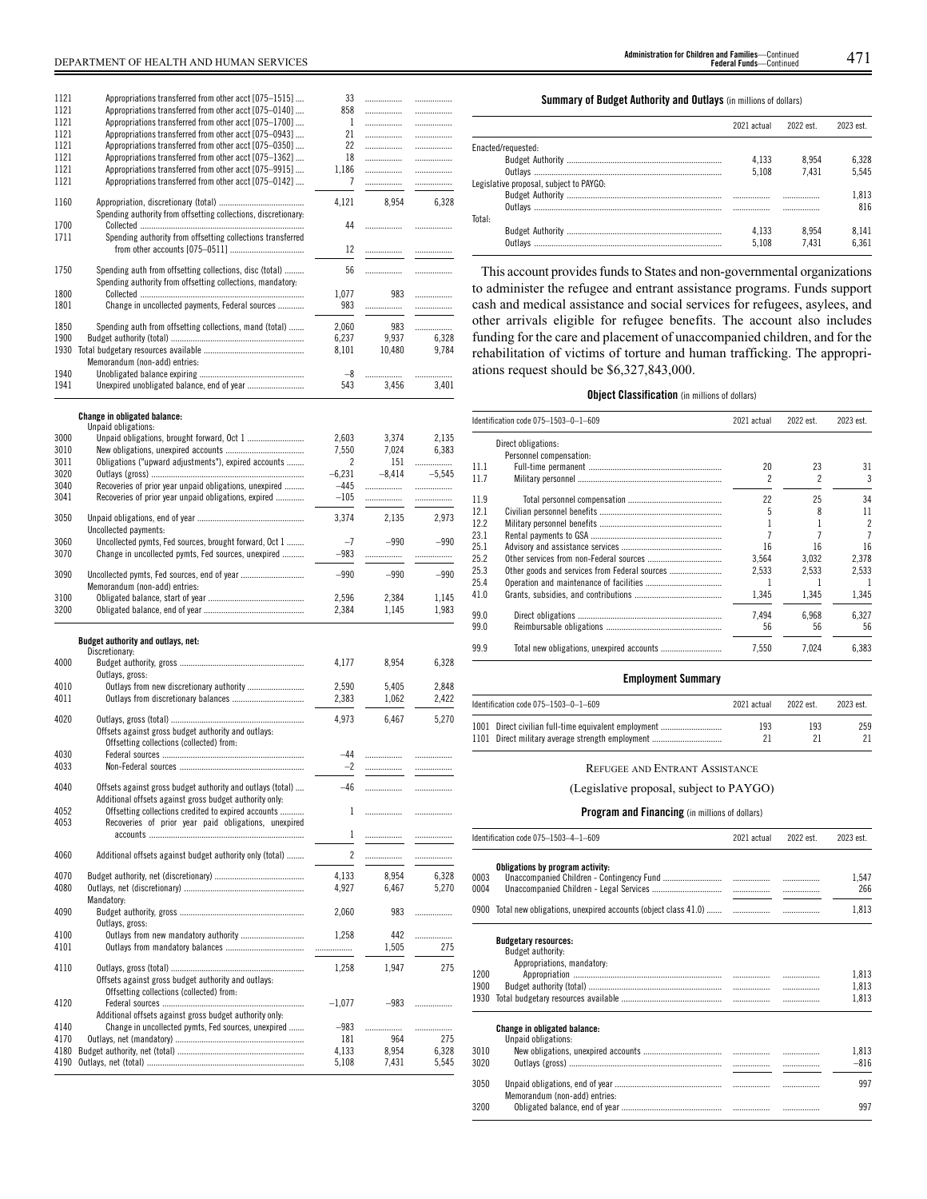| | | 2021 actual | 2022 est. | 2023 est. |
|---|---|---|---|---|
| 1121 | Appropriations transferred from other acct [075–1515] | 33 | | |
| 1121 | Appropriations transferred from other acct [075–0140] | 858 | | |
| 1121 | Appropriations transferred from other acct [075–1700] | 1 | | |
| 1121 | Appropriations transferred from other acct [075–0943] | 21 | | |
| 1121 | Appropriations transferred from other acct [075–0350] | 22 | | |
| 1121 | Appropriations transferred from other acct [075–1362] | 18 | | |
| 1121 | Appropriations transferred from other acct [075–9915] | 1,186 | | |
| 1121 | Appropriations transferred from other acct [075–0142] | 7 | | |
| 1160 | Appropriation, discretionary (total) | 4,121 | 8,954 | 6,328 |
| | Spending authority from offsetting collections, discretionary: | | | |
| 1700 | Collected | 44 | | |
| 1711 | Spending authority from offsetting collections transferred from other accounts [075–0511] | 12 | | |
| 1750 | Spending auth from offsetting collections, disc (total) | 56 | | |
| | Spending authority from offsetting collections, mandatory: | | | |
| 1800 | Collected | 1,077 | 983 | |
| 1801 | Change in uncollected payments, Federal sources | 983 | | |
| 1850 | Spending auth from offsetting collections, mand (total) | 2,060 | 983 | |
| 1900 | Budget authority (total) | 6,237 | 9,937 | 6,328 |
| 1930 | Total budgetary resources available | 8,101 | 10,480 | 9,784 |
| | Memorandum (non-add) entries: | | | |
| 1940 | Unobligated balance expiring | –8 | | |
| 1941 | Unexpired unobligated balance, end of year | 543 | 3,456 | 3,401 |
| | **Change in obligated balance:** | | | |
| | Unpaid obligations: | | | |
| 3000 | Unpaid obligations, brought forward, Oct 1 | 2,603 | 3,374 | 2,135 |
| 3010 | New obligations, unexpired accounts | 7,550 | 7,024 | 6,383 |
| 3011 | Obligations ("upward adjustments"), expired accounts | 2 | 151 | |
| 3020 | Outlays (gross) | –6,231 | –8,414 | –5,545 |
| 3040 | Recoveries of prior year unpaid obligations, unexpired | –445 | | |
| 3041 | Recoveries of prior year unpaid obligations, expired | –105 | | |
| 3050 | Unpaid obligations, end of year | 3,374 | 2,135 | 2,973 |
| | Uncollected payments: | | | |
| 3060 | Uncollected pymts, Fed sources, brought forward, Oct 1 | –7 | –990 | –990 |
| 3070 | Change in uncollected pymts, Fed sources, unexpired | –983 | | |
| 3090 | Uncollected pymts, Fed sources, end of year | –990 | –990 | –990 |
| | Memorandum (non-add) entries: | | | |
| 3100 | Obligated balance, start of year | 2,596 | 2,384 | 1,145 |
| 3200 | Obligated balance, end of year | 2,384 | 1,145 | 1,983 |
| | **Budget authority and outlays, net:** | | | |
| | Discretionary: | | | |
| 4000 | Budget authority, gross | 4,177 | 8,954 | 6,328 |
| | Outlays, gross: | | | |
| 4010 | Outlays from new discretionary authority | 2,590 | 5,405 | 2,848 |
| 4011 | Outlays from discretionary balances | 2,383 | 1,062 | 2,422 |
| 4020 | Outlays, gross (total) | 4,973 | 6,467 | 5,270 |
| | Offsets against gross budget authority and outlays: | | | |
| | Offsetting collections (collected) from: | | | |
| 4030 | Federal sources | –44 | | |
| 4033 | Non-Federal sources | –2 | | |
| 4040 | Offsets against gross budget authority and outlays (total) | –46 | | |
| | Additional offsets against gross budget authority only: | | | |
| 4052 | Offsetting collections credited to expired accounts | 1 | | |
| 4053 | Recoveries of prior year paid obligations, unexpired accounts | 1 | | |
| 4060 | Additional offsets against budget authority only (total) | 2 | | |
| 4070 | Budget authority, net (discretionary) | 4,133 | 8,954 | 6,328 |
| 4080 | Outlays, net (discretionary) | 4,927 | 6,467 | 5,270 |
| | Mandatory: | | | |
| 4090 | Budget authority, gross | 2,060 | 983 | |
| | Outlays, gross: | | | |
| 4100 | Outlays from new mandatory authority | 1,258 | 442 | |
| 4101 | Outlays from mandatory balances | | 1,505 | 275 |
| 4110 | Outlays, gross (total) | 1,258 | 1,947 | 275 |
| | Offsets against gross budget authority and outlays: | | | |
| | Offsetting collections (collected) from: | | | |
| 4120 | Federal sources | –1,077 | –983 | |
| | Additional offsets against gross budget authority only: | | | |
| 4140 | Change in uncollected pymts, Fed sources, unexpired | –983 | | |
| 4170 | Outlays, net (mandatory) | 181 | 964 | 275 |
| 4180 | Budget authority, net (total) | 4,133 | 8,954 | 6,328 |
| 4190 | Outlays, net (total) | 5,108 | 7,431 | 5,545 |

**Summary of Budget Authority and Outlays** (in millions of dollars)

| | 2021 actual | 2022 est. | 2023 est. |
|---|---|---|---|
| Enacted/requested: | | | |
| Budget Authority | 4,133 | 8,954 | 6,328 |
| Outlays | 5,108 | 7,431 | 5,545 |
| Legislative proposal, subject to PAYGO: | | | |
| Budget Authority | | | 1,813 |
| Outlays | | | 816 |
| Total: | | | |
| Budget Authority | 4,133 | 8,954 | 8,141 |
| Outlays | 5,108 | 7,431 | 6,361 |

This account provides funds to States and non-governmental organizations to administer the refugee and entrant assistance programs. Funds support cash and medical assistance and social services for refugees, asylees, and other arrivals eligible for refugee benefits. The account also includes funding for the care and placement of unaccompanied children, and for the rehabilitation of victims of torture and human trafficking. The appropriations request should be $6,327,843,000.

**Object Classification** (in millions of dollars)

| Identification code 075–1503–0–1–609 | | 2021 actual | 2022 est. | 2023 est. |
|---|---|---|---|---|
| | Direct obligations: | | | |
| | Personnel compensation: | | | |
| 11.1 | Full-time permanent | 20 | 23 | 31 |
| 11.7 | Military personnel | 2 | 2 | 3 |
| 11.9 | Total personnel compensation | 22 | 25 | 34 |
| 12.1 | Civilian personnel benefits | 5 | 8 | 11 |
| 12.2 | Military personnel benefits | 1 | 1 | 2 |
| 23.1 | Rental payments to GSA | 7 | 7 | 7 |
| 25.1 | Advisory and assistance services | 16 | 16 | 16 |
| 25.2 | Other services from non-Federal sources | 3,564 | 3,032 | 2,378 |
| 25.3 | Other goods and services from Federal sources | 2,533 | 2,533 | 2,533 |
| 25.4 | Operation and maintenance of facilities | 1 | 1 | 1 |
| 41.0 | Grants, subsidies, and contributions | 1,345 | 1,345 | 1,345 |
| 99.0 | Direct obligations | 7,494 | 6,968 | 6,327 |
| 99.0 | Reimbursable obligations | 56 | 56 | 56 |
| 99.9 | Total new obligations, unexpired accounts | 7,550 | 7,024 | 6,383 |

**Employment Summary**

| Identification code 075–1503–0–1–609 | | 2021 actual | 2022 est. | 2023 est. |
|---|---|---|---|---|
| 1001 | Direct civilian full-time equivalent employment | 193 | 193 | 259 |
| 1101 | Direct military average strength employment | 21 | 21 | 21 |

REFUGEE AND ENTRANT ASSISTANCE

(Legislative proposal, subject to PAYGO)

**Program and Financing** (in millions of dollars)

| Identification code 075–1503–4–1–609 | | 2021 actual | 2022 est. | 2023 est. |
|---|---|---|---|---|
| | **Obligations by program activity:** | | | |
| 0003 | Unaccompanied Children - Contingency Fund | | | 1,547 |
| 0004 | Unaccompanied Children - Legal Services | | | 266 |
| 0900 | Total new obligations, unexpired accounts (object class 41.0) | | | 1,813 |
| | **Budgetary resources:** | | | |
| | Budget authority: | | | |
| | Appropriations, mandatory: | | | |
| 1200 | Appropriation | | | 1,813 |
| 1900 | Budget authority (total) | | | 1,813 |
| 1930 | Total budgetary resources available | | | 1,813 |
| | **Change in obligated balance:** | | | |
| | Unpaid obligations: | | | |
| 3010 | New obligations, unexpired accounts | | | 1,813 |
| 3020 | Outlays (gross) | | | –816 |
| 3050 | Unpaid obligations, end of year | | | 997 |
| | Memorandum (non-add) entries: | | | |
| 3200 | Obligated balance, end of year | | | 997 |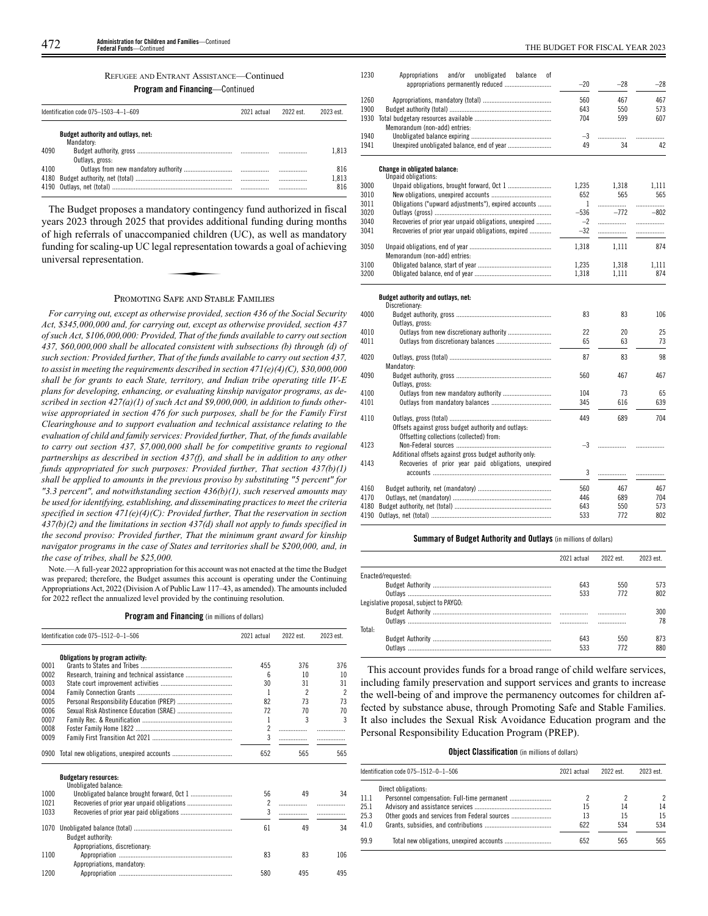REFUGEE AND ENTRANT ASSISTANCE—Continued

**Program and Financing**—Continued

| Identification code 075–1503–4–1–609 | | 2021 actual | 2022 est. | 2023 est. |
|---|---|---|---|---|
| | **Budget authority and outlays, net:** | | | |
| | Mandatory: | | | |
| 4090 | Budget authority, gross | | | 1,813 |
| | Outlays, gross: | | | |
| 4100 | Outlays from new mandatory authority | | | 816 |
| 4180 | Budget authority, net (total) | | | 1,813 |
| 4190 | Outlays, net (total) | | | 816 |

The Budget proposes a mandatory contingency fund authorized in fiscal years 2023 through 2025 that provides additional funding during months of high referrals of unaccompanied children (UC), as well as mandatory funding for scaling-up UC legal representation towards a goal of achieving universal representation.

## PROMOTING SAFE AND STABLE FAMILIES

*For carrying out, except as otherwise provided, section 436 of the Social Security Act, $345,000,000 and, for carrying out, except as otherwise provided, section 437 of such Act, $106,000,000: Provided, That of the funds available to carry out section 437, $60,000,000 shall be allocated consistent with subsections (b) through (d) of such section: Provided further, That of the funds available to carry out section 437, to assist in meeting the requirements described in section 471(e)(4)(C), $30,000,000 shall be for grants to each State, territory, and Indian tribe operating title IV-E plans for developing, enhancing, or evaluating kinship navigator programs, as described in section 427(a)(1) of such Act and $9,000,000, in addition to funds otherwise appropriated in section 476 for such purposes, shall be for the Family First Clearinghouse and to support evaluation and technical assistance relating to the evaluation of child and family services: Provided further, That, of the funds available to carry out section 437, $7,000,000 shall be for competitive grants to regional partnerships as described in section 437(f), and shall be in addition to any other funds appropriated for such purposes: Provided further, That section 437(b)(1) shall be applied to amounts in the previous proviso by substituting "5 percent" for "3.3 percent", and notwithstanding section 436(b)(1), such reserved amounts may be used for identifying, establishing, and disseminating practices to meet the criteria specified in section 471(e)(4)(C): Provided further, That the reservation in section 437(b)(2) and the limitations in section 437(d) shall not apply to funds specified in the second proviso: Provided further, That the minimum grant award for kinship navigator programs in the case of States and territories shall be $200,000, and, in the case of tribes, shall be $25,000.*

Note.—A full-year 2022 appropriation for this account was not enacted at the time the Budget was prepared; therefore, the Budget assumes this account is operating under the Continuing Appropriations Act, 2022 (Division A of Public Law 117–43, as amended). The amounts included for 2022 reflect the annualized level provided by the continuing resolution.

**Program and Financing** (in millions of dollars)

| Identification code 075–1512–0–1–506 | | 2021 actual | 2022 est. | 2023 est. |
|---|---|---|---|---|
| | **Obligations by program activity:** | | | |
| 0001 | Grants to States and Tribes | 455 | 376 | 376 |
| 0002 | Research, training and technical assistance | 6 | 10 | 10 |
| 0003 | State court improvement activities | 30 | 31 | 31 |
| 0004 | Family Connection Grants | 1 | 2 | 2 |
| 0005 | Personal Responsibility Education (PREP) | 82 | 73 | 73 |
| 0006 | Sexual Risk Abstinence Education (SRAE) | 72 | 70 | 70 |
| 0007 | Family Rec. & Reunification | 1 | 3 | 3 |
| 0008 | Foster Family Home 1822 | 2 | | |
| 0009 | Family First Transition Act 2021 | 3 | | |
| 0900 | Total new obligations, unexpired accounts | 652 | 565 | 565 |
| | **Budgetary resources:** | | | |
| | Unobligated balance: | | | |
| 1000 | Unobligated balance brought forward, Oct 1 | 56 | 49 | 34 |
| 1021 | Recoveries of prior year unpaid obligations | 2 | | |
| 1033 | Recoveries of prior year paid obligations | 3 | | |
| 1070 | Unobligated balance (total) | 61 | 49 | 34 |
| | Budget authority: | | | |
| | Appropriations, discretionary: | | | |
| 1100 | Appropriation | 83 | 83 | 106 |
| | Appropriations, mandatory: | | | |
| 1200 | Appropriation | 580 | 495 | 495 |
| 1230 | Appropriations and/or unobligated balance of appropriations permanently reduced | –20 | –28 | –28 |
| 1260 | Appropriations, mandatory (total) | 560 | 467 | 467 |
| 1900 | Budget authority (total) | 643 | 550 | 573 |
| 1930 | Total budgetary resources available | 704 | 599 | 607 |
| | Memorandum (non-add) entries: | | | |
| 1940 | Unobligated balance expiring | –3 | | |
| 1941 | Unexpired unobligated balance, end of year | 49 | 34 | 42 |
| | **Change in obligated balance:** | | | |
| | Unpaid obligations: | | | |
| 3000 | Unpaid obligations, brought forward, Oct 1 | 1,235 | 1,318 | 1,111 |
| 3010 | New obligations, unexpired accounts | 652 | 565 | 565 |
| 3011 | Obligations ("upward adjustments"), expired accounts | 1 | | |
| 3020 | Outlays (gross) | –536 | –772 | –802 |
| 3040 | Recoveries of prior year unpaid obligations, unexpired | –2 | | |
| 3041 | Recoveries of prior year unpaid obligations, expired | –32 | | |
| 3050 | Unpaid obligations, end of year | 1,318 | 1,111 | 874 |
| | Memorandum (non-add) entries: | | | |
| 3100 | Obligated balance, start of year | 1,235 | 1,318 | 1,111 |
| 3200 | Obligated balance, end of year | 1,318 | 1,111 | 874 |
| | **Budget authority and outlays, net:** | | | |
| | Discretionary: | | | |
| 4000 | Budget authority, gross | 83 | 83 | 106 |
| | Outlays, gross: | | | |
| 4010 | Outlays from new discretionary authority | 22 | 20 | 25 |
| 4011 | Outlays from discretionary balances | 65 | 63 | 73 |
| 4020 | Outlays, gross (total) | 87 | 83 | 98 |
| | Mandatory: | | | |
| 4090 | Budget authority, gross | 560 | 467 | 467 |
| | Outlays, gross: | | | |
| 4100 | Outlays from new mandatory authority | 104 | 73 | 65 |
| 4101 | Outlays from mandatory balances | 345 | 616 | 639 |
| 4110 | Outlays, gross (total) | 449 | 689 | 704 |
| | Offsets against gross budget authority and outlays: | | | |
| | Offsetting collections (collected) from: | | | |
| 4123 | Non-Federal sources | –3 | | |
| | Additional offsets against gross budget authority only: | | | |
| 4143 | Recoveries of prior year paid obligations, unexpired accounts | 3 | | |
| 4160 | Budget authority, net (mandatory) | 560 | 467 | 467 |
| 4170 | Outlays, net (mandatory) | 446 | 689 | 704 |
| 4180 | Budget authority, net (total) | 643 | 550 | 573 |
| 4190 | Outlays, net (total) | 533 | 772 | 802 |

**Summary of Budget Authority and Outlays** (in millions of dollars)

| | 2021 actual | 2022 est. | 2023 est. |
|---|---|---|---|
| Enacted/requested: | | | |
| Budget Authority | 643 | 550 | 573 |
| Outlays | 533 | 772 | 802 |
| Legislative proposal, subject to PAYGO: | | | |
| Budget Authority | | | 300 |
| Outlays | | | 78 |
| Total: | | | |
| Budget Authority | 643 | 550 | 873 |
| Outlays | 533 | 772 | 880 |

This account provides funds for a broad range of child welfare services, including family preservation and support services and grants to increase the well-being of and improve the permanency outcomes for children affected by substance abuse, through Promoting Safe and Stable Families. It also includes the Sexual Risk Avoidance Education program and the Personal Responsibility Education Program (PREP).

**Object Classification** (in millions of dollars)

| Identification code 075–1512–0–1–506 | | 2021 actual | 2022 est. | 2023 est. |
|---|---|---|---|---|
| | Direct obligations: | | | |
| 11.1 | Personnel compensation: Full-time permanent | 2 | 2 | 2 |
| 25.1 | Advisory and assistance services | 15 | 14 | 14 |
| 25.3 | Other goods and services from Federal sources | 13 | 15 | 15 |
| 41.0 | Grants, subsidies, and contributions | 622 | 534 | 534 |
| 99.9 | Total new obligations, unexpired accounts | 652 | 565 | 565 |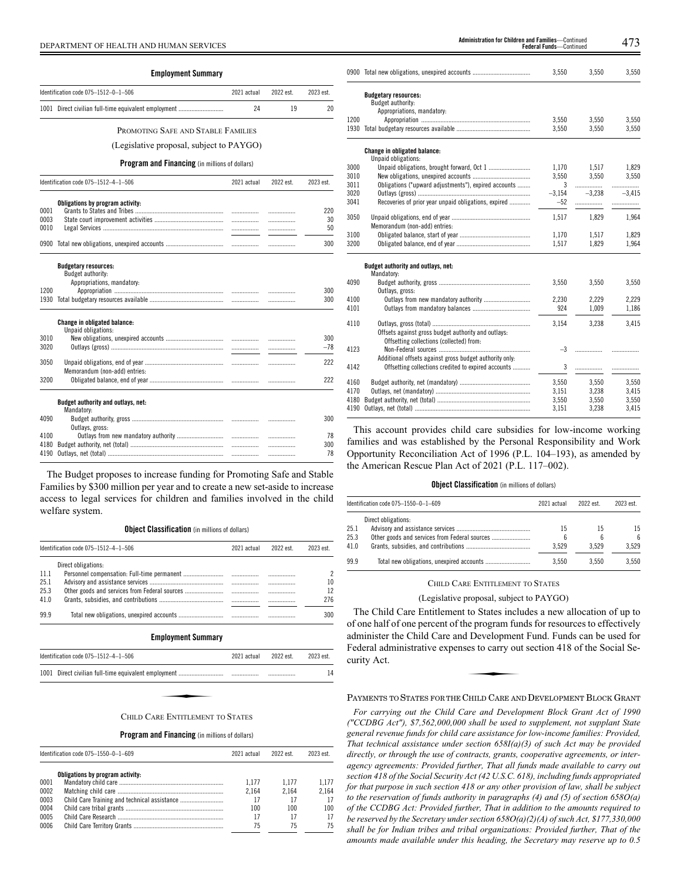**Employment Summary**

| Identification code 075–1512–0–1–506 | 2021 actual | 2022 est. | 2023 est. |
|---|---|---|---|
| 1001 Direct civilian full-time equivalent employment | 24 | 19 | 20 |

PROMOTING SAFE AND STABLE FAMILIES

(Legislative proposal, subject to PAYGO)

**Program and Financing** (in millions of dollars)

| Identification code 075–1512–4–1–506 | 2021 actual | 2022 est. | 2023 est. |
|---|---|---|---|
| **Obligations by program activity:** | | | |
| 0001 Grants to States and Tribes | | | 220 |
| 0003 State court improvement activities | | | 30 |
| 0010 Legal Services | | | 50 |
| 0900 Total new obligations, unexpired accounts | | | 300 |
| **Budgetary resources:** | | | |
| Budget authority: | | | |
| Appropriations, mandatory: | | | |
| 1200 Appropriation | | | 300 |
| 1930 Total budgetary resources available | | | 300 |
| **Change in obligated balance:** | | | |
| Unpaid obligations: | | | |
| 3010 New obligations, unexpired accounts | | | 300 |
| 3020 Outlays (gross) | | | –78 |
| 3050 Unpaid obligations, end of year | | | 222 |
| Memorandum (non-add) entries: | | | |
| 3200 Obligated balance, end of year | | | 222 |
| **Budget authority and outlays, net:** | | | |
| Mandatory: | | | |
| 4090 Budget authority, gross | | | 300 |
| Outlays, gross: | | | |
| 4100 Outlays from new mandatory authority | | | 78 |
| 4180 Budget authority, net (total) | | | 300 |
| 4190 Outlays, net (total) | | | 78 |

The Budget proposes to increase funding for Promoting Safe and Stable Families by $300 million per year and to create a new set-aside to increase access to legal services for children and families involved in the child welfare system.

**Object Classification** (in millions of dollars)

| Identification code 075–1512–4–1–506 | 2021 actual | 2022 est. | 2023 est. |
|---|---|---|---|
| Direct obligations: | | | |
| 11.1 Personnel compensation: Full-time permanent | | | 2 |
| 25.1 Advisory and assistance services | | | 10 |
| 25.3 Other goods and services from Federal sources | | | 12 |
| 41.0 Grants, subsidies, and contributions | | | 276 |
| 99.9 Total new obligations, unexpired accounts | | | 300 |

**Employment Summary**

| Identification code 075–1512–4–1–506 | 2021 actual | 2022 est. | 2023 est. |
|---|---|---|---|
| 1001 Direct civilian full-time equivalent employment | | | 14 |

CHILD CARE ENTITLEMENT TO STATES

**Program and Financing** (in millions of dollars)

| Identification code 075–1550–0–1–609 | 2021 actual | 2022 est. | 2023 est. |
|---|---|---|---|
| **Obligations by program activity:** | | | |
| 0001 Mandatory child care | 1,177 | 1,177 | 1,177 |
| 0002 Matching child care | 2,164 | 2,164 | 2,164 |
| 0003 Child Care Training and technical assistance | 17 | 17 | 17 |
| 0004 Child care tribal grants | 100 | 100 | 100 |
| 0005 Child Care Research | 17 | 17 | 17 |
| 0006 Child Care Territory Grants | 75 | 75 | 75 |
| 0900 Total new obligations, unexpired accounts | 3,550 | 3,550 | 3,550 |
| **Budgetary resources:** | | | |
| Budget authority: | | | |
| Appropriations, mandatory: | | | |
| 1200 Appropriation | 3,550 | 3,550 | 3,550 |
| 1930 Total budgetary resources available | 3,550 | 3,550 | 3,550 |
| **Change in obligated balance:** | | | |
| Unpaid obligations: | | | |
| 3000 Unpaid obligations, brought forward, Oct 1 | 1,170 | 1,517 | 1,829 |
| 3010 New obligations, unexpired accounts | 3,550 | 3,550 | 3,550 |
| 3011 Obligations ("upward adjustments"), expired accounts | 3 | | |
| 3020 Outlays (gross) | –3,154 | –3,238 | –3,415 |
| 3041 Recoveries of prior year unpaid obligations, expired | –52 | | |
| 3050 Unpaid obligations, end of year | 1,517 | 1,829 | 1,964 |
| Memorandum (non-add) entries: | | | |
| 3100 Obligated balance, start of year | 1,170 | 1,517 | 1,829 |
| 3200 Obligated balance, end of year | 1,517 | 1,829 | 1,964 |
| **Budget authority and outlays, net:** | | | |
| Mandatory: | | | |
| 4090 Budget authority, gross | 3,550 | 3,550 | 3,550 |
| Outlays, gross: | | | |
| 4100 Outlays from new mandatory authority | 2,230 | 2,229 | 2,229 |
| 4101 Outlays from mandatory balances | 924 | 1,009 | 1,186 |
| 4110 Outlays, gross (total) | 3,154 | 3,238 | 3,415 |
| Offsets against gross budget authority and outlays: | | | |
| Offsetting collections (collected) from: | | | |
| 4123 Non-Federal sources | –3 | | |
| Additional offsets against gross budget authority only: | | | |
| 4142 Offsetting collections credited to expired accounts | 3 | | |
| 4160 Budget authority, net (mandatory) | 3,550 | 3,550 | 3,550 |
| 4170 Outlays, net (mandatory) | 3,151 | 3,238 | 3,415 |
| 4180 Budget authority, net (total) | 3,550 | 3,550 | 3,550 |
| 4190 Outlays, net (total) | 3,151 | 3,238 | 3,415 |

This account provides child care subsidies for low-income working families and was established by the Personal Responsibility and Work Opportunity Reconciliation Act of 1996 (P.L. 104–193), as amended by the American Rescue Plan Act of 2021 (P.L. 117–002).

**Object Classification** (in millions of dollars)

| Identification code 075–1550–0–1–609 | 2021 actual | 2022 est. | 2023 est. |
|---|---|---|---|
| Direct obligations: | | | |
| 25.1 Advisory and assistance services | 15 | 15 | 15 |
| 25.3 Other goods and services from Federal sources | 6 | 6 | 6 |
| 41.0 Grants, subsidies, and contributions | 3,529 | 3,529 | 3,529 |
| 99.9 Total new obligations, unexpired accounts | 3,550 | 3,550 | 3,550 |

CHILD CARE ENTITLEMENT TO STATES

(Legislative proposal, subject to PAYGO)

The Child Care Entitlement to States includes a new allocation of up to of one half of one percent of the program funds for resources to effectively administer the Child Care and Development Fund. Funds can be used for Federal administrative expenses to carry out section 418 of the Social Security Act.

PAYMENTS TO STATES FOR THE CHILD CARE AND DEVELOPMENT BLOCK GRANT

*For carrying out the Child Care and Development Block Grant Act of 1990 ("CCDBG Act"), $7,562,000,000 shall be used to supplement, not supplant State general revenue funds for child care assistance for low-income families: Provided, That technical assistance under section 658I(a)(3) of such Act may be provided directly, or through the use of contracts, grants, cooperative agreements, or interagency agreements: Provided further, That all funds made available to carry out section 418 of the Social Security Act (42 U.S.C. 618), including funds appropriated for that purpose in such section 418 or any other provision of law, shall be subject to the reservation of funds authority in paragraphs (4) and (5) of section 658O(a) of the CCDBG Act: Provided further, That in addition to the amounts required to be reserved by the Secretary under section 658O(a)(2)(A) of such Act, $177,330,000 shall be for Indian tribes and tribal organizations: Provided further, That of the amounts made available under this heading, the Secretary may reserve up to 0.5*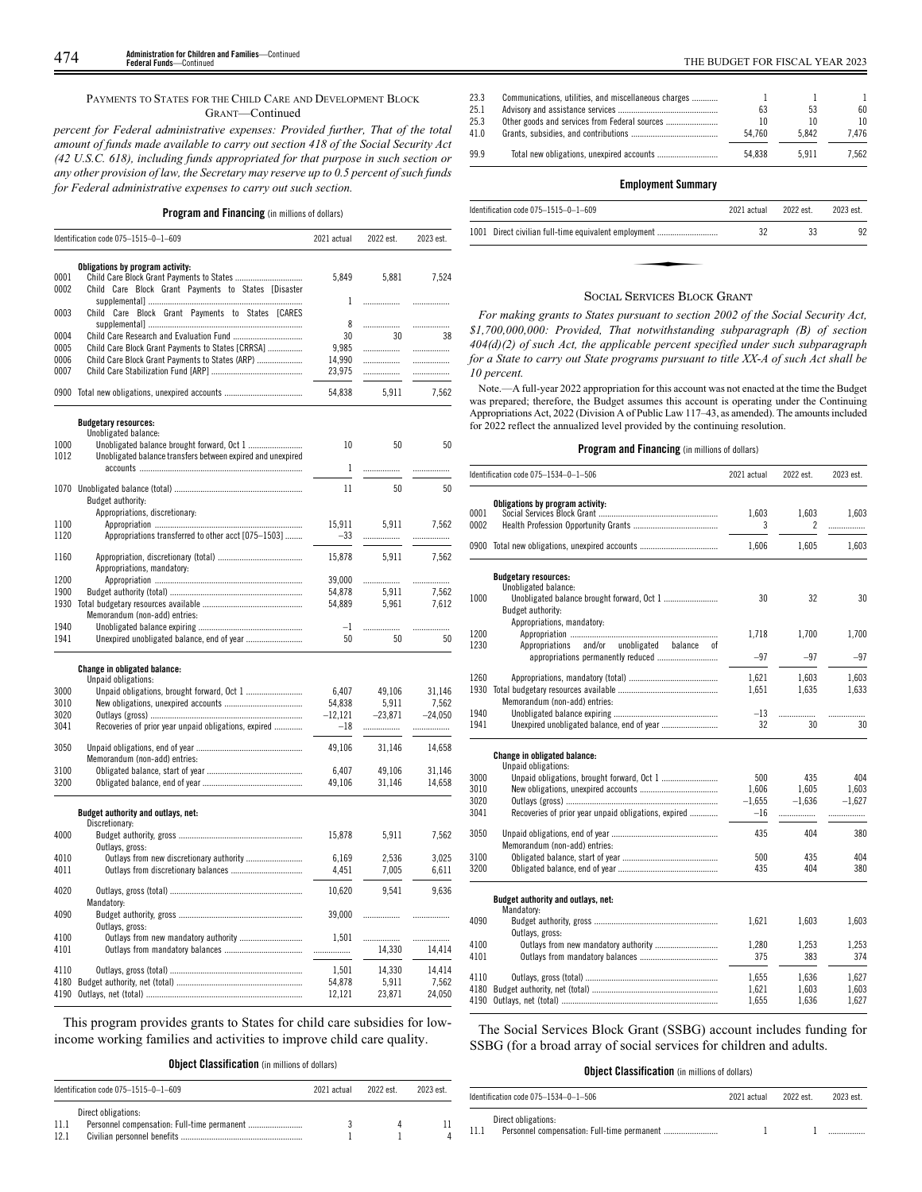PAYMENTS TO STATES FOR THE CHILD CARE AND DEVELOPMENT BLOCK GRANT—Continued

*percent for Federal administrative expenses: Provided further, That of the total amount of funds made available to carry out section 418 of the Social Security Act (42 U.S.C. 618), including funds appropriated for that purpose in such section or any other provision of law, the Secretary may reserve up to 0.5 percent of such funds for Federal administrative expenses to carry out such section.*

**Program and Financing** (in millions of dollars)

| Identification code 075–1515–0–1–609 | | 2021 actual | 2022 est. | 2023 est. |
|---|---|---|---|---|
| | **Obligations by program activity:** | | | |
| 0001 | Child Care Block Grant Payments to States | 5,849 | 5,881 | 7,524 |
| 0002 | Child Care Block Grant Payments to States [Disaster supplemental] | 1 | | |
| 0003 | Child Care Block Grant Payments to States [CARES supplemental] | 8 | | |
| 0004 | Child Care Research and Evaluation Fund | 30 | 30 | 38 |
| 0005 | Child Care Block Grant Payments to States [CRRSA] | 9,985 | | |
| 0006 | Child Care Block Grant Payments to States (ARP) | 14,990 | | |
| 0007 | Child Care Stabilization Fund [ARP] | 23,975 | | |
| 0900 | Total new obligations, unexpired accounts | 54,838 | 5,911 | 7,562 |
| | **Budgetary resources:** | | | |
| | Unobligated balance: | | | |
| 1000 | Unobligated balance brought forward, Oct 1 | 10 | 50 | 50 |
| 1012 | Unobligated balance transfers between expired and unexpired accounts | 1 | | |
| 1070 | Unobligated balance (total) | 11 | 50 | 50 |
| | Budget authority: | | | |
| | Appropriations, discretionary: | | | |
| 1100 | Appropriation | 15,911 | 5,911 | 7,562 |
| 1120 | Appropriations transferred to other acct [075–1503] | –33 | | |
| 1160 | Appropriation, discretionary (total) | 15,878 | 5,911 | 7,562 |
| | Appropriations, mandatory: | | | |
| 1200 | Appropriation | 39,000 | | |
| 1900 | Budget authority (total) | 54,878 | 5,911 | 7,562 |
| 1930 | Total budgetary resources available | 54,889 | 5,961 | 7,612 |
| | Memorandum (non-add) entries: | | | |
| 1940 | Unobligated balance expiring | –1 | | |
| 1941 | Unexpired unobligated balance, end of year | 50 | 50 | 50 |
| | **Change in obligated balance:** | | | |
| | Unpaid obligations: | | | |
| 3000 | Unpaid obligations, brought forward, Oct 1 | 6,407 | 49,106 | 31,146 |
| 3010 | New obligations, unexpired accounts | 54,838 | 5,911 | 7,562 |
| 3020 | Outlays (gross) | –12,121 | –23,871 | –24,050 |
| 3041 | Recoveries of prior year unpaid obligations, expired | –18 | | |
| 3050 | Unpaid obligations, end of year | 49,106 | 31,146 | 14,658 |
| | Memorandum (non-add) entries: | | | |
| 3100 | Obligated balance, start of year | 6,407 | 49,106 | 31,146 |
| 3200 | Obligated balance, end of year | 49,106 | 31,146 | 14,658 |
| | **Budget authority and outlays, net:** | | | |
| | Discretionary: | | | |
| 4000 | Budget authority, gross | 15,878 | 5,911 | 7,562 |
| | Outlays, gross: | | | |
| 4010 | Outlays from new discretionary authority | 6,169 | 2,536 | 3,025 |
| 4011 | Outlays from discretionary balances | 4,451 | 7,005 | 6,611 |
| 4020 | Outlays, gross (total) | 10,620 | 9,541 | 9,636 |
| | Mandatory: | | | |
| 4090 | Budget authority, gross | 39,000 | | |
| | Outlays, gross: | | | |
| 4100 | Outlays from new mandatory authority | 1,501 | | |
| 4101 | Outlays from mandatory balances | | 14,330 | 14,414 |
| 4110 | Outlays, gross (total) | 1,501 | 14,330 | 14,414 |
| 4180 | Budget authority, net (total) | 54,878 | 5,911 | 7,562 |
| 4190 | Outlays, net (total) | 12,121 | 23,871 | 24,050 |

This program provides grants to States for child care subsidies for low-income working families and activities to improve child care quality.

**Object Classification** (in millions of dollars)

| Identification code 075–1515–0–1–609 | | 2021 actual | 2022 est. | 2023 est. |
|---|---|---|---|---|
| | Direct obligations: | | | |
| 11.1 | Personnel compensation: Full-time permanent | 3 | 4 | 11 |
| 12.1 | Civilian personnel benefits | 1 | 1 | 4 |
| 23.3 | Communications, utilities, and miscellaneous charges | 1 | 1 | 1 |
| 25.1 | Advisory and assistance services | 63 | 53 | 60 |
| 25.3 | Other goods and services from Federal sources | 10 | 10 | 10 |
| 41.0 | Grants, subsidies, and contributions | 54,760 | 5,842 | 7,476 |
| 99.9 | Total new obligations, unexpired accounts | 54,838 | 5,911 | 7,562 |

**Employment Summary**

| Identification code 075–1515–0–1–609 | | 2021 actual | 2022 est. | 2023 est. |
|---|---|---|---|---|
| 1001 | Direct civilian full-time equivalent employment | 32 | 33 | 92 |

## SOCIAL SERVICES BLOCK GRANT

*For making grants to States pursuant to section 2002 of the Social Security Act, $1,700,000,000: Provided, That notwithstanding subparagraph (B) of section 404(d)(2) of such Act, the applicable percent specified under such subparagraph for a State to carry out State programs pursuant to title XX-A of such Act shall be 10 percent.*

Note.—A full-year 2022 appropriation for this account was not enacted at the time the Budget was prepared; therefore, the Budget assumes this account is operating under the Continuing Appropriations Act, 2022 (Division A of Public Law 117–43, as amended). The amounts included for 2022 reflect the annualized level provided by the continuing resolution.

**Program and Financing** (in millions of dollars)

| Identification code 075–1534–0–1–506 | | 2021 actual | 2022 est. | 2023 est. |
|---|---|---|---|---|
| | **Obligations by program activity:** | | | |
| 0001 | Social Services Block Grant | 1,603 | 1,603 | 1,603 |
| 0002 | Health Profession Opportunity Grants | 3 | 2 | |
| 0900 | Total new obligations, unexpired accounts | 1,606 | 1,605 | 1,603 |
| | **Budgetary resources:** | | | |
| | Unobligated balance: | | | |
| 1000 | Unobligated balance brought forward, Oct 1 | 30 | 32 | 30 |
| | Budget authority: | | | |
| | Appropriations, mandatory: | | | |
| 1200 | Appropriation | 1,718 | 1,700 | 1,700 |
| 1230 | Appropriations and/or unobligated balance of appropriations permanently reduced | –97 | –97 | –97 |
| 1260 | Appropriations, mandatory (total) | 1,621 | 1,603 | 1,603 |
| 1930 | Total budgetary resources available | 1,651 | 1,635 | 1,633 |
| | Memorandum (non-add) entries: | | | |
| 1940 | Unobligated balance expiring | –13 | | |
| 1941 | Unexpired unobligated balance, end of year | 32 | 30 | 30 |
| | **Change in obligated balance:** | | | |
| | Unpaid obligations: | | | |
| 3000 | Unpaid obligations, brought forward, Oct 1 | 500 | 435 | 404 |
| 3010 | New obligations, unexpired accounts | 1,606 | 1,605 | 1,603 |
| 3020 | Outlays (gross) | –1,655 | –1,636 | –1,627 |
| 3041 | Recoveries of prior year unpaid obligations, expired | –16 | | |
| 3050 | Unpaid obligations, end of year | 435 | 404 | 380 |
| | Memorandum (non-add) entries: | | | |
| 3100 | Obligated balance, start of year | 500 | 435 | 404 |
| 3200 | Obligated balance, end of year | 435 | 404 | 380 |
| | **Budget authority and outlays, net:** | | | |
| | Mandatory: | | | |
| 4090 | Budget authority, gross | 1,621 | 1,603 | 1,603 |
| | Outlays, gross: | | | |
| 4100 | Outlays from new mandatory authority | 1,280 | 1,253 | 1,253 |
| 4101 | Outlays from mandatory balances | 375 | 383 | 374 |
| 4110 | Outlays, gross (total) | 1,655 | 1,636 | 1,627 |
| 4180 | Budget authority, net (total) | 1,621 | 1,603 | 1,603 |
| 4190 | Outlays, net (total) | 1,655 | 1,636 | 1,627 |

The Social Services Block Grant (SSBG) account includes funding for SSBG (for a broad array of social services for children and adults.

**Object Classification** (in millions of dollars)

| Identification code 075–1534–0–1–506 | | 2021 actual | 2022 est. | 2023 est. |
|---|---|---|---|---|
| | Direct obligations: | | | |
| 11.1 | Personnel compensation: Full-time permanent | 1 | 1 | |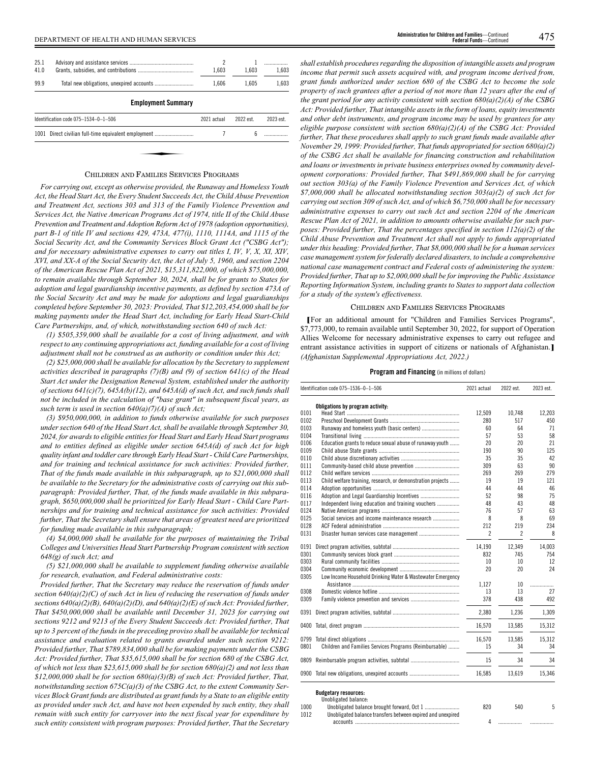| | | | | |
|---|---|---|---|---|
| 25.1 | Advisory and assistance services | 2 | 1 | |
| 41.0 | Grants, subsidies, and contributions | 1,603 | 1,603 | 1,603 |
| 99.9 | Total new obligations, unexpired accounts | 1,606 | 1,605 | 1,603 |

**Employment Summary**

| Identification code 075–1534–0–1–506 | 2021 actual | 2022 est. | 2023 est. |
|---|---|---|---|
| 1001 Direct civilian full-time equivalent employment | 7 | 6 | |

## CHILDREN AND FAMILIES SERVICES PROGRAMS

*For carrying out, except as otherwise provided, the Runaway and Homeless Youth Act, the Head Start Act, the Every Student Succeeds Act, the Child Abuse Prevention and Treatment Act, sections 303 and 313 of the Family Violence Prevention and Services Act, the Native American Programs Act of 1974, title II of the Child Abuse Prevention and Treatment and Adoption Reform Act of 1978 (adoption opportunities), part B-1 of title IV and sections 429, 473A, 477(i), 1110, 1114A, and 1115 of the Social Security Act, and the Community Services Block Grant Act ("CSBG Act"); and for necessary administrative expenses to carry out titles I, IV, V, X, XI, XIV, XVI, and XX-A of the Social Security Act, the Act of July 5, 1960, and section 2204 of the American Rescue Plan Act of 2021, $15,311,822,000, of which $75,000,000, to remain available through September 30, 2024, shall be for grants to States for adoption and legal guardianship incentive payments, as defined by section 473A of the Social Security Act and may be made for adoptions and legal guardianships completed before September 30, 2023: Provided, That $12,203,454,000 shall be for making payments under the Head Start Act, including for Early Head Start-Child Care Partnerships, and, of which, notwithstanding section 640 of such Act:*

*(1) $505,359,000 shall be available for a cost of living adjustment, and with respect to any continuing appropriations act, funding available for a cost of living adjustment shall not be construed as an authority or condition under this Act;*

*(2) $25,000,000 shall be available for allocation by the Secretary to supplement activities described in paragraphs (7)(B) and (9) of section 641(c) of the Head Start Act under the Designation Renewal System, established under the authority of sections 641(c)(7), 645A(b)(12), and 645A(d) of such Act, and such funds shall not be included in the calculation of "base grant" in subsequent fiscal years, as such term is used in section 640(a)(7)(A) of such Act;*

*(3) $950,000,000, in addition to funds otherwise available for such purposes under section 640 of the Head Start Act, shall be available through September 30, 2024, for awards to eligible entities for Head Start and Early Head Start programs and to entities defined as eligible under section 645A(d) of such Act for high quality infant and toddler care through Early Head Start - Child Care Partnerships, and for training and technical assistance for such activities: Provided further, That of the funds made available in this subparagraph, up to $21,000,000 shall be available to the Secretary for the administrative costs of carrying out this subparagraph: Provided further, That, of the funds made available in this subparagraph, $650,000,000 shall be prioritized for Early Head Start - Child Care Partnerships and for training and technical assistance for such activities: Provided further, That the Secretary shall ensure that areas of greatest need are prioritized for funding made available in this subparagraph;*

*(4) $4,000,000 shall be available for the purposes of maintaining the Tribal Colleges and Universities Head Start Partnership Program consistent with section 648(g) of such Act; and*

*(5) $21,000,000 shall be available to supplement funding otherwise available for research, evaluation, and Federal administrative costs:*

*Provided further, That the Secretary may reduce the reservation of funds under section 640(a)(2)(C) of such Act in lieu of reducing the reservation of funds under sections 640(a)(2)(B), 640(a)(2)(D), and 640(a)(2)(E) of such Act: Provided further, That $450,000,000 shall be available until December 31, 2023 for carrying out sections 9212 and 9213 of the Every Student Succeeds Act: Provided further, That up to 3 percent of the funds in the preceding proviso shall be available for technical assistance and evaluation related to grants awarded under such section 9212: Provided further, That $789,834,000 shall be for making payments under the CSBG Act: Provided further, That $35,615,000 shall be for section 680 of the CSBG Act, of which not less than $23,615,000 shall be for section 680(a)(2) and not less than $12,000,000 shall be for section 680(a)(3)(B) of such Act: Provided further, That, notwithstanding section 675C(a)(3) of the CSBG Act, to the extent Community Services Block Grant funds are distributed as grant funds by a State to an eligible entity as provided under such Act, and have not been expended by such entity, they shall remain with such entity for carryover into the next fiscal year for expenditure by such entity consistent with program purposes: Provided further, That the Secretary shall establish procedures regarding the disposition of intangible assets and program income that permit such assets acquired with, and program income derived from, grant funds authorized under section 680 of the CSBG Act to become the sole property of such grantees after a period of not more than 12 years after the end of the grant period for any activity consistent with section 680(a)(2)(A) of the CSBG Act: Provided further, That intangible assets in the form of loans, equity investments and other debt instruments, and program income may be used by grantees for any eligible purpose consistent with section 680(a)(2)(A) of the CSBG Act: Provided further, That these procedures shall apply to such grant funds made available after November 29, 1999: Provided further, That funds appropriated for section 680(a)(2) of the CSBG Act shall be available for financing construction and rehabilitation and loans or investments in private business enterprises owned by community development corporations: Provided further, That $491,869,000 shall be for carrying out section 303(a) of the Family Violence Prevention and Services Act, of which $7,000,000 shall be allocated notwithstanding section 303(a)(2) of such Act for carrying out section 309 of such Act, and of which $6,750,000 shall be for necessary administrative expenses to carry out such Act and section 2204 of the American Rescue Plan Act of 2021, in addition to amounts otherwise available for such purposes: Provided further, That the percentages specified in section 112(a)(2) of the Child Abuse Prevention and Treatment Act shall not apply to funds appropriated under this heading: Provided further, That $8,000,000 shall be for a human services case management system for federally declared disasters, to include a comprehensive national case management contract and Federal costs of administering the system: Provided further, That up to $2,000,000 shall be for improving the Public Assistance Reporting Information System, including grants to States to support data collection for a study of the system's effectiveness.*

## CHILDREN AND FAMILIES SERVICES PROGRAMS

[For an additional amount for "Children and Families Services Programs", $7,773,000, to remain available until September 30, 2022, for support of Operation Allies Welcome for necessary administrative expenses to carry out refugee and entrant assistance activities in support of citizens or nationals of Afghanistan.] *(Afghanistan Supplemental Appropriations Act, 2022.)*

**Program and Financing** (in millions of dollars)

| Identification code 075–1536–0–1–506 | | 2021 actual | 2022 est. | 2023 est. |
|---|---|---|---|---|
| | **Obligations by program activity:** | | | |
| 0101 | Head Start | 12,509 | 10,748 | 12,203 |
| 0102 | Preschool Development Grants | 280 | 517 | 450 |
| 0103 | Runaway and homeless youth (basic centers) | 60 | 64 | 71 |
| 0104 | Transitional living | 57 | 53 | 58 |
| 0106 | Education grants to reduce sexual abuse of runaway youth | 20 | 20 | 21 |
| 0109 | Child abuse State grants | 190 | 90 | 125 |
| 0110 | Child abuse discretionary activities | 35 | 35 | 42 |
| 0111 | Community-based child abuse prevention | 309 | 63 | 90 |
| 0112 | Child welfare services | 269 | 269 | 279 |
| 0113 | Child welfare training, research, or demonstration projects | 19 | 19 | 121 |
| 0114 | Adoption opportunities | 44 | 44 | 46 |
| 0116 | Adoption and Legal Guardianship Incentives | 52 | 98 | 75 |
| 0117 | Independent living education and training vouchers | 48 | 43 | 48 |
| 0124 | Native American programs | 76 | 57 | 63 |
| 0125 | Social services and income maintenance research | 8 | 8 | 69 |
| 0128 | ACF Federal administration | 212 | 219 | 234 |
| 0131 | Disaster human services case management | 2 | 2 | 8 |
| 0191 | Direct program activities, subtotal | 14,190 | 12,349 | 14,003 |
| 0301 | Community services block grant | 832 | 745 | 754 |
| 0303 | Rural community facilities | 10 | 10 | 12 |
| 0304 | Community economic development | 20 | 20 | 24 |
| 0305 | Low Income Household Drinking Water & Wastewater Emergency Assistance | 1,127 | 10 | |
| 0308 | Domestic violence hotline | 13 | 13 | 27 |
| 0309 | Family violence prevention and services | 378 | 438 | 492 |
| 0391 | Direct program activities, subtotal | 2,380 | 1,236 | 1,309 |
| 0400 | Total, direct program | 16,570 | 13,585 | 15,312 |
| 0799 | Total direct obligations | 16,570 | 13,585 | 15,312 |
| 0801 | Children and Families Services Programs (Reimbursable) | 15 | 34 | 34 |
| 0809 | Reimbursable program activities, subtotal | 15 | 34 | 34 |
| 0900 | Total new obligations, unexpired accounts | 16,585 | 13,619 | 15,346 |
| | **Budgetary resources:** | | | |
| | Unobligated balance: | | | |
| 1000 | Unobligated balance brought forward, Oct 1 | 820 | 540 | 5 |
| 1012 | Unobligated balance transfers between expired and unexpired accounts | 4 | | |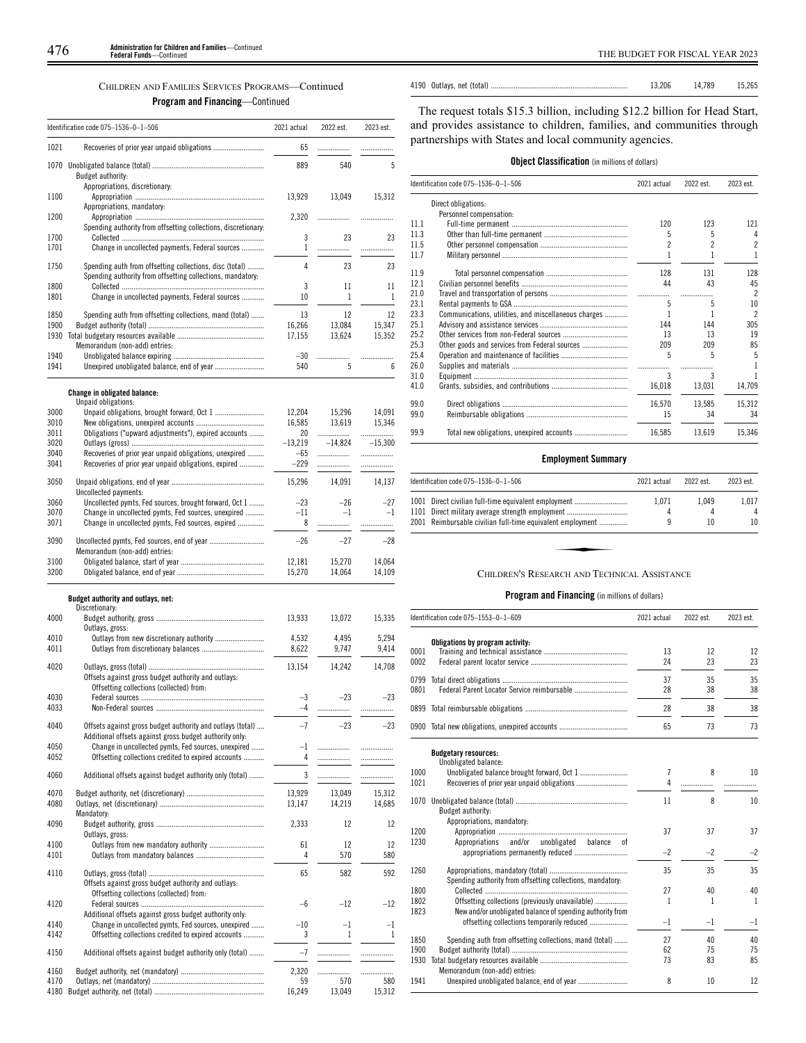## CHILDREN AND FAMILIES SERVICES PROGRAMS—Continued

### Program and Financing—Continued

| Identification code 075–1536–0–1–506 | | 2021 actual | 2022 est. | 2023 est. |
|---|---|---|---|---|
| 1021 | Recoveries of prior year unpaid obligations | 65 | | |
| 1070 | Unobligated balance (total) | 889 | 540 | 5 |
| | Budget authority: | | | |
| | Appropriations, discretionary: | | | |
| 1100 | Appropriation | 13,929 | 13,049 | 15,312 |
| | Appropriations, mandatory: | | | |
| 1200 | Appropriation | 2,320 | | |
| | Spending authority from offsetting collections, discretionary: | | | |
| 1700 | Collected | 3 | 23 | 23 |
| 1701 | Change in uncollected payments, Federal sources | 1 | | |
| 1750 | Spending auth from offsetting collections, disc (total) | 4 | 23 | 23 |
| | Spending authority from offsetting collections, mandatory: | | | |
| 1800 | Collected | 3 | 11 | 11 |
| 1801 | Change in uncollected payments, Federal sources | 10 | 1 | 1 |
| 1850 | Spending auth from offsetting collections, mand (total) | 13 | 12 | 12 |
| 1900 | Budget authority (total) | 16,266 | 13,084 | 15,347 |
| 1930 | Total budgetary resources available | 17,155 | 13,624 | 15,352 |
| | Memorandum (non-add) entries: | | | |
| 1940 | Unobligated balance expiring | –30 | | |
| 1941 | Unexpired unobligated balance, end of year | 540 | 5 | 6 |
| | **Change in obligated balance:** | | | |
| | Unpaid obligations: | | | |
| 3000 | Unpaid obligations, brought forward, Oct 1 | 12,204 | 15,296 | 14,091 |
| 3010 | New obligations, unexpired accounts | 16,585 | 13,619 | 15,346 |
| 3011 | Obligations ("upward adjustments"), expired accounts | 20 | | |
| 3020 | Outlays (gross) | –13,219 | –14,824 | –15,300 |
| 3040 | Recoveries of prior year unpaid obligations, unexpired | –65 | | |
| 3041 | Recoveries of prior year unpaid obligations, expired | –229 | | |
| 3050 | Unpaid obligations, end of year | 15,296 | 14,091 | 14,137 |
| | Uncollected payments: | | | |
| 3060 | Uncollected pymts, Fed sources, brought forward, Oct 1 | –23 | –26 | –27 |
| 3070 | Change in uncollected pymts, Fed sources, unexpired | –11 | –1 | –1 |
| 3071 | Change in uncollected pymts, Fed sources, expired | 8 | | |
| 3090 | Uncollected pymts, Fed sources, end of year | –26 | –27 | –28 |
| | Memorandum (non-add) entries: | | | |
| 3100 | Obligated balance, start of year | 12,181 | 15,270 | 14,064 |
| 3200 | Obligated balance, end of year | 15,270 | 14,064 | 14,109 |
| | **Budget authority and outlays, net:** | | | |
| | Discretionary: | | | |
| 4000 | Budget authority, gross | 13,933 | 13,072 | 15,335 |
| | Outlays, gross: | | | |
| 4010 | Outlays from new discretionary authority | 4,532 | 4,495 | 5,294 |
| 4011 | Outlays from discretionary balances | 8,622 | 9,747 | 9,414 |
| 4020 | Outlays, gross (total) | 13,154 | 14,242 | 14,708 |
| | Offsets against gross budget authority and outlays: | | | |
| | Offsetting collections (collected) from: | | | |
| 4030 | Federal sources | –3 | –23 | –23 |
| 4033 | Non-Federal sources | –4 | | |
| 4040 | Offsets against gross budget authority and outlays (total) | –7 | –23 | –23 |
| | Additional offsets against gross budget authority only: | | | |
| 4050 | Change in uncollected pymts, Fed sources, unexpired | –1 | | |
| 4052 | Offsetting collections credited to expired accounts | 4 | | |
| 4060 | Additional offsets against budget authority only (total) | 3 | | |
| 4070 | Budget authority, net (discretionary) | 13,929 | 13,049 | 15,312 |
| 4080 | Outlays, net (discretionary) | 13,147 | 14,219 | 14,685 |
| | Mandatory: | | | |
| 4090 | Budget authority, gross | 2,333 | 12 | 12 |
| | Outlays, gross: | | | |
| 4100 | Outlays from new mandatory authority | 61 | 12 | 12 |
| 4101 | Outlays from mandatory balances | 4 | 570 | 580 |
| 4110 | Outlays, gross (total) | 65 | 582 | 592 |
| | Offsets against gross budget authority and outlays: | | | |
| | Offsetting collections (collected) from: | | | |
| 4120 | Federal sources | –6 | –12 | –12 |
| | Additional offsets against gross budget authority only: | | | |
| 4140 | Change in uncollected pymts, Fed sources, unexpired | –10 | –1 | –1 |
| 4142 | Offsetting collections credited to expired accounts | 3 | 1 | 1 |
| 4150 | Additional offsets against budget authority only (total) | –7 | | |
| 4160 | Budget authority, net (mandatory) | 2,320 | | |
| 4170 | Outlays, net (mandatory) | 59 | 570 | 580 |
| 4180 | Budget authority, net (total) | 16,249 | 13,049 | 15,312 |
| 4190 | Outlays, net (total) | 13,206 | 14,789 | 15,265 |

The request totals $15.3 billion, including $12.2 billion for Head Start, and provides assistance to children, families, and communities through partnerships with States and local community agencies.

### Object Classification (in millions of dollars)

| Identification code 075–1536–0–1–506 | | 2021 actual | 2022 est. | 2023 est. |
|---|---|---|---|---|
| | Direct obligations: | | | |
| | Personnel compensation: | | | |
| 11.1 | Full-time permanent | 120 | 123 | 121 |
| 11.3 | Other than full-time permanent | 5 | 5 | 4 |
| 11.5 | Other personnel compensation | 2 | 2 | 2 |
| 11.7 | Military personnel | 1 | 1 | 1 |
| 11.9 | Total personnel compensation | 128 | 131 | 128 |
| 12.1 | Civilian personnel benefits | 44 | 43 | 45 |
| 21.0 | Travel and transportation of persons | | | 2 |
| 23.1 | Rental payments to GSA | 5 | 5 | 10 |
| 23.3 | Communications, utilities, and miscellaneous charges | 1 | 1 | 2 |
| 25.1 | Advisory and assistance services | 144 | 144 | 305 |
| 25.2 | Other services from non-Federal sources | 13 | 13 | 19 |
| 25.3 | Other goods and services from Federal sources | 209 | 209 | 85 |
| 25.4 | Operation and maintenance of facilities | 5 | 5 | 5 |
| 26.0 | Supplies and materials | | | 1 |
| 31.0 | Equipment | 3 | 3 | 1 |
| 41.0 | Grants, subsidies, and contributions | 16,018 | 13,031 | 14,709 |
| 99.0 | Direct obligations | 16,570 | 13,585 | 15,312 |
| 99.0 | Reimbursable obligations | 15 | 34 | 34 |
| 99.9 | Total new obligations, unexpired accounts | 16,585 | 13,619 | 15,346 |

### Employment Summary

| Identification code 075–1536–0–1–506 | | 2021 actual | 2022 est. | 2023 est. |
|---|---|---|---|---|
| 1001 | Direct civilian full-time equivalent employment | 1,071 | 1,049 | 1,017 |
| 1101 | Direct military average strength employment | 4 | 4 | 4 |
| 2001 | Reimbursable civilian full-time equivalent employment | 9 | 10 | 10 |

## CHILDREN'S RESEARCH AND TECHNICAL ASSISTANCE

### Program and Financing (in millions of dollars)

| Identification code 075–1553–0–1–609 | | 2021 actual | 2022 est. | 2023 est. |
|---|---|---|---|---|
| | **Obligations by program activity:** | | | |
| 0001 | Training and technical assistance | 13 | 12 | 12 |
| 0002 | Federal parent locator service | 24 | 23 | 23 |
| 0799 | Total direct obligations | 37 | 35 | 35 |
| 0801 | Federal Parent Locator Service reimbursable | 28 | 38 | 38 |
| 0899 | Total reimbursable obligations | 28 | 38 | 38 |
| 0900 | Total new obligations, unexpired accounts | 65 | 73 | 73 |
| | **Budgetary resources:** | | | |
| | Unobligated balance: | | | |
| 1000 | Unobligated balance brought forward, Oct 1 | 7 | 8 | 10 |
| 1021 | Recoveries of prior year unpaid obligations | 4 | | |
| 1070 | Unobligated balance (total) | 11 | 8 | 10 |
| | Budget authority: | | | |
| | Appropriations, mandatory: | | | |
| 1200 | Appropriation | 37 | 37 | 37 |
| 1230 | Appropriations and/or unobligated balance of appropriations permanently reduced | –2 | –2 | –2 |
| 1260 | Appropriations, mandatory (total) | 35 | 35 | 35 |
| | Spending authority from offsetting collections, mandatory: | | | |
| 1800 | Collected | 27 | 40 | 40 |
| 1802 | Offsetting collections (previously unavailable) | 1 | 1 | 1 |
| 1823 | New and/or unobligated balance of spending authority from offsetting collections temporarily reduced | –1 | –1 | –1 |
| 1850 | Spending auth from offsetting collections, mand (total) | 27 | 40 | 40 |
| 1900 | Budget authority (total) | 62 | 75 | 75 |
| 1930 | Total budgetary resources available | 73 | 83 | 85 |
| | Memorandum (non-add) entries: | | | |
| 1941 | Unexpired unobligated balance, end of year | 8 | 10 | 12 |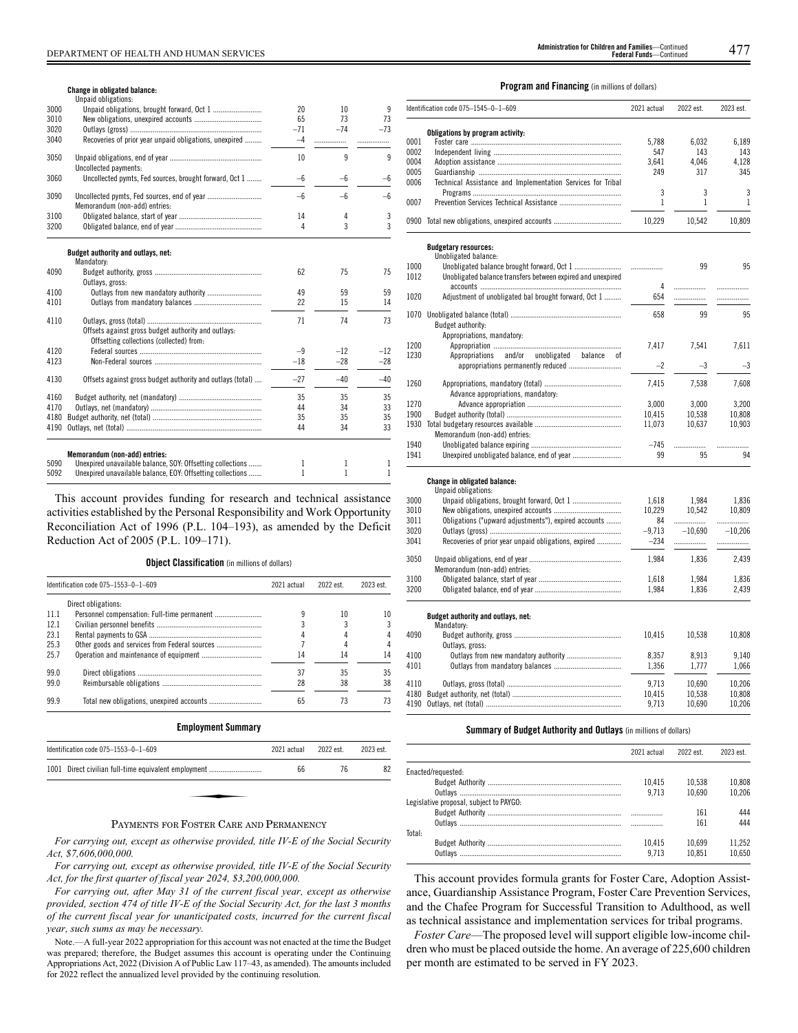| | | 2021 actual | 2022 est. | 2023 est. |
|---|---|---|---|---|
| | **Change in obligated balance:** | | | |
| | Unpaid obligations: | | | |
| 3000 | Unpaid obligations, brought forward, Oct 1 | 20 | 10 | 9 |
| 3010 | New obligations, unexpired accounts | 65 | 73 | 73 |
| 3020 | Outlays (gross) | –71 | –74 | –73 |
| 3040 | Recoveries of prior year unpaid obligations, unexpired | –4 | | |
| 3050 | Unpaid obligations, end of year | 10 | 9 | 9 |
| | Uncollected payments: | | | |
| 3060 | Uncollected pymts, Fed sources, brought forward, Oct 1 | –6 | –6 | –6 |
| 3090 | Uncollected pymts, Fed sources, end of year | –6 | –6 | –6 |
| | Memorandum (non-add) entries: | | | |
| 3100 | Obligated balance, start of year | 14 | 4 | 3 |
| 3200 | Obligated balance, end of year | 4 | 3 | 3 |
| | **Budget authority and outlays, net:** | | | |
| | Mandatory: | | | |
| 4090 | Budget authority, gross | 62 | 75 | 75 |
| | Outlays, gross: | | | |
| 4100 | Outlays from new mandatory authority | 49 | 59 | 59 |
| 4101 | Outlays from mandatory balances | 22 | 15 | 14 |
| 4110 | Outlays, gross (total) | 71 | 74 | 73 |
| | Offsets against gross budget authority and outlays: | | | |
| | Offsetting collections (collected) from: | | | |
| 4120 | Federal sources | –9 | –12 | –12 |
| 4123 | Non-Federal sources | –18 | –28 | –28 |
| 4130 | Offsets against gross budget authority and outlays (total) | –27 | –40 | –40 |
| 4160 | Budget authority, net (mandatory) | 35 | 35 | 35 |
| 4170 | Outlays, net (mandatory) | 44 | 34 | 33 |
| 4180 | Budget authority, net (total) | 35 | 35 | 35 |
| 4190 | Outlays, net (total) | 44 | 34 | 33 |
| | **Memorandum (non-add) entries:** | | | |
| 5090 | Unexpired unavailable balance, SOY: Offsetting collections | 1 | 1 | 1 |
| 5092 | Unexpired unavailable balance, EOY: Offsetting collections | 1 | 1 | 1 |

This account provides funding for research and technical assistance activities established by the Personal Responsibility and Work Opportunity Reconciliation Act of 1996 (P.L. 104–193), as amended by the Deficit Reduction Act of 2005 (P.L. 109–171).

**Object Classification** (in millions of dollars)

| Identification code 075–1553–0–1–609 | | 2021 actual | 2022 est. | 2023 est. |
|---|---|---|---|---|
| | Direct obligations: | | | |
| 11.1 | Personnel compensation: Full-time permanent | 9 | 10 | 10 |
| 12.1 | Civilian personnel benefits | 3 | 3 | 3 |
| 23.1 | Rental payments to GSA | 4 | 4 | 4 |
| 25.3 | Other goods and services from Federal sources | 7 | 4 | 4 |
| 25.7 | Operation and maintenance of equipment | 14 | 14 | 14 |
| 99.0 | Direct obligations | 37 | 35 | 35 |
| 99.0 | Reimbursable obligations | 28 | 38 | 38 |
| 99.9 | Total new obligations, unexpired accounts | 65 | 73 | 73 |

**Employment Summary**

| Identification code 075–1553–0–1–609 | | 2021 actual | 2022 est. | 2023 est. |
|---|---|---|---|---|
| 1001 | Direct civilian full-time equivalent employment | 66 | 76 | 82 |

## PAYMENTS FOR FOSTER CARE AND PERMANENCY

*For carrying out, except as otherwise provided, title IV-E of the Social Security Act, $7,606,000,000.*

*For carrying out, except as otherwise provided, title IV-E of the Social Security Act, for the first quarter of fiscal year 2024, $3,200,000,000.*

*For carrying out, after May 31 of the current fiscal year, except as otherwise provided, section 474 of title IV-E of the Social Security Act, for the last 3 months of the current fiscal year for unanticipated costs, incurred for the current fiscal year, such sums as may be necessary.*

Note.—A full-year 2022 appropriation for this account was not enacted at the time the Budget was prepared; therefore, the Budget assumes this account is operating under the Continuing Appropriations Act, 2022 (Division A of Public Law 117–43, as amended). The amounts included for 2022 reflect the annualized level provided by the continuing resolution.

**Program and Financing** (in millions of dollars)

| Identification code 075–1545–0–1–609 | | 2021 actual | 2022 est. | 2023 est. |
|---|---|---|---|---|
| | **Obligations by program activity:** | | | |
| 0001 | Foster care | 5,788 | 6,032 | 6,189 |
| 0002 | Independent living | 547 | 143 | 143 |
| 0004 | Adoption assistance | 3,641 | 4,046 | 4,128 |
| 0005 | Guardianship | 249 | 317 | 345 |
| 0006 | Technical Assistance and Implementation Services for Tribal Programs | 3 | 3 | 3 |
| 0007 | Prevention Services Technical Assistance | 1 | 1 | 1 |
| 0900 | Total new obligations, unexpired accounts | 10,229 | 10,542 | 10,809 |
| | **Budgetary resources:** | | | |
| | Unobligated balance: | | | |
| 1000 | Unobligated balance brought forward, Oct 1 | | 99 | 95 |
| 1012 | Unobligated balance transfers between expired and unexpired accounts | 4 | | |
| 1020 | Adjustment of unobligated bal brought forward, Oct 1 | 654 | | |
| 1070 | Unobligated balance (total) | 658 | 99 | 95 |
| | Budget authority: | | | |
| | Appropriations, mandatory: | | | |
| 1200 | Appropriation | 7,417 | 7,541 | 7,611 |
| 1230 | Appropriations and/or unobligated balance of appropriations permanently reduced | –2 | –3 | –3 |
| 1260 | Appropriations, mandatory (total) | 7,415 | 7,538 | 7,608 |
| | Advance appropriations, mandatory: | | | |
| 1270 | Advance appropriation | 3,000 | 3,000 | 3,200 |
| 1900 | Budget authority (total) | 10,415 | 10,538 | 10,808 |
| 1930 | Total budgetary resources available | 11,073 | 10,637 | 10,903 |
| | Memorandum (non-add) entries: | | | |
| 1940 | Unobligated balance expiring | –745 | | |
| 1941 | Unexpired unobligated balance, end of year | 99 | 95 | 94 |
| | **Change in obligated balance:** | | | |
| | Unpaid obligations: | | | |
| 3000 | Unpaid obligations, brought forward, Oct 1 | 1,618 | 1,984 | 1,836 |
| 3010 | New obligations, unexpired accounts | 10,229 | 10,542 | 10,809 |
| 3011 | Obligations ("upward adjustments"), expired accounts | 84 | | |
| 3020 | Outlays (gross) | –9,713 | –10,690 | –10,206 |
| 3041 | Recoveries of prior year unpaid obligations, expired | –234 | | |
| 3050 | Unpaid obligations, end of year | 1,984 | 1,836 | 2,439 |
| | Memorandum (non-add) entries: | | | |
| 3100 | Obligated balance, start of year | 1,618 | 1,984 | 1,836 |
| 3200 | Obligated balance, end of year | 1,984 | 1,836 | 2,439 |
| | **Budget authority and outlays, net:** | | | |
| | Mandatory: | | | |
| 4090 | Budget authority, gross | 10,415 | 10,538 | 10,808 |
| | Outlays, gross: | | | |
| 4100 | Outlays from new mandatory authority | 8,357 | 8,913 | 9,140 |
| 4101 | Outlays from mandatory balances | 1,356 | 1,777 | 1,066 |
| 4110 | Outlays, gross (total) | 9,713 | 10,690 | 10,206 |
| 4180 | Budget authority, net (total) | 10,415 | 10,538 | 10,808 |
| 4190 | Outlays, net (total) | 9,713 | 10,690 | 10,206 |

**Summary of Budget Authority and Outlays** (in millions of dollars)

| | 2021 actual | 2022 est. | 2023 est. |
|---|---|---|---|
| Enacted/requested: | | | |
| Budget Authority | 10,415 | 10,538 | 10,808 |
| Outlays | 9,713 | 10,690 | 10,206 |
| Legislative proposal, subject to PAYGO: | | | |
| Budget Authority | | 161 | 444 |
| Outlays | | 161 | 444 |
| Total: | | | |
| Budget Authority | 10,415 | 10,699 | 11,252 |
| Outlays | 9,713 | 10,851 | 10,650 |

This account provides formula grants for Foster Care, Adoption Assistance, Guardianship Assistance Program, Foster Care Prevention Services, and the Chafee Program for Successful Transition to Adulthood, as well as technical assistance and implementation services for tribal programs.

*Foster Care*—The proposed level will support eligible low-income children who must be placed outside the home. An average of 225,600 children per month are estimated to be served in FY 2023.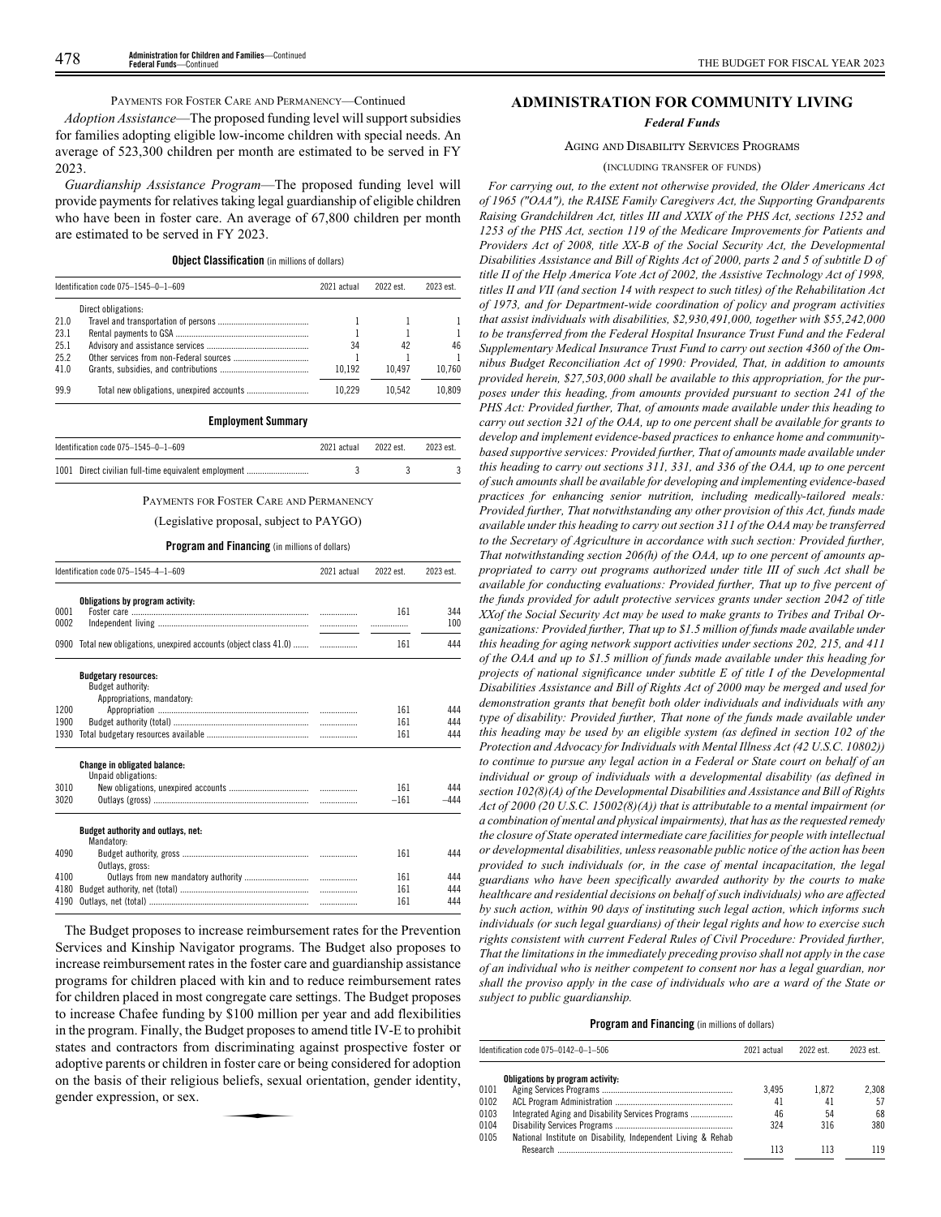PAYMENTS FOR FOSTER CARE AND PERMANENCY—Continued

*Adoption Assistance*—The proposed funding level will support subsidies for families adopting eligible low-income children with special needs. An average of 523,300 children per month are estimated to be served in FY 2023.

*Guardianship Assistance Program*—The proposed funding level will provide payments for relatives taking legal guardianship of eligible children who have been in foster care. An average of 67,800 children per month are estimated to be served in FY 2023.

**Object Classification** (in millions of dollars)

| Identification code 075–1545–0–1–609 | | 2021 actual | 2022 est. | 2023 est. |
|---|---|---|---|---|
| | Direct obligations: | | | |
| 21.0 | Travel and transportation of persons | 1 | 1 | 1 |
| 23.1 | Rental payments to GSA | 1 | 1 | 1 |
| 25.1 | Advisory and assistance services | 34 | 42 | 46 |
| 25.2 | Other services from non-Federal sources | 1 | 1 | 1 |
| 41.0 | Grants, subsidies, and contributions | 10,192 | 10,497 | 10,760 |
| 99.9 | Total new obligations, unexpired accounts | 10,229 | 10,542 | 10,809 |

**Employment Summary**

| Identification code 075–1545–0–1–609 | | 2021 actual | 2022 est. | 2023 est. |
|---|---|---|---|---|
| 1001 | Direct civilian full-time equivalent employment | 3 | 3 | 3 |

PAYMENTS FOR FOSTER CARE AND PERMANENCY

(Legislative proposal, subject to PAYGO)

**Program and Financing** (in millions of dollars)

| Identification code 075–1545–4–1–609 | | 2021 actual | 2022 est. | 2023 est. |
|---|---|---|---|---|
| | **Obligations by program activity:** | | | |
| 0001 | Foster care | | 161 | 344 |
| 0002 | Independent living | | | 100 |
| 0900 | Total new obligations, unexpired accounts (object class 41.0) | | 161 | 444 |
| | **Budgetary resources:** | | | |
| | Budget authority: | | | |
| | Appropriations, mandatory: | | | |
| 1200 | Appropriation | | 161 | 444 |
| 1900 | Budget authority (total) | | 161 | 444 |
| 1930 | Total budgetary resources available | | 161 | 444 |
| | **Change in obligated balance:** | | | |
| | Unpaid obligations: | | | |
| 3010 | New obligations, unexpired accounts | | 161 | 444 |
| 3020 | Outlays (gross) | | –161 | –444 |
| | **Budget authority and outlays, net:** | | | |
| | Mandatory: | | | |
| 4090 | Budget authority, gross | | 161 | 444 |
| | Outlays, gross: | | | |
| 4100 | Outlays from new mandatory authority | | 161 | 444 |
| 4180 | Budget authority, net (total) | | 161 | 444 |
| 4190 | Outlays, net (total) | | 161 | 444 |

The Budget proposes to increase reimbursement rates for the Prevention Services and Kinship Navigator programs. The Budget also proposes to increase reimbursement rates in the foster care and guardianship assistance programs for children placed with kin and to reduce reimbursement rates for children placed in most congregate care settings. The Budget proposes to increase Chafee funding by $100 million per year and add flexibilities in the program. Finally, the Budget proposes to amend title IV-E to prohibit states and contractors from discriminating against prospective foster or adoptive parents or children in foster care or being considered for adoption on the basis of their religious beliefs, sexual orientation, gender identity, gender expression, or sex.

## ADMINISTRATION FOR COMMUNITY LIVING

### *Federal Funds*

AGING AND DISABILITY SERVICES PROGRAMS

(INCLUDING TRANSFER OF FUNDS)

*For carrying out, to the extent not otherwise provided, the Older Americans Act of 1965 ("OAA"), the RAISE Family Caregivers Act, the Supporting Grandparents Raising Grandchildren Act, titles III and XXIX of the PHS Act, sections 1252 and 1253 of the PHS Act, section 119 of the Medicare Improvements for Patients and Providers Act of 2008, title XX-B of the Social Security Act, the Developmental Disabilities Assistance and Bill of Rights Act of 2000, parts 2 and 5 of subtitle D of title II of the Help America Vote Act of 2002, the Assistive Technology Act of 1998, titles II and VII (and section 14 with respect to such titles) of the Rehabilitation Act of 1973, and for Department-wide coordination of policy and program activities that assist individuals with disabilities, $2,930,491,000, together with $55,242,000 to be transferred from the Federal Hospital Insurance Trust Fund and the Federal Supplementary Medical Insurance Trust Fund to carry out section 4360 of the Omnibus Budget Reconciliation Act of 1990: Provided, That, in addition to amounts provided herein, $27,503,000 shall be available to this appropriation, for the purposes under this heading, from amounts provided pursuant to section 241 of the PHS Act: Provided further, That, of amounts made available under this heading to carry out section 321 of the OAA, up to one percent shall be available for grants to develop and implement evidence-based practices to enhance home and community-based supportive services: Provided further, That of amounts made available under this heading to carry out sections 311, 331, and 336 of the OAA, up to one percent of such amounts shall be available for developing and implementing evidence-based practices for enhancing senior nutrition, including medically-tailored meals: Provided further, That notwithstanding any other provision of this Act, funds made available under this heading to carry out section 311 of the OAA may be transferred to the Secretary of Agriculture in accordance with such section: Provided further, That notwithstanding section 206(h) of the OAA, up to one percent of amounts appropriated to carry out programs authorized under title III of such Act shall be available for conducting evaluations: Provided further, That up to five percent of the funds provided for adult protective services grants under section 2042 of title XXof the Social Security Act may be used to make grants to Tribes and Tribal Organizations: Provided further, That up to $1.5 million of funds made available under this heading for aging network support activities under sections 202, 215, and 411 of the OAA and up to $1.5 million of funds made available under this heading for projects of national significance under subtitle E of title I of the Developmental Disabilities Assistance and Bill of Rights Act of 2000 may be merged and used for demonstration grants that benefit both older individuals and individuals with any type of disability: Provided further, That none of the funds made available under this heading may be used by an eligible system (as defined in section 102 of the Protection and Advocacy for Individuals with Mental Illness Act (42 U.S.C. 10802)) to continue to pursue any legal action in a Federal or State court on behalf of an individual or group of individuals with a developmental disability (as defined in section 102(8)(A) of the Developmental Disabilities and Assistance and Bill of Rights Act of 2000 (20 U.S.C. 15002(8)(A)) that is attributable to a mental impairment (or a combination of mental and physical impairments), that has as the requested remedy the closure of State operated intermediate care facilities for people with intellectual or developmental disabilities, unless reasonable public notice of the action has been provided to such individuals (or, in the case of mental incapacitation, the legal guardians who have been specifically awarded authority by the courts to make healthcare and residential decisions on behalf of such individuals) who are affected by such action, within 90 days of instituting such legal action, which informs such individuals (or such legal guardians) of their legal rights and how to exercise such rights consistent with current Federal Rules of Civil Procedure: Provided further, That the limitations in the immediately preceding proviso shall not apply in the case of an individual who is neither competent to consent nor has a legal guardian, nor shall the proviso apply in the case of individuals who are a ward of the State or subject to public guardianship.*

**Program and Financing** (in millions of dollars)

| Identification code 075–0142–0–1–506 | | 2021 actual | 2022 est. | 2023 est. |
|---|---|---|---|---|
| | **Obligations by program activity:** | | | |
| 0101 | Aging Services Programs | 3,495 | 1,872 | 2,308 |
| 0102 | ACL Program Administration | 41 | 41 | 57 |
| 0103 | Integrated Aging and Disability Services Programs | 46 | 54 | 68 |
| 0104 | Disability Services Programs | 324 | 316 | 380 |
| 0105 | National Institute on Disability, Independent Living & Rehab Research | 113 | 113 | 119 |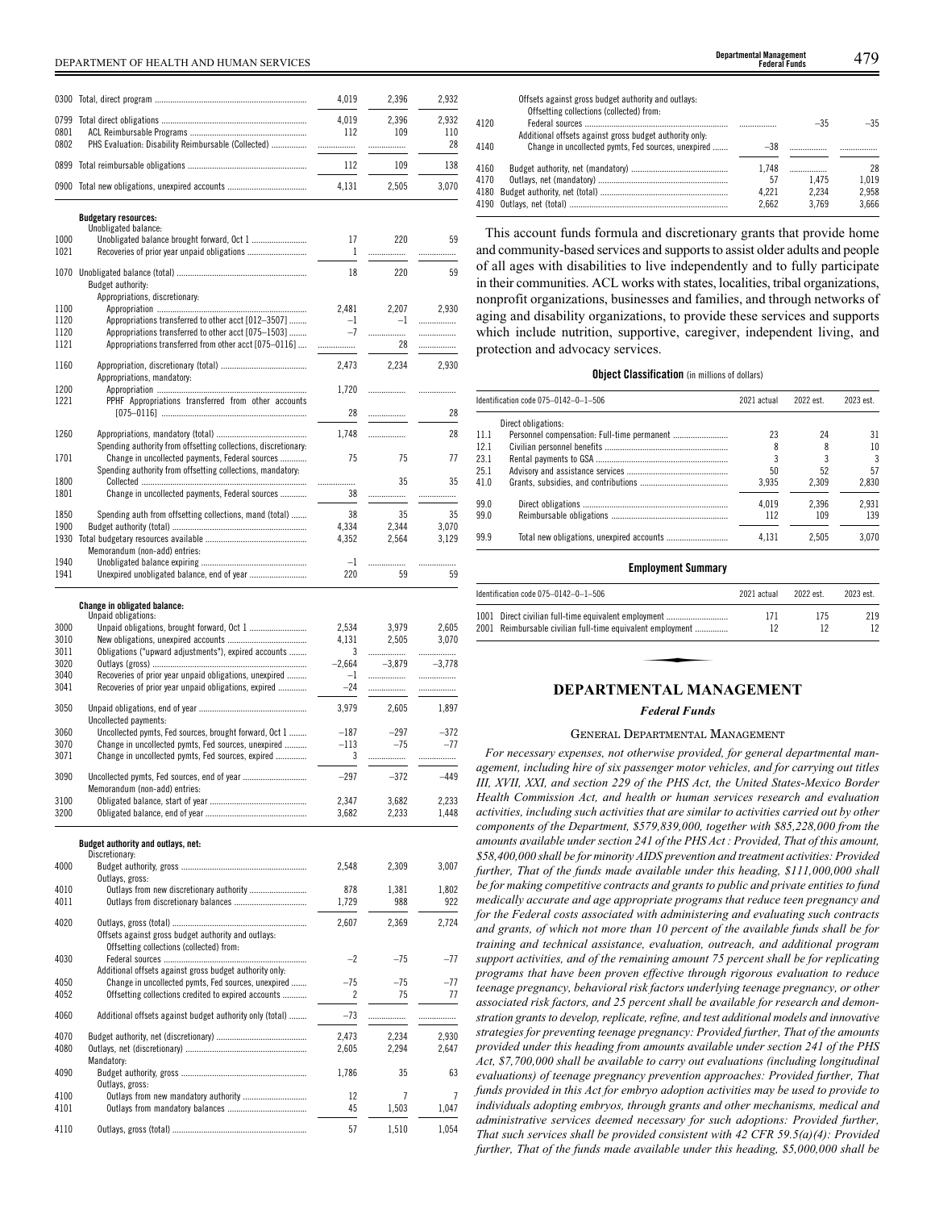| | | | | |
|---|---|---|---|---|
| 0300 | Total, direct program | 4,019 | 2,396 | 2,932 |
| 0799 | Total direct obligations | 4,019 | 2,396 | 2,932 |
| 0801 | ACL Reimbursable Programs | 112 | 109 | 110 |
| 0802 | PHS Evaluation: Disability Reimbursable (Collected) | | | 28 |
| 0899 | Total reimbursable obligations | 112 | 109 | 138 |
| 0900 | Total new obligations, unexpired accounts | 4,131 | 2,505 | 3,070 |
| | **Budgetary resources:** | | | |
| | Unobligated balance: | | | |
| 1000 | Unobligated balance brought forward, Oct 1 | 17 | 220 | 59 |
| 1021 | Recoveries of prior year unpaid obligations | 1 | | |
| 1070 | Unobligated balance (total) | 18 | 220 | 59 |
| | Budget authority: | | | |
| | Appropriations, discretionary: | | | |
| 1100 | Appropriation | 2,481 | 2,207 | 2,930 |
| 1120 | Appropriations transferred to other acct [012–3507] | –1 | –1 | |
| 1120 | Appropriations transferred to other acct [075–1503] | –7 | | |
| 1121 | Appropriations transferred from other acct [075–0116] | | 28 | |
| 1160 | Appropriation, discretionary (total) | 2,473 | 2,234 | 2,930 |
| | Appropriations, mandatory: | | | |
| 1200 | Appropriation | 1,720 | | |
| 1221 | PPHF Appropriations transferred from other accounts [075–0116] | 28 | | 28 |
| 1260 | Appropriations, mandatory (total) | 1,748 | | 28 |
| | Spending authority from offsetting collections, discretionary: | | | |
| 1701 | Change in uncollected payments, Federal sources | 75 | 75 | 77 |
| | Spending authority from offsetting collections, mandatory: | | | |
| 1800 | Collected | | 35 | 35 |
| 1801 | Change in uncollected payments, Federal sources | 38 | | |
| 1850 | Spending auth from offsetting collections, mand (total) | 38 | 35 | 35 |
| 1900 | Budget authority (total) | 4,334 | 2,344 | 3,070 |
| 1930 | Total budgetary resources available | 4,352 | 2,564 | 3,129 |
| | Memorandum (non-add) entries: | | | |
| 1940 | Unobligated balance expiring | –1 | | |
| 1941 | Unexpired unobligated balance, end of year | 220 | 59 | 59 |
| | **Change in obligated balance:** | | | |
| | Unpaid obligations: | | | |
| 3000 | Unpaid obligations, brought forward, Oct 1 | 2,534 | 3,979 | 2,605 |
| 3010 | New obligations, unexpired accounts | 4,131 | 2,505 | 3,070 |
| 3011 | Obligations ("upward adjustments"), expired accounts | 3 | | |
| 3020 | Outlays (gross) | –2,664 | –3,879 | –3,778 |
| 3040 | Recoveries of prior year unpaid obligations, unexpired | –1 | | |
| 3041 | Recoveries of prior year unpaid obligations, expired | –24 | | |
| 3050 | Unpaid obligations, end of year | 3,979 | 2,605 | 1,897 |
| | Uncollected payments: | | | |
| 3060 | Uncollected pymts, Fed sources, brought forward, Oct 1 | –187 | –297 | –372 |
| 3070 | Change in uncollected pymts, Fed sources, unexpired | –113 | –75 | –77 |
| 3071 | Change in uncollected pymts, Fed sources, expired | 3 | | |
| 3090 | Uncollected pymts, Fed sources, end of year | –297 | –372 | –449 |
| | Memorandum (non-add) entries: | | | |
| 3100 | Obligated balance, start of year | 2,347 | 3,682 | 2,233 |
| 3200 | Obligated balance, end of year | 3,682 | 2,233 | 1,448 |
| | **Budget authority and outlays, net:** | | | |
| | Discretionary: | | | |
| 4000 | Budget authority, gross | 2,548 | 2,309 | 3,007 |
| | Outlays, gross: | | | |
| 4010 | Outlays from new discretionary authority | 878 | 1,381 | 1,802 |
| 4011 | Outlays from discretionary balances | 1,729 | 988 | 922 |
| 4020 | Outlays, gross (total) | 2,607 | 2,369 | 2,724 |
| | Offsets against gross budget authority and outlays: | | | |
| | Offsetting collections (collected) from: | | | |
| 4030 | Federal sources | –2 | –75 | –77 |
| | Additional offsets against gross budget authority only: | | | |
| 4050 | Change in uncollected pymts, Fed sources, unexpired | –75 | –75 | –77 |
| 4052 | Offsetting collections credited to expired accounts | 2 | 75 | 77 |
| 4060 | Additional offsets against budget authority only (total) | –73 | | |
| 4070 | Budget authority, net (discretionary) | 2,473 | 2,234 | 2,930 |
| 4080 | Outlays, net (discretionary) | 2,605 | 2,294 | 2,647 |
| | Mandatory: | | | |
| 4090 | Budget authority, gross | 1,786 | 35 | 63 |
| | Outlays, gross: | | | |
| 4100 | Outlays from new mandatory authority | 12 | 7 | 7 |
| 4101 | Outlays from mandatory balances | 45 | 1,503 | 1,047 |
| 4110 | Outlays, gross (total) | 57 | 1,510 | 1,054 |
| | Offsets against gross budget authority and outlays: | | | |
| | Offsetting collections (collected) from: | | | |
| 4120 | Federal sources | | –35 | –35 |
| | Additional offsets against gross budget authority only: | | | |
| 4140 | Change in uncollected pymts, Fed sources, unexpired | –38 | | |
| 4160 | Budget authority, net (mandatory) | 1,748 | | 28 |
| 4170 | Outlays, net (mandatory) | 57 | 1,475 | 1,019 |
| 4180 | Budget authority, net (total) | 4,221 | 2,234 | 2,958 |
| 4190 | Outlays, net (total) | 2,662 | 3,769 | 3,666 |

This account funds formula and discretionary grants that provide home and community-based services and supports to assist older adults and people of all ages with disabilities to live independently and to fully participate in their communities. ACL works with states, localities, tribal organizations, nonprofit organizations, businesses and families, and through networks of aging and disability organizations, to provide these services and supports which include nutrition, supportive, caregiver, independent living, and protection and advocacy services.

**Object Classification** (in millions of dollars)

| Identification code 075–0142–0–1–506 | | 2021 actual | 2022 est. | 2023 est. |
|---|---|---|---|---|
| | Direct obligations: | | | |
| 11.1 | Personnel compensation: Full-time permanent | 23 | 24 | 31 |
| 12.1 | Civilian personnel benefits | 8 | 8 | 10 |
| 23.1 | Rental payments to GSA | 3 | 3 | 3 |
| 25.1 | Advisory and assistance services | 50 | 52 | 57 |
| 41.0 | Grants, subsidies, and contributions | 3,935 | 2,309 | 2,830 |
| 99.0 | Direct obligations | 4,019 | 2,396 | 2,931 |
| 99.0 | Reimbursable obligations | 112 | 109 | 139 |
| 99.9 | Total new obligations, unexpired accounts | 4,131 | 2,505 | 3,070 |

**Employment Summary**

| Identification code 075–0142–0–1–506 | | 2021 actual | 2022 est. | 2023 est. |
|---|---|---|---|---|
| 1001 | Direct civilian full-time equivalent employment | 171 | 175 | 219 |
| 2001 | Reimbursable civilian full-time equivalent employment | 12 | 12 | 12 |

## DEPARTMENTAL MANAGEMENT

### *Federal Funds*

GENERAL DEPARTMENTAL MANAGEMENT

*For necessary expenses, not otherwise provided, for general departmental management, including hire of six passenger motor vehicles, and for carrying out titles III, XVII, XXI, and section 229 of the PHS Act, the United States-Mexico Border Health Commission Act, and health or human services research and evaluation activities, including such activities that are similar to activities carried out by other components of the Department, $579,839,000, together with $85,228,000 from the amounts available under section 241 of the PHS Act : Provided, That of this amount, $58,400,000 shall be for minority AIDS prevention and treatment activities: Provided further, That of the funds made available under this heading, $111,000,000 shall be for making competitive contracts and grants to public and private entities to fund medically accurate and age appropriate programs that reduce teen pregnancy and for the Federal costs associated with administering and evaluating such contracts and grants, of which not more than 10 percent of the available funds shall be for training and technical assistance, evaluation, outreach, and additional program support activities, and of the remaining amount 75 percent shall be for replicating programs that have been proven effective through rigorous evaluation to reduce teenage pregnancy, behavioral risk factors underlying teenage pregnancy, or other associated risk factors, and 25 percent shall be available for research and demonstration grants to develop, replicate, refine, and test additional models and innovative strategies for preventing teenage pregnancy: Provided further, That of the amounts provided under this heading from amounts available under section 241 of the PHS Act, $7,700,000 shall be available to carry out evaluations (including longitudinal evaluations) of teenage pregnancy prevention approaches: Provided further, That funds provided in this Act for embryo adoption activities may be used to provide to individuals adopting embryos, through grants and other mechanisms, medical and administrative services deemed necessary for such adoptions: Provided further, That such services shall be provided consistent with 42 CFR 59.5(a)(4): Provided further, That of the funds made available under this heading, $5,000,000 shall be*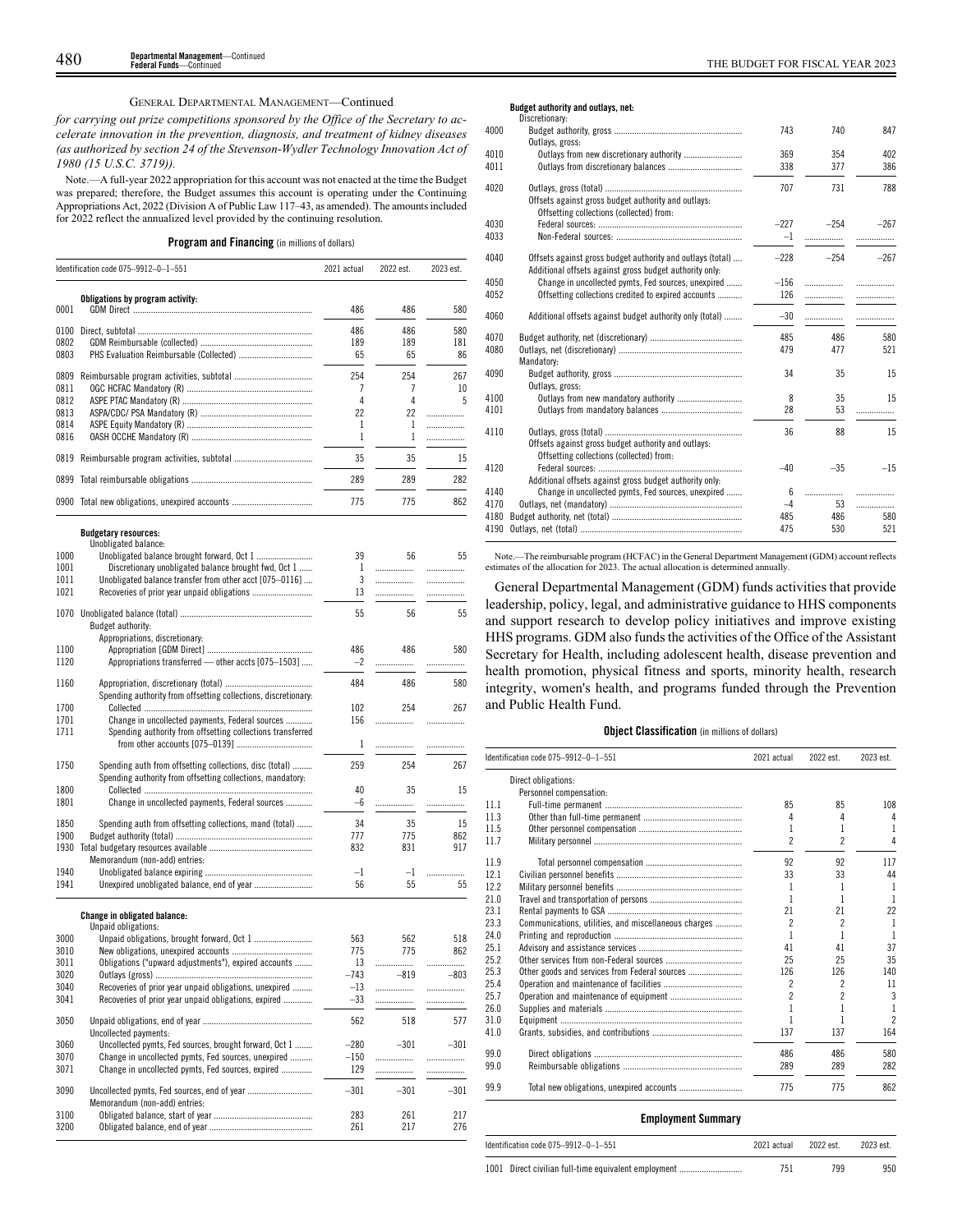GENERAL DEPARTMENTAL MANAGEMENT—Continued

*for carrying out prize competitions sponsored by the Office of the Secretary to accelerate innovation in the prevention, diagnosis, and treatment of kidney diseases (as authorized by section 24 of the Stevenson-Wydler Technology Innovation Act of 1980 (15 U.S.C. 3719)).*

Note.—A full-year 2022 appropriation for this account was not enacted at the time the Budget was prepared; therefore, the Budget assumes this account is operating under the Continuing Appropriations Act, 2022 (Division A of Public Law 117–43, as amended). The amounts included for 2022 reflect the annualized level provided by the continuing resolution.

**Program and Financing** (in millions of dollars)

| Identification code 075–9912–0–1–551 | | 2021 actual | 2022 est. | 2023 est. |
|---|---|---|---|---|
| | **Obligations by program activity:** | | | |
| 0001 | GDM Direct | 486 | 486 | 580 |
| 0100 | Direct, subtotal | 486 | 486 | 580 |
| 0802 | GDM Reimbursable (collected) | 189 | 189 | 181 |
| 0803 | PHS Evaluation Reimbursable (Collected) | 65 | 65 | 86 |
| 0809 | Reimbursable program activities, subtotal | 254 | 254 | 267 |
| 0811 | OGC HCFAC Mandatory (R) | 7 | 7 | 10 |
| 0812 | ASPE PTAC Mandatory (R) | 4 | 4 | 5 |
| 0813 | ASPA/CDC/ PSA Mandatory (R) | 22 | 22 | |
| 0814 | ASPE Equity Mandatory (R) | 1 | 1 | |
| 0816 | OASH OCCHE Mandatory (R) | 1 | 1 | |
| 0819 | Reimbursable program activities, subtotal | 35 | 35 | 15 |
| 0899 | Total reimbursable obligations | 289 | 289 | 282 |
| 0900 | Total new obligations, unexpired accounts | 775 | 775 | 862 |
| | **Budgetary resources:** | | | |
| | Unobligated balance: | | | |
| 1000 | Unobligated balance brought forward, Oct 1 | 39 | 56 | 55 |
| 1001 | Discretionary unobligated balance brought fwd, Oct 1 | 1 | | |
| 1011 | Unobligated balance transfer from other acct [075–0116] | 3 | | |
| 1021 | Recoveries of prior year unpaid obligations | 13 | | |
| 1070 | Unobligated balance (total) | 55 | 56 | 55 |
| | Budget authority: | | | |
| | Appropriations, discretionary: | | | |
| 1100 | Appropriation [GDM Direct] | 486 | 486 | 580 |
| 1120 | Appropriations transferred — other accts [075–1503] | −2 | | |
| 1160 | Appropriation, discretionary (total) | 484 | 486 | 580 |
| | Spending authority from offsetting collections, discretionary: | | | |
| 1700 | Collected | 102 | 254 | 267 |
| 1701 | Change in uncollected payments, Federal sources | 156 | | |
| 1711 | Spending authority from offsetting collections transferred from other accounts [075–0139] | 1 | | |
| 1750 | Spending auth from offsetting collections, disc (total) | 259 | 254 | 267 |
| | Spending authority from offsetting collections, mandatory: | | | |
| 1800 | Collected | 40 | 35 | 15 |
| 1801 | Change in uncollected payments, Federal sources | −6 | | |
| 1850 | Spending auth from offsetting collections, mand (total) | 34 | 35 | 15 |
| 1900 | Budget authority (total) | 777 | 775 | 862 |
| 1930 | Total budgetary resources available | 832 | 831 | 917 |
| | Memorandum (non-add) entries: | | | |
| 1940 | Unobligated balance expiring | −1 | −1 | |
| 1941 | Unexpired unobligated balance, end of year | 56 | 55 | 55 |
| | **Change in obligated balance:** | | | |
| | Unpaid obligations: | | | |
| 3000 | Unpaid obligations, brought forward, Oct 1 | 563 | 562 | 518 |
| 3010 | New obligations, unexpired accounts | 775 | 775 | 862 |
| 3011 | Obligations ("upward adjustments"), expired accounts | 13 | | |
| 3020 | Outlays (gross) | −743 | −819 | −803 |
| 3040 | Recoveries of prior year unpaid obligations, unexpired | −13 | | |
| 3041 | Recoveries of prior year unpaid obligations, expired | −33 | | |
| 3050 | Unpaid obligations, end of year | 562 | 518 | 577 |
| | Uncollected payments: | | | |
| 3060 | Uncollected pymts, Fed sources, brought forward, Oct 1 | −280 | −301 | −301 |
| 3070 | Change in uncollected pymts, Fed sources, unexpired | −150 | | |
| 3071 | Change in uncollected pymts, Fed sources, expired | 129 | | |
| 3090 | Uncollected pymts, Fed sources, end of year | −301 | −301 | −301 |
| | Memorandum (non-add) entries: | | | |
| 3100 | Obligated balance, start of year | 283 | 261 | 217 |
| 3200 | Obligated balance, end of year | 261 | 217 | 276 |
| | **Budget authority and outlays, net:** | | | |
| | Discretionary: | | | |
| 4000 | Budget authority, gross | 743 | 740 | 847 |
| | Outlays, gross: | | | |
| 4010 | Outlays from new discretionary authority | 369 | 354 | 402 |
| 4011 | Outlays from discretionary balances | 338 | 377 | 386 |
| 4020 | Outlays, gross (total) | 707 | 731 | 788 |
| | Offsets against gross budget authority and outlays: | | | |
| | Offsetting collections (collected) from: | | | |
| 4030 | Federal sources: | −227 | −254 | −267 |
| 4033 | Non-Federal sources: | −1 | | |
| 4040 | Offsets against gross budget authority and outlays (total) | −228 | −254 | −267 |
| | Additional offsets against gross budget authority only: | | | |
| 4050 | Change in uncollected pymts, Fed sources, unexpired | −156 | | |
| 4052 | Offsetting collections credited to expired accounts | 126 | | |
| 4060 | Additional offsets against budget authority only (total) | −30 | | |
| 4070 | Budget authority, net (discretionary) | 485 | 486 | 580 |
| 4080 | Outlays, net (discretionary) | 479 | 477 | 521 |
| | Mandatory: | | | |
| 4090 | Budget authority, gross | 34 | 35 | 15 |
| | Outlays, gross: | | | |
| 4100 | Outlays from new mandatory authority | 8 | 35 | 15 |
| 4101 | Outlays from mandatory balances | 28 | 53 | |
| 4110 | Outlays, gross (total) | 36 | 88 | 15 |
| | Offsets against gross budget authority and outlays: | | | |
| | Offsetting collections (collected) from: | | | |
| 4120 | Federal sources: | −40 | −35 | −15 |
| | Additional offsets against gross budget authority only: | | | |
| 4140 | Change in uncollected pymts, Fed sources, unexpired | 6 | | |
| 4170 | Outlays, net (mandatory) | −4 | 53 | |
| 4180 | Budget authority, net (total) | 485 | 486 | 580 |
| 4190 | Outlays, net (total) | 475 | 530 | 521 |

Note.—The reimbursable program (HCFAC) in the General Department Management (GDM) account reflects estimates of the allocation for 2023. The actual allocation is determined annually.

General Departmental Management (GDM) funds activities that provide leadership, policy, legal, and administrative guidance to HHS components and support research to develop policy initiatives and improve existing HHS programs. GDM also funds the activities of the Office of the Assistant Secretary for Health, including adolescent health, disease prevention and health promotion, physical fitness and sports, minority health, research integrity, women's health, and programs funded through the Prevention and Public Health Fund.

**Object Classification** (in millions of dollars)

| Identification code 075–9912–0–1–551 | | 2021 actual | 2022 est. | 2023 est. |
|---|---|---|---|---|
| | Direct obligations: | | | |
| | Personnel compensation: | | | |
| 11.1 | Full-time permanent | 85 | 85 | 108 |
| 11.3 | Other than full-time permanent | 4 | 4 | 4 |
| 11.5 | Other personnel compensation | 1 | 1 | 1 |
| 11.7 | Military personnel | 2 | 2 | 4 |
| 11.9 | Total personnel compensation | 92 | 92 | 117 |
| 12.1 | Civilian personnel benefits | 33 | 33 | 44 |
| 12.2 | Military personnel benefits | 1 | 1 | 1 |
| 21.0 | Travel and transportation of persons | 1 | 1 | 1 |
| 23.1 | Rental payments to GSA | 21 | 21 | 22 |
| 23.3 | Communications, utilities, and miscellaneous charges | 2 | 2 | 1 |
| 24.0 | Printing and reproduction | 1 | 1 | 1 |
| 25.1 | Advisory and assistance services | 41 | 41 | 37 |
| 25.2 | Other services from non-Federal sources | 25 | 25 | 35 |
| 25.3 | Other goods and services from Federal sources | 126 | 126 | 140 |
| 25.4 | Operation and maintenance of facilities | 2 | 2 | 11 |
| 25.7 | Operation and maintenance of equipment | 2 | 2 | 3 |
| 26.0 | Supplies and materials | 1 | 1 | 1 |
| 31.0 | Equipment | 1 | 1 | 2 |
| 41.0 | Grants, subsidies, and contributions | 137 | 137 | 164 |
| 99.0 | Direct obligations | 486 | 486 | 580 |
| 99.0 | Reimbursable obligations | 289 | 289 | 282 |
| 99.9 | Total new obligations, unexpired accounts | 775 | 775 | 862 |

**Employment Summary**

| Identification code 075–9912–0–1–551 | | 2021 actual | 2022 est. | 2023 est. |
|---|---|---|---|---|
| 1001 | Direct civilian full-time equivalent employment | 751 | 799 | 950 |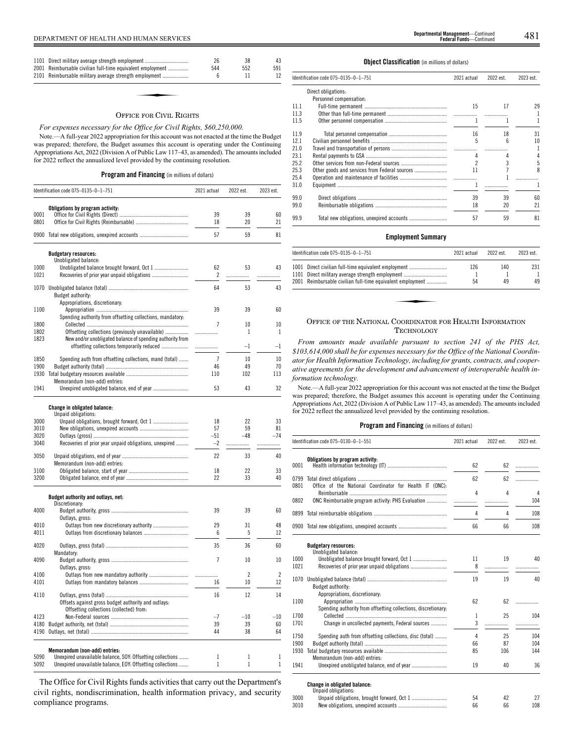| | 2021 actual | 2022 est. | 2023 est. |
|---|---|---|---|
| 1101 Direct military average strength employment | 26 | 38 | 43 |
| 2001 Reimbursable civilian full-time equivalent employment | 544 | 552 | 591 |
| 2101 Reimbursable military average strength employment | 6 | 11 | 12 |

## OFFICE FOR CIVIL RIGHTS

*For expenses necessary for the Office for Civil Rights, $60,250,000.*

Note.—A full-year 2022 appropriation for this account was not enacted at the time the Budget was prepared; therefore, the Budget assumes this account is operating under the Continuing Appropriations Act, 2022 (Division A of Public Law 117–43, as amended). The amounts included for 2022 reflect the annualized level provided by the continuing resolution.

**Program and Financing** (in millions of dollars)

| Identification code 075–0135–0–1–751 | 2021 actual | 2022 est. | 2023 est. |
|---|---|---|---|
| **Obligations by program activity:** | | | |
| 0001 Office for Civil Rights (Direct) | 39 | 39 | 60 |
| 0801 Office for Civil Rights (Reimbursable) | 18 | 20 | 21 |
| 0900 Total new obligations, unexpired accounts | 57 | 59 | 81 |
| **Budgetary resources:** | | | |
| Unobligated balance: | | | |
| 1000 Unobligated balance brought forward, Oct 1 | 62 | 53 | 43 |
| 1021 Recoveries of prior year unpaid obligations | 2 | | |
| 1070 Unobligated balance (total) | 64 | 53 | 43 |
| Budget authority: | | | |
| Appropriations, discretionary: | | | |
| 1100 Appropriation | 39 | 39 | 60 |
| Spending authority from offsetting collections, mandatory: | | | |
| 1800 Collected | 7 | 10 | 10 |
| 1802 Offsetting collections (previously unavailable) | | 1 | 1 |
| 1823 New and/or unobligated balance of spending authority from offsetting collections temporarily reduced | | –1 | –1 |
| 1850 Spending auth from offsetting collections, mand (total) | 7 | 10 | 10 |
| 1900 Budget authority (total) | 46 | 49 | 70 |
| 1930 Total budgetary resources available | 110 | 102 | 113 |
| Memorandum (non-add) entries: | | | |
| 1941 Unexpired unobligated balance, end of year | 53 | 43 | 32 |
| **Change in obligated balance:** | | | |
| Unpaid obligations: | | | |
| 3000 Unpaid obligations, brought forward, Oct 1 | 18 | 22 | 33 |
| 3010 New obligations, unexpired accounts | 57 | 59 | 81 |
| 3020 Outlays (gross) | –51 | –48 | –74 |
| 3040 Recoveries of prior year unpaid obligations, unexpired | –2 | | |
| 3050 Unpaid obligations, end of year | 22 | 33 | 40 |
| Memorandum (non-add) entries: | | | |
| 3100 Obligated balance, start of year | 18 | 22 | 33 |
| 3200 Obligated balance, end of year | 22 | 33 | 40 |
| **Budget authority and outlays, net:** | | | |
| Discretionary: | | | |
| 4000 Budget authority, gross | 39 | 39 | 60 |
| Outlays, gross: | | | |
| 4010 Outlays from new discretionary authority | 29 | 31 | 48 |
| 4011 Outlays from discretionary balances | 6 | 5 | 12 |
| 4020 Outlays, gross (total) | 35 | 36 | 60 |
| Mandatory: | | | |
| 4090 Budget authority, gross | 7 | 10 | 10 |
| Outlays, gross: | | | |
| 4100 Outlays from new mandatory authority | | 2 | 2 |
| 4101 Outlays from mandatory balances | 16 | 10 | 12 |
| 4110 Outlays, gross (total) | 16 | 12 | 14 |
| Offsets against gross budget authority and outlays: | | | |
| Offsetting collections (collected) from: | | | |
| 4123 Non-Federal sources | –7 | –10 | –10 |
| 4180 Budget authority, net (total) | 39 | 39 | 60 |
| 4190 Outlays, net (total) | 44 | 38 | 64 |
| **Memorandum (non-add) entries:** | | | |
| 5090 Unexpired unavailable balance, SOY: Offsetting collections | 1 | 1 | 1 |
| 5092 Unexpired unavailable balance, EOY: Offsetting collections | 1 | 1 | 1 |

The Office for Civil Rights funds activities that carry out the Department's civil rights, nondiscrimination, health information privacy, and security compliance programs.

**Object Classification** (in millions of dollars)

| Identification code 075–0135–0–1–751 | 2021 actual | 2022 est. | 2023 est. |
|---|---|---|---|
| Direct obligations: | | | |
| Personnel compensation: | | | |
| 11.1 Full-time permanent | 15 | 17 | 29 |
| 11.3 Other than full-time permanent | | | 1 |
| 11.5 Other personnel compensation | 1 | 1 | 1 |
| 11.9 Total personnel compensation | 16 | 18 | 31 |
| 12.1 Civilian personnel benefits | 5 | 6 | 10 |
| 21.0 Travel and transportation of persons | | | 1 |
| 23.1 Rental payments to GSA | 4 | 4 | 4 |
| 25.2 Other services from non-Federal sources | 2 | 3 | 5 |
| 25.3 Other goods and services from Federal sources | 11 | 7 | 8 |
| 25.4 Operation and maintenance of facilities | | 1 | |
| 31.0 Equipment | 1 | | 1 |
| 99.0 Direct obligations | 39 | 39 | 60 |
| 99.0 Reimbursable obligations | 18 | 20 | 21 |
| 99.9 Total new obligations, unexpired accounts | 57 | 59 | 81 |

**Employment Summary**

| Identification code 075–0135–0–1–751 | 2021 actual | 2022 est. | 2023 est. |
|---|---|---|---|
| 1001 Direct civilian full-time equivalent employment | 126 | 140 | 231 |
| 1101 Direct military average strength employment | 1 | 1 | 1 |
| 2001 Reimbursable civilian full-time equivalent employment | 54 | 49 | 49 |

## OFFICE OF THE NATIONAL COORDINATOR FOR HEALTH INFORMATION TECHNOLOGY

*From amounts made available pursuant to section 241 of the PHS Act, $103,614,000 shall be for expenses necessary for the Office of the National Coordinator for Health Information Technology, including for grants, contracts, and cooperative agreements for the development and advancement of interoperable health information technology.*

Note.—A full-year 2022 appropriation for this account was not enacted at the time the Budget was prepared; therefore, the Budget assumes this account is operating under the Continuing Appropriations Act, 2022 (Division A of Public Law 117–43, as amended). The amounts included for 2022 reflect the annualized level provided by the continuing resolution.

**Program and Financing** (in millions of dollars)

| Identification code 075–0130–0–1–551 | 2021 actual | 2022 est. | 2023 est. |
|---|---|---|---|
| **Obligations by program activity:** | | | |
| 0001 Health information technology (IT) | 62 | 62 | |
| 0799 Total direct obligations | 62 | 62 | |
| 0801 Office of the National Coordinator for Health IT (ONC): Reimbursable | 4 | 4 | 4 |
| 0802 ONC Reimbursable program activity: PHS Evaluation | | | 104 |
| 0899 Total reimbursable obligations | 4 | 4 | 108 |
| 0900 Total new obligations, unexpired accounts | 66 | 66 | 108 |
| **Budgetary resources:** | | | |
| Unobligated balance: | | | |
| 1000 Unobligated balance brought forward, Oct 1 | 11 | 19 | 40 |
| 1021 Recoveries of prior year unpaid obligations | 8 | | |
| 1070 Unobligated balance (total) | 19 | 19 | 40 |
| Budget authority: | | | |
| Appropriations, discretionary: | | | |
| 1100 Appropriation | 62 | 62 | |
| Spending authority from offsetting collections, discretionary: | | | |
| 1700 Collected | 1 | 25 | 104 |
| 1701 Change in uncollected payments, Federal sources | 3 | | |
| 1750 Spending auth from offsetting collections, disc (total) | 4 | 25 | 104 |
| 1900 Budget authority (total) | 66 | 87 | 104 |
| 1930 Total budgetary resources available | 85 | 106 | 144 |
| Memorandum (non-add) entries: | | | |
| 1941 Unexpired unobligated balance, end of year | 19 | 40 | 36 |
| **Change in obligated balance:** | | | |
| Unpaid obligations: | | | |
| 3000 Unpaid obligations, brought forward, Oct 1 | 54 | 42 | 27 |
| 3010 New obligations, unexpired accounts | 66 | 66 | 108 |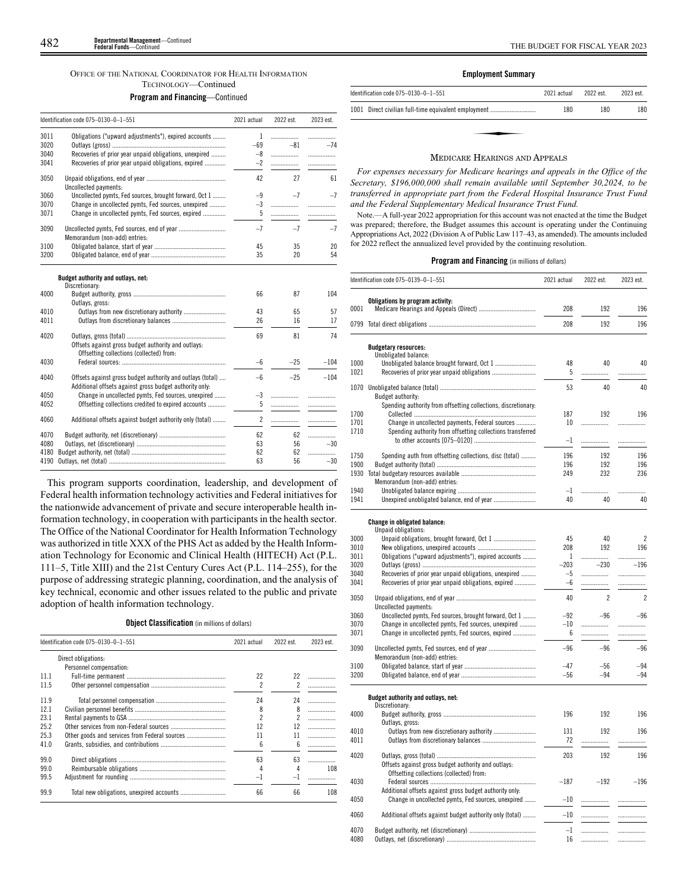OFFICE OF THE NATIONAL COORDINATOR FOR HEALTH INFORMATION TECHNOLOGY—Continued

**Program and Financing**—Continued

| Identification code 075–0130–0–1–551 | | 2021 actual | 2022 est. | 2023 est. |
|---|---|---|---|---|
| 3011 | Obligations ("upward adjustments"), expired accounts | 1 | | |
| 3020 | Outlays (gross) | –69 | –81 | –74 |
| 3040 | Recoveries of prior year unpaid obligations, unexpired | –8 | | |
| 3041 | Recoveries of prior year unpaid obligations, expired | –2 | | |
| 3050 | Unpaid obligations, end of year | 42 | 27 | 61 |
| | Uncollected payments: | | | |
| 3060 | Uncollected pymts, Fed sources, brought forward, Oct 1 | –9 | –7 | –7 |
| 3070 | Change in uncollected pymts, Fed sources, unexpired | –3 | | |
| 3071 | Change in uncollected pymts, Fed sources, expired | 5 | | |
| 3090 | Uncollected pymts, Fed sources, end of year | –7 | –7 | –7 |
| | Memorandum (non-add) entries: | | | |
| 3100 | Obligated balance, start of year | 45 | 35 | 20 |
| 3200 | Obligated balance, end of year | 35 | 20 | 54 |
| | **Budget authority and outlays, net:** | | | |
| | Discretionary: | | | |
| 4000 | Budget authority, gross | 66 | 87 | 104 |
| | Outlays, gross: | | | |
| 4010 | Outlays from new discretionary authority | 43 | 65 | 57 |
| 4011 | Outlays from discretionary balances | 26 | 16 | 17 |
| 4020 | Outlays, gross (total) | 69 | 81 | 74 |
| | Offsets against gross budget authority and outlays: | | | |
| | Offsetting collections (collected) from: | | | |
| 4030 | Federal sources: | –6 | –25 | –104 |
| 4040 | Offsets against gross budget authority and outlays (total) | –6 | –25 | –104 |
| | Additional offsets against gross budget authority only: | | | |
| 4050 | Change in uncollected pymts, Fed sources, unexpired | –3 | | |
| 4052 | Offsetting collections credited to expired accounts | 5 | | |
| 4060 | Additional offsets against budget authority only (total) | 2 | | |
| 4070 | Budget authority, net (discretionary) | 62 | 62 | |
| 4080 | Outlays, net (discretionary) | 63 | 56 | –30 |
| 4180 | Budget authority, net (total) | 62 | 62 | |
| 4190 | Outlays, net (total) | 63 | 56 | –30 |

This program supports coordination, leadership, and development of Federal health information technology activities and Federal initiatives for the nationwide advancement of private and secure interoperable health information technology, in cooperation with participants in the health sector. The Office of the National Coordinator for Health Information Technology was authorized in title XXX of the PHS Act as added by the Health Information Technology for Economic and Clinical Health (HITECH) Act (P.L. 111–5, Title XIII) and the 21st Century Cures Act (P.L. 114–255), for the purpose of addressing strategic planning, coordination, and the analysis of key technical, economic and other issues related to the public and private adoption of health information technology.

**Object Classification** (in millions of dollars)

| Identification code 075–0130–0–1–551 | | 2021 actual | 2022 est. | 2023 est. |
|---|---|---|---|---|
| | Direct obligations: | | | |
| | Personnel compensation: | | | |
| 11.1 | Full-time permanent | 22 | 22 | |
| 11.5 | Other personnel compensation | 2 | 2 | |
| 11.9 | Total personnel compensation | 24 | 24 | |
| 12.1 | Civilian personnel benefits | 8 | 8 | |
| 23.1 | Rental payments to GSA | 2 | 2 | |
| 25.2 | Other services from non-Federal sources | 12 | 12 | |
| 25.3 | Other goods and services from Federal sources | 11 | 11 | |
| 41.0 | Grants, subsidies, and contributions | 6 | 6 | |
| 99.0 | Direct obligations | 63 | 63 | |
| 99.0 | Reimbursable obligations | 4 | 4 | 108 |
| 99.5 | Adjustment for rounding | –1 | –1 | |
| 99.9 | Total new obligations, unexpired accounts | 66 | 66 | 108 |

**Employment Summary**

| Identification code 075–0130–0–1–551 | | 2021 actual | 2022 est. | 2023 est. |
|---|---|---|---|---|
| 1001 | Direct civilian full-time equivalent employment | 180 | 180 | 180 |

## MEDICARE HEARINGS AND APPEALS

*For expenses necessary for Medicare hearings and appeals in the Office of the Secretary, $196,000,000 shall remain available until September 30,2024, to be transferred in appropriate part from the Federal Hospital Insurance Trust Fund and the Federal Supplementary Medical Insurance Trust Fund.*

Note.—A full-year 2022 appropriation for this account was not enacted at the time the Budget was prepared; therefore, the Budget assumes this account is operating under the Continuing Appropriations Act, 2022 (Division A of Public Law 117–43, as amended). The amounts included for 2022 reflect the annualized level provided by the continuing resolution.

**Program and Financing** (in millions of dollars)

| Identification code 075–0139–0–1–551 | | 2021 actual | 2022 est. | 2023 est. |
|---|---|---|---|---|
| | **Obligations by program activity:** | | | |
| 0001 | Medicare Hearings and Appeals (Direct) | 208 | 192 | 196 |
| 0799 | Total direct obligations | 208 | 192 | 196 |
| | **Budgetary resources:** | | | |
| | Unobligated balance: | | | |
| 1000 | Unobligated balance brought forward, Oct 1 | 48 | 40 | 40 |
| 1021 | Recoveries of prior year unpaid obligations | 5 | | |
| 1070 | Unobligated balance (total) | 53 | 40 | 40 |
| | Budget authority: | | | |
| | Spending authority from offsetting collections, discretionary: | | | |
| 1700 | Collected | 187 | 192 | 196 |
| 1701 | Change in uncollected payments, Federal sources | 10 | | |
| 1710 | Spending authority from offsetting collections transferred to other accounts [075–0120] | –1 | | |
| 1750 | Spending auth from offsetting collections, disc (total) | 196 | 192 | 196 |
| 1900 | Budget authority (total) | 196 | 192 | 196 |
| 1930 | Total budgetary resources available | 249 | 232 | 236 |
| | Memorandum (non-add) entries: | | | |
| 1940 | Unobligated balance expiring | –1 | | |
| 1941 | Unexpired unobligated balance, end of year | 40 | 40 | 40 |
| | **Change in obligated balance:** | | | |
| | Unpaid obligations: | | | |
| 3000 | Unpaid obligations, brought forward, Oct 1 | 45 | 40 | 2 |
| 3010 | New obligations, unexpired accounts | 208 | 192 | 196 |
| 3011 | Obligations ("upward adjustments"), expired accounts | 1 | | |
| 3020 | Outlays (gross) | –203 | –230 | –196 |
| 3040 | Recoveries of prior year unpaid obligations, unexpired | –5 | | |
| 3041 | Recoveries of prior year unpaid obligations, expired | –6 | | |
| 3050 | Unpaid obligations, end of year | 40 | 2 | 2 |
| | Uncollected payments: | | | |
| 3060 | Uncollected pymts, Fed sources, brought forward, Oct 1 | –92 | –96 | –96 |
| 3070 | Change in uncollected pymts, Fed sources, unexpired | –10 | | |
| 3071 | Change in uncollected pymts, Fed sources, expired | 6 | | |
| 3090 | Uncollected pymts, Fed sources, end of year | –96 | –96 | –96 |
| | Memorandum (non-add) entries: | | | |
| 3100 | Obligated balance, start of year | –47 | –56 | –94 |
| 3200 | Obligated balance, end of year | –56 | –94 | –94 |
| | **Budget authority and outlays, net:** | | | |
| | Discretionary: | | | |
| 4000 | Budget authority, gross | 196 | 192 | 196 |
| | Outlays, gross: | | | |
| 4010 | Outlays from new discretionary authority | 131 | 192 | 196 |
| 4011 | Outlays from discretionary balances | 72 | | |
| 4020 | Outlays, gross (total) | 203 | 192 | 196 |
| | Offsets against gross budget authority and outlays: | | | |
| | Offsetting collections (collected) from: | | | |
| 4030 | Federal sources | –187 | –192 | –196 |
| | Additional offsets against gross budget authority only: | | | |
| 4050 | Change in uncollected pymts, Fed sources, unexpired | –10 | | |
| 4060 | Additional offsets against budget authority only (total) | –10 | | |
| 4070 | Budget authority, net (discretionary) | –1 | | |
| 4080 | Outlays, net (discretionary) | 16 | | |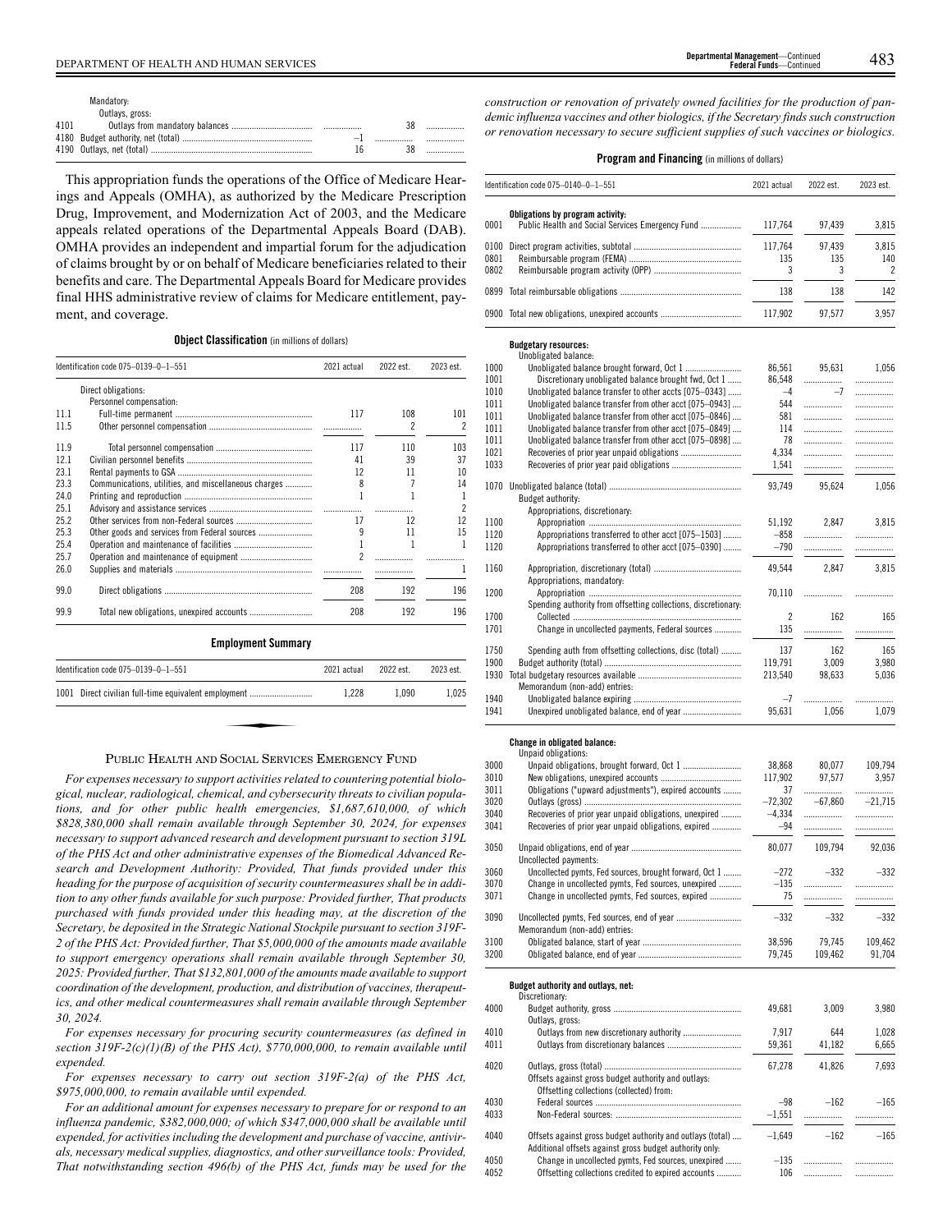| | | | | |
|---|---|---|---|---|
| | Mandatory: | | | |
| | Outlays, gross: | | | |
| 4101 | Outlays from mandatory balances | | 38 | |
| 4180 | Budget authority, net (total) | –1 | | |
| 4190 | Outlays, net (total) | 16 | 38 | |

This appropriation funds the operations of the Office of Medicare Hearings and Appeals (OMHA), as authorized by the Medicare Prescription Drug, Improvement, and Modernization Act of 2003, and the Medicare appeals related operations of the Departmental Appeals Board (DAB). OMHA provides an independent and impartial forum for the adjudication of claims brought by or on behalf of Medicare beneficiaries related to their benefits and care. The Departmental Appeals Board for Medicare provides final HHS administrative review of claims for Medicare entitlement, payment, and coverage.

**Object Classification** (in millions of dollars)

| Identification code 075–0139–0–1–551 | | 2021 actual | 2022 est. | 2023 est. |
|---|---|---|---|---|
| | Direct obligations: | | | |
| | Personnel compensation: | | | |
| 11.1 | Full-time permanent | 117 | 108 | 101 |
| 11.5 | Other personnel compensation | | 2 | 2 |
| 11.9 | Total personnel compensation | 117 | 110 | 103 |
| 12.1 | Civilian personnel benefits | 41 | 39 | 37 |
| 23.1 | Rental payments to GSA | 12 | 11 | 10 |
| 23.3 | Communications, utilities, and miscellaneous charges | 8 | 7 | 14 |
| 24.0 | Printing and reproduction | 1 | 1 | 1 |
| 25.1 | Advisory and assistance services | | | 2 |
| 25.2 | Other services from non-Federal sources | 17 | 12 | 12 |
| 25.3 | Other goods and services from Federal sources | 9 | 11 | 15 |
| 25.4 | Operation and maintenance of facilities | 1 | 1 | 1 |
| 25.7 | Operation and maintenance of equipment | 2 | | |
| 26.0 | Supplies and materials | | | 1 |
| 99.0 | Direct obligations | 208 | 192 | 196 |
| 99.9 | Total new obligations, unexpired accounts | 208 | 192 | 196 |

**Employment Summary**

| Identification code 075–0139–0–1–551 | | 2021 actual | 2022 est. | 2023 est. |
|---|---|---|---|---|
| 1001 | Direct civilian full-time equivalent employment | 1,228 | 1,090 | 1,025 |

## Public Health and Social Services Emergency Fund

*For expenses necessary to support activities related to countering potential biological, nuclear, radiological, chemical, and cybersecurity threats to civilian populations, and for other public health emergencies, $1,687,610,000, of which $828,380,000 shall remain available through September 30, 2024, for expenses necessary to support advanced research and development pursuant to section 319L of the PHS Act and other administrative expenses of the Biomedical Advanced Research and Development Authority: Provided, That funds provided under this heading for the purpose of acquisition of security countermeasures shall be in addition to any other funds available for such purpose: Provided further, That products purchased with funds provided under this heading may, at the discretion of the Secretary, be deposited in the Strategic National Stockpile pursuant to section 319F-2 of the PHS Act: Provided further, That $5,000,000 of the amounts made available to support emergency operations shall remain available through September 30, 2025: Provided further, That $132,801,000 of the amounts made available to support coordination of the development, production, and distribution of vaccines, therapeutics, and other medical countermeasures shall remain available through September 30, 2024.*

*For expenses necessary for procuring security countermeasures (as defined in section 319F-2(c)(1)(B) of the PHS Act), $770,000,000, to remain available until expended.*

*For expenses necessary to carry out section 319F-2(a) of the PHS Act, $975,000,000, to remain available until expended.*

*For an additional amount for expenses necessary to prepare for or respond to an influenza pandemic, $382,000,000; of which $347,000,000 shall be available until expended, for activities including the development and purchase of vaccine, antivirals, necessary medical supplies, diagnostics, and other surveillance tools: Provided, That notwithstanding section 496(b) of the PHS Act, funds may be used for the construction or renovation of privately owned facilities for the production of pandemic influenza vaccines and other biologics, if the Secretary finds such construction or renovation necessary to secure sufficient supplies of such vaccines or biologics.*

**Program and Financing** (in millions of dollars)

| Identification code 075–0140–0–1–551 | | 2021 actual | 2022 est. | 2023 est. |
|---|---|---|---|---|
| | **Obligations by program activity:** | | | |
| 0001 | Public Health and Social Services Emergency Fund | 117,764 | 97,439 | 3,815 |
| 0100 | Direct program activities, subtotal | 117,764 | 97,439 | 3,815 |
| 0801 | Reimbursable program (FEMA) | 135 | 135 | 140 |
| 0802 | Reimbursable program activity (OPP) | 3 | 3 | 2 |
| 0899 | Total reimbursable obligations | 138 | 138 | 142 |
| 0900 | Total new obligations, unexpired accounts | 117,902 | 97,577 | 3,957 |
| | **Budgetary resources:** | | | |
| | Unobligated balance: | | | |
| 1000 | Unobligated balance brought forward, Oct 1 | 86,561 | 95,631 | 1,056 |
| 1001 | Discretionary unobligated balance brought fwd, Oct 1 | 86,548 | | |
| 1010 | Unobligated balance transfer to other accts [075–0343] | –4 | –7 | |
| 1011 | Unobligated balance transfer from other acct [075–0943] | 544 | | |
| 1011 | Unobligated balance transfer from other acct [075–0846] | 581 | | |
| 1011 | Unobligated balance transfer from other acct [075–0849] | 114 | | |
| 1011 | Unobligated balance transfer from other acct [075–0898] | 78 | | |
| 1021 | Recoveries of prior year unpaid obligations | 4,334 | | |
| 1033 | Recoveries of prior year paid obligations | 1,541 | | |
| 1070 | Unobligated balance (total) | 93,749 | 95,624 | 1,056 |
| | Budget authority: | | | |
| | Appropriations, discretionary: | | | |
| 1100 | Appropriation | 51,192 | 2,847 | 3,815 |
| 1120 | Appropriations transferred to other acct [075–1503] | –858 | | |
| 1120 | Appropriations transferred to other acct [075–0390] | –790 | | |
| 1160 | Appropriation, discretionary (total) | 49,544 | 2,847 | 3,815 |
| | Appropriations, mandatory: | | | |
| 1200 | Appropriation | 70,110 | | |
| | Spending authority from offsetting collections, discretionary: | | | |
| 1700 | Collected | 2 | 162 | 165 |
| 1701 | Change in uncollected payments, Federal sources | 135 | | |
| 1750 | Spending auth from offsetting collections, disc (total) | 137 | 162 | 165 |
| 1900 | Budget authority (total) | 119,791 | 3,009 | 3,980 |
| 1930 | Total budgetary resources available | 213,540 | 98,633 | 5,036 |
| | Memorandum (non-add) entries: | | | |
| 1940 | Unobligated balance expiring | –7 | | |
| 1941 | Unexpired unobligated balance, end of year | 95,631 | 1,056 | 1,079 |
| | **Change in obligated balance:** | | | |
| | Unpaid obligations: | | | |
| 3000 | Unpaid obligations, brought forward, Oct 1 | 38,868 | 80,077 | 109,794 |
| 3010 | New obligations, unexpired accounts | 117,902 | 97,577 | 3,957 |
| 3011 | Obligations ("upward adjustments"), expired accounts | 37 | | |
| 3020 | Outlays (gross) | –72,302 | –67,860 | –21,715 |
| 3040 | Recoveries of prior year unpaid obligations, unexpired | –4,334 | | |
| 3041 | Recoveries of prior year unpaid obligations, expired | –94 | | |
| 3050 | Unpaid obligations, end of year | 80,077 | 109,794 | 92,036 |
| | Uncollected payments: | | | |
| 3060 | Uncollected pymts, Fed sources, brought forward, Oct 1 | –272 | –332 | –332 |
| 3070 | Change in uncollected pymts, Fed sources, unexpired | –135 | | |
| 3071 | Change in uncollected pymts, Fed sources, expired | 75 | | |
| 3090 | Uncollected pymts, Fed sources, end of year | –332 | –332 | –332 |
| | Memorandum (non-add) entries: | | | |
| 3100 | Obligated balance, start of year | 38,596 | 79,745 | 109,462 |
| 3200 | Obligated balance, end of year | 79,745 | 109,462 | 91,704 |
| | **Budget authority and outlays, net:** | | | |
| | Discretionary: | | | |
| 4000 | Budget authority, gross | 49,681 | 3,009 | 3,980 |
| | Outlays, gross: | | | |
| 4010 | Outlays from new discretionary authority | 7,917 | 644 | 1,028 |
| 4011 | Outlays from discretionary balances | 59,361 | 41,182 | 6,665 |
| 4020 | Outlays, gross (total) | 67,278 | 41,826 | 7,693 |
| | Offsets against gross budget authority and outlays: | | | |
| | Offsetting collections (collected) from: | | | |
| 4030 | Federal sources | –98 | –162 | –165 |
| 4033 | Non-Federal sources: | –1,551 | | |
| 4040 | Offsets against gross budget authority and outlays (total) | –1,649 | –162 | –165 |
| | Additional offsets against gross budget authority only: | | | |
| 4050 | Change in uncollected pymts, Fed sources, unexpired | –135 | | |
| 4052 | Offsetting collections credited to expired accounts | 106 | | |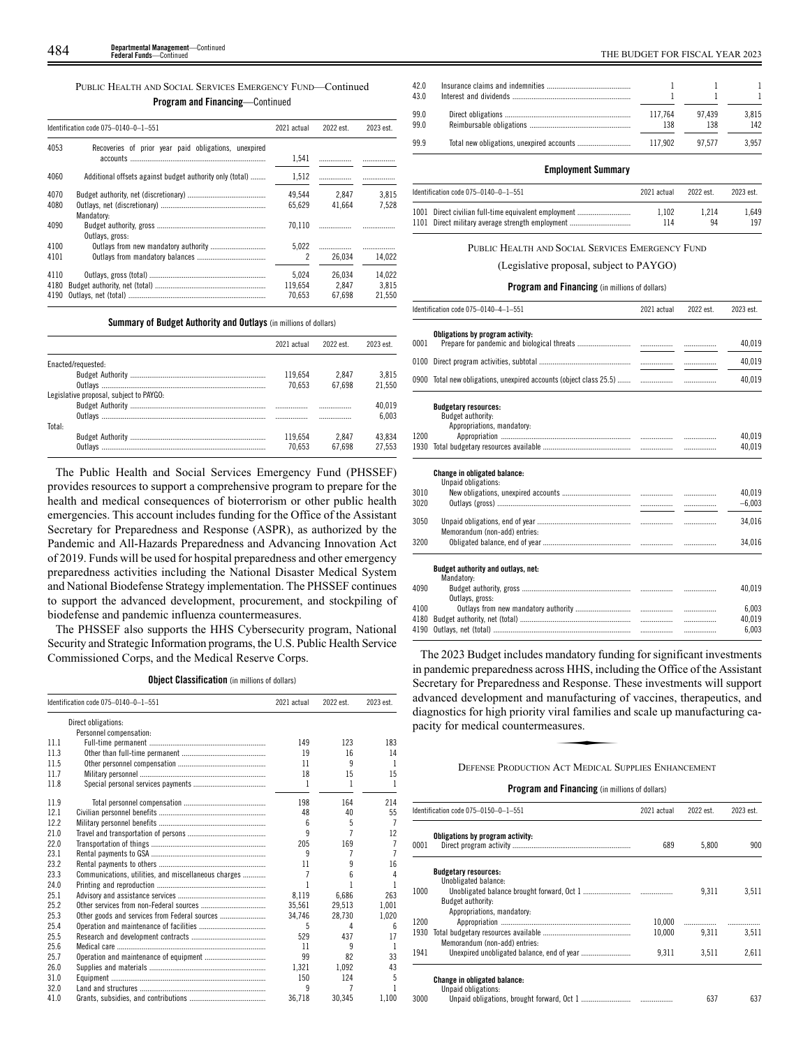PUBLIC HEALTH AND SOCIAL SERVICES EMERGENCY FUND—Continued

**Program and Financing**—Continued

| Identification code 075–0140–0–1–551 | | 2021 actual | 2022 est. | 2023 est. |
|---|---|---|---|---|
| 4053 | Recoveries of prior year paid obligations, unexpired accounts | 1,541 | | |
| 4060 | Additional offsets against budget authority only (total) | 1,512 | | |
| 4070 | Budget authority, net (discretionary) | 49,544 | 2,847 | 3,815 |
| 4080 | Outlays, net (discretionary) | 65,629 | 41,664 | 7,528 |
| | Mandatory: | | | |
| 4090 | Budget authority, gross | 70,110 | | |
| | Outlays, gross: | | | |
| 4100 | Outlays from new mandatory authority | 5,022 | | |
| 4101 | Outlays from mandatory balances | 2 | 26,034 | 14,022 |
| 4110 | Outlays, gross (total) | 5,024 | 26,034 | 14,022 |
| 4180 | Budget authority, net (total) | 119,654 | 2,847 | 3,815 |
| 4190 | Outlays, net (total) | 70,653 | 67,698 | 21,550 |

**Summary of Budget Authority and Outlays** (in millions of dollars)

| | 2021 actual | 2022 est. | 2023 est. |
|---|---|---|---|
| Enacted/requested: | | | |
| Budget Authority | 119,654 | 2,847 | 3,815 |
| Outlays | 70,653 | 67,698 | 21,550 |
| Legislative proposal, subject to PAYGO: | | | |
| Budget Authority | | | 40,019 |
| Outlays | | | 6,003 |
| Total: | | | |
| Budget Authority | 119,654 | 2,847 | 43,834 |
| Outlays | 70,653 | 67,698 | 27,553 |

The Public Health and Social Services Emergency Fund (PHSSEF) provides resources to support a comprehensive program to prepare for the health and medical consequences of bioterrorism or other public health emergencies. This account includes funding for the Office of the Assistant Secretary for Preparedness and Response (ASPR), as authorized by the Pandemic and All-Hazards Preparedness and Advancing Innovation Act of 2019. Funds will be used for hospital preparedness and other emergency preparedness activities including the National Disaster Medical System and National Biodefense Strategy implementation. The PHSSEF continues to support the advanced development, procurement, and stockpiling of biodefense and pandemic influenza countermeasures.

The PHSSEF also supports the HHS Cybersecurity program, National Security and Strategic Information programs, the U.S. Public Health Service Commissioned Corps, and the Medical Reserve Corps.

**Object Classification** (in millions of dollars)

| Identification code 075–0140–0–1–551 | | 2021 actual | 2022 est. | 2023 est. |
|---|---|---|---|---|
| | Direct obligations: | | | |
| | Personnel compensation: | | | |
| 11.1 | Full-time permanent | 149 | 123 | 183 |
| 11.3 | Other than full-time permanent | 19 | 16 | 14 |
| 11.5 | Other personnel compensation | 11 | 9 | 1 |
| 11.7 | Military personnel | 18 | 15 | 15 |
| 11.8 | Special personal services payments | 1 | 1 | 1 |
| 11.9 | Total personnel compensation | 198 | 164 | 214 |
| 12.1 | Civilian personnel benefits | 48 | 40 | 55 |
| 12.2 | Military personnel benefits | 6 | 5 | 7 |
| 21.0 | Travel and transportation of persons | 9 | 7 | 12 |
| 22.0 | Transportation of things | 205 | 169 | 7 |
| 23.1 | Rental payments to GSA | 9 | 7 | 7 |
| 23.2 | Rental payments to others | 11 | 9 | 16 |
| 23.3 | Communications, utilities, and miscellaneous charges | 7 | 6 | 4 |
| 24.0 | Printing and reproduction | 1 | 1 | 1 |
| 25.1 | Advisory and assistance services | 8,119 | 6,686 | 263 |
| 25.2 | Other services from non-Federal sources | 35,561 | 29,513 | 1,001 |
| 25.3 | Other goods and services from Federal sources | 34,746 | 28,730 | 1,020 |
| 25.4 | Operation and maintenance of facilities | 5 | 4 | 6 |
| 25.5 | Research and development contracts | 529 | 437 | 17 |
| 25.6 | Medical care | 11 | 9 | 1 |
| 25.7 | Operation and maintenance of equipment | 99 | 82 | 33 |
| 26.0 | Supplies and materials | 1,321 | 1,092 | 43 |
| 31.0 | Equipment | 150 | 124 | 5 |
| 32.0 | Land and structures | 9 | 7 | 1 |
| 41.0 | Grants, subsidies, and contributions | 36,718 | 30,345 | 1,100 |
| 42.0 | Insurance claims and indemnities | 1 | 1 | 1 |
| 43.0 | Interest and dividends | 1 | 1 | 1 |
| 99.0 | Direct obligations | 117,764 | 97,439 | 3,815 |
| 99.0 | Reimbursable obligations | 138 | 138 | 142 |
| 99.9 | Total new obligations, unexpired accounts | 117,902 | 97,577 | 3,957 |

**Employment Summary**

| Identification code 075–0140–0–1–551 | | 2021 actual | 2022 est. | 2023 est. |
|---|---|---|---|---|
| 1001 | Direct civilian full-time equivalent employment | 1,102 | 1,214 | 1,649 |
| 1101 | Direct military average strength employment | 114 | 94 | 197 |

PUBLIC HEALTH AND SOCIAL SERVICES EMERGENCY FUND

(Legislative proposal, subject to PAYGO)

**Program and Financing** (in millions of dollars)

| Identification code 075–0140–4–1–551 | | 2021 actual | 2022 est. | 2023 est. |
|---|---|---|---|---|
| | **Obligations by program activity:** | | | |
| 0001 | Prepare for pandemic and biological threats | | | 40,019 |
| 0100 | Direct program activities, subtotal | | | 40,019 |
| 0900 | Total new obligations, unexpired accounts (object class 25.5) | | | 40,019 |
| | **Budgetary resources:** | | | |
| | Budget authority: | | | |
| | Appropriations, mandatory: | | | |
| 1200 | Appropriation | | | 40,019 |
| 1930 | Total budgetary resources available | | | 40,019 |
| | **Change in obligated balance:** | | | |
| | Unpaid obligations: | | | |
| 3010 | New obligations, unexpired accounts | | | 40,019 |
| 3020 | Outlays (gross) | | | –6,003 |
| 3050 | Unpaid obligations, end of year | | | 34,016 |
| | Memorandum (non-add) entries: | | | |
| 3200 | Obligated balance, end of year | | | 34,016 |
| | **Budget authority and outlays, net:** | | | |
| | Mandatory: | | | |
| 4090 | Budget authority, gross | | | 40,019 |
| | Outlays, gross: | | | |
| 4100 | Outlays from new mandatory authority | | | 6,003 |
| 4180 | Budget authority, net (total) | | | 40,019 |
| 4190 | Outlays, net (total) | | | 6,003 |

The 2023 Budget includes mandatory funding for significant investments in pandemic preparedness across HHS, including the Office of the Assistant Secretary for Preparedness and Response. These investments will support advanced development and manufacturing of vaccines, therapeutics, and diagnostics for high priority viral families and scale up manufacturing capacity for medical countermeasures.

DEFENSE PRODUCTION ACT MEDICAL SUPPLIES ENHANCEMENT

**Program and Financing** (in millions of dollars)

| Identification code 075–0150–0–1–551 | | 2021 actual | 2022 est. | 2023 est. |
|---|---|---|---|---|
| | **Obligations by program activity:** | | | |
| 0001 | Direct program activity | 689 | 5,800 | 900 |
| | **Budgetary resources:** | | | |
| | Unobligated balance: | | | |
| 1000 | Unobligated balance brought forward, Oct 1 | | 9,311 | 3,511 |
| | Budget authority: | | | |
| | Appropriations, mandatory: | | | |
| 1200 | Appropriation | 10,000 | | |
| 1930 | Total budgetary resources available | 10,000 | 9,311 | 3,511 |
| | Memorandum (non-add) entries: | | | |
| 1941 | Unexpired unobligated balance, end of year | 9,311 | 3,511 | 2,611 |
| | **Change in obligated balance:** | | | |
| | Unpaid obligations: | | | |
| 3000 | Unpaid obligations, brought forward, Oct 1 | | 637 | 637 |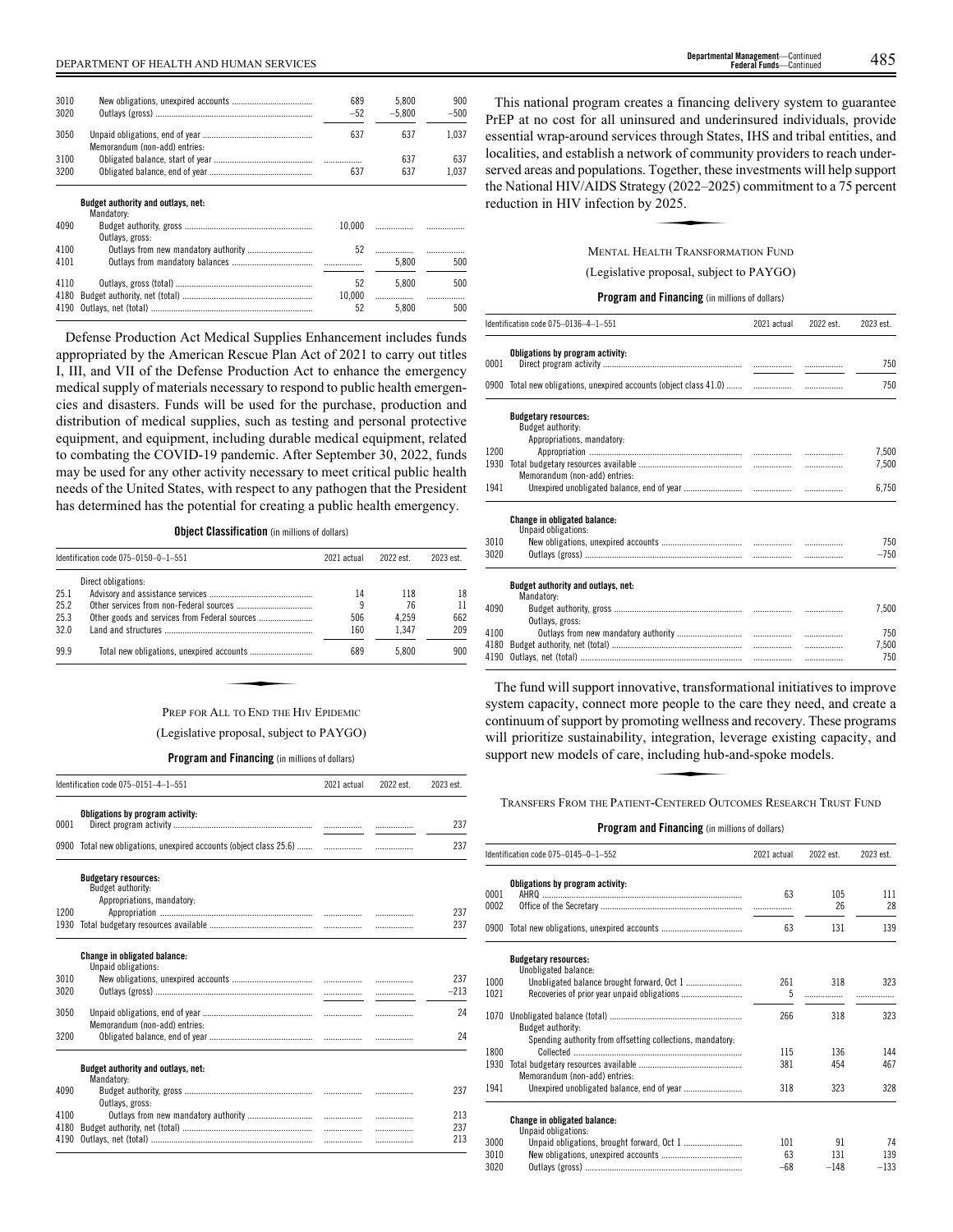| | | 2021 actual | 2022 est. | 2023 est. |
|---|---|---|---|---|
| 3010 | New obligations, unexpired accounts | 689 | 5,800 | 900 |
| 3020 | Outlays (gross) | –52 | –5,800 | –500 |
| 3050 | Unpaid obligations, end of year | 637 | 637 | 1,037 |
| | Memorandum (non-add) entries: | | | |
| 3100 | Obligated balance, start of year | | 637 | 637 |
| 3200 | Obligated balance, end of year | 637 | 637 | 1,037 |
| | **Budget authority and outlays, net:** | | | |
| | Mandatory: | | | |
| 4090 | Budget authority, gross | 10,000 | | |
| | Outlays, gross: | | | |
| 4100 | Outlays from new mandatory authority | 52 | | |
| 4101 | Outlays from mandatory balances | | 5,800 | 500 |
| 4110 | Outlays, gross (total) | 52 | 5,800 | 500 |
| 4180 | Budget authority, net (total) | 10,000 | | |
| 4190 | Outlays, net (total) | 52 | 5,800 | 500 |

Defense Production Act Medical Supplies Enhancement includes funds appropriated by the American Rescue Plan Act of 2021 to carry out titles I, III, and VII of the Defense Production Act to enhance the emergency medical supply of materials necessary to respond to public health emergencies and disasters. Funds will be used for the purchase, production and distribution of medical supplies, such as testing and personal protective equipment, and equipment, including durable medical equipment, related to combating the COVID-19 pandemic. After September 30, 2022, funds may be used for any other activity necessary to meet critical public health needs of the United States, with respect to any pathogen that the President has determined has the potential for creating a public health emergency.

**Object Classification** (in millions of dollars)

| Identification code 075–0150–0–1–551 | | 2021 actual | 2022 est. | 2023 est. |
|---|---|---|---|---|
| | Direct obligations: | | | |
| 25.1 | Advisory and assistance services | 14 | 118 | 18 |
| 25.2 | Other services from non-Federal sources | 9 | 76 | 11 |
| 25.3 | Other goods and services from Federal sources | 506 | 4,259 | 662 |
| 32.0 | Land and structures | 160 | 1,347 | 209 |
| 99.9 | Total new obligations, unexpired accounts | 689 | 5,800 | 900 |

### PREP FOR ALL TO END THE HIV EPIDEMIC

(Legislative proposal, subject to PAYGO)

**Program and Financing** (in millions of dollars)

| Identification code 075–0151–4–1–551 | | 2021 actual | 2022 est. | 2023 est. |
|---|---|---|---|---|
| | **Obligations by program activity:** | | | |
| 0001 | Direct program activity | | | 237 |
| 0900 | Total new obligations, unexpired accounts (object class 25.6) | | | 237 |
| | **Budgetary resources:** | | | |
| | Budget authority: | | | |
| | Appropriations, mandatory: | | | |
| 1200 | Appropriation | | | 237 |
| 1930 | Total budgetary resources available | | | 237 |
| | **Change in obligated balance:** | | | |
| | Unpaid obligations: | | | |
| 3010 | New obligations, unexpired accounts | | | 237 |
| 3020 | Outlays (gross) | | | –213 |
| 3050 | Unpaid obligations, end of year | | | 24 |
| | Memorandum (non-add) entries: | | | |
| 3200 | Obligated balance, end of year | | | 24 |
| | **Budget authority and outlays, net:** | | | |
| | Mandatory: | | | |
| 4090 | Budget authority, gross | | | 237 |
| | Outlays, gross: | | | |
| 4100 | Outlays from new mandatory authority | | | 213 |
| 4180 | Budget authority, net (total) | | | 237 |
| 4190 | Outlays, net (total) | | | 213 |

This national program creates a financing delivery system to guarantee PrEP at no cost for all uninsured and underinsured individuals, provide essential wrap-around services through States, IHS and tribal entities, and localities, and establish a network of community providers to reach underserved areas and populations. Together, these investments will help support the National HIV/AIDS Strategy (2022–2025) commitment to a 75 percent reduction in HIV infection by 2025.

### MENTAL HEALTH TRANSFORMATION FUND

(Legislative proposal, subject to PAYGO)

**Program and Financing** (in millions of dollars)

| Identification code 075–0136–4–1–551 | | 2021 actual | 2022 est. | 2023 est. |
|---|---|---|---|---|
| | **Obligations by program activity:** | | | |
| 0001 | Direct program activity | | | 750 |
| 0900 | Total new obligations, unexpired accounts (object class 41.0) | | | 750 |
| | **Budgetary resources:** | | | |
| | Budget authority: | | | |
| | Appropriations, mandatory: | | | |
| 1200 | Appropriation | | | 7,500 |
| 1930 | Total budgetary resources available | | | 7,500 |
| | Memorandum (non-add) entries: | | | |
| 1941 | Unexpired unobligated balance, end of year | | | 6,750 |
| | **Change in obligated balance:** | | | |
| | Unpaid obligations: | | | |
| 3010 | New obligations, unexpired accounts | | | 750 |
| 3020 | Outlays (gross) | | | –750 |
| | **Budget authority and outlays, net:** | | | |
| | Mandatory: | | | |
| 4090 | Budget authority, gross | | | 7,500 |
| | Outlays, gross: | | | |
| 4100 | Outlays from new mandatory authority | | | 750 |
| 4180 | Budget authority, net (total) | | | 7,500 |
| 4190 | Outlays, net (total) | | | 750 |

The fund will support innovative, transformational initiatives to improve system capacity, connect more people to the care they need, and create a continuum of support by promoting wellness and recovery. These programs will prioritize sustainability, integration, leverage existing capacity, and support new models of care, including hub-and-spoke models.

### TRANSFERS FROM THE PATIENT-CENTERED OUTCOMES RESEARCH TRUST FUND

**Program and Financing** (in millions of dollars)

| Identification code 075–0145–0–1–552 | | 2021 actual | 2022 est. | 2023 est. |
|---|---|---|---|---|
| | **Obligations by program activity:** | | | |
| 0001 | AHRQ | 63 | 105 | 111 |
| 0002 | Office of the Secretary | | 26 | 28 |
| 0900 | Total new obligations, unexpired accounts | 63 | 131 | 139 |
| | **Budgetary resources:** | | | |
| | Unobligated balance: | | | |
| 1000 | Unobligated balance brought forward, Oct 1 | 261 | 318 | 323 |
| 1021 | Recoveries of prior year unpaid obligations | 5 | | |
| 1070 | Unobligated balance (total) | 266 | 318 | 323 |
| | Budget authority: | | | |
| | Spending authority from offsetting collections, mandatory: | | | |
| 1800 | Collected | 115 | 136 | 144 |
| 1930 | Total budgetary resources available | 381 | 454 | 467 |
| | Memorandum (non-add) entries: | | | |
| 1941 | Unexpired unobligated balance, end of year | 318 | 323 | 328 |
| | **Change in obligated balance:** | | | |
| | Unpaid obligations: | | | |
| 3000 | Unpaid obligations, brought forward, Oct 1 | 101 | 91 | 74 |
| 3010 | New obligations, unexpired accounts | 63 | 131 | 139 |
| 3020 | Outlays (gross) | –68 | –148 | –133 |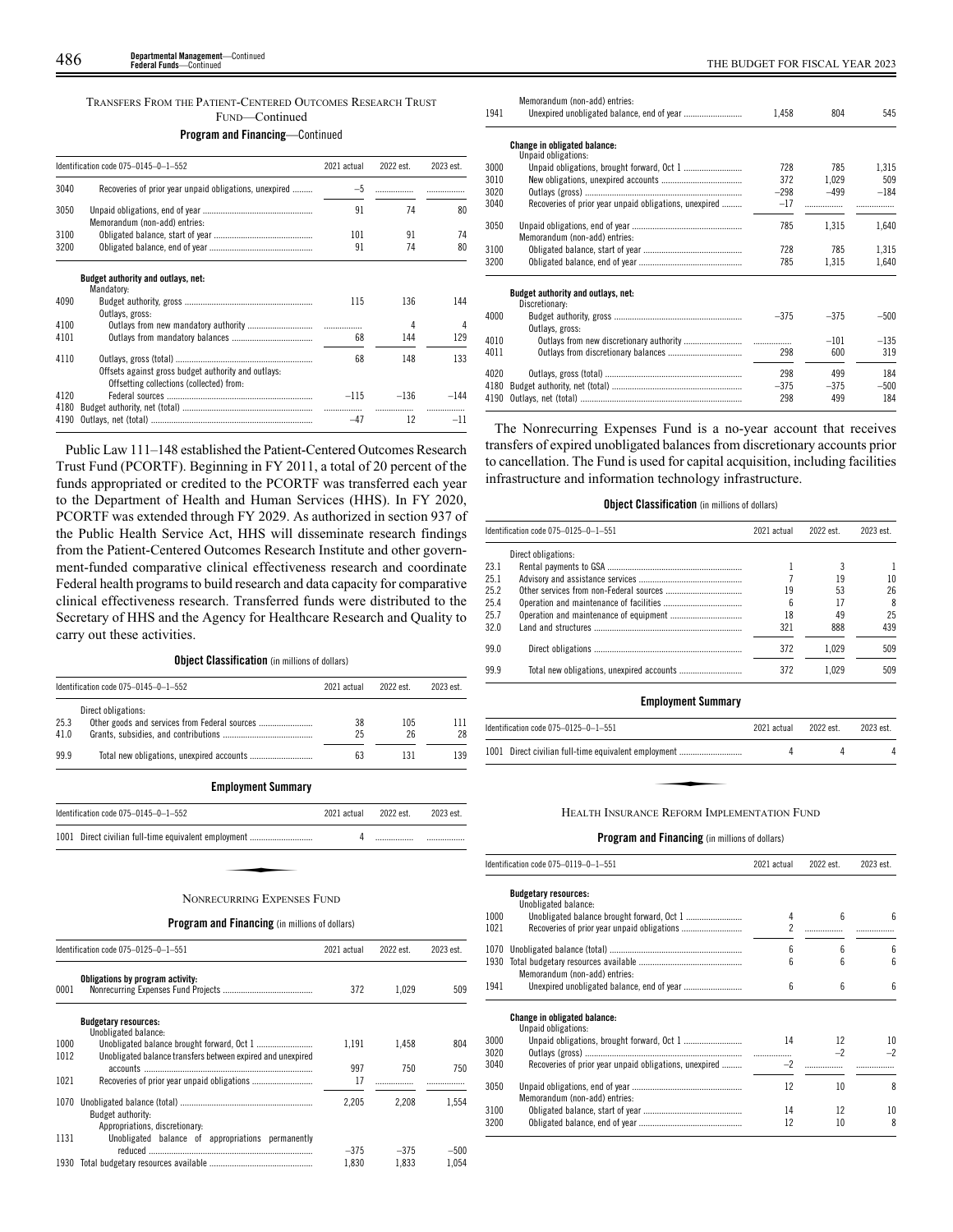TRANSFERS FROM THE PATIENT-CENTERED OUTCOMES RESEARCH TRUST FUND—Continued

**Program and Financing**—Continued

| Identification code 075–0145–0–1–552 | | 2021 actual | 2022 est. | 2023 est. |
|---|---|---|---|---|
| 3040 | Recoveries of prior year unpaid obligations, unexpired | −5 | ........ | ........ |
| 3050 | Unpaid obligations, end of year | 91 | 74 | 80 |
| | Memorandum (non-add) entries: | | | |
| 3100 | Obligated balance, start of year | 101 | 91 | 74 |
| 3200 | Obligated balance, end of year | 91 | 74 | 80 |
| | **Budget authority and outlays, net:** | | | |
| | Mandatory: | | | |
| 4090 | Budget authority, gross | 115 | 136 | 144 |
| | Outlays, gross: | | | |
| 4100 | Outlays from new mandatory authority | ........ | 4 | 4 |
| 4101 | Outlays from mandatory balances | 68 | 144 | 129 |
| 4110 | Outlays, gross (total) | 68 | 148 | 133 |
| | Offsets against gross budget authority and outlays: | | | |
| | Offsetting collections (collected) from: | | | |
| 4120 | Federal sources | −115 | −136 | −144 |
| 4180 | Budget authority, net (total) | ........ | ........ | ........ |
| 4190 | Outlays, net (total) | −47 | 12 | −11 |

Public Law 111–148 established the Patient-Centered Outcomes Research Trust Fund (PCORTF). Beginning in FY 2011, a total of 20 percent of the funds appropriated or credited to the PCORTF was transferred each year to the Department of Health and Human Services (HHS). In FY 2020, PCORTF was extended through FY 2029. As authorized in section 937 of the Public Health Service Act, HHS will disseminate research findings from the Patient-Centered Outcomes Research Institute and other government-funded comparative clinical effectiveness research and coordinate Federal health programs to build research and data capacity for comparative clinical effectiveness research. Transferred funds were distributed to the Secretary of HHS and the Agency for Healthcare Research and Quality to carry out these activities.

**Object Classification** (in millions of dollars)

| Identification code 075–0145–0–1–552 | | 2021 actual | 2022 est. | 2023 est. |
|---|---|---|---|---|
| | Direct obligations: | | | |
| 25.3 | Other goods and services from Federal sources | 38 | 105 | 111 |
| 41.0 | Grants, subsidies, and contributions | 25 | 26 | 28 |
| 99.9 | Total new obligations, unexpired accounts | 63 | 131 | 139 |

**Employment Summary**

| Identification code 075–0145–0–1–552 | | 2021 actual | 2022 est. | 2023 est. |
|---|---|---|---|---|
| 1001 | Direct civilian full-time equivalent employment | 4 | ........ | ........ |

NONRECURRING EXPENSES FUND

**Program and Financing** (in millions of dollars)

| Identification code 075–0125–0–1–551 | | 2021 actual | 2022 est. | 2023 est. |
|---|---|---|---|---|
| | **Obligations by program activity:** | | | |
| 0001 | Nonrecurring Expenses Fund Projects | 372 | 1,029 | 509 |
| | **Budgetary resources:** | | | |
| | Unobligated balance: | | | |
| 1000 | Unobligated balance brought forward, Oct 1 | 1,191 | 1,458 | 804 |
| 1012 | Unobligated balance transfers between expired and unexpired accounts | 997 | 750 | 750 |
| 1021 | Recoveries of prior year unpaid obligations | 17 | ........ | ........ |
| 1070 | Unobligated balance (total) | 2,205 | 2,208 | 1,554 |
| | Budget authority: | | | |
| | Appropriations, discretionary: | | | |
| 1131 | Unobligated balance of appropriations permanently reduced | −375 | −375 | −500 |
| 1930 | Total budgetary resources available | 1,830 | 1,833 | 1,054 |
| | Memorandum (non-add) entries: | | | |
| 1941 | Unexpired unobligated balance, end of year | 1,458 | 804 | 545 |
| | **Change in obligated balance:** | | | |
| | Unpaid obligations: | | | |
| 3000 | Unpaid obligations, brought forward, Oct 1 | 728 | 785 | 1,315 |
| 3010 | New obligations, unexpired accounts | 372 | 1,029 | 509 |
| 3020 | Outlays (gross) | −298 | −499 | −184 |
| 3040 | Recoveries of prior year unpaid obligations, unexpired | −17 | ........ | ........ |
| 3050 | Unpaid obligations, end of year | 785 | 1,315 | 1,640 |
| | Memorandum (non-add) entries: | | | |
| 3100 | Obligated balance, start of year | 728 | 785 | 1,315 |
| 3200 | Obligated balance, end of year | 785 | 1,315 | 1,640 |
| | **Budget authority and outlays, net:** | | | |
| | Discretionary: | | | |
| 4000 | Budget authority, gross | −375 | −375 | −500 |
| | Outlays, gross: | | | |
| 4010 | Outlays from new discretionary authority | ........ | −101 | −135 |
| 4011 | Outlays from discretionary balances | 298 | 600 | 319 |
| 4020 | Outlays, gross (total) | 298 | 499 | 184 |
| 4180 | Budget authority, net (total) | −375 | −375 | −500 |
| 4190 | Outlays, net (total) | 298 | 499 | 184 |

The Nonrecurring Expenses Fund is a no-year account that receives transfers of expired unobligated balances from discretionary accounts prior to cancellation. The Fund is used for capital acquisition, including facilities infrastructure and information technology infrastructure.

**Object Classification** (in millions of dollars)

| Identification code 075–0125–0–1–551 | | 2021 actual | 2022 est. | 2023 est. |
|---|---|---|---|---|
| | Direct obligations: | | | |
| 23.1 | Rental payments to GSA | 1 | 3 | 1 |
| 25.1 | Advisory and assistance services | 7 | 19 | 10 |
| 25.2 | Other services from non-Federal sources | 19 | 53 | 26 |
| 25.4 | Operation and maintenance of facilities | 6 | 17 | 8 |
| 25.7 | Operation and maintenance of equipment | 18 | 49 | 25 |
| 32.0 | Land and structures | 321 | 888 | 439 |
| 99.0 | Direct obligations | 372 | 1,029 | 509 |
| 99.9 | Total new obligations, unexpired accounts | 372 | 1,029 | 509 |

**Employment Summary**

| Identification code 075–0125–0–1–551 | | 2021 actual | 2022 est. | 2023 est. |
|---|---|---|---|---|
| 1001 | Direct civilian full-time equivalent employment | 4 | 4 | 4 |

HEALTH INSURANCE REFORM IMPLEMENTATION FUND

**Program and Financing** (in millions of dollars)

| Identification code 075–0119–0–1–551 | | 2021 actual | 2022 est. | 2023 est. |
|---|---|---|---|---|
| | **Budgetary resources:** | | | |
| | Unobligated balance: | | | |
| 1000 | Unobligated balance brought forward, Oct 1 | 4 | 6 | 6 |
| 1021 | Recoveries of prior year unpaid obligations | 2 | ........ | ........ |
| 1070 | Unobligated balance (total) | 6 | 6 | 6 |
| 1930 | Total budgetary resources available | 6 | 6 | 6 |
| | Memorandum (non-add) entries: | | | |
| 1941 | Unexpired unobligated balance, end of year | 6 | 6 | 6 |
| | **Change in obligated balance:** | | | |
| | Unpaid obligations: | | | |
| 3000 | Unpaid obligations, brought forward, Oct 1 | 14 | 12 | 10 |
| 3020 | Outlays (gross) | ........ | −2 | −2 |
| 3040 | Recoveries of prior year unpaid obligations, unexpired | −2 | ........ | ........ |
| 3050 | Unpaid obligations, end of year | 12 | 10 | 8 |
| | Memorandum (non-add) entries: | | | |
| 3100 | Obligated balance, start of year | 14 | 12 | 10 |
| 3200 | Obligated balance, end of year | 12 | 10 | 8 |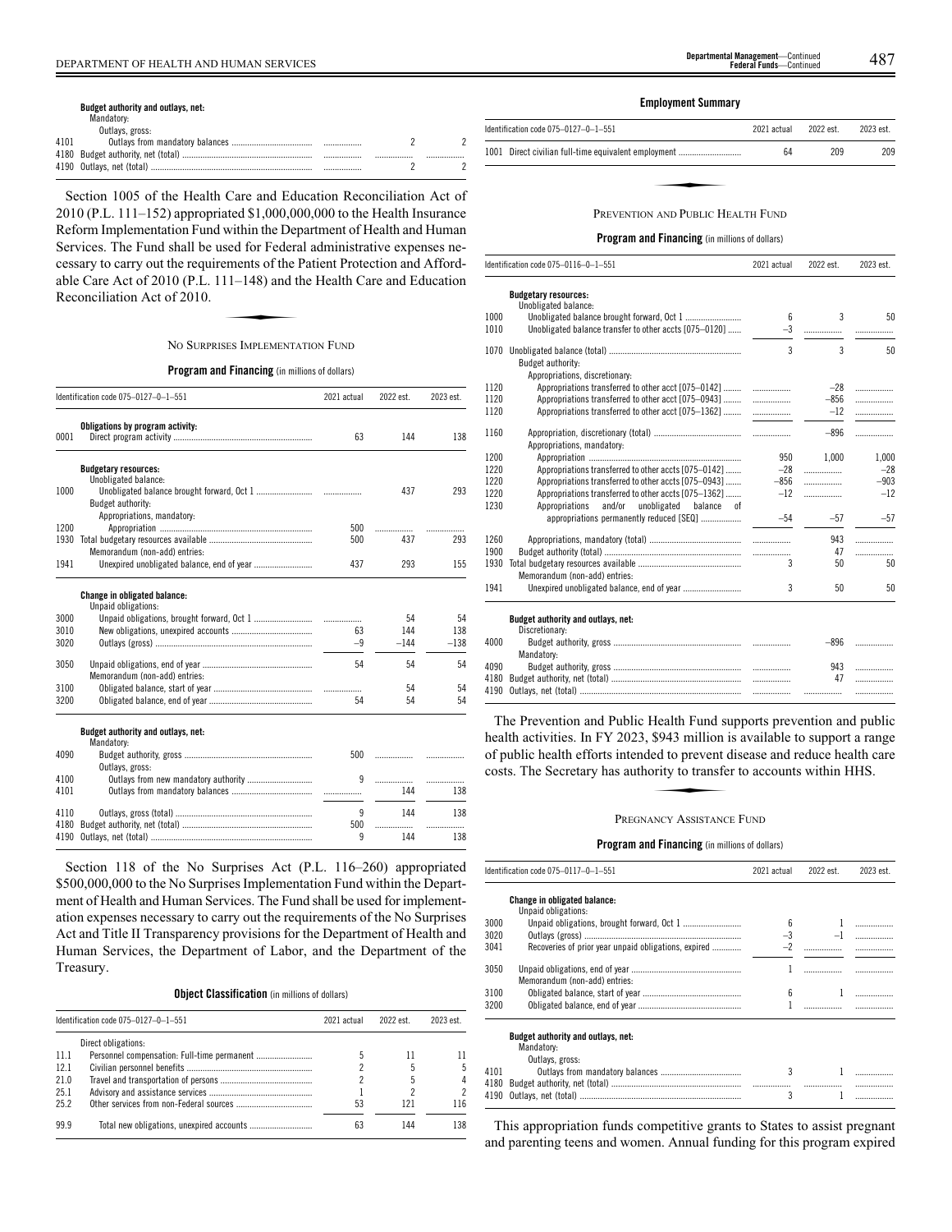| | | 2021 actual | 2022 est. | 2023 est. |
|---|---|---|---|---|
| | **Budget authority and outlays, net:** | | | |
| | Mandatory: | | | |
| | Outlays, gross: | | | |
| 4101 | Outlays from mandatory balances | | 2 | 2 |
| 4180 | Budget authority, net (total) | | | |
| 4190 | Outlays, net (total) | | 2 | 2 |

Section 1005 of the Health Care and Education Reconciliation Act of 2010 (P.L. 111–152) appropriated $1,000,000,000 to the Health Insurance Reform Implementation Fund within the Department of Health and Human Services. The Fund shall be used for Federal administrative expenses necessary to carry out the requirements of the Patient Protection and Affordable Care Act of 2010 (P.L. 111–148) and the Health Care and Education Reconciliation Act of 2010.

## No Surprises Implementation Fund

**Program and Financing** (in millions of dollars)

| Identification code 075–0127–0–1–551 | | 2021 actual | 2022 est. | 2023 est. |
|---|---|---|---|---|
| | **Obligations by program activity:** | | | |
| 0001 | Direct program activity | 63 | 144 | 138 |
| | **Budgetary resources:** | | | |
| | Unobligated balance: | | | |
| 1000 | Unobligated balance brought forward, Oct 1 | | 437 | 293 |
| | Budget authority: | | | |
| | Appropriations, mandatory: | | | |
| 1200 | Appropriation | 500 | | |
| 1930 | Total budgetary resources available | 500 | 437 | 293 |
| | Memorandum (non-add) entries: | | | |
| 1941 | Unexpired unobligated balance, end of year | 437 | 293 | 155 |
| | **Change in obligated balance:** | | | |
| | Unpaid obligations: | | | |
| 3000 | Unpaid obligations, brought forward, Oct 1 | | 54 | 54 |
| 3010 | New obligations, unexpired accounts | 63 | 144 | 138 |
| 3020 | Outlays (gross) | –9 | –144 | –138 |
| 3050 | Unpaid obligations, end of year | 54 | 54 | 54 |
| | Memorandum (non-add) entries: | | | |
| 3100 | Obligated balance, start of year | | 54 | 54 |
| 3200 | Obligated balance, end of year | 54 | 54 | 54 |
| | **Budget authority and outlays, net:** | | | |
| | Mandatory: | | | |
| 4090 | Budget authority, gross | 500 | | |
| | Outlays, gross: | | | |
| 4100 | Outlays from new mandatory authority | 9 | | |
| 4101 | Outlays from mandatory balances | | 144 | 138 |
| 4110 | Outlays, gross (total) | 9 | 144 | 138 |
| 4180 | Budget authority, net (total) | 500 | | |
| 4190 | Outlays, net (total) | 9 | 144 | 138 |

Section 118 of the No Surprises Act (P.L. 116–260) appropriated $500,000,000 to the No Surprises Implementation Fund within the Department of Health and Human Services. The Fund shall be used for implementation expenses necessary to carry out the requirements of the No Surprises Act and Title II Transparency provisions for the Department of Health and Human Services, the Department of Labor, and the Department of the Treasury.

**Object Classification** (in millions of dollars)

| Identification code 075–0127–0–1–551 | | 2021 actual | 2022 est. | 2023 est. |
|---|---|---|---|---|
| | Direct obligations: | | | |
| 11.1 | Personnel compensation: Full-time permanent | 5 | 11 | 11 |
| 12.1 | Civilian personnel benefits | 2 | 5 | 5 |
| 21.0 | Travel and transportation of persons | 2 | 5 | 4 |
| 25.1 | Advisory and assistance services | 1 | 2 | 2 |
| 25.2 | Other services from non-Federal sources | 53 | 121 | 116 |
| 99.9 | Total new obligations, unexpired accounts | 63 | 144 | 138 |

**Employment Summary**

| Identification code 075–0127–0–1–551 | | 2021 actual | 2022 est. | 2023 est. |
|---|---|---|---|---|
| 1001 | Direct civilian full-time equivalent employment | 64 | 209 | 209 |

## Prevention and Public Health Fund

**Program and Financing** (in millions of dollars)

| Identification code 075–0116–0–1–551 | | 2021 actual | 2022 est. | 2023 est. |
|---|---|---|---|---|
| | **Budgetary resources:** | | | |
| | Unobligated balance: | | | |
| 1000 | Unobligated balance brought forward, Oct 1 | 6 | 3 | 50 |
| 1010 | Unobligated balance transfer to other accts [075–0120] | –3 | | |
| 1070 | Unobligated balance (total) | 3 | 3 | 50 |
| | Budget authority: | | | |
| | Appropriations, discretionary: | | | |
| 1120 | Appropriations transferred to other acct [075–0142] | | –28 | |
| 1120 | Appropriations transferred to other acct [075–0943] | | –856 | |
| 1120 | Appropriations transferred to other acct [075–1362] | | –12 | |
| 1160 | Appropriation, discretionary (total) | | –896 | |
| | Appropriations, mandatory: | | | |
| 1200 | Appropriation | 950 | 1,000 | 1,000 |
| 1220 | Appropriations transferred to other accts [075–0142] | –28 | | –28 |
| 1220 | Appropriations transferred to other accts [075–0943] | –856 | | –903 |
| 1220 | Appropriations transferred to other accts [075–1362] | –12 | | –12 |
| 1230 | Appropriations and/or unobligated balance of appropriations permanently reduced [SEQ] | –54 | –57 | –57 |
| 1260 | Appropriations, mandatory (total) | | 943 | |
| 1900 | Budget authority (total) | | 47 | |
| 1930 | Total budgetary resources available | 3 | 50 | 50 |
| | Memorandum (non-add) entries: | | | |
| 1941 | Unexpired unobligated balance, end of year | 3 | 50 | 50 |
| | **Budget authority and outlays, net:** | | | |
| | Discretionary: | | | |
| 4000 | Budget authority, gross | | –896 | |
| | Mandatory: | | | |
| 4090 | Budget authority, gross | | 943 | |
| 4180 | Budget authority, net (total) | | 47 | |
| 4190 | Outlays, net (total) | | | |

The Prevention and Public Health Fund supports prevention and public health activities. In FY 2023, $943 million is available to support a range of public health efforts intended to prevent disease and reduce health care costs. The Secretary has authority to transfer to accounts within HHS.

## Pregnancy Assistance Fund

**Program and Financing** (in millions of dollars)

| Identification code 075–0117–0–1–551 | | 2021 actual | 2022 est. | 2023 est. |
|---|---|---|---|---|
| | **Change in obligated balance:** | | | |
| | Unpaid obligations: | | | |
| 3000 | Unpaid obligations, brought forward, Oct 1 | 6 | 1 | |
| 3020 | Outlays (gross) | –3 | –1 | |
| 3041 | Recoveries of prior year unpaid obligations, expired | –2 | | |
| 3050 | Unpaid obligations, end of year | 1 | | |
| | Memorandum (non-add) entries: | | | |
| 3100 | Obligated balance, start of year | 6 | 1 | |
| 3200 | Obligated balance, end of year | 1 | | |
| | **Budget authority and outlays, net:** | | | |
| | Mandatory: | | | |
| | Outlays, gross: | | | |
| 4101 | Outlays from mandatory balances | 3 | 1 | |
| 4180 | Budget authority, net (total) | | | |
| 4190 | Outlays, net (total) | 3 | 1 | |

This appropriation funds competitive grants to States to assist pregnant and parenting teens and women. Annual funding for this program expired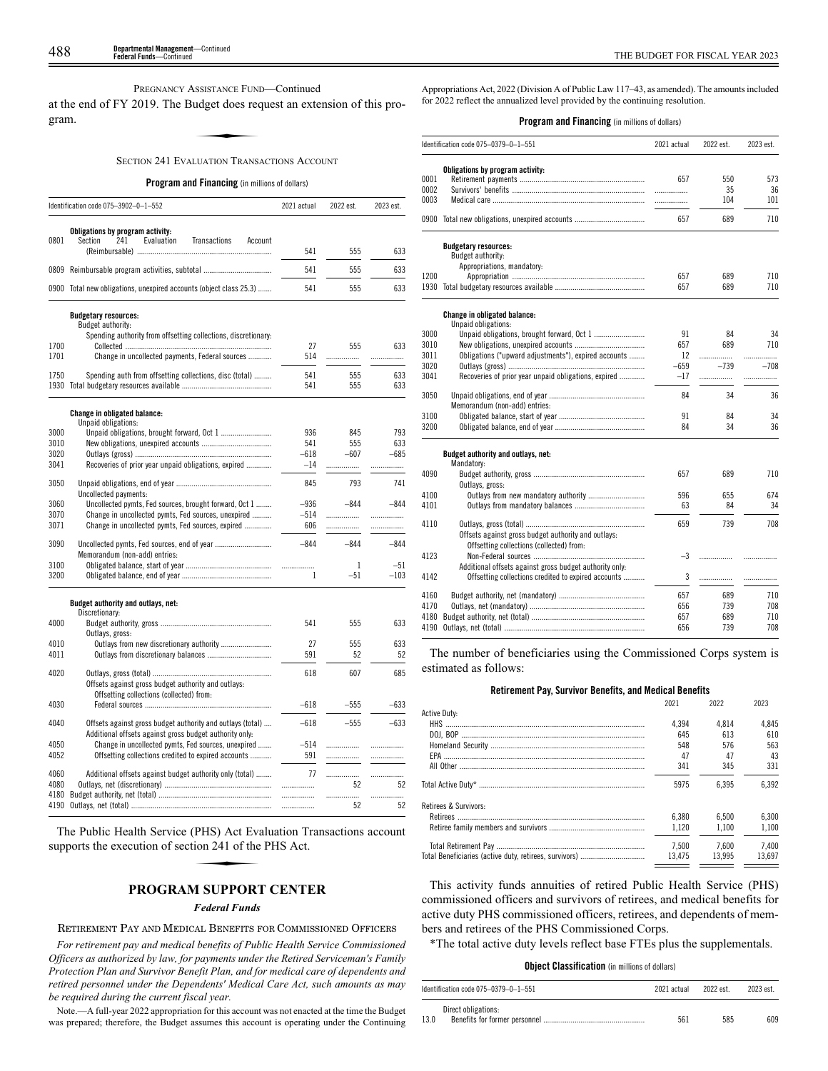PREGNANCY ASSISTANCE FUND—Continued

at the end of FY 2019. The Budget does request an extension of this program.

SECTION 241 EVALUATION TRANSACTIONS ACCOUNT

**Program and Financing** (in millions of dollars)

| Identification code 075–3902–0–1–552 | | 2021 actual | 2022 est. | 2023 est. |
|---|---|---|---|---|
| | **Obligations by program activity:** | | | |
| 0801 | Section 241 Evaluation Transactions Account (Reimbursable) | 541 | 555 | 633 |
| 0809 | Reimbursable program activities, subtotal | 541 | 555 | 633 |
| 0900 | Total new obligations, unexpired accounts (object class 25.3) | 541 | 555 | 633 |
| | **Budgetary resources:** | | | |
| | Budget authority: | | | |
| | Spending authority from offsetting collections, discretionary: | | | |
| 1700 | Collected | 27 | 555 | 633 |
| 1701 | Change in uncollected payments, Federal sources | 514 | | |
| 1750 | Spending auth from offsetting collections, disc (total) | 541 | 555 | 633 |
| 1930 | Total budgetary resources available | 541 | 555 | 633 |
| | **Change in obligated balance:** | | | |
| | Unpaid obligations: | | | |
| 3000 | Unpaid obligations, brought forward, Oct 1 | 936 | 845 | 793 |
| 3010 | New obligations, unexpired accounts | 541 | 555 | 633 |
| 3020 | Outlays (gross) | –618 | –607 | –685 |
| 3041 | Recoveries of prior year unpaid obligations, expired | –14 | | |
| 3050 | Unpaid obligations, end of year | 845 | 793 | 741 |
| | Uncollected payments: | | | |
| 3060 | Uncollected pymts, Fed sources, brought forward, Oct 1 | –936 | –844 | –844 |
| 3070 | Change in uncollected pymts, Fed sources, unexpired | –514 | | |
| 3071 | Change in uncollected pymts, Fed sources, expired | 606 | | |
| 3090 | Uncollected pymts, Fed sources, end of year | –844 | –844 | –844 |
| | Memorandum (non-add) entries: | | | |
| 3100 | Obligated balance, start of year | | 1 | –51 |
| 3200 | Obligated balance, end of year | 1 | –51 | –103 |
| | **Budget authority and outlays, net:** | | | |
| | Discretionary: | | | |
| 4000 | Budget authority, gross | 541 | 555 | 633 |
| | Outlays, gross: | | | |
| 4010 | Outlays from new discretionary authority | 27 | 555 | 633 |
| 4011 | Outlays from discretionary balances | 591 | 52 | 52 |
| 4020 | Outlays, gross (total) | 618 | 607 | 685 |
| | Offsets against gross budget authority and outlays: | | | |
| | Offsetting collections (collected) from: | | | |
| 4030 | Federal sources | –618 | –555 | –633 |
| 4040 | Offsets against gross budget authority and outlays (total) | –618 | –555 | –633 |
| | Additional offsets against gross budget authority only: | | | |
| 4050 | Change in uncollected pymts, Fed sources, unexpired | –514 | | |
| 4052 | Offsetting collections credited to expired accounts | 591 | | |
| 4060 | Additional offsets against budget authority only (total) | 77 | | |
| 4080 | Outlays, net (discretionary) | | 52 | 52 |
| 4180 | Budget authority, net (total) | | | |
| 4190 | Outlays, net (total) | | 52 | 52 |

The Public Health Service (PHS) Act Evaluation Transactions account supports the execution of section 241 of the PHS Act.

## PROGRAM SUPPORT CENTER

### *Federal Funds*

RETIREMENT PAY AND MEDICAL BENEFITS FOR COMMISSIONED OFFICERS

*For retirement pay and medical benefits of Public Health Service Commissioned Officers as authorized by law, for payments under the Retired Serviceman's Family Protection Plan and Survivor Benefit Plan, and for medical care of dependents and retired personnel under the Dependents' Medical Care Act, such amounts as may be required during the current fiscal year.*

Note.—A full-year 2022 appropriation for this account was not enacted at the time the Budget was prepared; therefore, the Budget assumes this account is operating under the Continuing Appropriations Act, 2022 (Division A of Public Law 117–43, as amended). The amounts included for 2022 reflect the annualized level provided by the continuing resolution.

**Program and Financing** (in millions of dollars)

| Identification code 075–0379–0–1–551 | | 2021 actual | 2022 est. | 2023 est. |
|---|---|---|---|---|
| | **Obligations by program activity:** | | | |
| 0001 | Retirement payments | 657 | 550 | 573 |
| 0002 | Survivors' benefits | | 35 | 36 |
| 0003 | Medical care | | 104 | 101 |
| 0900 | Total new obligations, unexpired accounts | 657 | 689 | 710 |
| | **Budgetary resources:** | | | |
| | Budget authority: | | | |
| | Appropriations, mandatory: | | | |
| 1200 | Appropriation | 657 | 689 | 710 |
| 1930 | Total budgetary resources available | 657 | 689 | 710 |
| | **Change in obligated balance:** | | | |
| | Unpaid obligations: | | | |
| 3000 | Unpaid obligations, brought forward, Oct 1 | 91 | 84 | 34 |
| 3010 | New obligations, unexpired accounts | 657 | 689 | 710 |
| 3011 | Obligations ("upward adjustments"), expired accounts | 12 | | |
| 3020 | Outlays (gross) | –659 | –739 | –708 |
| 3041 | Recoveries of prior year unpaid obligations, expired | –17 | | |
| 3050 | Unpaid obligations, end of year | 84 | 34 | 36 |
| | Memorandum (non-add) entries: | | | |
| 3100 | Obligated balance, start of year | 91 | 84 | 34 |
| 3200 | Obligated balance, end of year | 84 | 34 | 36 |
| | **Budget authority and outlays, net:** | | | |
| | Mandatory: | | | |
| 4090 | Budget authority, gross | 657 | 689 | 710 |
| | Outlays, gross: | | | |
| 4100 | Outlays from new mandatory authority | 596 | 655 | 674 |
| 4101 | Outlays from mandatory balances | 63 | 84 | 34 |
| 4110 | Outlays, gross (total) | 659 | 739 | 708 |
| | Offsets against gross budget authority and outlays: | | | |
| | Offsetting collections (collected) from: | | | |
| 4123 | Non-Federal sources | –3 | | |
| | Additional offsets against gross budget authority only: | | | |
| 4142 | Offsetting collections credited to expired accounts | 3 | | |
| 4160 | Budget authority, net (mandatory) | 657 | 689 | 710 |
| 4170 | Outlays, net (mandatory) | 656 | 739 | 708 |
| 4180 | Budget authority, net (total) | 657 | 689 | 710 |
| 4190 | Outlays, net (total) | 656 | 739 | 708 |

The number of beneficiaries using the Commissioned Corps system is estimated as follows:

**Retirement Pay, Survivor Benefits, and Medical Benefits**

| | 2021 | 2022 | 2023 |
|---|---|---|---|
| Active Duty: | | | |
| HHS | 4,394 | 4,814 | 4,845 |
| DOJ, BOP | 645 | 613 | 610 |
| Homeland Security | 548 | 576 | 563 |
| EPA | 47 | 47 | 43 |
| All Other | 341 | 345 | 331 |
| Total Active Duty* | 5975 | 6,395 | 6,392 |
| Retirees & Survivors: | | | |
| Retirees | 6,380 | 6,500 | 6,300 |
| Retiree family members and survivors | 1,120 | 1,100 | 1,100 |
| Total Retirement Pay | 7,500 | 7,600 | 7,400 |
| Total Beneficiaries (active duty, retirees, survivors) | 13,475 | 13,995 | 13,697 |

This activity funds annuities of retired Public Health Service (PHS) commissioned officers and survivors of retirees, and medical benefits for active duty PHS commissioned officers, retirees, and dependents of members and retirees of the PHS Commissioned Corps.

*The total active duty levels reflect base FTEs plus the supplementals.

**Object Classification** (in millions of dollars)

| Identification code 075–0379–0–1–551 | | 2021 actual | 2022 est. | 2023 est. |
|---|---|---|---|---|
| | Direct obligations: | | | |
| 13.0 | Benefits for former personnel | 561 | 585 | 609 |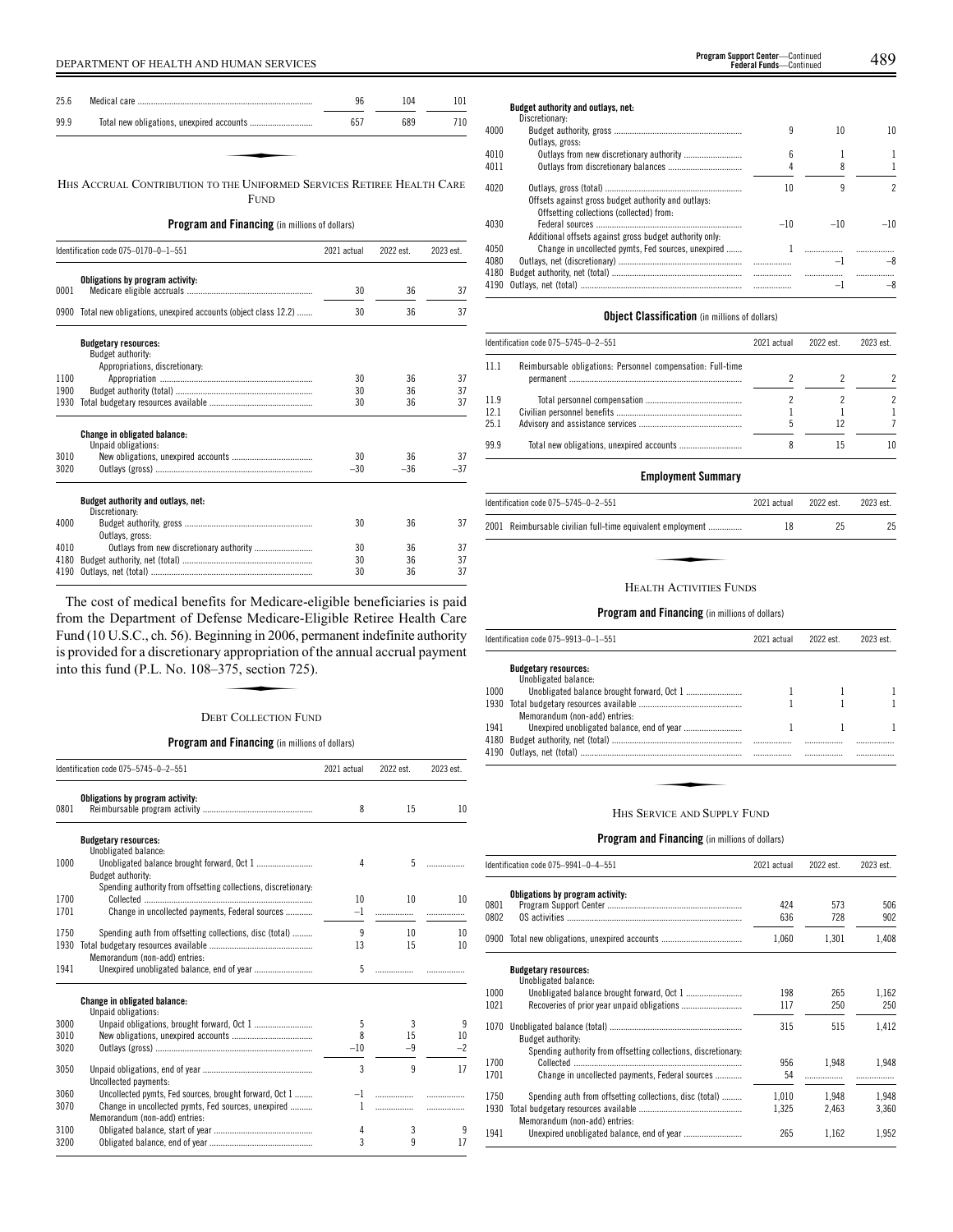| | | | | |
|---|---|---|---|---|
| 25.6 | Medical care | 96 | 104 | 101 |
| 99.9 | Total new obligations, unexpired accounts | 657 | 689 | 710 |

## HHS Accrual Contribution to the Uniformed Services Retiree Health Care Fund

**Program and Financing** (in millions of dollars)

| Identification code 075–0170–0–1–551 | | 2021 actual | 2022 est. | 2023 est. |
|---|---|---|---|---|
| | **Obligations by program activity:** | | | |
| 0001 | Medicare eligible accruals | 30 | 36 | 37 |
| 0900 | Total new obligations, unexpired accounts (object class 12.2) | 30 | 36 | 37 |
| | **Budgetary resources:** | | | |
| | Budget authority: | | | |
| | Appropriations, discretionary: | | | |
| 1100 | Appropriation | 30 | 36 | 37 |
| 1900 | Budget authority (total) | 30 | 36 | 37 |
| 1930 | Total budgetary resources available | 30 | 36 | 37 |
| | **Change in obligated balance:** | | | |
| | Unpaid obligations: | | | |
| 3010 | New obligations, unexpired accounts | 30 | 36 | 37 |
| 3020 | Outlays (gross) | –30 | –36 | –37 |
| | **Budget authority and outlays, net:** | | | |
| | Discretionary: | | | |
| 4000 | Budget authority, gross | 30 | 36 | 37 |
| | Outlays, gross: | | | |
| 4010 | Outlays from new discretionary authority | 30 | 36 | 37 |
| 4180 | Budget authority, net (total) | 30 | 36 | 37 |
| 4190 | Outlays, net (total) | 30 | 36 | 37 |

The cost of medical benefits for Medicare-eligible beneficiaries is paid from the Department of Defense Medicare-Eligible Retiree Health Care Fund (10 U.S.C., ch. 56). Beginning in 2006, permanent indefinite authority is provided for a discretionary appropriation of the annual accrual payment into this fund (P.L. No. 108–375, section 725).

## Debt Collection Fund

**Program and Financing** (in millions of dollars)

| Identification code 075–5745–0–2–551 | | 2021 actual | 2022 est. | 2023 est. |
|---|---|---|---|---|
| | **Obligations by program activity:** | | | |
| 0801 | Reimbursable program activity | 8 | 15 | 10 |
| | **Budgetary resources:** | | | |
| | Unobligated balance: | | | |
| 1000 | Unobligated balance brought forward, Oct 1 | 4 | 5 | |
| | Budget authority: | | | |
| | Spending authority from offsetting collections, discretionary: | | | |
| 1700 | Collected | 10 | 10 | 10 |
| 1701 | Change in uncollected payments, Federal sources | –1 | | |
| 1750 | Spending auth from offsetting collections, disc (total) | 9 | 10 | 10 |
| 1930 | Total budgetary resources available | 13 | 15 | 10 |
| | Memorandum (non-add) entries: | | | |
| 1941 | Unexpired unobligated balance, end of year | 5 | | |
| | **Change in obligated balance:** | | | |
| | Unpaid obligations: | | | |
| 3000 | Unpaid obligations, brought forward, Oct 1 | 5 | 3 | 9 |
| 3010 | New obligations, unexpired accounts | 8 | 15 | 10 |
| 3020 | Outlays (gross) | –10 | –9 | –2 |
| 3050 | Unpaid obligations, end of year | 3 | 9 | 17 |
| | Uncollected payments: | | | |
| 3060 | Uncollected pymts, Fed sources, brought forward, Oct 1 | –1 | | |
| 3070 | Change in uncollected pymts, Fed sources, unexpired | 1 | | |
| | Memorandum (non-add) entries: | | | |
| 3100 | Obligated balance, start of year | 4 | 3 | 9 |
| 3200 | Obligated balance, end of year | 3 | 9 | 17 |
| | **Budget authority and outlays, net:** | | | |
| | Discretionary: | | | |
| 4000 | Budget authority, gross | 9 | 10 | 10 |
| | Outlays, gross: | | | |
| 4010 | Outlays from new discretionary authority | 6 | 1 | 1 |
| 4011 | Outlays from discretionary balances | 4 | 8 | 1 |
| 4020 | Outlays, gross (total) | 10 | 9 | 2 |
| | Offsets against gross budget authority and outlays: | | | |
| | Offsetting collections (collected) from: | | | |
| 4030 | Federal sources | –10 | –10 | –10 |
| | Additional offsets against gross budget authority only: | | | |
| 4050 | Change in uncollected pymts, Fed sources, unexpired | 1 | | |
| 4080 | Outlays, net (discretionary) | | –1 | –8 |
| 4180 | Budget authority, net (total) | | | |
| 4190 | Outlays, net (total) | | –1 | –8 |

**Object Classification** (in millions of dollars)

| Identification code 075–5745–0–2–551 | | 2021 actual | 2022 est. | 2023 est. |
|---|---|---|---|---|
| 11.1 | Reimbursable obligations: Personnel compensation: Full-time permanent | 2 | 2 | 2 |
| 11.9 | Total personnel compensation | 2 | 2 | 2 |
| 12.1 | Civilian personnel benefits | 1 | 1 | 1 |
| 25.1 | Advisory and assistance services | 5 | 12 | 7 |
| 99.9 | Total new obligations, unexpired accounts | 8 | 15 | 10 |

**Employment Summary**

| Identification code 075–5745–0–2–551 | | 2021 actual | 2022 est. | 2023 est. |
|---|---|---|---|---|
| 2001 | Reimbursable civilian full-time equivalent employment | 18 | 25 | 25 |

## Health Activities Funds

**Program and Financing** (in millions of dollars)

| Identification code 075–9913–0–1–551 | | 2021 actual | 2022 est. | 2023 est. |
|---|---|---|---|---|
| | **Budgetary resources:** | | | |
| | Unobligated balance: | | | |
| 1000 | Unobligated balance brought forward, Oct 1 | 1 | 1 | 1 |
| 1930 | Total budgetary resources available | 1 | 1 | 1 |
| | Memorandum (non-add) entries: | | | |
| 1941 | Unexpired unobligated balance, end of year | 1 | 1 | 1 |
| 4180 | Budget authority, net (total) | | | |
| 4190 | Outlays, net (total) | | | |

## HHS Service and Supply Fund

**Program and Financing** (in millions of dollars)

| Identification code 075–9941–0–4–551 | | 2021 actual | 2022 est. | 2023 est. |
|---|---|---|---|---|
| | **Obligations by program activity:** | | | |
| 0801 | Program Support Center | 424 | 573 | 506 |
| 0802 | OS activities | 636 | 728 | 902 |
| 0900 | Total new obligations, unexpired accounts | 1,060 | 1,301 | 1,408 |
| | **Budgetary resources:** | | | |
| | Unobligated balance: | | | |
| 1000 | Unobligated balance brought forward, Oct 1 | 198 | 265 | 1,162 |
| 1021 | Recoveries of prior year unpaid obligations | 117 | 250 | 250 |
| 1070 | Unobligated balance (total) | 315 | 515 | 1,412 |
| | Budget authority: | | | |
| | Spending authority from offsetting collections, discretionary: | | | |
| 1700 | Collected | 956 | 1,948 | 1,948 |
| 1701 | Change in uncollected payments, Federal sources | 54 | | |
| 1750 | Spending auth from offsetting collections, disc (total) | 1,010 | 1,948 | 1,948 |
| 1930 | Total budgetary resources available | 1,325 | 2,463 | 3,360 |
| | Memorandum (non-add) entries: | | | |
| 1941 | Unexpired unobligated balance, end of year | 265 | 1,162 | 1,952 |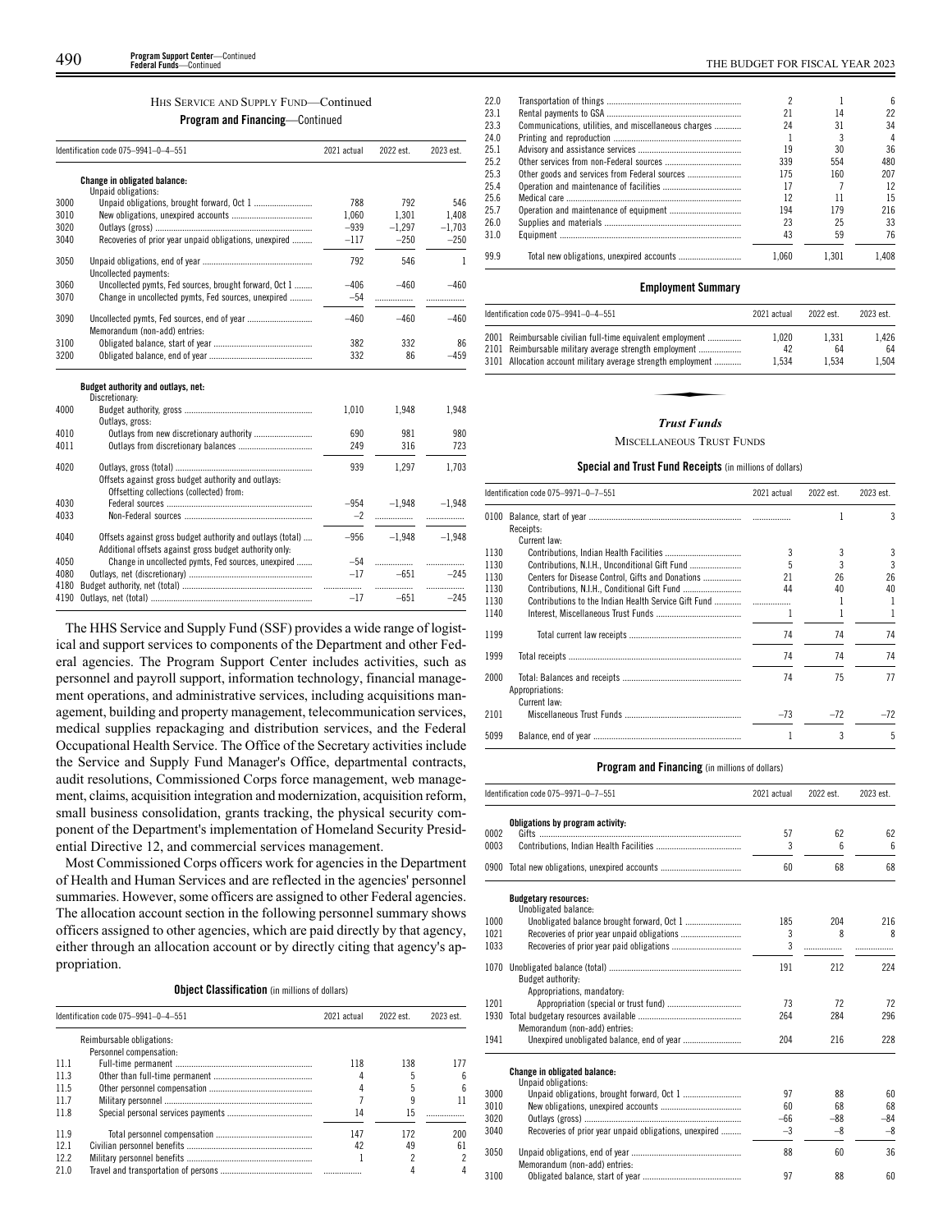### HHS Service and Supply Fund—Continued

**Program and Financing—Continued**

| Identification code 075–9941–0–4–551 | | 2021 actual | 2022 est. | 2023 est. |
|---|---|---|---|---|
| | **Change in obligated balance:** | | | |
| | Unpaid obligations: | | | |
| 3000 | Unpaid obligations, brought forward, Oct 1 | 788 | 792 | 546 |
| 3010 | New obligations, unexpired accounts | 1,060 | 1,301 | 1,408 |
| 3020 | Outlays (gross) | –939 | –1,297 | –1,703 |
| 3040 | Recoveries of prior year unpaid obligations, unexpired | –117 | –250 | –250 |
| 3050 | Unpaid obligations, end of year | 792 | 546 | 1 |
| | Uncollected payments: | | | |
| 3060 | Uncollected pymts, Fed sources, brought forward, Oct 1 | –406 | –460 | –460 |
| 3070 | Change in uncollected pymts, Fed sources, unexpired | –54 | | |
| 3090 | Uncollected pymts, Fed sources, end of year | –460 | –460 | –460 |
| | Memorandum (non-add) entries: | | | |
| 3100 | Obligated balance, start of year | 382 | 332 | 86 |
| 3200 | Obligated balance, end of year | 332 | 86 | –459 |
| | **Budget authority and outlays, net:** | | | |
| | Discretionary: | | | |
| 4000 | Budget authority, gross | 1,010 | 1,948 | 1,948 |
| | Outlays, gross: | | | |
| 4010 | Outlays from new discretionary authority | 690 | 981 | 980 |
| 4011 | Outlays from discretionary balances | 249 | 316 | 723 |
| 4020 | Outlays, gross (total) | 939 | 1,297 | 1,703 |
| | Offsets against gross budget authority and outlays: | | | |
| | Offsetting collections (collected) from: | | | |
| 4030 | Federal sources | –954 | –1,948 | –1,948 |
| 4033 | Non-Federal sources | –2 | | |
| 4040 | Offsets against gross budget authority and outlays (total) | –956 | –1,948 | –1,948 |
| | Additional offsets against gross budget authority only: | | | |
| 4050 | Change in uncollected pymts, Fed sources, unexpired | –54 | | |
| 4080 | Outlays, net (discretionary) | –17 | –651 | –245 |
| 4180 | Budget authority, net (total) | | | |
| 4190 | Outlays, net (total) | –17 | –651 | –245 |

The HHS Service and Supply Fund (SSF) provides a wide range of logistical and support services to components of the Department and other Federal agencies. The Program Support Center includes activities, such as personnel and payroll support, information technology, financial management operations, and administrative services, including acquisitions management, building and property management, telecommunication services, medical supplies repackaging and distribution services, and the Federal Occupational Health Service. The Office of the Secretary activities include the Service and Supply Fund Manager's Office, departmental contracts, audit resolutions, Commissioned Corps force management, web management, claims, acquisition integration and modernization, acquisition reform, small business consolidation, grants tracking, the physical security component of the Department's implementation of Homeland Security Presidential Directive 12, and commercial services management.

Most Commissioned Corps officers work for agencies in the Department of Health and Human Services and are reflected in the agencies' personnel summaries. However, some officers are assigned to other Federal agencies. The allocation account section in the following personnel summary shows officers assigned to other agencies, which are paid directly by that agency, either through an allocation account or by directly citing that agency's appropriation.

**Object Classification** (in millions of dollars)

| Identification code 075–9941–0–4–551 | | 2021 actual | 2022 est. | 2023 est. |
|---|---|---|---|---|
| | Reimbursable obligations: | | | |
| | Personnel compensation: | | | |
| 11.1 | Full-time permanent | 118 | 138 | 177 |
| 11.3 | Other than full-time permanent | 4 | 5 | 6 |
| 11.5 | Other personnel compensation | 4 | 5 | 6 |
| 11.7 | Military personnel | 7 | 9 | 11 |
| 11.8 | Special personal services payments | 14 | 15 | |
| 11.9 | Total personnel compensation | 147 | 172 | 200 |
| 12.1 | Civilian personnel benefits | 42 | 49 | 61 |
| 12.2 | Military personnel benefits | 1 | 2 | 2 |
| 21.0 | Travel and transportation of persons | | 4 | 4 |
| 22.0 | Transportation of things | 2 | 1 | 6 |
| 23.1 | Rental payments to GSA | 21 | 14 | 22 |
| 23.3 | Communications, utilities, and miscellaneous charges | 24 | 31 | 34 |
| 24.0 | Printing and reproduction | 1 | 3 | 4 |
| 25.1 | Advisory and assistance services | 19 | 30 | 36 |
| 25.2 | Other services from non-Federal sources | 339 | 554 | 480 |
| 25.3 | Other goods and services from Federal sources | 175 | 160 | 207 |
| 25.4 | Operation and maintenance of facilities | 17 | 7 | 12 |
| 25.6 | Medical care | 12 | 11 | 15 |
| 25.7 | Operation and maintenance of equipment | 194 | 179 | 216 |
| 26.0 | Supplies and materials | 23 | 25 | 33 |
| 31.0 | Equipment | 43 | 59 | 76 |
| 99.9 | Total new obligations, unexpired accounts | 1,060 | 1,301 | 1,408 |

**Employment Summary**

| Identification code 075–9941–0–4–551 | | 2021 actual | 2022 est. | 2023 est. |
|---|---|---|---|---|
| 2001 | Reimbursable civilian full-time equivalent employment | 1,020 | 1,331 | 1,426 |
| 2101 | Reimbursable military average strength employment | 42 | 64 | 64 |
| 3101 | Allocation account military average strength employment | 1,534 | 1,534 | 1,504 |

## *Trust Funds*

### Miscellaneous Trust Funds

**Special and Trust Fund Receipts** (in millions of dollars)

| Identification code 075–9971–0–7–551 | | 2021 actual | 2022 est. | 2023 est. |
|---|---|---|---|---|
| 0100 | Balance, start of year | | 1 | 3 |
| | Receipts: | | | |
| | Current law: | | | |
| 1130 | Contributions, Indian Health Facilities | 3 | 3 | 3 |
| 1130 | Contributions, N.I.H., Unconditional Gift Fund | 5 | 3 | 3 |
| 1130 | Centers for Disease Control, Gifts and Donations | 21 | 26 | 26 |
| 1130 | Contributions, N.I.H., Conditional Gift Fund | 44 | 40 | 40 |
| 1130 | Contributions to the Indian Health Service Gift Fund | | 1 | 1 |
| 1140 | Interest, Miscellaneous Trust Funds | 1 | 1 | 1 |
| 1199 | Total current law receipts | 74 | 74 | 74 |
| 1999 | Total receipts | 74 | 74 | 74 |
| 2000 | Total: Balances and receipts | 74 | 75 | 77 |
| | Appropriations: | | | |
| | Current law: | | | |
| 2101 | Miscellaneous Trust Funds | –73 | –72 | –72 |
| 5099 | Balance, end of year | 1 | 3 | 5 |

**Program and Financing** (in millions of dollars)

| Identification code 075–9971–0–7–551 | | 2021 actual | 2022 est. | 2023 est. |
|---|---|---|---|---|
| | **Obligations by program activity:** | | | |
| 0002 | Gifts | 57 | 62 | 62 |
| 0003 | Contributions, Indian Health Facilities | 3 | 6 | 6 |
| 0900 | Total new obligations, unexpired accounts | 60 | 68 | 68 |
| | **Budgetary resources:** | | | |
| | Unobligated balance: | | | |
| 1000 | Unobligated balance brought forward, Oct 1 | 185 | 204 | 216 |
| 1021 | Recoveries of prior year unpaid obligations | 3 | 8 | 8 |
| 1033 | Recoveries of prior year paid obligations | 3 | | |
| 1070 | Unobligated balance (total) | 191 | 212 | 224 |
| | Budget authority: | | | |
| | Appropriations, mandatory: | | | |
| 1201 | Appropriation (special or trust fund) | 73 | 72 | 72 |
| 1930 | Total budgetary resources available | 264 | 284 | 296 |
| | Memorandum (non-add) entries: | | | |
| 1941 | Unexpired unobligated balance, end of year | 204 | 216 | 228 |
| | **Change in obligated balance:** | | | |
| | Unpaid obligations: | | | |
| 3000 | Unpaid obligations, brought forward, Oct 1 | 97 | 88 | 60 |
| 3010 | New obligations, unexpired accounts | 60 | 68 | 68 |
| 3020 | Outlays (gross) | –66 | –88 | –84 |
| 3040 | Recoveries of prior year unpaid obligations, unexpired | –3 | –8 | –8 |
| 3050 | Unpaid obligations, end of year | 88 | 60 | 36 |
| | Memorandum (non-add) entries: | | | |
| 3100 | Obligated balance, start of year | 97 | 88 | 60 |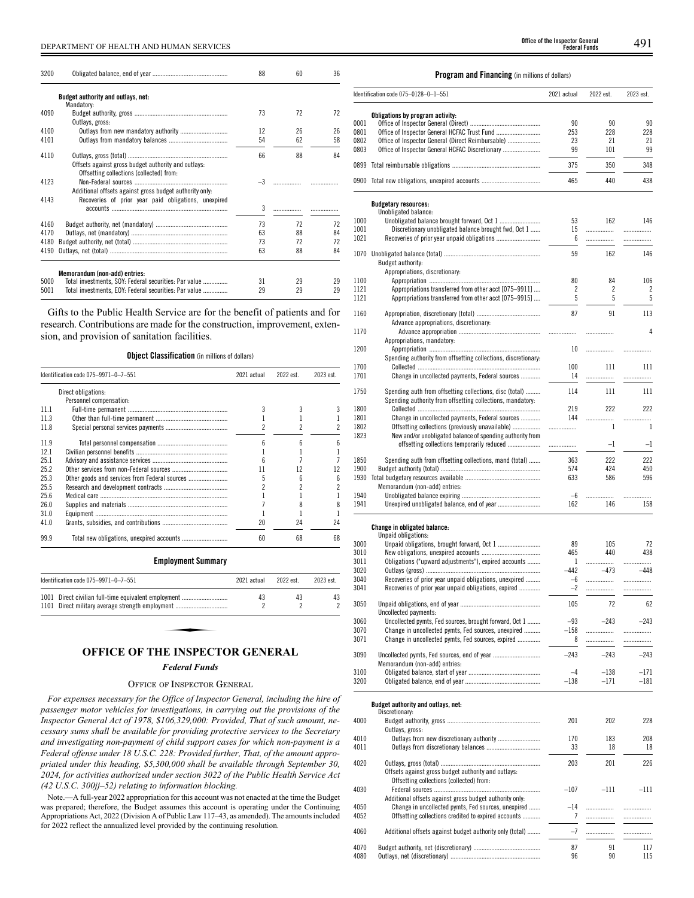| | | 2021 actual | 2022 est. | 2023 est. |
|---|---|---|---|---|
| 3200 | Obligated balance, end of year | 88 | 60 | 36 |
| | **Budget authority and outlays, net:** | | | |
| | Mandatory: | | | |
| 4090 | Budget authority, gross | 73 | 72 | 72 |
| | Outlays, gross: | | | |
| 4100 | Outlays from new mandatory authority | 12 | 26 | 26 |
| 4101 | Outlays from mandatory balances | 54 | 62 | 58 |
| 4110 | Outlays, gross (total) | 66 | 88 | 84 |
| | Offsets against gross budget authority and outlays: | | | |
| | Offsetting collections (collected) from: | | | |
| 4123 | Non-Federal sources | –3 | | |
| | Additional offsets against gross budget authority only: | | | |
| 4143 | Recoveries of prior year paid obligations, unexpired accounts | 3 | | |
| 4160 | Budget authority, net (mandatory) | 73 | 72 | 72 |
| 4170 | Outlays, net (mandatory) | 63 | 88 | 84 |
| 4180 | Budget authority, net (total) | 73 | 72 | 72 |
| 4190 | Outlays, net (total) | 63 | 88 | 84 |
| | **Memorandum (non-add) entries:** | | | |
| 5000 | Total investments, SOY: Federal securities: Par value | 31 | 29 | 29 |
| 5001 | Total investments, EOY: Federal securities: Par value | 29 | 29 | 29 |

Gifts to the Public Health Service are for the benefit of patients and for research. Contributions are made for the construction, improvement, extension, and provision of sanitation facilities.

**Object Classification** (in millions of dollars)

| Identification code 075–9971–0–7–551 | | 2021 actual | 2022 est. | 2023 est. |
|---|---|---|---|---|
| | Direct obligations: | | | |
| | Personnel compensation: | | | |
| 11.1 | Full-time permanent | 3 | 3 | 3 |
| 11.3 | Other than full-time permanent | 1 | 1 | 1 |
| 11.8 | Special personal services payments | 2 | 2 | 2 |
| 11.9 | Total personnel compensation | 6 | 6 | 6 |
| 12.1 | Civilian personnel benefits | 1 | 1 | 1 |
| 25.1 | Advisory and assistance services | 6 | 7 | 7 |
| 25.2 | Other services from non-Federal sources | 11 | 12 | 12 |
| 25.3 | Other goods and services from Federal sources | 5 | 6 | 6 |
| 25.5 | Research and development contracts | 2 | 2 | 2 |
| 25.6 | Medical care | 1 | 1 | 1 |
| 26.0 | Supplies and materials | 7 | 8 | 8 |
| 31.0 | Equipment | 1 | 1 | 1 |
| 41.0 | Grants, subsidies, and contributions | 20 | 24 | 24 |
| 99.9 | Total new obligations, unexpired accounts | 60 | 68 | 68 |

**Employment Summary**

| Identification code 075–9971–0–7–551 | | 2021 actual | 2022 est. | 2023 est. |
|---|---|---|---|---|
| 1001 | Direct civilian full-time equivalent employment | 43 | 43 | 43 |
| 1101 | Direct military average strength employment | 2 | 2 | 2 |

## OFFICE OF THE INSPECTOR GENERAL

### *Federal Funds*

### Office of Inspector General

*For expenses necessary for the Office of Inspector General, including the hire of passenger motor vehicles for investigations, in carrying out the provisions of the Inspector General Act of 1978, $106,329,000: Provided, That of such amount, necessary sums shall be available for providing protective services to the Secretary and investigating non-payment of child support cases for which non-payment is a Federal offense under 18 U.S.C. 228: Provided further, That, of the amount appropriated under this heading, $5,300,000 shall be available through September 30, 2024, for activities authorized under section 3022 of the Public Health Service Act (42 U.S.C. 300jj–52) relating to information blocking.*

Note.—A full-year 2022 appropriation for this account was not enacted at the time the Budget was prepared; therefore, the Budget assumes this account is operating under the Continuing Appropriations Act, 2022 (Division A of Public Law 117–43, as amended). The amounts included for 2022 reflect the annualized level provided by the continuing resolution.

**Program and Financing** (in millions of dollars)

| Identification code 075–0128–0–1–551 | | 2021 actual | 2022 est. | 2023 est. |
|---|---|---|---|---|
| | **Obligations by program activity:** | | | |
| 0001 | Office of Inspector General (Direct) | 90 | 90 | 90 |
| 0801 | Office of Inspector General HCFAC Trust Fund | 253 | 228 | 228 |
| 0802 | Office of Inspector General (Direct Reimbursable) | 23 | 21 | 21 |
| 0803 | Office of Inspector General HCFAC Discretionary | 99 | 101 | 99 |
| 0899 | Total reimbursable obligations | 375 | 350 | 348 |
| 0900 | Total new obligations, unexpired accounts | 465 | 440 | 438 |
| | **Budgetary resources:** | | | |
| | Unobligated balance: | | | |
| 1000 | Unobligated balance brought forward, Oct 1 | 53 | 162 | 146 |
| 1001 | Discretionary unobligated balance brought fwd, Oct 1 | 15 | | |
| 1021 | Recoveries of prior year unpaid obligations | 6 | | |
| 1070 | Unobligated balance (total) | 59 | 162 | 146 |
| | Budget authority: | | | |
| | Appropriations, discretionary: | | | |
| 1100 | Appropriation | 80 | 84 | 106 |
| 1121 | Appropriations transferred from other acct [075–9911] | 2 | 2 | 2 |
| 1121 | Appropriations transferred from other acct [075–9915] | 5 | 5 | 5 |
| 1160 | Appropriation, discretionary (total) | 87 | 91 | 113 |
| | Advance appropriations, discretionary: | | | |
| 1170 | Advance appropriation | | | 4 |
| | Appropriations, mandatory: | | | |
| 1200 | Appropriation | 10 | | |
| | Spending authority from offsetting collections, discretionary: | | | |
| 1700 | Collected | 100 | 111 | 111 |
| 1701 | Change in uncollected payments, Federal sources | 14 | | |
| 1750 | Spending auth from offsetting collections, disc (total) | 114 | 111 | 111 |
| | Spending authority from offsetting collections, mandatory: | | | |
| 1800 | Collected | 219 | 222 | 222 |
| 1801 | Change in uncollected payments, Federal sources | 144 | | |
| 1802 | Offsetting collections (previously unavailable) | | 1 | 1 |
| 1823 | New and/or unobligated balance of spending authority from offsetting collections temporarily reduced | | –1 | –1 |
| 1850 | Spending auth from offsetting collections, mand (total) | 363 | 222 | 222 |
| 1900 | Budget authority (total) | 574 | 424 | 450 |
| 1930 | Total budgetary resources available | 633 | 586 | 596 |
| | Memorandum (non-add) entries: | | | |
| 1940 | Unobligated balance expiring | –6 | | |
| 1941 | Unexpired unobligated balance, end of year | 162 | 146 | 158 |
| | **Change in obligated balance:** | | | |
| | Unpaid obligations: | | | |
| 3000 | Unpaid obligations, brought forward, Oct 1 | 89 | 105 | 72 |
| 3010 | New obligations, unexpired accounts | 465 | 440 | 438 |
| 3011 | Obligations ("upward adjustments"), expired accounts | 1 | | |
| 3020 | Outlays (gross) | –442 | –473 | –448 |
| 3040 | Recoveries of prior year unpaid obligations, unexpired | –6 | | |
| 3041 | Recoveries of prior year unpaid obligations, expired | –2 | | |
| 3050 | Unpaid obligations, end of year | 105 | 72 | 62 |
| | Uncollected payments: | | | |
| 3060 | Uncollected pymts, Fed sources, brought forward, Oct 1 | –93 | –243 | –243 |
| 3070 | Change in uncollected pymts, Fed sources, unexpired | –158 | | |
| 3071 | Change in uncollected pymts, Fed sources, expired | 8 | | |
| 3090 | Uncollected pymts, Fed sources, end of year | –243 | –243 | –243 |
| | Memorandum (non-add) entries: | | | |
| 3100 | Obligated balance, start of year | –4 | –138 | –171 |
| 3200 | Obligated balance, end of year | –138 | –171 | –181 |
| | **Budget authority and outlays, net:** | | | |
| | Discretionary: | | | |
| 4000 | Budget authority, gross | 201 | 202 | 228 |
| | Outlays, gross: | | | |
| 4010 | Outlays from new discretionary authority | 170 | 183 | 208 |
| 4011 | Outlays from discretionary balances | 33 | 18 | 18 |
| 4020 | Outlays, gross (total) | 203 | 201 | 226 |
| | Offsets against gross budget authority and outlays: | | | |
| | Offsetting collections (collected) from: | | | |
| 4030 | Federal sources | –107 | –111 | –111 |
| | Additional offsets against gross budget authority only: | | | |
| 4050 | Change in uncollected pymts, Fed sources, unexpired | –14 | | |
| 4052 | Offsetting collections credited to expired accounts | 7 | | |
| 4060 | Additional offsets against budget authority only (total) | –7 | | |
| 4070 | Budget authority, net (discretionary) | 87 | 91 | 117 |
| 4080 | Outlays, net (discretionary) | 96 | 90 | 115 |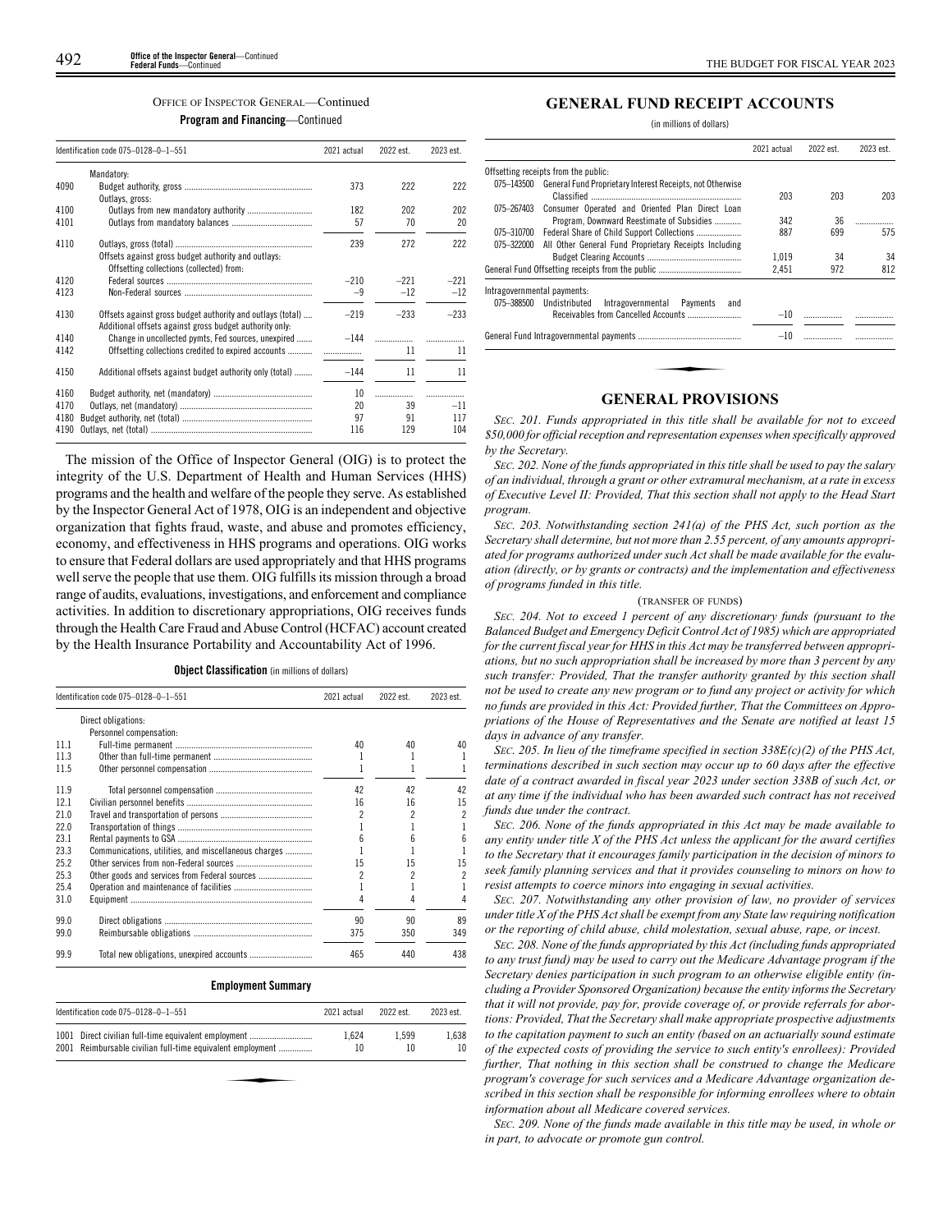OFFICE OF INSPECTOR GENERAL—Continued

**Program and Financing**—Continued

| Identification code 075–0128–0–1–551 | | 2021 actual | 2022 est. | 2023 est. |
|---|---|---|---|---|
| | Mandatory: | | | |
| 4090 | Budget authority, gross | 373 | 222 | 222 |
| | Outlays, gross: | | | |
| 4100 | Outlays from new mandatory authority | 182 | 202 | 202 |
| 4101 | Outlays from mandatory balances | 57 | 70 | 20 |
| 4110 | Outlays, gross (total) | 239 | 272 | 222 |
| | Offsets against gross budget authority and outlays: | | | |
| | Offsetting collections (collected) from: | | | |
| 4120 | Federal sources | –210 | –221 | –221 |
| 4123 | Non-Federal sources | –9 | –12 | –12 |
| 4130 | Offsets against gross budget authority and outlays (total) | –219 | –233 | –233 |
| | Additional offsets against gross budget authority only: | | | |
| 4140 | Change in uncollected pymts, Fed sources, unexpired | –144 | | |
| 4142 | Offsetting collections credited to expired accounts | | 11 | 11 |
| 4150 | Additional offsets against budget authority only (total) | –144 | 11 | 11 |
| 4160 | Budget authority, net (mandatory) | 10 | | |
| 4170 | Outlays, net (mandatory) | 20 | 39 | –11 |
| 4180 | Budget authority, net (total) | 97 | 91 | 117 |
| 4190 | Outlays, net (total) | 116 | 129 | 104 |

The mission of the Office of Inspector General (OIG) is to protect the integrity of the U.S. Department of Health and Human Services (HHS) programs and the health and welfare of the people they serve. As established by the Inspector General Act of 1978, OIG is an independent and objective organization that fights fraud, waste, and abuse and promotes efficiency, economy, and effectiveness in HHS programs and operations. OIG works to ensure that Federal dollars are used appropriately and that HHS programs well serve the people that use them. OIG fulfills its mission through a broad range of audits, evaluations, investigations, and enforcement and compliance activities. In addition to discretionary appropriations, OIG receives funds through the Health Care Fraud and Abuse Control (HCFAC) account created by the Health Insurance Portability and Accountability Act of 1996.

**Object Classification** (in millions of dollars)

| Identification code 075–0128–0–1–551 | | 2021 actual | 2022 est. | 2023 est. |
|---|---|---|---|---|
| | Direct obligations: | | | |
| | Personnel compensation: | | | |
| 11.1 | Full-time permanent | 40 | 40 | 40 |
| 11.3 | Other than full-time permanent | 1 | 1 | 1 |
| 11.5 | Other personnel compensation | 1 | 1 | 1 |
| 11.9 | Total personnel compensation | 42 | 42 | 42 |
| 12.1 | Civilian personnel benefits | 16 | 16 | 15 |
| 21.0 | Travel and transportation of persons | 2 | 2 | 2 |
| 22.0 | Transportation of things | 1 | 1 | 1 |
| 23.1 | Rental payments to GSA | 6 | 6 | 6 |
| 23.3 | Communications, utilities, and miscellaneous charges | 1 | 1 | 1 |
| 25.2 | Other services from non-Federal sources | 15 | 15 | 15 |
| 25.3 | Other goods and services from Federal sources | 2 | 2 | 2 |
| 25.4 | Operation and maintenance of facilities | 1 | 1 | 1 |
| 31.0 | Equipment | 4 | 4 | 4 |
| 99.0 | Direct obligations | 90 | 90 | 89 |
| 99.0 | Reimbursable obligations | 375 | 350 | 349 |
| 99.9 | Total new obligations, unexpired accounts | 465 | 440 | 438 |

**Employment Summary**

| Identification code 075–0128–0–1–551 | | 2021 actual | 2022 est. | 2023 est. |
|---|---|---|---|---|
| 1001 | Direct civilian full-time equivalent employment | 1,624 | 1,599 | 1,638 |
| 2001 | Reimbursable civilian full-time equivalent employment | 10 | 10 | 10 |

## GENERAL FUND RECEIPT ACCOUNTS

(in millions of dollars)

| | | 2021 actual | 2022 est. | 2023 est. |
|---|---|---|---|---|
| Offsetting receipts from the public: | | | | |
| 075–143500 | General Fund Proprietary Interest Receipts, not Otherwise Classified | 203 | 203 | 203 |
| 075–267403 | Consumer Operated and Oriented Plan Direct Loan Program, Downward Reestimate of Subsidies | 342 | 36 | |
| 075–310700 | Federal Share of Child Support Collections | 887 | 699 | 575 |
| 075–322000 | All Other General Fund Proprietary Receipts Including Budget Clearing Accounts | 1,019 | 34 | 34 |
| General Fund Offsetting receipts from the public | | 2,451 | 972 | 812 |
| Intragovernmental payments: | | | | |
| 075–388500 | Undistributed Intragovernmental Payments and Receivables from Cancelled Accounts | –10 | | |
| General Fund Intragovernmental payments | | –10 | | |

## GENERAL PROVISIONS

*SEC. 201. Funds appropriated in this title shall be available for not to exceed $50,000 for official reception and representation expenses when specifically approved by the Secretary.*

*SEC. 202. None of the funds appropriated in this title shall be used to pay the salary of an individual, through a grant or other extramural mechanism, at a rate in excess of Executive Level II: Provided, That this section shall not apply to the Head Start program.*

*SEC. 203. Notwithstanding section 241(a) of the PHS Act, such portion as the Secretary shall determine, but not more than 2.55 percent, of any amounts appropriated for programs authorized under such Act shall be made available for the evaluation (directly, or by grants or contracts) and the implementation and effectiveness of programs funded in this title.*

(TRANSFER OF FUNDS)

*SEC. 204. Not to exceed 1 percent of any discretionary funds (pursuant to the Balanced Budget and Emergency Deficit Control Act of 1985) which are appropriated for the current fiscal year for HHS in this Act may be transferred between appropriations, but no such appropriation shall be increased by more than 3 percent by any such transfer: Provided, That the transfer authority granted by this section shall not be used to create any new program or to fund any project or activity for which no funds are provided in this Act: Provided further, That the Committees on Appropriations of the House of Representatives and the Senate are notified at least 15 days in advance of any transfer.*

*SEC. 205. In lieu of the timeframe specified in section 338E(c)(2) of the PHS Act, terminations described in such section may occur up to 60 days after the effective date of a contract awarded in fiscal year 2023 under section 338B of such Act, or at any time if the individual who has been awarded such contract has not received funds due under the contract.*

*SEC. 206. None of the funds appropriated in this Act may be made available to any entity under title X of the PHS Act unless the applicant for the award certifies to the Secretary that it encourages family participation in the decision of minors to seek family planning services and that it provides counseling to minors on how to resist attempts to coerce minors into engaging in sexual activities.*

*SEC. 207. Notwithstanding any other provision of law, no provider of services under title X of the PHS Act shall be exempt from any State law requiring notification or the reporting of child abuse, child molestation, sexual abuse, rape, or incest.*

*SEC. 208. None of the funds appropriated by this Act (including funds appropriated to any trust fund) may be used to carry out the Medicare Advantage program if the Secretary denies participation in such program to an otherwise eligible entity (including a Provider Sponsored Organization) because the entity informs the Secretary that it will not provide, pay for, provide coverage of, or provide referrals for abortions: Provided, That the Secretary shall make appropriate prospective adjustments to the capitation payment to such an entity (based on an actuarially sound estimate of the expected costs of providing the service to such entity's enrollees): Provided further, That nothing in this section shall be construed to change the Medicare program's coverage for such services and a Medicare Advantage organization described in this section shall be responsible for informing enrollees where to obtain information about all Medicare covered services.*

*SEC. 209. None of the funds made available in this title may be used, in whole or in part, to advocate or promote gun control.*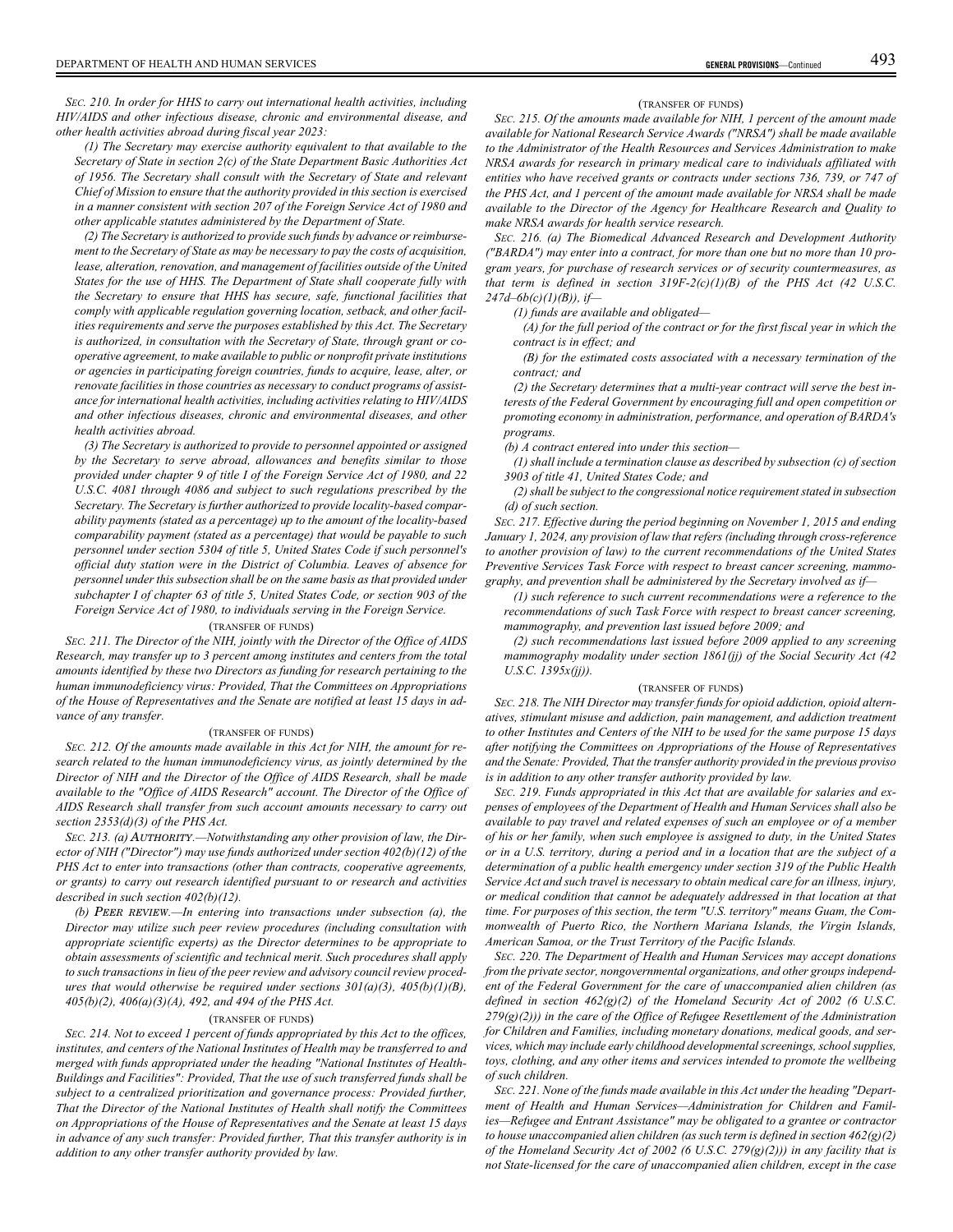*SEC. 210. In order for HHS to carry out international health activities, including HIV/AIDS and other infectious disease, chronic and environmental disease, and other health activities abroad during fiscal year 2023:*

*(1) The Secretary may exercise authority equivalent to that available to the Secretary of State in section 2(c) of the State Department Basic Authorities Act of 1956. The Secretary shall consult with the Secretary of State and relevant Chief of Mission to ensure that the authority provided in this section is exercised in a manner consistent with section 207 of the Foreign Service Act of 1980 and other applicable statutes administered by the Department of State.*

*(2) The Secretary is authorized to provide such funds by advance or reimbursement to the Secretary of State as may be necessary to pay the costs of acquisition, lease, alteration, renovation, and management of facilities outside of the United States for the use of HHS. The Department of State shall cooperate fully with the Secretary to ensure that HHS has secure, safe, functional facilities that comply with applicable regulation governing location, setback, and other facilities requirements and serve the purposes established by this Act. The Secretary is authorized, in consultation with the Secretary of State, through grant or cooperative agreement, to make available to public or nonprofit private institutions or agencies in participating foreign countries, funds to acquire, lease, alter, or renovate facilities in those countries as necessary to conduct programs of assistance for international health activities, including activities relating to HIV/AIDS and other infectious diseases, chronic and environmental diseases, and other health activities abroad.*

*(3) The Secretary is authorized to provide to personnel appointed or assigned by the Secretary to serve abroad, allowances and benefits similar to those provided under chapter 9 of title I of the Foreign Service Act of 1980, and 22 U.S.C. 4081 through 4086 and subject to such regulations prescribed by the Secretary. The Secretary is further authorized to provide locality-based comparability payments (stated as a percentage) up to the amount of the locality-based comparability payment (stated as a percentage) that would be payable to such personnel under section 5304 of title 5, United States Code if such personnel's official duty station were in the District of Columbia. Leaves of absence for personnel under this subsection shall be on the same basis as that provided under subchapter I of chapter 63 of title 5, United States Code, or section 903 of the Foreign Service Act of 1980, to individuals serving in the Foreign Service.*

(TRANSFER OF FUNDS)

*SEC. 211. The Director of the NIH, jointly with the Director of the Office of AIDS Research, may transfer up to 3 percent among institutes and centers from the total amounts identified by these two Directors as funding for research pertaining to the human immunodeficiency virus: Provided, That the Committees on Appropriations of the House of Representatives and the Senate are notified at least 15 days in advance of any transfer.*

(TRANSFER OF FUNDS)

*SEC. 212. Of the amounts made available in this Act for NIH, the amount for research related to the human immunodeficiency virus, as jointly determined by the Director of NIH and the Director of the Office of AIDS Research, shall be made available to the "Office of AIDS Research" account. The Director of the Office of AIDS Research shall transfer from such account amounts necessary to carry out section 2353(d)(3) of the PHS Act.*

*SEC. 213. (a) AUTHORITY.—Notwithstanding any other provision of law, the Director of NIH ("Director") may use funds authorized under section 402(b)(12) of the PHS Act to enter into transactions (other than contracts, cooperative agreements, or grants) to carry out research identified pursuant to or research and activities described in such section 402(b)(12).*

*(b) PEER REVIEW.—In entering into transactions under subsection (a), the Director may utilize such peer review procedures (including consultation with appropriate scientific experts) as the Director determines to be appropriate to obtain assessments of scientific and technical merit. Such procedures shall apply to such transactions in lieu of the peer review and advisory council review procedures that would otherwise be required under sections 301(a)(3), 405(b)(1)(B), 405(b)(2), 406(a)(3)(A), 492, and 494 of the PHS Act.*

(TRANSFER OF FUNDS)

*SEC. 214. Not to exceed 1 percent of funds appropriated by this Act to the offices, institutes, and centers of the National Institutes of Health may be transferred to and merged with funds appropriated under the heading "National Institutes of Health-Buildings and Facilities": Provided, That the use of such transferred funds shall be subject to a centralized prioritization and governance process: Provided further, That the Director of the National Institutes of Health shall notify the Committees on Appropriations of the House of Representatives and the Senate at least 15 days in advance of any such transfer: Provided further, That this transfer authority is in addition to any other transfer authority provided by law.*

(TRANSFER OF FUNDS)

*SEC. 215. Of the amounts made available for NIH, 1 percent of the amount made available for National Research Service Awards ("NRSA") shall be made available to the Administrator of the Health Resources and Services Administration to make NRSA awards for research in primary medical care to individuals affiliated with entities who have received grants or contracts under sections 736, 739, or 747 of the PHS Act, and 1 percent of the amount made available for NRSA shall be made available to the Director of the Agency for Healthcare Research and Quality to make NRSA awards for health service research.*

*SEC. 216. (a) The Biomedical Advanced Research and Development Authority ("BARDA") may enter into a contract, for more than one but no more than 10 program years, for purchase of research services or of security countermeasures, as that term is defined in section 319F-2(c)(1)(B) of the PHS Act (42 U.S.C. 247d–6b(c)(1)(B)), if—*

*(1) funds are available and obligated—*

*(A) for the full period of the contract or for the first fiscal year in which the contract is in effect; and*

*(B) for the estimated costs associated with a necessary termination of the contract; and*

*(2) the Secretary determines that a multi-year contract will serve the best interests of the Federal Government by encouraging full and open competition or promoting economy in administration, performance, and operation of BARDA's programs.*

*(b) A contract entered into under this section—*

*(1) shall include a termination clause as described by subsection (c) of section 3903 of title 41, United States Code; and*

*(2) shall be subject to the congressional notice requirement stated in subsection (d) of such section.*

*SEC. 217. Effective during the period beginning on November 1, 2015 and ending January 1, 2024, any provision of law that refers (including through cross-reference to another provision of law) to the current recommendations of the United States Preventive Services Task Force with respect to breast cancer screening, mammography, and prevention shall be administered by the Secretary involved as if—*

*(1) such reference to such current recommendations were a reference to the recommendations of such Task Force with respect to breast cancer screening, mammography, and prevention last issued before 2009; and*

*(2) such recommendations last issued before 2009 applied to any screening mammography modality under section 1861(jj) of the Social Security Act (42 U.S.C. 1395x(jj)).*

(TRANSFER OF FUNDS)

*SEC. 218. The NIH Director may transfer funds for opioid addiction, opioid alternatives, stimulant misuse and addiction, pain management, and addiction treatment to other Institutes and Centers of the NIH to be used for the same purpose 15 days after notifying the Committees on Appropriations of the House of Representatives and the Senate: Provided, That the transfer authority provided in the previous proviso is in addition to any other transfer authority provided by law.*

*SEC. 219. Funds appropriated in this Act that are available for salaries and expenses of employees of the Department of Health and Human Services shall also be available to pay travel and related expenses of such an employee or of a member of his or her family, when such employee is assigned to duty, in the United States or in a U.S. territory, during a period and in a location that are the subject of a determination of a public health emergency under section 319 of the Public Health Service Act and such travel is necessary to obtain medical care for an illness, injury, or medical condition that cannot be adequately addressed in that location at that time. For purposes of this section, the term "U.S. territory" means Guam, the Commonwealth of Puerto Rico, the Northern Mariana Islands, the Virgin Islands, American Samoa, or the Trust Territory of the Pacific Islands.*

*SEC. 220. The Department of Health and Human Services may accept donations from the private sector, nongovernmental organizations, and other groups independent of the Federal Government for the care of unaccompanied alien children (as defined in section 462(g)(2) of the Homeland Security Act of 2002 (6 U.S.C. 279(g)(2))) in the care of the Office of Refugee Resettlement of the Administration for Children and Families, including monetary donations, medical goods, and services, which may include early childhood developmental screenings, school supplies, toys, clothing, and any other items and services intended to promote the wellbeing of such children.*

*SEC. 221. None of the funds made available in this Act under the heading "Department of Health and Human Services—Administration for Children and Families—Refugee and Entrant Assistance" may be obligated to a grantee or contractor to house unaccompanied alien children (as such term is defined in section 462(g)(2) of the Homeland Security Act of 2002 (6 U.S.C. 279(g)(2))) in any facility that is not State-licensed for the care of unaccompanied alien children, except in the case*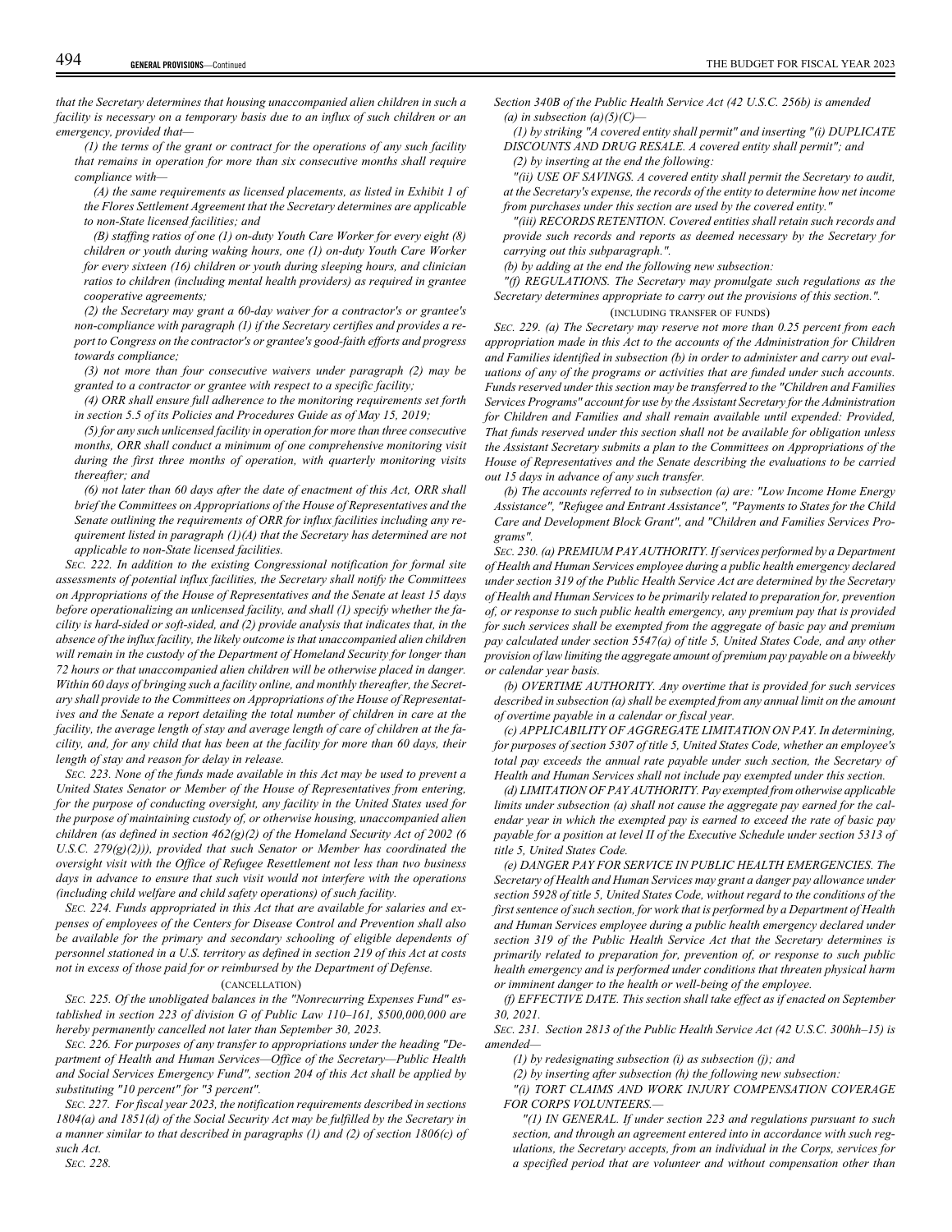*that the Secretary determines that housing unaccompanied alien children in such a facility is necessary on a temporary basis due to an influx of such children or an emergency, provided that—*

*(1) the terms of the grant or contract for the operations of any such facility that remains in operation for more than six consecutive months shall require compliance with—*

*(A) the same requirements as licensed placements, as listed in Exhibit 1 of the Flores Settlement Agreement that the Secretary determines are applicable to non-State licensed facilities; and*

*(B) staffing ratios of one (1) on-duty Youth Care Worker for every eight (8) children or youth during waking hours, one (1) on-duty Youth Care Worker for every sixteen (16) children or youth during sleeping hours, and clinician ratios to children (including mental health providers) as required in grantee cooperative agreements;*

*(2) the Secretary may grant a 60-day waiver for a contractor's or grantee's non-compliance with paragraph (1) if the Secretary certifies and provides a report to Congress on the contractor's or grantee's good-faith efforts and progress towards compliance;*

*(3) not more than four consecutive waivers under paragraph (2) may be granted to a contractor or grantee with respect to a specific facility;*

*(4) ORR shall ensure full adherence to the monitoring requirements set forth in section 5.5 of its Policies and Procedures Guide as of May 15, 2019;*

*(5) for any such unlicensed facility in operation for more than three consecutive months, ORR shall conduct a minimum of one comprehensive monitoring visit during the first three months of operation, with quarterly monitoring visits thereafter; and*

*(6) not later than 60 days after the date of enactment of this Act, ORR shall brief the Committees on Appropriations of the House of Representatives and the Senate outlining the requirements of ORR for influx facilities including any requirement listed in paragraph (1)(A) that the Secretary has determined are not applicable to non-State licensed facilities.*

*SEC. 222. In addition to the existing Congressional notification for formal site assessments of potential influx facilities, the Secretary shall notify the Committees on Appropriations of the House of Representatives and the Senate at least 15 days before operationalizing an unlicensed facility, and shall (1) specify whether the facility is hard-sided or soft-sided, and (2) provide analysis that indicates that, in the absence of the influx facility, the likely outcome is that unaccompanied alien children will remain in the custody of the Department of Homeland Security for longer than 72 hours or that unaccompanied alien children will be otherwise placed in danger. Within 60 days of bringing such a facility online, and monthly thereafter, the Secretary shall provide to the Committees on Appropriations of the House of Representatives and the Senate a report detailing the total number of children in care at the facility, the average length of stay and average length of care of children at the facility, and, for any child that has been at the facility for more than 60 days, their length of stay and reason for delay in release.*

*SEC. 223. None of the funds made available in this Act may be used to prevent a United States Senator or Member of the House of Representatives from entering, for the purpose of conducting oversight, any facility in the United States used for the purpose of maintaining custody of, or otherwise housing, unaccompanied alien children (as defined in section 462(g)(2) of the Homeland Security Act of 2002 (6 U.S.C. 279(g)(2))), provided that such Senator or Member has coordinated the oversight visit with the Office of Refugee Resettlement not less than two business days in advance to ensure that such visit would not interfere with the operations (including child welfare and child safety operations) of such facility.*

*SEC. 224. Funds appropriated in this Act that are available for salaries and expenses of employees of the Centers for Disease Control and Prevention shall also be available for the primary and secondary schooling of eligible dependents of personnel stationed in a U.S. territory as defined in section 219 of this Act at costs not in excess of those paid for or reimbursed by the Department of Defense.*

(CANCELLATION)

*SEC. 225. Of the unobligated balances in the "Nonrecurring Expenses Fund" established in section 223 of division G of Public Law 110–161, $500,000,000 are hereby permanently cancelled not later than September 30, 2023.*

*SEC. 226. For purposes of any transfer to appropriations under the heading "Department of Health and Human Services—Office of the Secretary—Public Health and Social Services Emergency Fund", section 204 of this Act shall be applied by substituting "10 percent" for "3 percent".*

*SEC. 227. For fiscal year 2023, the notification requirements described in sections 1804(a) and 1851(d) of the Social Security Act may be fulfilled by the Secretary in a manner similar to that described in paragraphs (1) and (2) of section 1806(c) of such Act.*

*SEC. 228.*

*Section 340B of the Public Health Service Act (42 U.S.C. 256b) is amended*

*(a) in subsection (a)(5)(C)—*

*(1) by striking "A covered entity shall permit" and inserting "(i) DUPLICATE DISCOUNTS AND DRUG RESALE. A covered entity shall permit"; and*

*(2) by inserting at the end the following:*

*"(ii) USE OF SAVINGS. A covered entity shall permit the Secretary to audit, at the Secretary's expense, the records of the entity to determine how net income from purchases under this section are used by the covered entity."*

*"(iii) RECORDS RETENTION. Covered entities shall retain such records and provide such records and reports as deemed necessary by the Secretary for carrying out this subparagraph.".*

*(b) by adding at the end the following new subsection:*

*"(f) REGULATIONS. The Secretary may promulgate such regulations as the Secretary determines appropriate to carry out the provisions of this section.".*

(INCLUDING TRANSFER OF FUNDS)

*SEC. 229. (a) The Secretary may reserve not more than 0.25 percent from each appropriation made in this Act to the accounts of the Administration for Children and Families identified in subsection (b) in order to administer and carry out evaluations of any of the programs or activities that are funded under such accounts. Funds reserved under this section may be transferred to the "Children and Families Services Programs" account for use by the Assistant Secretary for the Administration for Children and Families and shall remain available until expended: Provided, That funds reserved under this section shall not be available for obligation unless the Assistant Secretary submits a plan to the Committees on Appropriations of the House of Representatives and the Senate describing the evaluations to be carried out 15 days in advance of any such transfer.*

*(b) The accounts referred to in subsection (a) are: "Low Income Home Energy Assistance", "Refugee and Entrant Assistance", "Payments to States for the Child Care and Development Block Grant", and "Children and Families Services Programs".*

*SEC. 230. (a) PREMIUM PAY AUTHORITY. If services performed by a Department of Health and Human Services employee during a public health emergency declared under section 319 of the Public Health Service Act are determined by the Secretary of Health and Human Services to be primarily related to preparation for, prevention of, or response to such public health emergency, any premium pay that is provided for such services shall be exempted from the aggregate of basic pay and premium pay calculated under section 5547(a) of title 5, United States Code, and any other provision of law limiting the aggregate amount of premium pay payable on a biweekly or calendar year basis.*

*(b) OVERTIME AUTHORITY. Any overtime that is provided for such services described in subsection (a) shall be exempted from any annual limit on the amount of overtime payable in a calendar or fiscal year.*

*(c) APPLICABILITY OF AGGREGATE LIMITATION ON PAY. In determining, for purposes of section 5307 of title 5, United States Code, whether an employee's total pay exceeds the annual rate payable under such section, the Secretary of Health and Human Services shall not include pay exempted under this section.*

*(d) LIMITATION OF PAY AUTHORITY. Pay exempted from otherwise applicable limits under subsection (a) shall not cause the aggregate pay earned for the calendar year in which the exempted pay is earned to exceed the rate of basic pay payable for a position at level II of the Executive Schedule under section 5313 of title 5, United States Code.*

*(e) DANGER PAY FOR SERVICE IN PUBLIC HEALTH EMERGENCIES. The Secretary of Health and Human Services may grant a danger pay allowance under section 5928 of title 5, United States Code, without regard to the conditions of the first sentence of such section, for work that is performed by a Department of Health and Human Services employee during a public health emergency declared under section 319 of the Public Health Service Act that the Secretary determines is primarily related to preparation for, prevention of, or response to such public health emergency and is performed under conditions that threaten physical harm or imminent danger to the health or well-being of the employee.*

*(f) EFFECTIVE DATE. This section shall take effect as if enacted on September 30, 2021.*

*SEC. 231. Section 2813 of the Public Health Service Act (42 U.S.C. 300hh–15) is amended—*

*(1) by redesignating subsection (i) as subsection (j); and*

*(2) by inserting after subsection (h) the following new subsection:*

*"(i) TORT CLAIMS AND WORK INJURY COMPENSATION COVERAGE FOR CORPS VOLUNTEERS.—*

*"(1) IN GENERAL. If under section 223 and regulations pursuant to such section, and through an agreement entered into in accordance with such regulations, the Secretary accepts, from an individual in the Corps, services for a specified period that are volunteer and without compensation other than*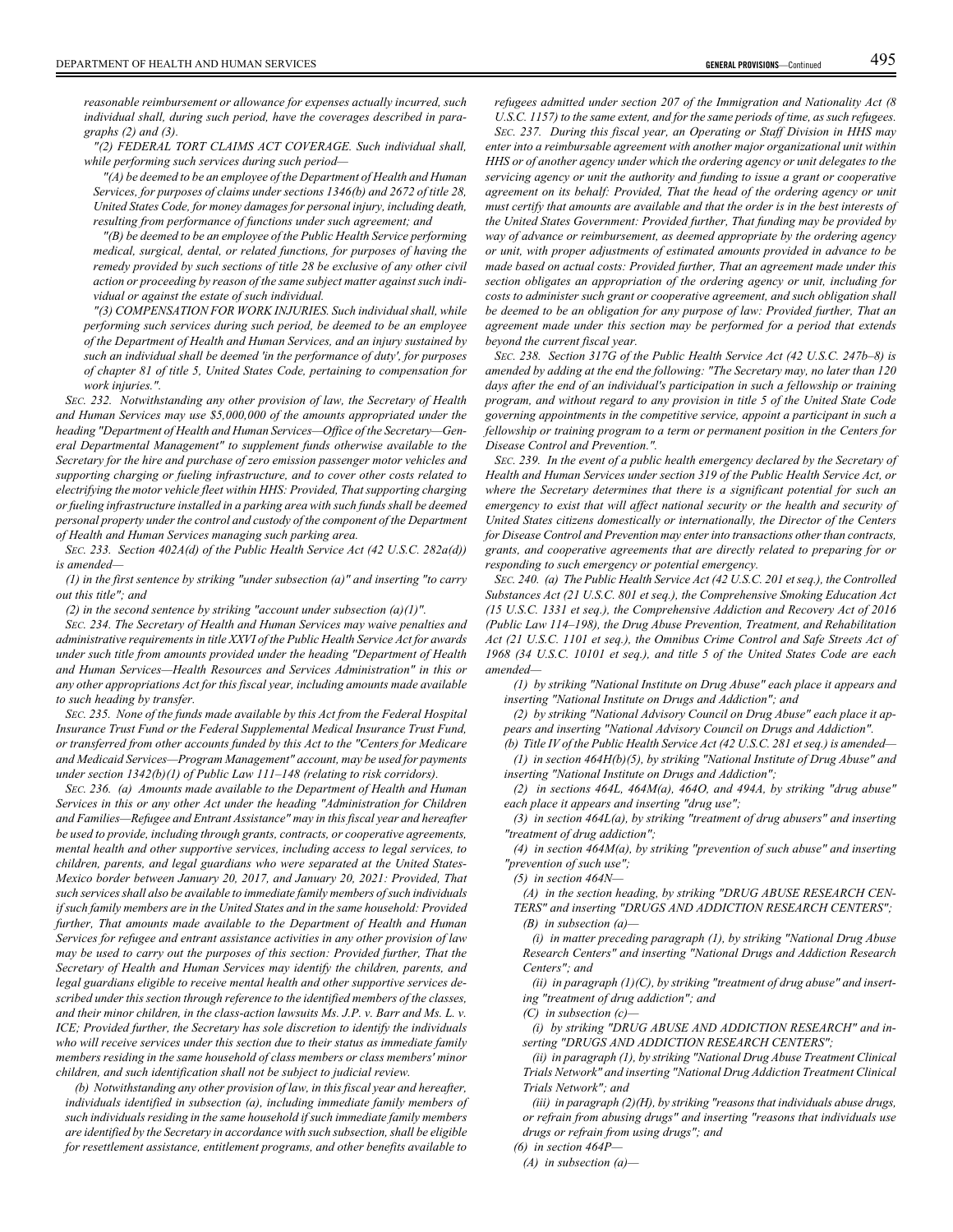*reasonable reimbursement or allowance for expenses actually incurred, such individual shall, during such period, have the coverages described in paragraphs (2) and (3).*

*"(2) FEDERAL TORT CLAIMS ACT COVERAGE. Such individual shall, while performing such services during such period—*

*"(A) be deemed to be an employee of the Department of Health and Human Services, for purposes of claims under sections 1346(b) and 2672 of title 28, United States Code, for money damages for personal injury, including death, resulting from performance of functions under such agreement; and*

*"(B) be deemed to be an employee of the Public Health Service performing medical, surgical, dental, or related functions, for purposes of having the remedy provided by such sections of title 28 be exclusive of any other civil action or proceeding by reason of the same subject matter against such individual or against the estate of such individual.*

*"(3) COMPENSATION FOR WORK INJURIES. Such individual shall, while performing such services during such period, be deemed to be an employee of the Department of Health and Human Services, and an injury sustained by such an individual shall be deemed 'in the performance of duty', for purposes of chapter 81 of title 5, United States Code, pertaining to compensation for work injuries.".*

*SEC. 232. Notwithstanding any other provision of law, the Secretary of Health and Human Services may use $5,000,000 of the amounts appropriated under the heading "Department of Health and Human Services—Office of the Secretary—General Departmental Management" to supplement funds otherwise available to the Secretary for the hire and purchase of zero emission passenger motor vehicles and supporting charging or fueling infrastructure, and to cover other costs related to electrifying the motor vehicle fleet within HHS: Provided, That supporting charging or fueling infrastructure installed in a parking area with such funds shall be deemed personal property under the control and custody of the component of the Department of Health and Human Services managing such parking area.*

*SEC. 233. Section 402A(d) of the Public Health Service Act (42 U.S.C. 282a(d)) is amended—*

*(1) in the first sentence by striking "under subsection (a)" and inserting "to carry out this title"; and*

*(2) in the second sentence by striking "account under subsection (a)(1)".*

*SEC. 234. The Secretary of Health and Human Services may waive penalties and administrative requirements in title XXVI of the Public Health Service Act for awards under such title from amounts provided under the heading "Department of Health and Human Services—Health Resources and Services Administration" in this or any other appropriations Act for this fiscal year, including amounts made available to such heading by transfer.*

*SEC. 235. None of the funds made available by this Act from the Federal Hospital Insurance Trust Fund or the Federal Supplemental Medical Insurance Trust Fund, or transferred from other accounts funded by this Act to the "Centers for Medicare and Medicaid Services—Program Management" account, may be used for payments under section 1342(b)(1) of Public Law 111–148 (relating to risk corridors).*

*SEC. 236. (a) Amounts made available to the Department of Health and Human Services in this or any other Act under the heading "Administration for Children and Families—Refugee and Entrant Assistance" may in this fiscal year and hereafter be used to provide, including through grants, contracts, or cooperative agreements, mental health and other supportive services, including access to legal services, to children, parents, and legal guardians who were separated at the United States-Mexico border between January 20, 2017, and January 20, 2021: Provided, That such services shall also be available to immediate family members of such individuals if such family members are in the United States and in the same household: Provided further, That amounts made available to the Department of Health and Human Services for refugee and entrant assistance activities in any other provision of law may be used to carry out the purposes of this section: Provided further, That the Secretary of Health and Human Services may identify the children, parents, and legal guardians eligible to receive mental health and other supportive services described under this section through reference to the identified members of the classes, and their minor children, in the class-action lawsuits Ms. J.P. v. Barr and Ms. L. v. ICE; Provided further, the Secretary has sole discretion to identify the individuals who will receive services under this section due to their status as immediate family members residing in the same household of class members or class members' minor children, and such identification shall not be subject to judicial review.*

*(b) Notwithstanding any other provision of law, in this fiscal year and hereafter, individuals identified in subsection (a), including immediate family members of such individuals residing in the same household if such immediate family members are identified by the Secretary in accordance with such subsection, shall be eligible for resettlement assistance, entitlement programs, and other benefits available to refugees admitted under section 207 of the Immigration and Nationality Act (8 U.S.C. 1157) to the same extent, and for the same periods of time, as such refugees.*

*SEC. 237. During this fiscal year, an Operating or Staff Division in HHS may enter into a reimbursable agreement with another major organizational unit within HHS or of another agency under which the ordering agency or unit delegates to the servicing agency or unit the authority and funding to issue a grant or cooperative agreement on its behalf: Provided, That the head of the ordering agency or unit must certify that amounts are available and that the order is in the best interests of the United States Government: Provided further, That funding may be provided by way of advance or reimbursement, as deemed appropriate by the ordering agency or unit, with proper adjustments of estimated amounts provided in advance to be made based on actual costs: Provided further, That an agreement made under this section obligates an appropriation of the ordering agency or unit, including for costs to administer such grant or cooperative agreement, and such obligation shall be deemed to be an obligation for any purpose of law: Provided further, That an agreement made under this section may be performed for a period that extends beyond the current fiscal year.*

*SEC. 238. Section 317G of the Public Health Service Act (42 U.S.C. 247b–8) is amended by adding at the end the following: "The Secretary may, no later than 120 days after the end of an individual's participation in such a fellowship or training program, and without regard to any provision in title 5 of the United State Code governing appointments in the competitive service, appoint a participant in such a fellowship or training program to a term or permanent position in the Centers for Disease Control and Prevention.".*

*SEC. 239. In the event of a public health emergency declared by the Secretary of Health and Human Services under section 319 of the Public Health Service Act, or where the Secretary determines that there is a significant potential for such an emergency to exist that will affect national security or the health and security of United States citizens domestically or internationally, the Director of the Centers for Disease Control and Prevention may enter into transactions other than contracts, grants, and cooperative agreements that are directly related to preparing for or responding to such emergency or potential emergency.*

*SEC. 240. (a) The Public Health Service Act (42 U.S.C. 201 et seq.), the Controlled Substances Act (21 U.S.C. 801 et seq.), the Comprehensive Smoking Education Act (15 U.S.C. 1331 et seq.), the Comprehensive Addiction and Recovery Act of 2016 (Public Law 114–198), the Drug Abuse Prevention, Treatment, and Rehabilitation Act (21 U.S.C. 1101 et seq.), the Omnibus Crime Control and Safe Streets Act of 1968 (34 U.S.C. 10101 et seq.), and title 5 of the United States Code are each amended—*

*(1) by striking "National Institute on Drug Abuse" each place it appears and inserting "National Institute on Drugs and Addiction"; and*

*(2) by striking "National Advisory Council on Drug Abuse" each place it appears and inserting "National Advisory Council on Drugs and Addiction".*

*(b) Title IV of the Public Health Service Act (42 U.S.C. 281 et seq.) is amended—*

*(1) in section 464H(b)(5), by striking "National Institute of Drug Abuse" and inserting "National Institute on Drugs and Addiction";*

*(2) in sections 464L, 464M(a), 464O, and 494A, by striking "drug abuse" each place it appears and inserting "drug use";*

*(3) in section 464L(a), by striking "treatment of drug abusers" and inserting "treatment of drug addiction";*

*(4) in section 464M(a), by striking "prevention of such abuse" and inserting "prevention of such use";*

*(5) in section 464N—*

*(A) in the section heading, by striking "DRUG ABUSE RESEARCH CENTERS" and inserting "DRUGS AND ADDICTION RESEARCH CENTERS";*

*(B) in subsection (a)—*

*(i) in matter preceding paragraph (1), by striking "National Drug Abuse Research Centers" and inserting "National Drugs and Addiction Research Centers"; and*

*(ii) in paragraph (1)(C), by striking "treatment of drug abuse" and inserting "treatment of drug addiction"; and*

*(C) in subsection (c)—*

*(i) by striking "DRUG ABUSE AND ADDICTION RESEARCH" and inserting "DRUGS AND ADDICTION RESEARCH CENTERS";*

*(ii) in paragraph (1), by striking "National Drug Abuse Treatment Clinical Trials Network" and inserting "National Drug Addiction Treatment Clinical Trials Network"; and*

*(iii) in paragraph (2)(H), by striking "reasons that individuals abuse drugs, or refrain from abusing drugs" and inserting "reasons that individuals use drugs or refrain from using drugs"; and*

*(6) in section 464P—*

*(A) in subsection (a)—*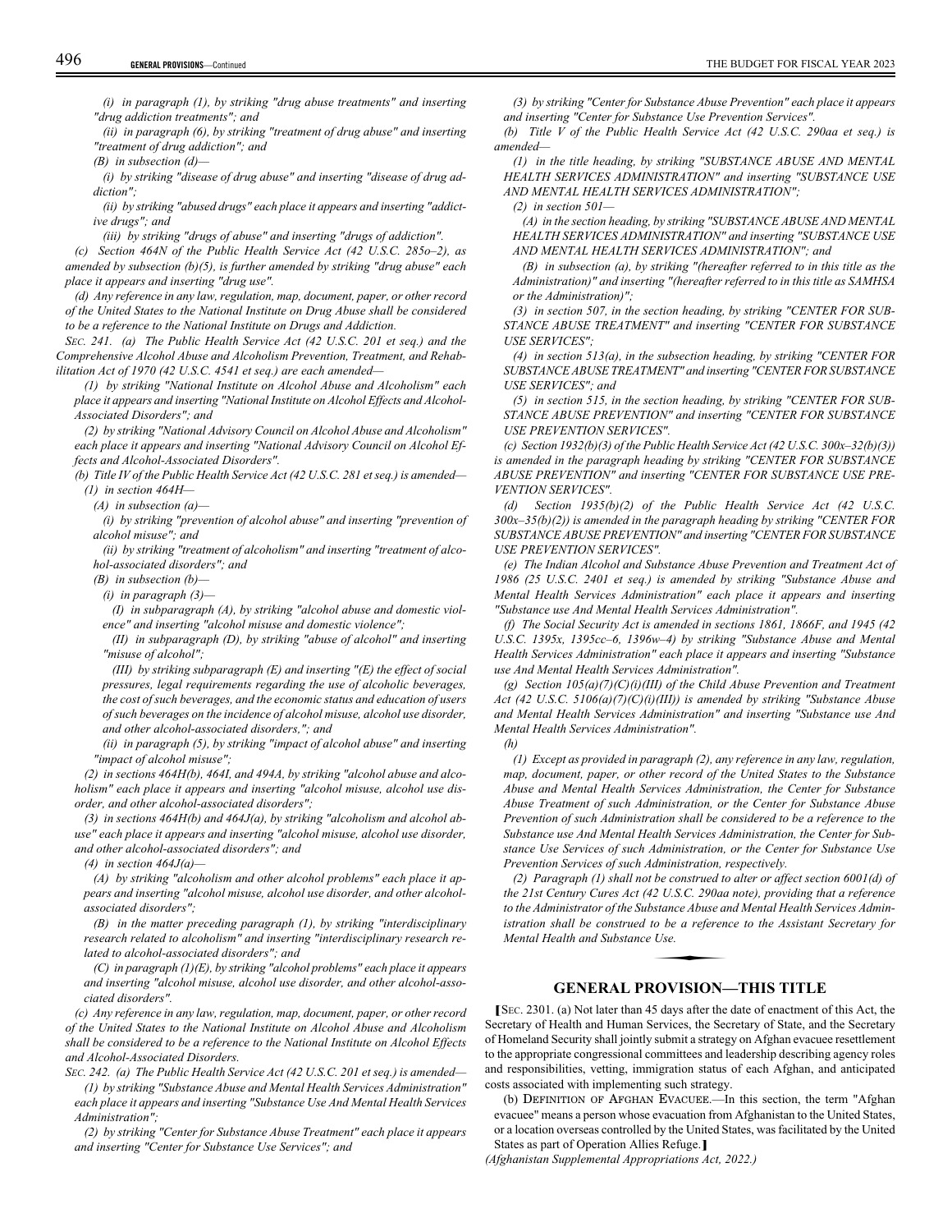*(i) in paragraph (1), by striking "drug abuse treatments" and inserting "drug addiction treatments"; and*

*(ii) in paragraph (6), by striking "treatment of drug abuse" and inserting "treatment of drug addiction"; and*

*(B) in subsection (d)—*

*(i) by striking "disease of drug abuse" and inserting "disease of drug addiction";*

*(ii) by striking "abused drugs" each place it appears and inserting "addictive drugs"; and*

*(iii) by striking "drugs of abuse" and inserting "drugs of addiction".*

*(c) Section 464N of the Public Health Service Act (42 U.S.C. 285o–2), as amended by subsection (b)(5), is further amended by striking "drug abuse" each place it appears and inserting "drug use".*

*(d) Any reference in any law, regulation, map, document, paper, or other record of the United States to the National Institute on Drug Abuse shall be considered to be a reference to the National Institute on Drugs and Addiction.*

*SEC. 241. (a) The Public Health Service Act (42 U.S.C. 201 et seq.) and the Comprehensive Alcohol Abuse and Alcoholism Prevention, Treatment, and Rehabilitation Act of 1970 (42 U.S.C. 4541 et seq.) are each amended—*

*(1) by striking "National Institute on Alcohol Abuse and Alcoholism" each place it appears and inserting "National Institute on Alcohol Effects and Alcohol-Associated Disorders"; and*

*(2) by striking "National Advisory Council on Alcohol Abuse and Alcoholism" each place it appears and inserting "National Advisory Council on Alcohol Effects and Alcohol-Associated Disorders".*

*(b) Title IV of the Public Health Service Act (42 U.S.C. 281 et seq.) is amended—*

*(1) in section 464H—*

*(A) in subsection (a)—*

*(i) by striking "prevention of alcohol abuse" and inserting "prevention of alcohol misuse"; and*

*(ii) by striking "treatment of alcoholism" and inserting "treatment of alcohol-associated disorders"; and*

*(B) in subsection (b)—*

*(i) in paragraph (3)—*

*(I) in subparagraph (A), by striking "alcohol abuse and domestic violence" and inserting "alcohol misuse and domestic violence";*

*(II) in subparagraph (D), by striking "abuse of alcohol" and inserting "misuse of alcohol";*

*(III) by striking subparagraph (E) and inserting "(E) the effect of social pressures, legal requirements regarding the use of alcoholic beverages, the cost of such beverages, and the economic status and education of users of such beverages on the incidence of alcohol misuse, alcohol use disorder, and other alcohol-associated disorders,"; and*

*(ii) in paragraph (5), by striking "impact of alcohol abuse" and inserting "impact of alcohol misuse";*

*(2) in sections 464H(b), 464I, and 494A, by striking "alcohol abuse and alcoholism" each place it appears and inserting "alcohol misuse, alcohol use disorder, and other alcohol-associated disorders";*

*(3) in sections 464H(b) and 464J(a), by striking "alcoholism and alcohol abuse" each place it appears and inserting "alcohol misuse, alcohol use disorder, and other alcohol-associated disorders"; and*

*(4) in section 464J(a)—*

*(A) by striking "alcoholism and other alcohol problems" each place it appears and inserting "alcohol misuse, alcohol use disorder, and other alcohol-associated disorders";*

*(B) in the matter preceding paragraph (1), by striking "interdisciplinary research related to alcoholism" and inserting "interdisciplinary research related to alcohol-associated disorders"; and*

*(C) in paragraph (1)(E), by striking "alcohol problems" each place it appears and inserting "alcohol misuse, alcohol use disorder, and other alcohol-associated disorders".*

*(c) Any reference in any law, regulation, map, document, paper, or other record of the United States to the National Institute on Alcohol Abuse and Alcoholism shall be considered to be a reference to the National Institute on Alcohol Effects and Alcohol-Associated Disorders.*

*SEC. 242. (a) The Public Health Service Act (42 U.S.C. 201 et seq.) is amended—*

*(1) by striking "Substance Abuse and Mental Health Services Administration" each place it appears and inserting "Substance Use And Mental Health Services Administration";*

*(2) by striking "Center for Substance Abuse Treatment" each place it appears and inserting "Center for Substance Use Services"; and*

*(3) by striking "Center for Substance Abuse Prevention" each place it appears and inserting "Center for Substance Use Prevention Services".*

*(b) Title V of the Public Health Service Act (42 U.S.C. 290aa et seq.) is amended—*

*(1) in the title heading, by striking "SUBSTANCE ABUSE AND MENTAL HEALTH SERVICES ADMINISTRATION" and inserting "SUBSTANCE USE AND MENTAL HEALTH SERVICES ADMINISTRATION";*

*(2) in section 501—*

*(A) in the section heading, by striking "SUBSTANCE ABUSE AND MENTAL HEALTH SERVICES ADMINISTRATION" and inserting "SUBSTANCE USE AND MENTAL HEALTH SERVICES ADMINISTRATION"; and*

*(B) in subsection (a), by striking "(hereafter referred to in this title as the Administration)" and inserting "(hereafter referred to in this title as SAMHSA or the Administration)";*

*(3) in section 507, in the section heading, by striking "CENTER FOR SUBSTANCE ABUSE TREATMENT" and inserting "CENTER FOR SUBSTANCE USE SERVICES";*

*(4) in section 513(a), in the subsection heading, by striking "CENTER FOR SUBSTANCE ABUSE TREATMENT" and inserting "CENTER FOR SUBSTANCE USE SERVICES"; and*

*(5) in section 515, in the section heading, by striking "CENTER FOR SUBSTANCE ABUSE PREVENTION" and inserting "CENTER FOR SUBSTANCE USE PREVENTION SERVICES".*

*(c) Section 1932(b)(3) of the Public Health Service Act (42 U.S.C. 300x–32(b)(3)) is amended in the paragraph heading by striking "CENTER FOR SUBSTANCE ABUSE PREVENTION" and inserting "CENTER FOR SUBSTANCE USE PREVENTION SERVICES".*

*(d) Section 1935(b)(2) of the Public Health Service Act (42 U.S.C. 300x–35(b)(2)) is amended in the paragraph heading by striking "CENTER FOR SUBSTANCE ABUSE PREVENTION" and inserting "CENTER FOR SUBSTANCE USE PREVENTION SERVICES".*

*(e) The Indian Alcohol and Substance Abuse Prevention and Treatment Act of 1986 (25 U.S.C. 2401 et seq.) is amended by striking "Substance Abuse and Mental Health Services Administration" each place it appears and inserting "Substance use And Mental Health Services Administration".*

*(f) The Social Security Act is amended in sections 1861, 1866F, and 1945 (42 U.S.C. 1395x, 1395cc–6, 1396w–4) by striking "Substance Abuse and Mental Health Services Administration" each place it appears and inserting "Substance use And Mental Health Services Administration".*

*(g) Section 105(a)(7)(C)(i)(III) of the Child Abuse Prevention and Treatment Act (42 U.S.C. 5106(a)(7)(C)(i)(III)) is amended by striking "Substance Abuse and Mental Health Services Administration" and inserting "Substance use And Mental Health Services Administration".*

*(h)*

*(1) Except as provided in paragraph (2), any reference in any law, regulation, map, document, paper, or other record of the United States to the Substance Abuse and Mental Health Services Administration, the Center for Substance Abuse Treatment of such Administration, or the Center for Substance Abuse Prevention of such Administration shall be considered to be a reference to the Substance use And Mental Health Services Administration, the Center for Substance Use Services of such Administration, or the Center for Substance Use Prevention Services of such Administration, respectively.*

*(2) Paragraph (1) shall not be construed to alter or affect section 6001(d) of the 21st Century Cures Act (42 U.S.C. 290aa note), providing that a reference to the Administrator of the Substance Abuse and Mental Health Services Administration shall be construed to be a reference to the Assistant Secretary for Mental Health and Substance Use.*

## GENERAL PROVISION—THIS TITLE

[SEC. 2301. (a) Not later than 45 days after the date of enactment of this Act, the Secretary of Health and Human Services, the Secretary of State, and the Secretary of Homeland Security shall jointly submit a strategy on Afghan evacuee resettlement to the appropriate congressional committees and leadership describing agency roles and responsibilities, vetting, immigration status of each Afghan, and anticipated costs associated with implementing such strategy.

(b) DEFINITION OF AFGHAN EVACUEE.—In this section, the term "Afghan evacuee" means a person whose evacuation from Afghanistan to the United States, or a location overseas controlled by the United States, was facilitated by the United States as part of Operation Allies Refuge.]

*(Afghanistan Supplemental Appropriations Act, 2022.)*